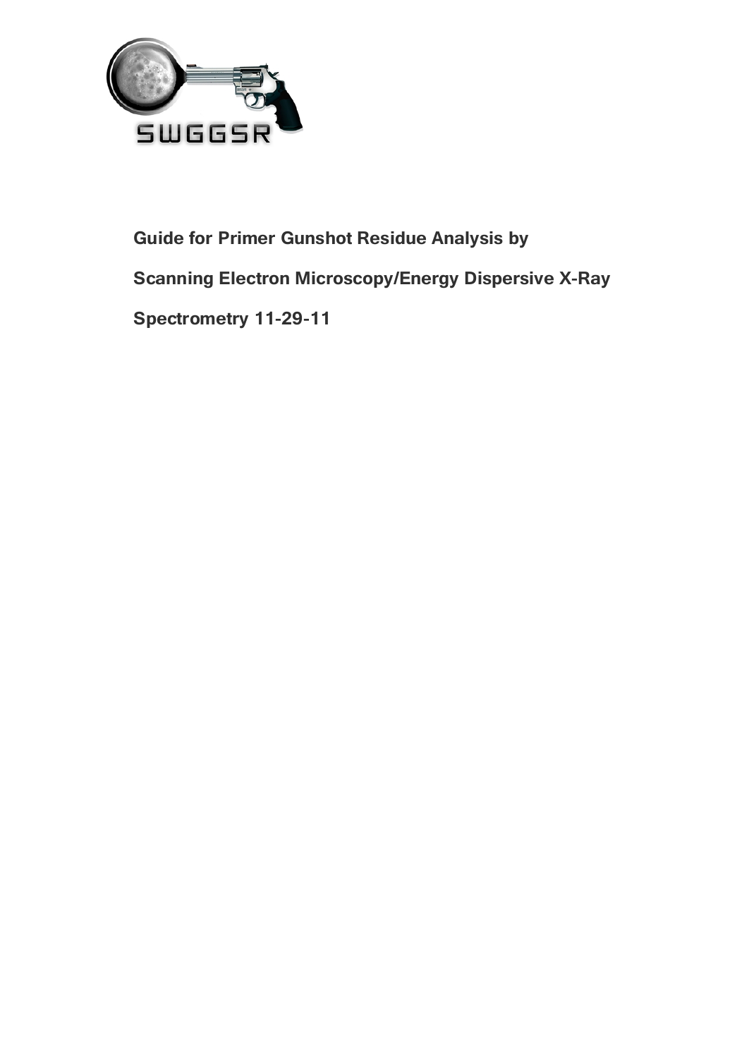SWGGSR

# Guide for Primer Gunshot Residue Analysis by Scanning Electron Microscopy/Energy Dispersive X-Ray Spectrometry 11-29-11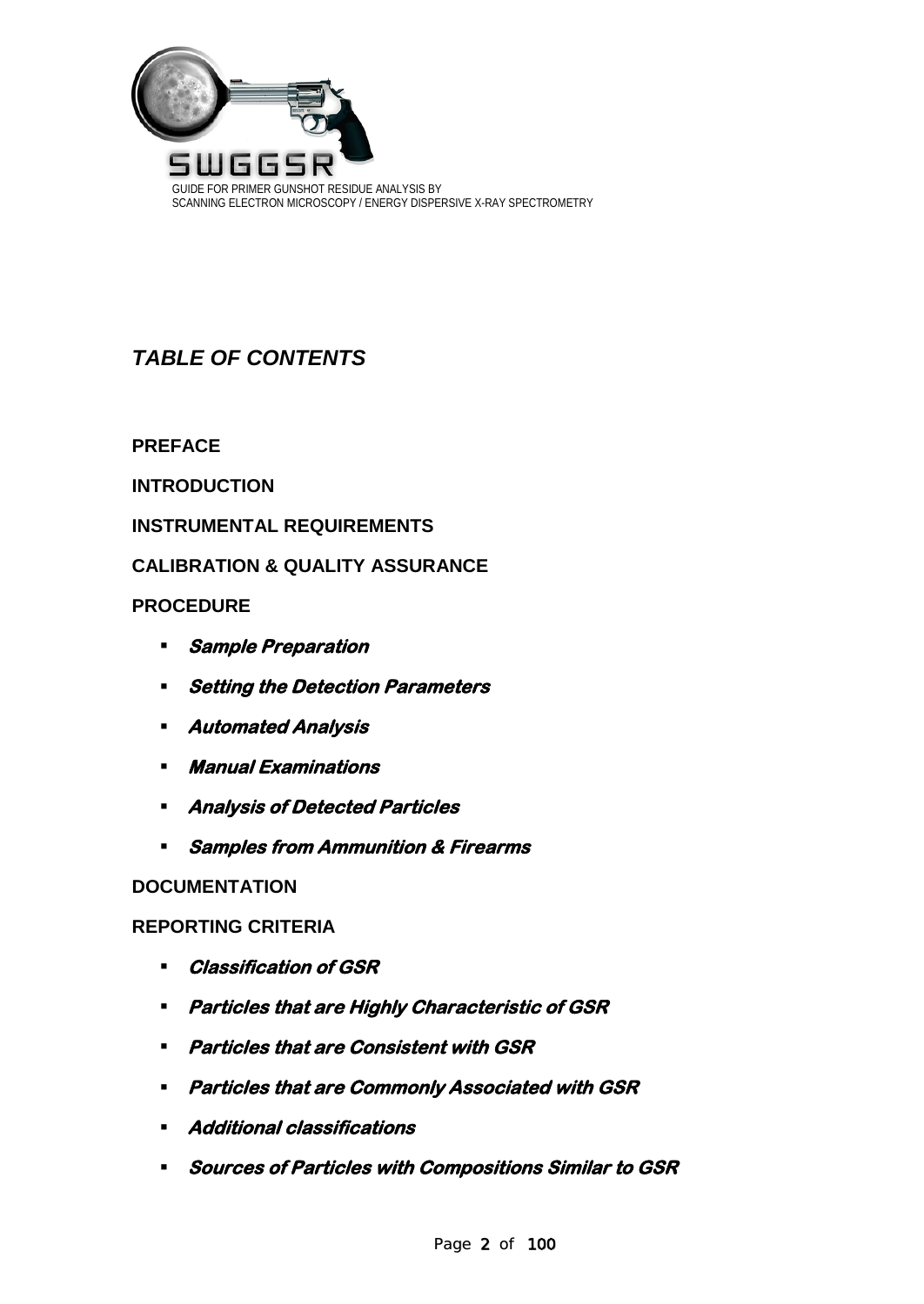## *TABLE OF CONTENTS*

**PREFACE**

**INTRODUCTION**

**INSTRUMENTAL REQUIREMENTS**

**CALIBRATION & QUALITY ASSURANCE**

**PROCEDURE**

- ***Sample Preparation***
- ***Setting the Detection Parameters***
- ***Automated Analysis***
- ***Manual Examinations***
- ***Analysis of Detected Particles***
- ***Samples from Ammunition & Firearms***

**DOCUMENTATION**

**REPORTING CRITERIA**

- ***Classification of GSR***
- ***Particles that are Highly Characteristic of GSR***
- ***Particles that are Consistent with GSR***
- ***Particles that are Commonly Associated with GSR***
- ***Additional classifications***
- ***Sources of Particles with Compositions Similar to GSR***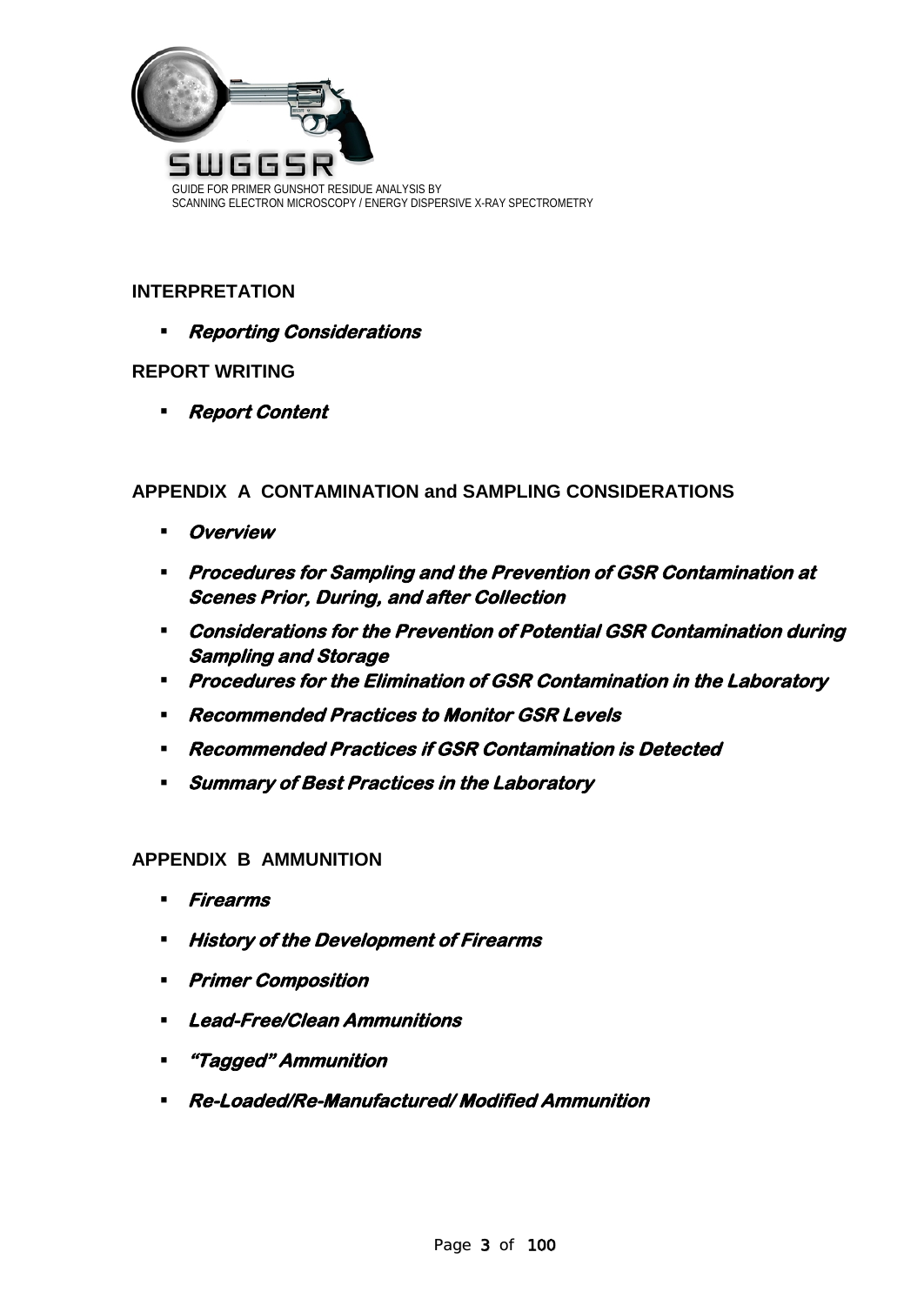**INTERPRETATION**

- ***Reporting Considerations***

**REPORT WRITING**

- ***Report Content***

**APPENDIX A CONTAMINATION and SAMPLING CONSIDERATIONS**

- ***Overview***
- ***Procedures for Sampling and the Prevention of GSR Contamination at Scenes Prior, During, and after Collection***
- ***Considerations for the Prevention of Potential GSR Contamination during Sampling and Storage***
- ***Procedures for the Elimination of GSR Contamination in the Laboratory***
- ***Recommended Practices to Monitor GSR Levels***
- ***Recommended Practices if GSR Contamination is Detected***
- ***Summary of Best Practices in the Laboratory***

**APPENDIX B AMMUNITION**

- ***Firearms***
- ***History of the Development of Firearms***
- ***Primer Composition***
- ***Lead-Free/Clean Ammunitions***
- ***"Tagged" Ammunition***
- ***Re-Loaded/Re-Manufactured/ Modified Ammunition***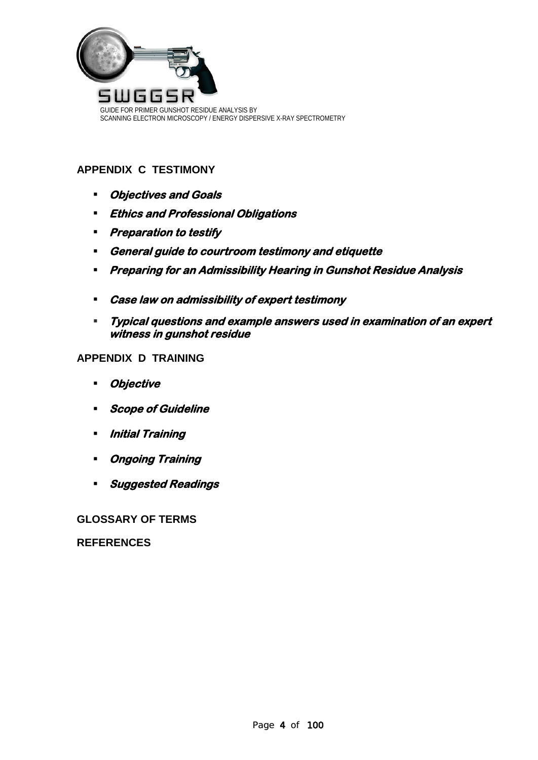**APPENDIX C TESTIMONY**

- ***Objectives and Goals***
- ***Ethics and Professional Obligations***
- ***Preparation to testify***
- ***General guide to courtroom testimony and etiquette***
- ***Preparing for an Admissibility Hearing in Gunshot Residue Analysis***
- ***Case law on admissibility of expert testimony***
- ***Typical questions and example answers used in examination of an expert witness in gunshot residue***

**APPENDIX D TRAINING**

- ***Objective***
- ***Scope of Guideline***
- ***Initial Training***
- ***Ongoing Training***
- ***Suggested Readings***

**GLOSSARY OF TERMS**

**REFERENCES**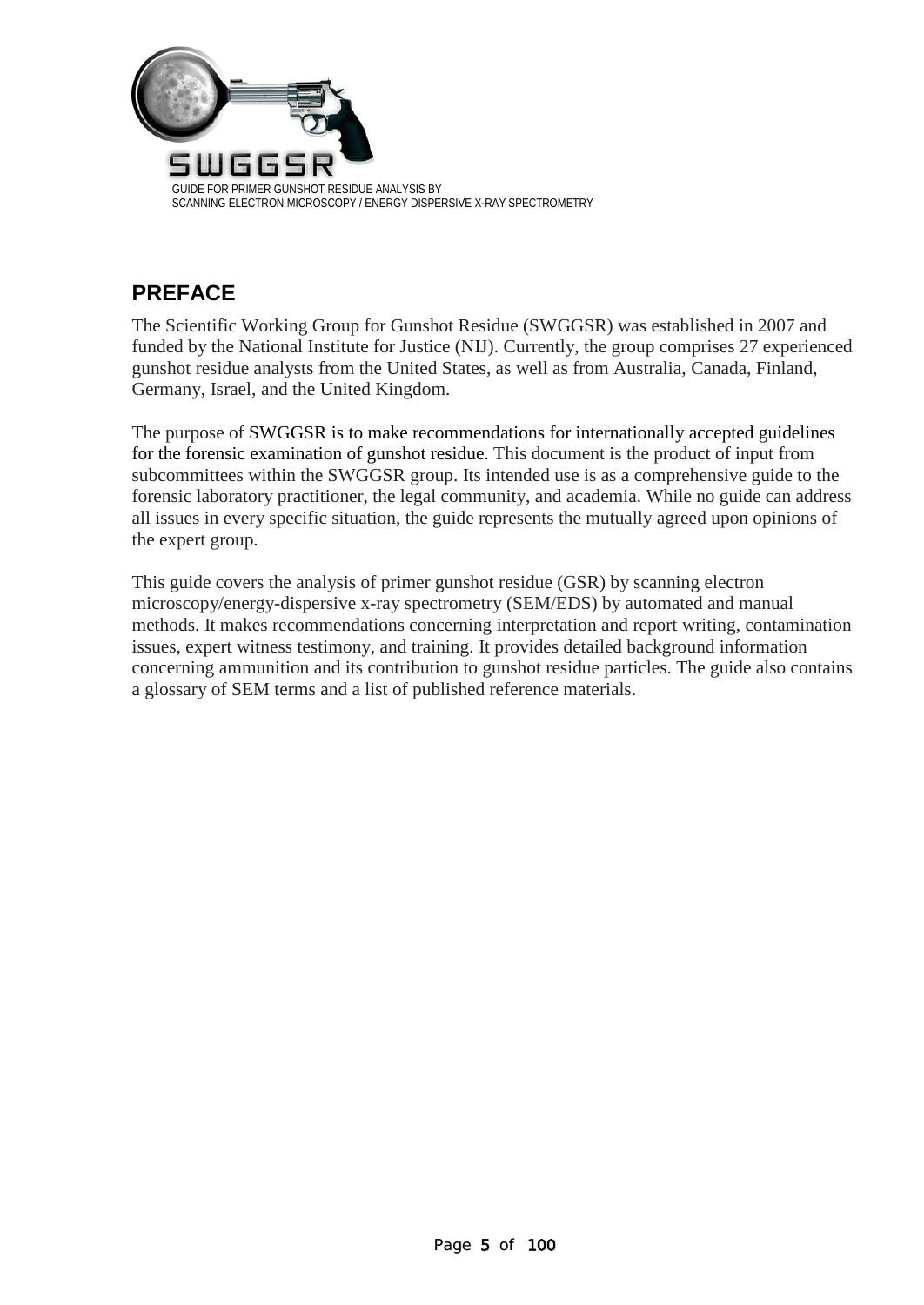## PREFACE

The Scientific Working Group for Gunshot Residue (SWGGSR) was established in 2007 and funded by the National Institute for Justice (NIJ). Currently, the group comprises 27 experienced gunshot residue analysts from the United States, as well as from Australia, Canada, Finland, Germany, Israel, and the United Kingdom.

The purpose of SWGGSR is to make recommendations for internationally accepted guidelines for the forensic examination of gunshot residue. This document is the product of input from subcommittees within the SWGGSR group. Its intended use is as a comprehensive guide to the forensic laboratory practitioner, the legal community, and academia. While no guide can address all issues in every specific situation, the guide represents the mutually agreed upon opinions of the expert group.

This guide covers the analysis of primer gunshot residue (GSR) by scanning electron microscopy/energy-dispersive x-ray spectrometry (SEM/EDS) by automated and manual methods. It makes recommendations concerning interpretation and report writing, contamination issues, expert witness testimony, and training. It provides detailed background information concerning ammunition and its contribution to gunshot residue particles. The guide also contains a glossary of SEM terms and a list of published reference materials.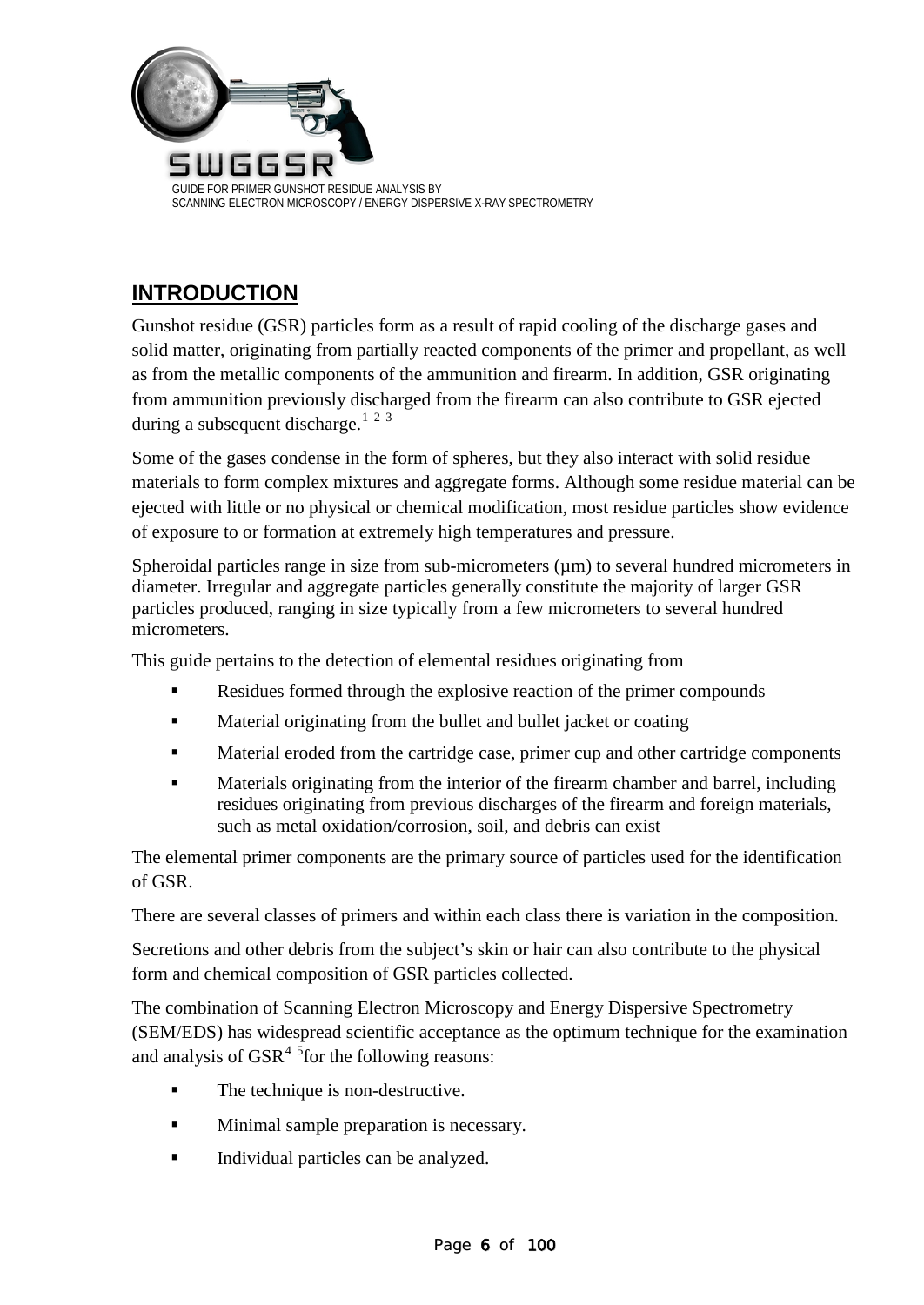## INTRODUCTION

Gunshot residue (GSR) particles form as a result of rapid cooling of the discharge gases and solid matter, originating from partially reacted components of the primer and propellant, as well as from the metallic components of the ammunition and firearm. In addition, GSR originating from ammunition previously discharged from the firearm can also contribute to GSR ejected during a subsequent discharge.[1 2 3]

Some of the gases condense in the form of spheres, but they also interact with solid residue materials to form complex mixtures and aggregate forms. Although some residue material can be ejected with little or no physical or chemical modification, most residue particles show evidence of exposure to or formation at extremely high temperatures and pressure.

Spheroidal particles range in size from sub-micrometers (µm) to several hundred micrometers in diameter. Irregular and aggregate particles generally constitute the majority of larger GSR particles produced, ranging in size typically from a few micrometers to several hundred micrometers.

This guide pertains to the detection of elemental residues originating from

- Residues formed through the explosive reaction of the primer compounds
- Material originating from the bullet and bullet jacket or coating
- Material eroded from the cartridge case, primer cup and other cartridge components
- Materials originating from the interior of the firearm chamber and barrel, including residues originating from previous discharges of the firearm and foreign materials, such as metal oxidation/corrosion, soil, and debris can exist

The elemental primer components are the primary source of particles used for the identification of GSR.

There are several classes of primers and within each class there is variation in the composition.

Secretions and other debris from the subject's skin or hair can also contribute to the physical form and chemical composition of GSR particles collected.

The combination of Scanning Electron Microscopy and Energy Dispersive Spectrometry (SEM/EDS) has widespread scientific acceptance as the optimum technique for the examination and analysis of GSR[4 5]for the following reasons:

- The technique is non-destructive.
- Minimal sample preparation is necessary.
- Individual particles can be analyzed.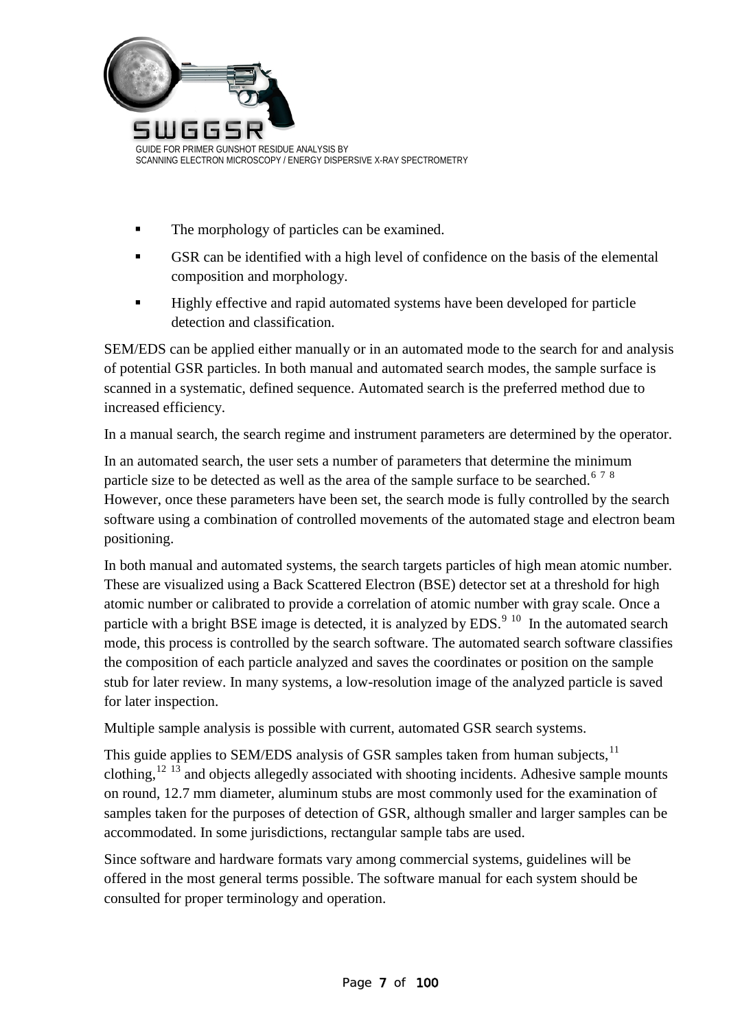- The morphology of particles can be examined.
- GSR can be identified with a high level of confidence on the basis of the elemental composition and morphology.
- Highly effective and rapid automated systems have been developed for particle detection and classification.

SEM/EDS can be applied either manually or in an automated mode to the search for and analysis of potential GSR particles. In both manual and automated search modes, the sample surface is scanned in a systematic, defined sequence. Automated search is the preferred method due to increased efficiency.

In a manual search, the search regime and instrument parameters are determined by the operator.

In an automated search, the user sets a number of parameters that determine the minimum particle size to be detected as well as the area of the sample surface to be searched.[6 7 8] However, once these parameters have been set, the search mode is fully controlled by the search software using a combination of controlled movements of the automated stage and electron beam positioning.

In both manual and automated systems, the search targets particles of high mean atomic number. These are visualized using a Back Scattered Electron (BSE) detector set at a threshold for high atomic number or calibrated to provide a correlation of atomic number with gray scale. Once a particle with a bright BSE image is detected, it is analyzed by EDS.[9 10] In the automated search mode, this process is controlled by the search software. The automated search software classifies the composition of each particle analyzed and saves the coordinates or position on the sample stub for later review. In many systems, a low-resolution image of the analyzed particle is saved for later inspection.

Multiple sample analysis is possible with current, automated GSR search systems.

This guide applies to SEM/EDS analysis of GSR samples taken from human subjects,[11] clothing,[12 13] and objects allegedly associated with shooting incidents. Adhesive sample mounts on round, 12.7 mm diameter, aluminum stubs are most commonly used for the examination of samples taken for the purposes of detection of GSR, although smaller and larger samples can be accommodated. In some jurisdictions, rectangular sample tabs are used.

Since software and hardware formats vary among commercial systems, guidelines will be offered in the most general terms possible. The software manual for each system should be consulted for proper terminology and operation.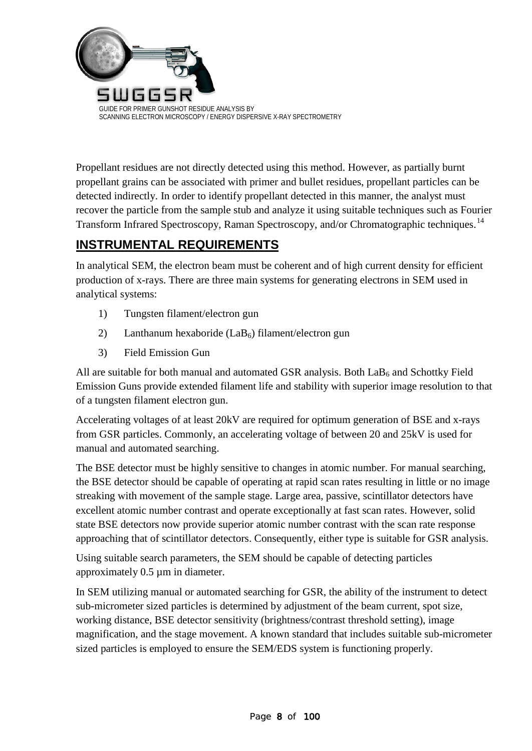Propellant residues are not directly detected using this method. However, as partially burnt propellant grains can be associated with primer and bullet residues, propellant particles can be detected indirectly. In order to identify propellant detected in this manner, the analyst must recover the particle from the sample stub and analyze it using suitable techniques such as Fourier Transform Infrared Spectroscopy, Raman Spectroscopy, and/or Chromatographic techniques.[14]

## INSTRUMENTAL REQUIREMENTS

In analytical SEM, the electron beam must be coherent and of high current density for efficient production of x-rays. There are three main systems for generating electrons in SEM used in analytical systems:

1) Tungsten filament/electron gun
2) Lanthanum hexaboride ($LaB_6$) filament/electron gun
3) Field Emission Gun

All are suitable for both manual and automated GSR analysis. Both $LaB_6$ and Schottky Field Emission Guns provide extended filament life and stability with superior image resolution to that of a tungsten filament electron gun.

Accelerating voltages of at least 20kV are required for optimum generation of BSE and x-rays from GSR particles. Commonly, an accelerating voltage of between 20 and 25kV is used for manual and automated searching.

The BSE detector must be highly sensitive to changes in atomic number. For manual searching, the BSE detector should be capable of operating at rapid scan rates resulting in little or no image streaking with movement of the sample stage. Large area, passive, scintillator detectors have excellent atomic number contrast and operate exceptionally at fast scan rates. However, solid state BSE detectors now provide superior atomic number contrast with the scan rate response approaching that of scintillator detectors. Consequently, either type is suitable for GSR analysis.

Using suitable search parameters, the SEM should be capable of detecting particles approximately 0.5 µm in diameter.

In SEM utilizing manual or automated searching for GSR, the ability of the instrument to detect sub-micrometer sized particles is determined by adjustment of the beam current, spot size, working distance, BSE detector sensitivity (brightness/contrast threshold setting), image magnification, and the stage movement. A known standard that includes suitable sub-micrometer sized particles is employed to ensure the SEM/EDS system is functioning properly.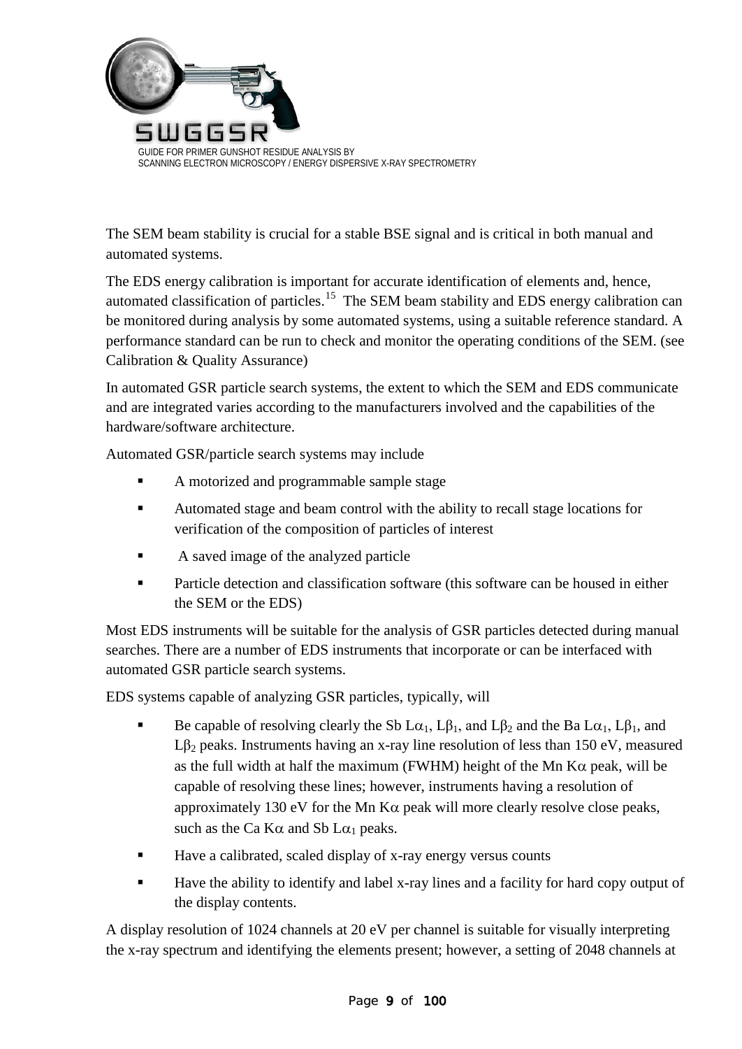The SEM beam stability is crucial for a stable BSE signal and is critical in both manual and automated systems.

The EDS energy calibration is important for accurate identification of elements and, hence, automated classification of particles.[15] The SEM beam stability and EDS energy calibration can be monitored during analysis by some automated systems, using a suitable reference standard. A performance standard can be run to check and monitor the operating conditions of the SEM. (see Calibration & Quality Assurance)

In automated GSR particle search systems, the extent to which the SEM and EDS communicate and are integrated varies according to the manufacturers involved and the capabilities of the hardware/software architecture.

Automated GSR/particle search systems may include

- A motorized and programmable sample stage
- Automated stage and beam control with the ability to recall stage locations for verification of the composition of particles of interest
- A saved image of the analyzed particle
- Particle detection and classification software (this software can be housed in either the SEM or the EDS)

Most EDS instruments will be suitable for the analysis of GSR particles detected during manual searches. There are a number of EDS instruments that incorporate or can be interfaced with automated GSR particle search systems.

EDS systems capable of analyzing GSR particles, typically, will

- Be capable of resolving clearly the Sb $L\alpha_1$, $L\beta_1$, and $L\beta_2$ and the Ba $L\alpha_1$, $L\beta_1$, and $L\beta_2$ peaks. Instruments having an x-ray line resolution of less than 150 eV, measured as the full width at half the maximum (FWHM) height of the Mn $K\alpha$ peak, will be capable of resolving these lines; however, instruments having a resolution of approximately 130 eV for the Mn $K\alpha$ peak will more clearly resolve close peaks, such as the Ca $K\alpha$ and Sb $L\alpha_1$ peaks.
- Have a calibrated, scaled display of x-ray energy versus counts
- Have the ability to identify and label x-ray lines and a facility for hard copy output of the display contents.

A display resolution of 1024 channels at 20 eV per channel is suitable for visually interpreting the x-ray spectrum and identifying the elements present; however, a setting of 2048 channels at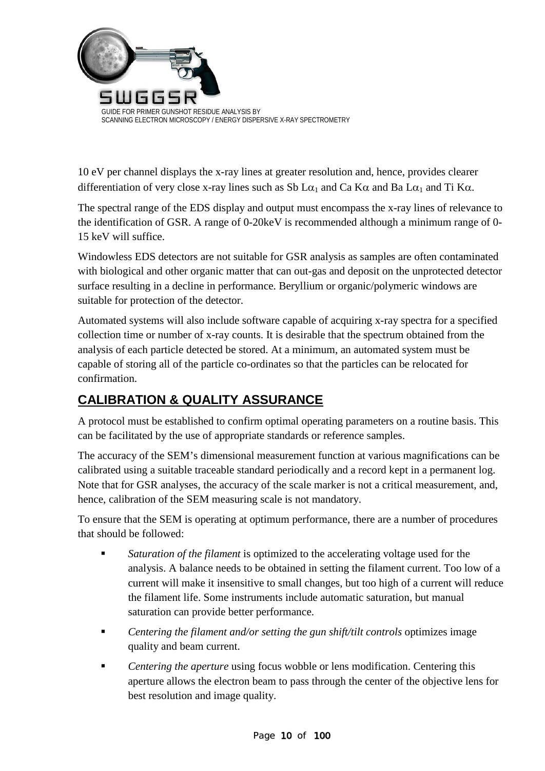10 eV per channel displays the x-ray lines at greater resolution and, hence, provides clearer differentiation of very close x-ray lines such as Sb $L\alpha_1$ and Ca $K\alpha$ and Ba $L\alpha_1$ and Ti $K\alpha$.

The spectral range of the EDS display and output must encompass the x-ray lines of relevance to the identification of GSR. A range of 0-20keV is recommended although a minimum range of 0-15 keV will suffice.

Windowless EDS detectors are not suitable for GSR analysis as samples are often contaminated with biological and other organic matter that can out-gas and deposit on the unprotected detector surface resulting in a decline in performance. Beryllium or organic/polymeric windows are suitable for protection of the detector.

Automated systems will also include software capable of acquiring x-ray spectra for a specified collection time or number of x-ray counts. It is desirable that the spectrum obtained from the analysis of each particle detected be stored. At a minimum, an automated system must be capable of storing all of the particle co-ordinates so that the particles can be relocated for confirmation.

## CALIBRATION & QUALITY ASSURANCE

A protocol must be established to confirm optimal operating parameters on a routine basis. This can be facilitated by the use of appropriate standards or reference samples.

The accuracy of the SEM's dimensional measurement function at various magnifications can be calibrated using a suitable traceable standard periodically and a record kept in a permanent log. Note that for GSR analyses, the accuracy of the scale marker is not a critical measurement, and, hence, calibration of the SEM measuring scale is not mandatory.

To ensure that the SEM is operating at optimum performance, there are a number of procedures that should be followed:

- *Saturation of the filament* is optimized to the accelerating voltage used for the analysis. A balance needs to be obtained in setting the filament current. Too low of a current will make it insensitive to small changes, but too high of a current will reduce the filament life. Some instruments include automatic saturation, but manual saturation can provide better performance.
- *Centering the filament and/or setting the gun shift/tilt controls* optimizes image quality and beam current.
- *Centering the aperture* using focus wobble or lens modification. Centering this aperture allows the electron beam to pass through the center of the objective lens for best resolution and image quality.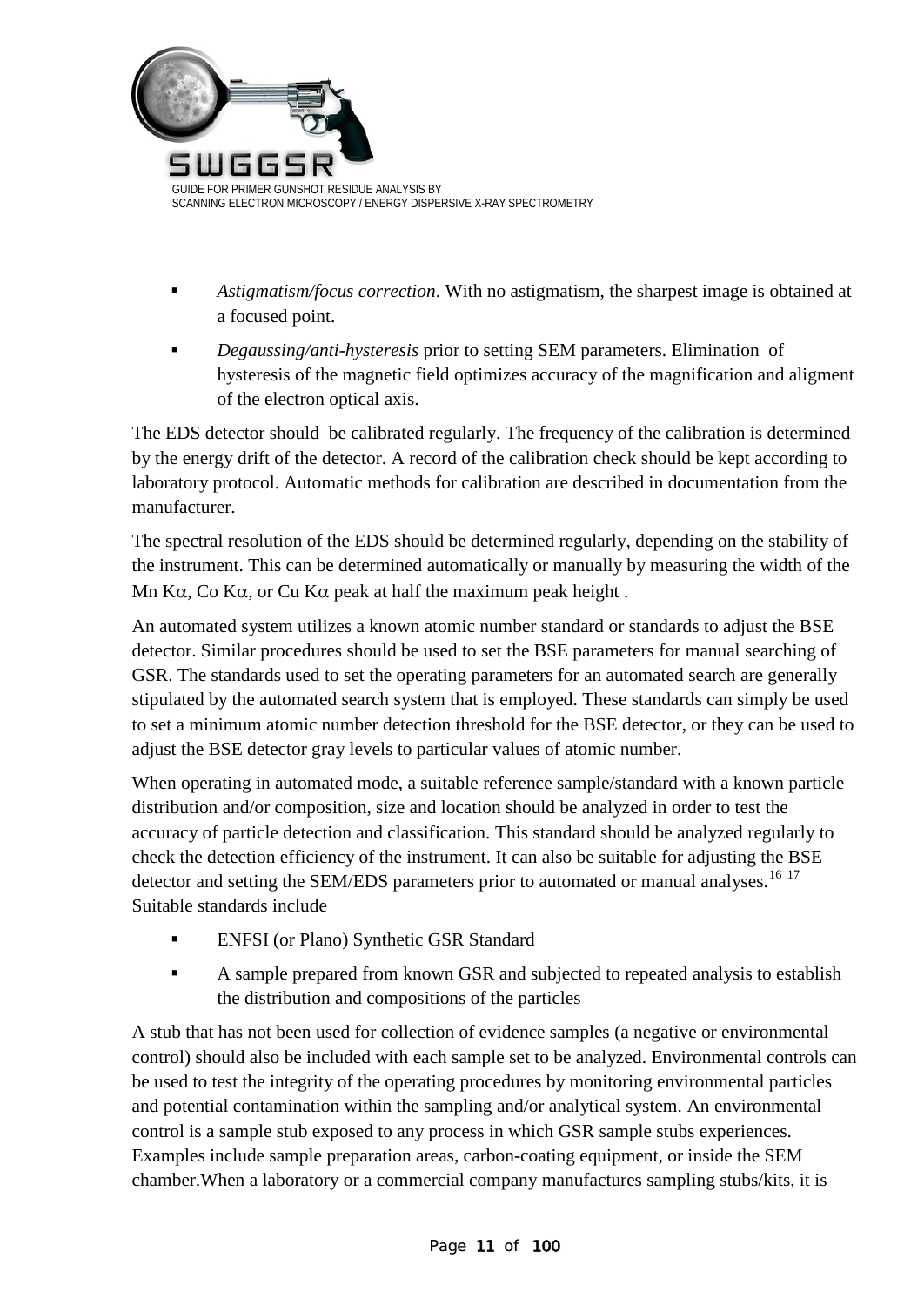- *Astigmatism/focus correction*. With no astigmatism, the sharpest image is obtained at a focused point.
- *Degaussing/anti-hysteresis* prior to setting SEM parameters. Elimination of hysteresis of the magnetic field optimizes accuracy of the magnification and aligment of the electron optical axis.

The EDS detector should be calibrated regularly. The frequency of the calibration is determined by the energy drift of the detector. A record of the calibration check should be kept according to laboratory protocol. Automatic methods for calibration are described in documentation from the manufacturer.

The spectral resolution of the EDS should be determined regularly, depending on the stability of the instrument. This can be determined automatically or manually by measuring the width of the Mn K$\alpha$, Co K$\alpha$, or Cu K$\alpha$ peak at half the maximum peak height .

An automated system utilizes a known atomic number standard or standards to adjust the BSE detector. Similar procedures should be used to set the BSE parameters for manual searching of GSR. The standards used to set the operating parameters for an automated search are generally stipulated by the automated search system that is employed. These standards can simply be used to set a minimum atomic number detection threshold for the BSE detector, or they can be used to adjust the BSE detector gray levels to particular values of atomic number.

When operating in automated mode, a suitable reference sample/standard with a known particle distribution and/or composition, size and location should be analyzed in order to test the accuracy of particle detection and classification. This standard should be analyzed regularly to check the detection efficiency of the instrument. It can also be suitable for adjusting the BSE detector and setting the SEM/EDS parameters prior to automated or manual analyses.[16] [17] Suitable standards include

- ENFSI (or Plano) Synthetic GSR Standard
- A sample prepared from known GSR and subjected to repeated analysis to establish the distribution and compositions of the particles

A stub that has not been used for collection of evidence samples (a negative or environmental control) should also be included with each sample set to be analyzed. Environmental controls can be used to test the integrity of the operating procedures by monitoring environmental particles and potential contamination within the sampling and/or analytical system. An environmental control is a sample stub exposed to any process in which GSR sample stubs experiences. Examples include sample preparation areas, carbon-coating equipment, or inside the SEM chamber.When a laboratory or a commercial company manufactures sampling stubs/kits, it is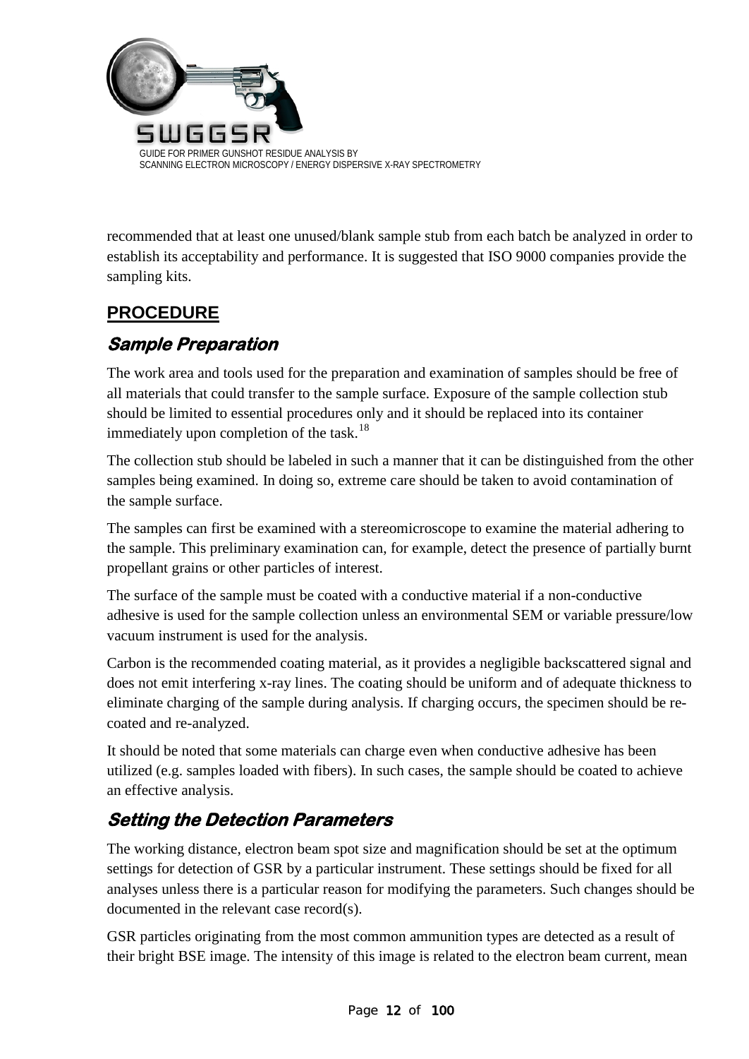recommended that at least one unused/blank sample stub from each batch be analyzed in order to establish its acceptability and performance. It is suggested that ISO 9000 companies provide the sampling kits.

## PROCEDURE

### *Sample Preparation*

The work area and tools used for the preparation and examination of samples should be free of all materials that could transfer to the sample surface. Exposure of the sample collection stub should be limited to essential procedures only and it should be replaced into its container immediately upon completion of the task.[18]

The collection stub should be labeled in such a manner that it can be distinguished from the other samples being examined. In doing so, extreme care should be taken to avoid contamination of the sample surface.

The samples can first be examined with a stereomicroscope to examine the material adhering to the sample. This preliminary examination can, for example, detect the presence of partially burnt propellant grains or other particles of interest.

The surface of the sample must be coated with a conductive material if a non-conductive adhesive is used for the sample collection unless an environmental SEM or variable pressure/low vacuum instrument is used for the analysis.

Carbon is the recommended coating material, as it provides a negligible backscattered signal and does not emit interfering x-ray lines. The coating should be uniform and of adequate thickness to eliminate charging of the sample during analysis. If charging occurs, the specimen should be re-coated and re-analyzed.

It should be noted that some materials can charge even when conductive adhesive has been utilized (e.g. samples loaded with fibers). In such cases, the sample should be coated to achieve an effective analysis.

### *Setting the Detection Parameters*

The working distance, electron beam spot size and magnification should be set at the optimum settings for detection of GSR by a particular instrument. These settings should be fixed for all analyses unless there is a particular reason for modifying the parameters. Such changes should be documented in the relevant case record(s).

GSR particles originating from the most common ammunition types are detected as a result of their bright BSE image. The intensity of this image is related to the electron beam current, mean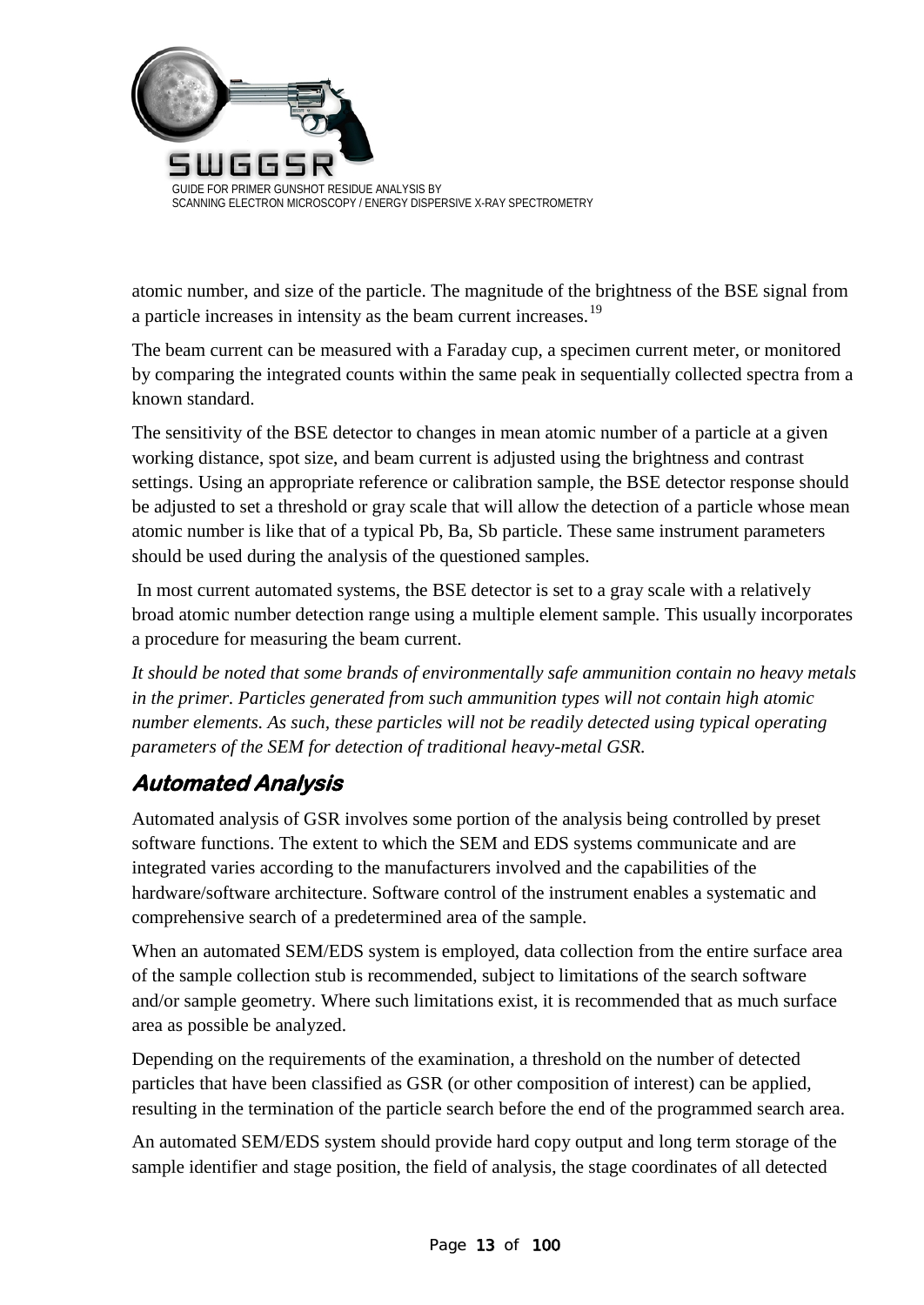atomic number, and size of the particle. The magnitude of the brightness of the BSE signal from a particle increases in intensity as the beam current increases.[19]

The beam current can be measured with a Faraday cup, a specimen current meter, or monitored by comparing the integrated counts within the same peak in sequentially collected spectra from a known standard.

The sensitivity of the BSE detector to changes in mean atomic number of a particle at a given working distance, spot size, and beam current is adjusted using the brightness and contrast settings. Using an appropriate reference or calibration sample, the BSE detector response should be adjusted to set a threshold or gray scale that will allow the detection of a particle whose mean atomic number is like that of a typical Pb, Ba, Sb particle. These same instrument parameters should be used during the analysis of the questioned samples.

In most current automated systems, the BSE detector is set to a gray scale with a relatively broad atomic number detection range using a multiple element sample. This usually incorporates a procedure for measuring the beam current.

*It should be noted that some brands of environmentally safe ammunition contain no heavy metals in the primer. Particles generated from such ammunition types will not contain high atomic number elements. As such, these particles will not be readily detected using typical operating parameters of the SEM for detection of traditional heavy-metal GSR.*

## Automated Analysis

Automated analysis of GSR involves some portion of the analysis being controlled by preset software functions. The extent to which the SEM and EDS systems communicate and are integrated varies according to the manufacturers involved and the capabilities of the hardware/software architecture. Software control of the instrument enables a systematic and comprehensive search of a predetermined area of the sample.

When an automated SEM/EDS system is employed, data collection from the entire surface area of the sample collection stub is recommended, subject to limitations of the search software and/or sample geometry. Where such limitations exist, it is recommended that as much surface area as possible be analyzed.

Depending on the requirements of the examination, a threshold on the number of detected particles that have been classified as GSR (or other composition of interest) can be applied, resulting in the termination of the particle search before the end of the programmed search area.

An automated SEM/EDS system should provide hard copy output and long term storage of the sample identifier and stage position, the field of analysis, the stage coordinates of all detected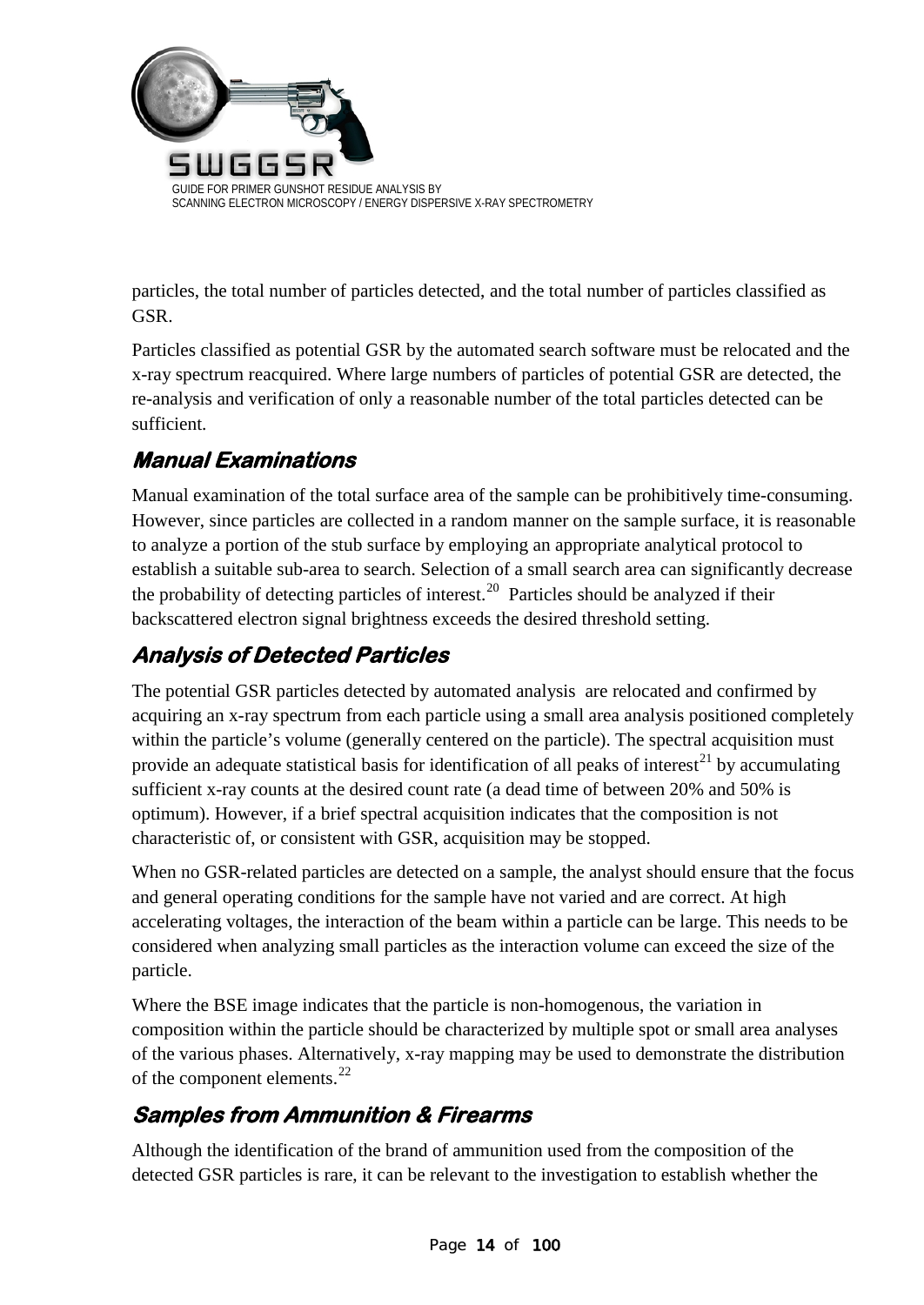particles, the total number of particles detected, and the total number of particles classified as GSR.

Particles classified as potential GSR by the automated search software must be relocated and the x-ray spectrum reacquired. Where large numbers of particles of potential GSR are detected, the re-analysis and verification of only a reasonable number of the total particles detected can be sufficient.

## Manual Examinations

Manual examination of the total surface area of the sample can be prohibitively time-consuming. However, since particles are collected in a random manner on the sample surface, it is reasonable to analyze a portion of the stub surface by employing an appropriate analytical protocol to establish a suitable sub-area to search. Selection of a small search area can significantly decrease the probability of detecting particles of interest.[20] Particles should be analyzed if their backscattered electron signal brightness exceeds the desired threshold setting.

## Analysis of Detected Particles

The potential GSR particles detected by automated analysis are relocated and confirmed by acquiring an x-ray spectrum from each particle using a small area analysis positioned completely within the particle's volume (generally centered on the particle). The spectral acquisition must provide an adequate statistical basis for identification of all peaks of interest[21] by accumulating sufficient x-ray counts at the desired count rate (a dead time of between 20% and 50% is optimum). However, if a brief spectral acquisition indicates that the composition is not characteristic of, or consistent with GSR, acquisition may be stopped.

When no GSR-related particles are detected on a sample, the analyst should ensure that the focus and general operating conditions for the sample have not varied and are correct. At high accelerating voltages, the interaction of the beam within a particle can be large. This needs to be considered when analyzing small particles as the interaction volume can exceed the size of the particle.

Where the BSE image indicates that the particle is non-homogenous, the variation in composition within the particle should be characterized by multiple spot or small area analyses of the various phases. Alternatively, x-ray mapping may be used to demonstrate the distribution of the component elements.[22]

## Samples from Ammunition & Firearms

Although the identification of the brand of ammunition used from the composition of the detected GSR particles is rare, it can be relevant to the investigation to establish whether the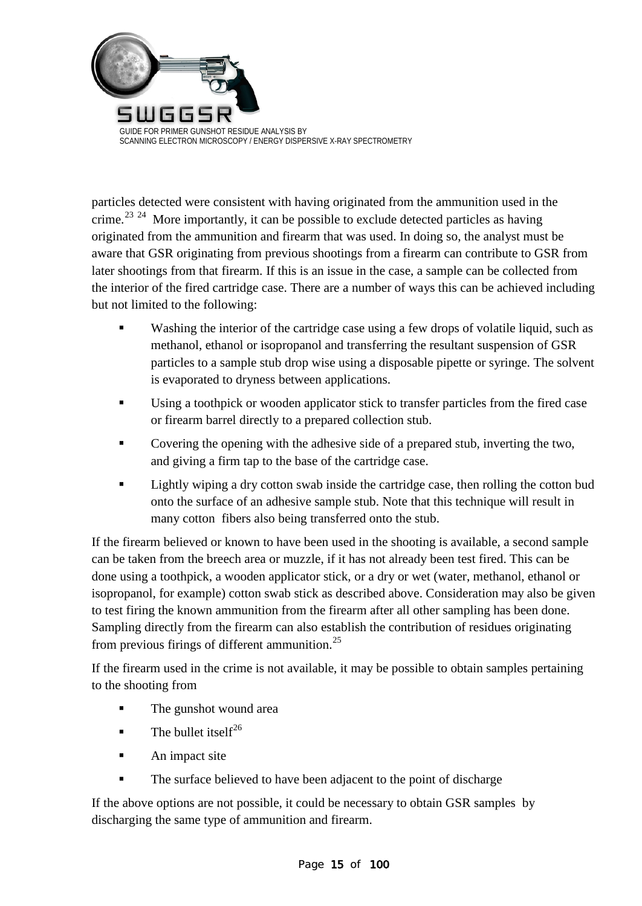particles detected were consistent with having originated from the ammunition used in the crime.[23] [24] More importantly, it can be possible to exclude detected particles as having originated from the ammunition and firearm that was used. In doing so, the analyst must be aware that GSR originating from previous shootings from a firearm can contribute to GSR from later shootings from that firearm. If this is an issue in the case, a sample can be collected from the interior of the fired cartridge case. There are a number of ways this can be achieved including but not limited to the following:

- Washing the interior of the cartridge case using a few drops of volatile liquid, such as methanol, ethanol or isopropanol and transferring the resultant suspension of GSR particles to a sample stub drop wise using a disposable pipette or syringe. The solvent is evaporated to dryness between applications.
- Using a toothpick or wooden applicator stick to transfer particles from the fired case or firearm barrel directly to a prepared collection stub.
- Covering the opening with the adhesive side of a prepared stub, inverting the two, and giving a firm tap to the base of the cartridge case.
- Lightly wiping a dry cotton swab inside the cartridge case, then rolling the cotton bud onto the surface of an adhesive sample stub. Note that this technique will result in many cotton fibers also being transferred onto the stub.

If the firearm believed or known to have been used in the shooting is available, a second sample can be taken from the breech area or muzzle, if it has not already been test fired. This can be done using a toothpick, a wooden applicator stick, or a dry or wet (water, methanol, ethanol or isopropanol, for example) cotton swab stick as described above. Consideration may also be given to test firing the known ammunition from the firearm after all other sampling has been done. Sampling directly from the firearm can also establish the contribution of residues originating from previous firings of different ammunition.[25]

If the firearm used in the crime is not available, it may be possible to obtain samples pertaining to the shooting from

- The gunshot wound area
- The bullet itself[26]
- An impact site
- The surface believed to have been adjacent to the point of discharge

If the above options are not possible, it could be necessary to obtain GSR samples by discharging the same type of ammunition and firearm.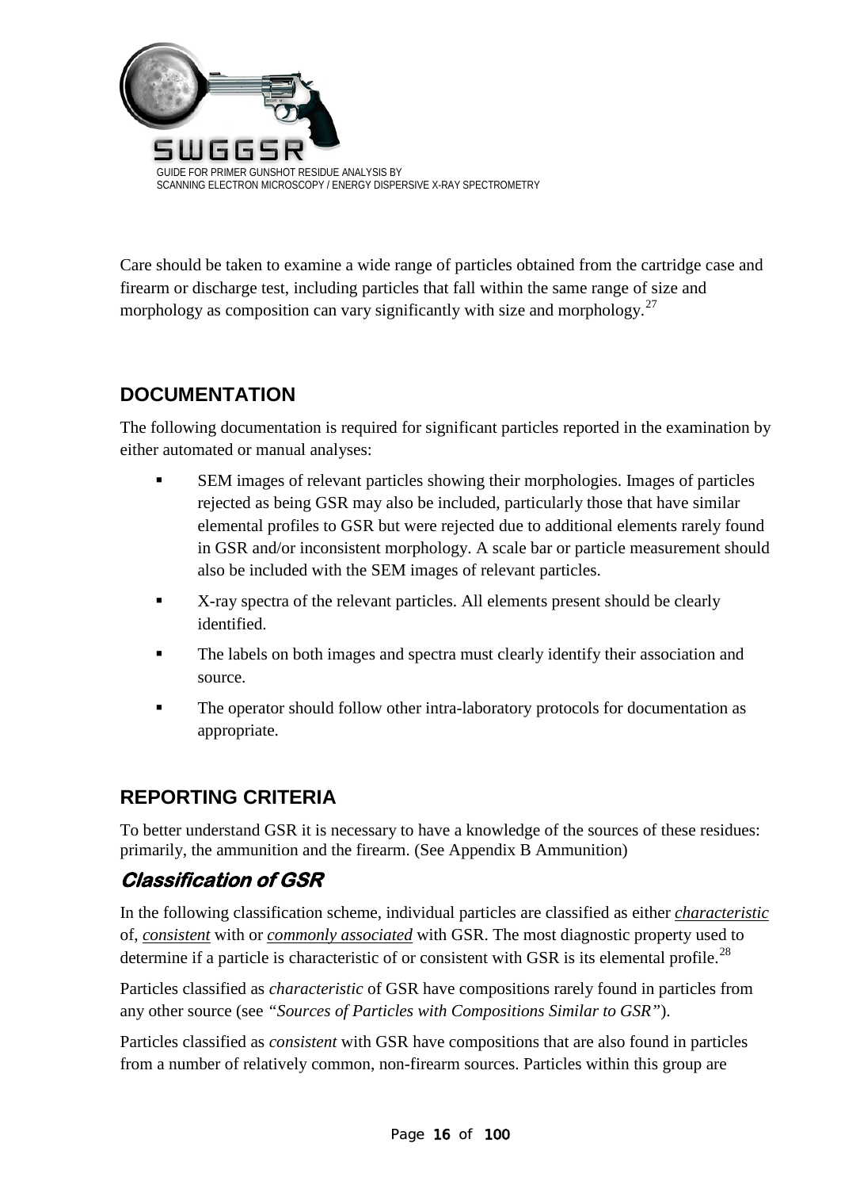Care should be taken to examine a wide range of particles obtained from the cartridge case and firearm or discharge test, including particles that fall within the same range of size and morphology as composition can vary significantly with size and morphology.[27]

## DOCUMENTATION

The following documentation is required for significant particles reported in the examination by either automated or manual analyses:

- SEM images of relevant particles showing their morphologies. Images of particles rejected as being GSR may also be included, particularly those that have similar elemental profiles to GSR but were rejected due to additional elements rarely found in GSR and/or inconsistent morphology. A scale bar or particle measurement should also be included with the SEM images of relevant particles.
- X-ray spectra of the relevant particles. All elements present should be clearly identified.
- The labels on both images and spectra must clearly identify their association and source.
- The operator should follow other intra-laboratory protocols for documentation as appropriate.

## REPORTING CRITERIA

To better understand GSR it is necessary to have a knowledge of the sources of these residues: primarily, the ammunition and the firearm. (See Appendix B Ammunition)

### *Classification of GSR*

In the following classification scheme, individual particles are classified as either *characteristic* of, *consistent* with or *commonly associated* with GSR. The most diagnostic property used to determine if a particle is characteristic of or consistent with GSR is its elemental profile.[28]

Particles classified as *characteristic* of GSR have compositions rarely found in particles from any other source (see *"Sources of Particles with Compositions Similar to GSR"*).

Particles classified as *consistent* with GSR have compositions that are also found in particles from a number of relatively common, non-firearm sources. Particles within this group are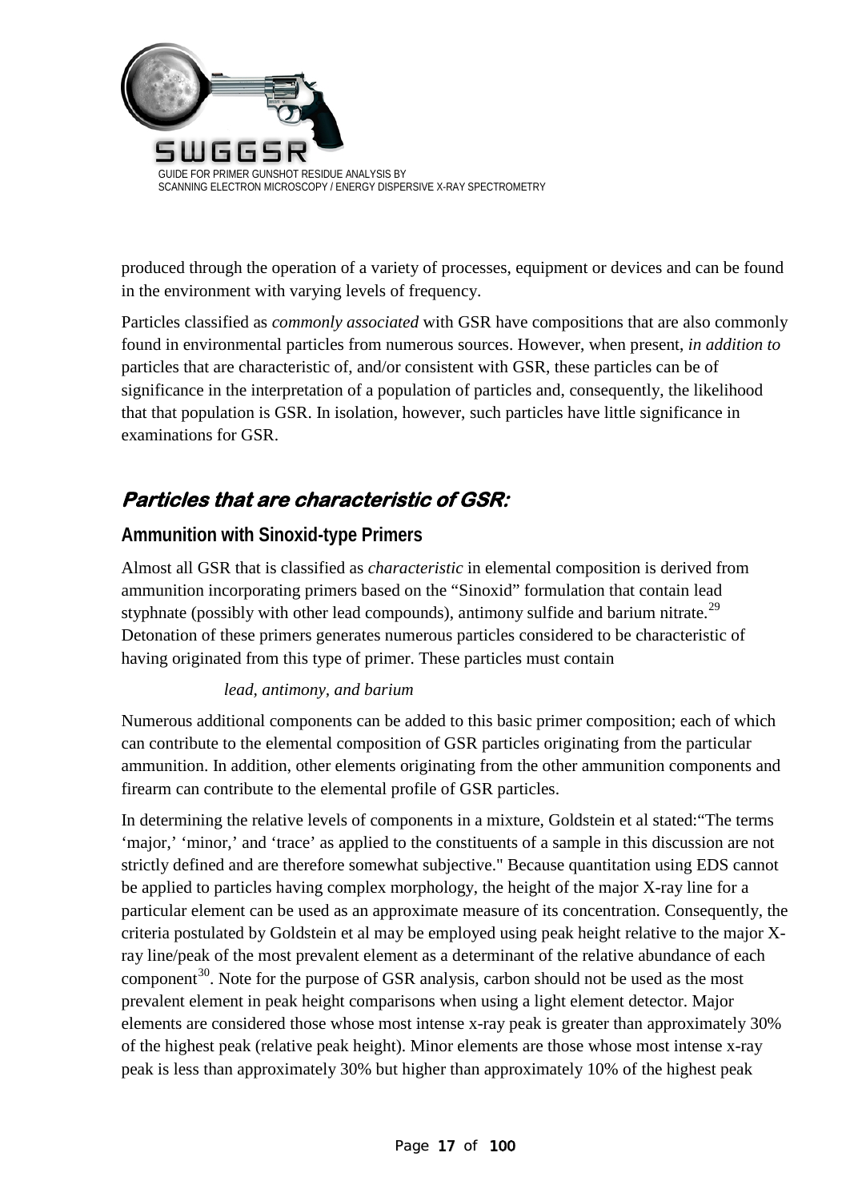produced through the operation of a variety of processes, equipment or devices and can be found in the environment with varying levels of frequency.

Particles classified as *commonly associated* with GSR have compositions that are also commonly found in environmental particles from numerous sources. However, when present, *in addition to* particles that are characteristic of, and/or consistent with GSR, these particles can be of significance in the interpretation of a population of particles and, consequently, the likelihood that that population is GSR. In isolation, however, such particles have little significance in examinations for GSR.

## *Particles that are characteristic of GSR:*

### Ammunition with Sinoxid-type Primers

Almost all GSR that is classified as *characteristic* in elemental composition is derived from ammunition incorporating primers based on the "Sinoxid" formulation that contain lead styphnate (possibly with other lead compounds), antimony sulfide and barium nitrate.[29] Detonation of these primers generates numerous particles considered to be characteristic of having originated from this type of primer. These particles must contain

*lead, antimony, and barium*

Numerous additional components can be added to this basic primer composition; each of which can contribute to the elemental composition of GSR particles originating from the particular ammunition. In addition, other elements originating from the other ammunition components and firearm can contribute to the elemental profile of GSR particles.

In determining the relative levels of components in a mixture, Goldstein et al stated:"The terms 'major,' 'minor,' and 'trace' as applied to the constituents of a sample in this discussion are not strictly defined and are therefore somewhat subjective." Because quantitation using EDS cannot be applied to particles having complex morphology, the height of the major X-ray line for a particular element can be used as an approximate measure of its concentration. Consequently, the criteria postulated by Goldstein et al may be employed using peak height relative to the major X-ray line/peak of the most prevalent element as a determinant of the relative abundance of each component[30]. Note for the purpose of GSR analysis, carbon should not be used as the most prevalent element in peak height comparisons when using a light element detector. Major elements are considered those whose most intense x-ray peak is greater than approximately 30% of the highest peak (relative peak height). Minor elements are those whose most intense x-ray peak is less than approximately 30% but higher than approximately 10% of the highest peak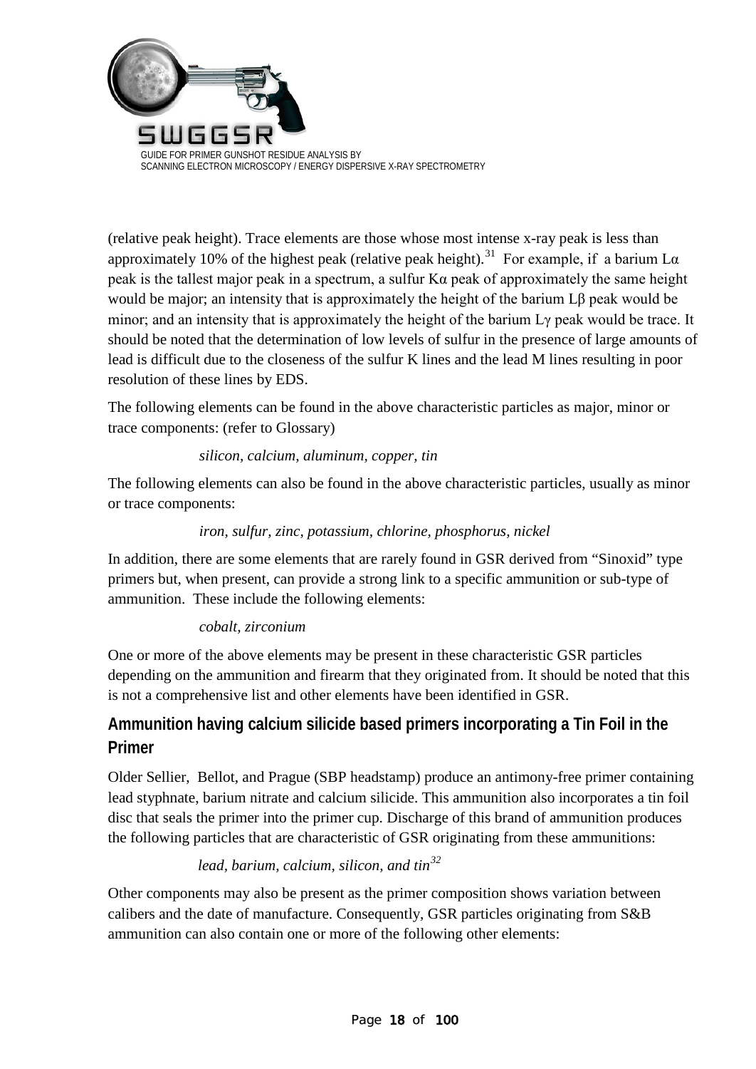(relative peak height). Trace elements are those whose most intense x-ray peak is less than approximately 10% of the highest peak (relative peak height).[31] For example, if a barium Lα peak is the tallest major peak in a spectrum, a sulfur Kα peak of approximately the same height would be major; an intensity that is approximately the height of the barium Lβ peak would be minor; and an intensity that is approximately the height of the barium Lγ peak would be trace. It should be noted that the determination of low levels of sulfur in the presence of large amounts of lead is difficult due to the closeness of the sulfur K lines and the lead M lines resulting in poor resolution of these lines by EDS.

The following elements can be found in the above characteristic particles as major, minor or trace components: (refer to Glossary)

> *silicon, calcium, aluminum, copper, tin*

The following elements can also be found in the above characteristic particles, usually as minor or trace components:

> *iron, sulfur, zinc, potassium, chlorine, phosphorus, nickel*

In addition, there are some elements that are rarely found in GSR derived from "Sinoxid" type primers but, when present, can provide a strong link to a specific ammunition or sub-type of ammunition. These include the following elements:

> *cobalt, zirconium*

One or more of the above elements may be present in these characteristic GSR particles depending on the ammunition and firearm that they originated from. It should be noted that this is not a comprehensive list and other elements have been identified in GSR.

## Ammunition having calcium silicide based primers incorporating a Tin Foil in the Primer

Older Sellier, Bellot, and Prague (SBP headstamp) produce an antimony-free primer containing lead styphnate, barium nitrate and calcium silicide. This ammunition also incorporates a tin foil disc that seals the primer into the primer cup. Discharge of this brand of ammunition produces the following particles that are characteristic of GSR originating from these ammunitions:

> *lead, barium, calcium, silicon, and tin*[32]

Other components may also be present as the primer composition shows variation between calibers and the date of manufacture. Consequently, GSR particles originating from S&B ammunition can also contain one or more of the following other elements: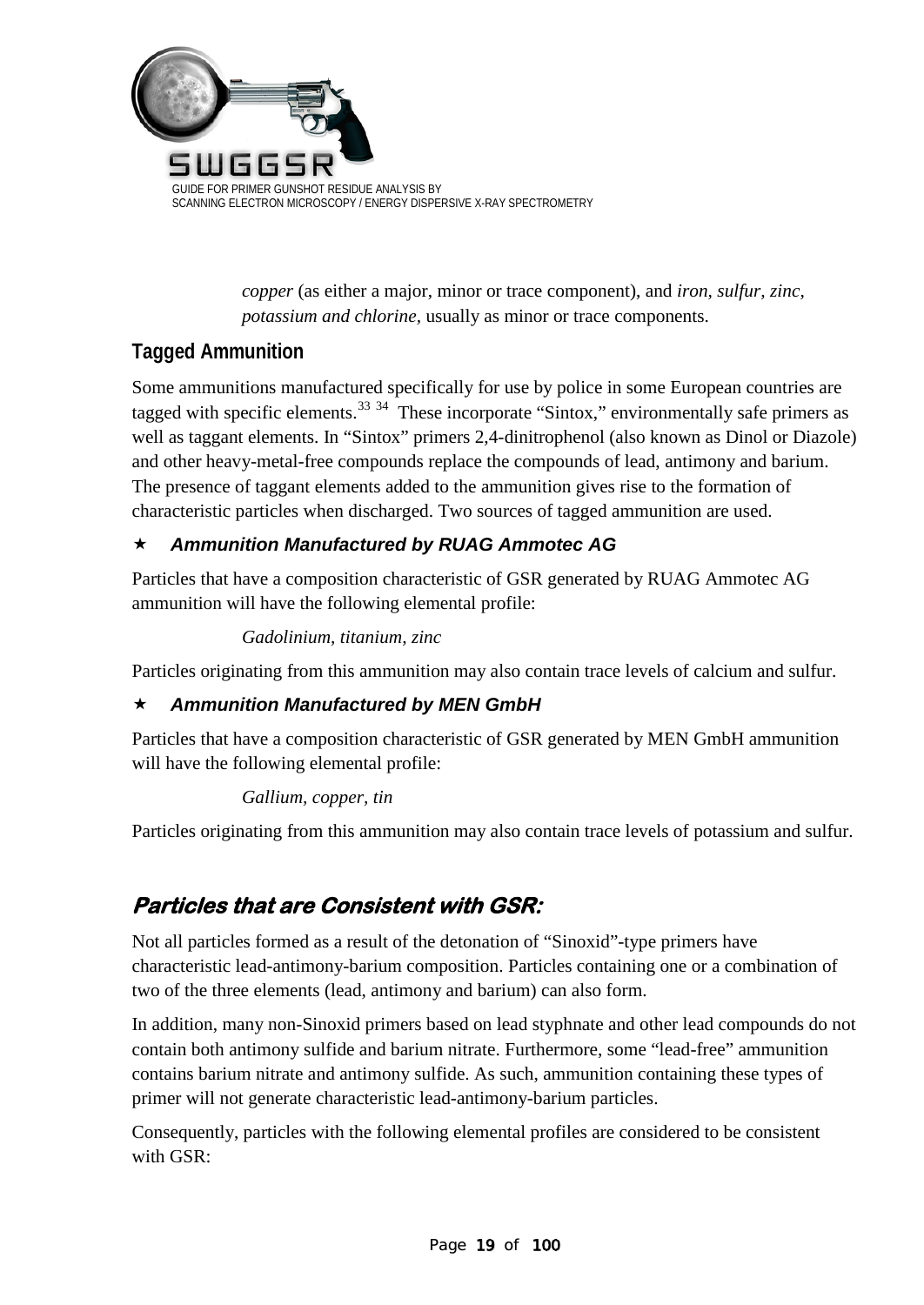*copper* (as either a major, minor or trace component), and *iron, sulfur, zinc, potassium and chlorine*, usually as minor or trace components.

## Tagged Ammunition

Some ammunitions manufactured specifically for use by police in some European countries are tagged with specific elements.[33] [34] These incorporate "Sintox," environmentally safe primers as well as taggant elements. In "Sintox" primers 2,4-dinitrophenol (also known as Dinol or Diazole) and other heavy-metal-free compounds replace the compounds of lead, antimony and barium. The presence of taggant elements added to the ammunition gives rise to the formation of characteristic particles when discharged. Two sources of tagged ammunition are used.

### ★ *Ammunition Manufactured by RUAG Ammotec AG*

Particles that have a composition characteristic of GSR generated by RUAG Ammotec AG ammunition will have the following elemental profile:

*Gadolinium, titanium, zinc*

Particles originating from this ammunition may also contain trace levels of calcium and sulfur.

### ★ *Ammunition Manufactured by MEN GmbH*

Particles that have a composition characteristic of GSR generated by MEN GmbH ammunition will have the following elemental profile:

*Gallium, copper, tin*

Particles originating from this ammunition may also contain trace levels of potassium and sulfur.

## *Particles that are Consistent with GSR:*

Not all particles formed as a result of the detonation of "Sinoxid"-type primers have characteristic lead-antimony-barium composition. Particles containing one or a combination of two of the three elements (lead, antimony and barium) can also form.

In addition, many non-Sinoxid primers based on lead styphnate and other lead compounds do not contain both antimony sulfide and barium nitrate. Furthermore, some "lead-free" ammunition contains barium nitrate and antimony sulfide. As such, ammunition containing these types of primer will not generate characteristic lead-antimony-barium particles.

Consequently, particles with the following elemental profiles are considered to be consistent with GSR: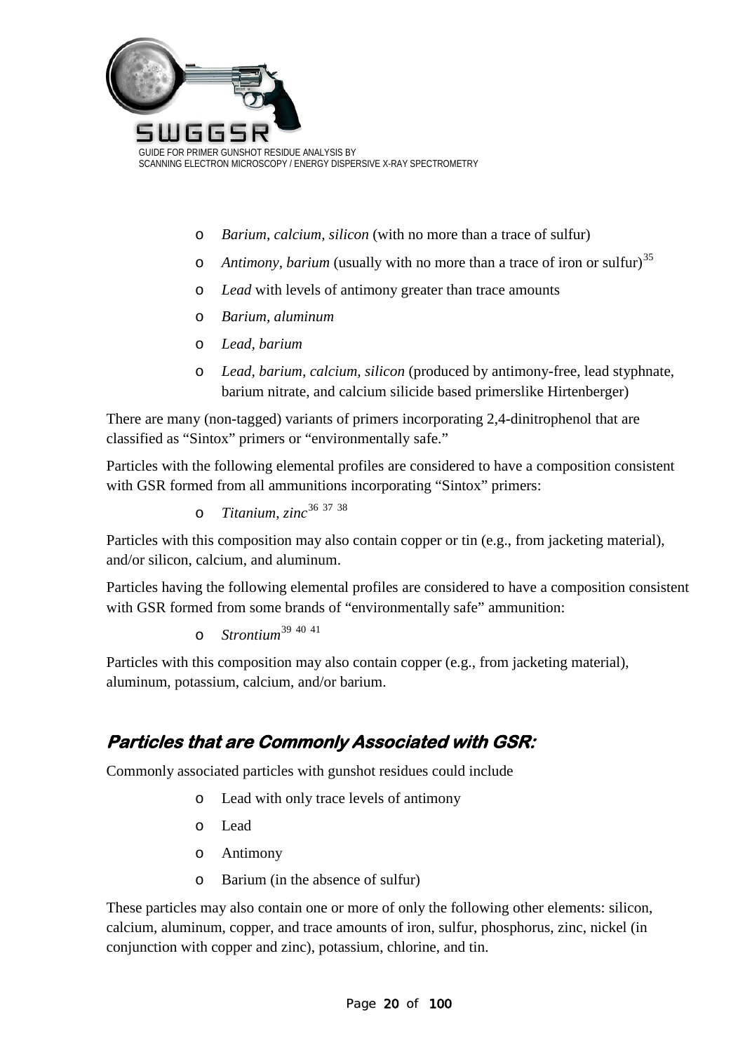- *Barium, calcium, silicon* (with no more than a trace of sulfur)
- *Antimony, barium* (usually with no more than a trace of iron or sulfur)[35]
- *Lead* with levels of antimony greater than trace amounts
- *Barium, aluminum*
- *Lead, barium*
- *Lead, barium, calcium, silicon* (produced by antimony-free, lead styphnate, barium nitrate, and calcium silicide based primerslike Hirtenberger)

There are many (non-tagged) variants of primers incorporating 2,4-dinitrophenol that are classified as "Sintox" primers or "environmentally safe."

Particles with the following elemental profiles are considered to have a composition consistent with GSR formed from all ammunitions incorporating "Sintox" primers:

- *Titanium, zinc*[36 37 38]

Particles with this composition may also contain copper or tin (e.g., from jacketing material), and/or silicon, calcium, and aluminum.

Particles having the following elemental profiles are considered to have a composition consistent with GSR formed from some brands of "environmentally safe" ammunition:

- *Strontium*[39 40 41]

Particles with this composition may also contain copper (e.g., from jacketing material), aluminum, potassium, calcium, and/or barium.

## Particles that are Commonly Associated with GSR:

Commonly associated particles with gunshot residues could include

- Lead with only trace levels of antimony
- Lead
- Antimony
- Barium (in the absence of sulfur)

These particles may also contain one or more of only the following other elements: silicon, calcium, aluminum, copper, and trace amounts of iron, sulfur, phosphorus, zinc, nickel (in conjunction with copper and zinc), potassium, chlorine, and tin.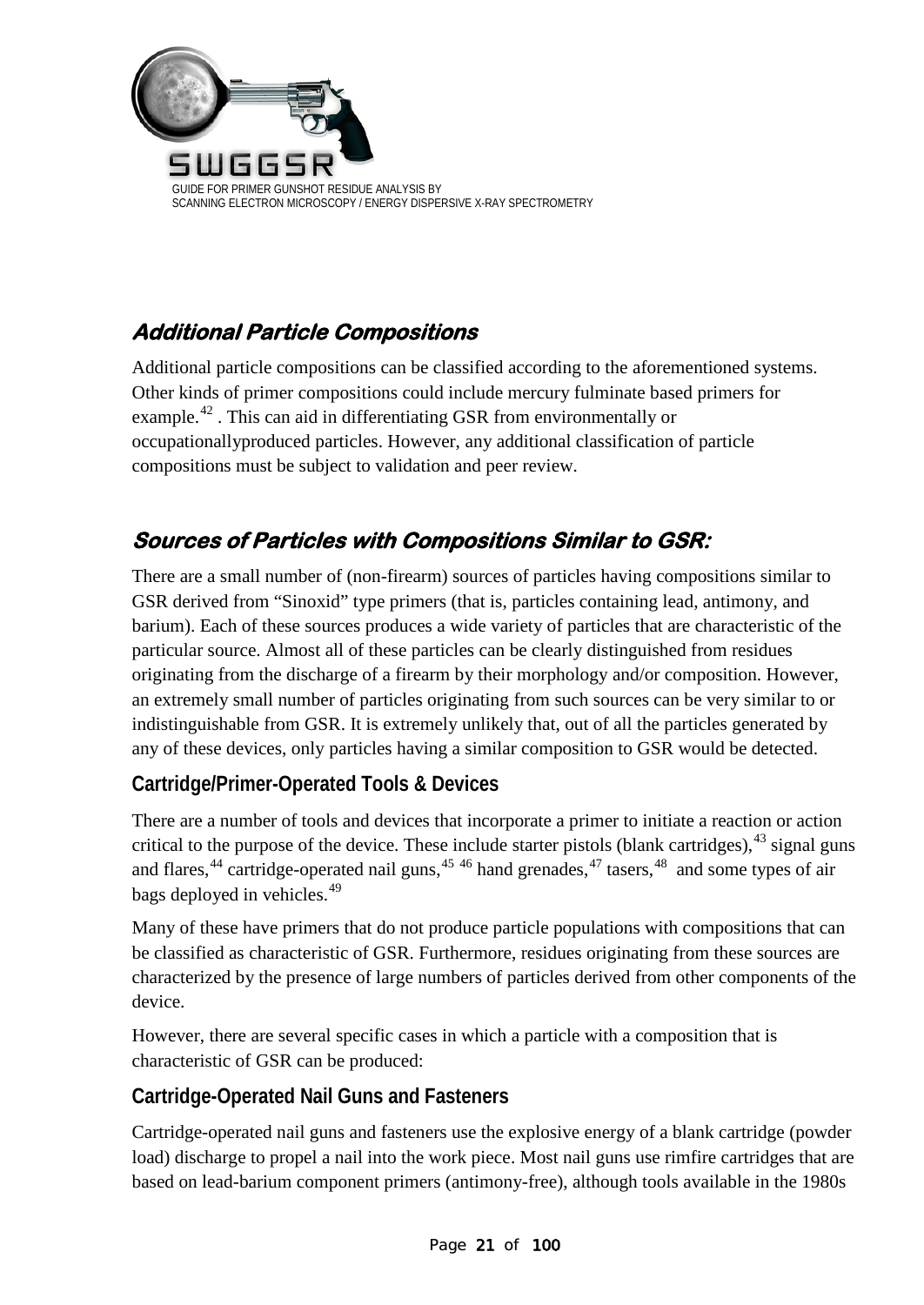## Additional Particle Compositions

Additional particle compositions can be classified according to the aforementioned systems. Other kinds of primer compositions could include mercury fulminate based primers for example.[42] . This can aid in differentiating GSR from environmentally or occupationallyproduced particles. However, any additional classification of particle compositions must be subject to validation and peer review.

## Sources of Particles with Compositions Similar to GSR:

There are a small number of (non-firearm) sources of particles having compositions similar to GSR derived from "Sinoxid" type primers (that is, particles containing lead, antimony, and barium). Each of these sources produces a wide variety of particles that are characteristic of the particular source. Almost all of these particles can be clearly distinguished from residues originating from the discharge of a firearm by their morphology and/or composition. However, an extremely small number of particles originating from such sources can be very similar to or indistinguishable from GSR. It is extremely unlikely that, out of all the particles generated by any of these devices, only particles having a similar composition to GSR would be detected.

### Cartridge/Primer-Operated Tools & Devices

There are a number of tools and devices that incorporate a primer to initiate a reaction or action critical to the purpose of the device. These include starter pistols (blank cartridges),[43] signal guns and flares,[44] cartridge-operated nail guns,[45] [46] hand grenades,[47] tasers,[48] and some types of air bags deployed in vehicles.[49]

Many of these have primers that do not produce particle populations with compositions that can be classified as characteristic of GSR. Furthermore, residues originating from these sources are characterized by the presence of large numbers of particles derived from other components of the device.

However, there are several specific cases in which a particle with a composition that is characteristic of GSR can be produced:

### Cartridge-Operated Nail Guns and Fasteners

Cartridge-operated nail guns and fasteners use the explosive energy of a blank cartridge (powder load) discharge to propel a nail into the work piece. Most nail guns use rimfire cartridges that are based on lead-barium component primers (antimony-free), although tools available in the 1980s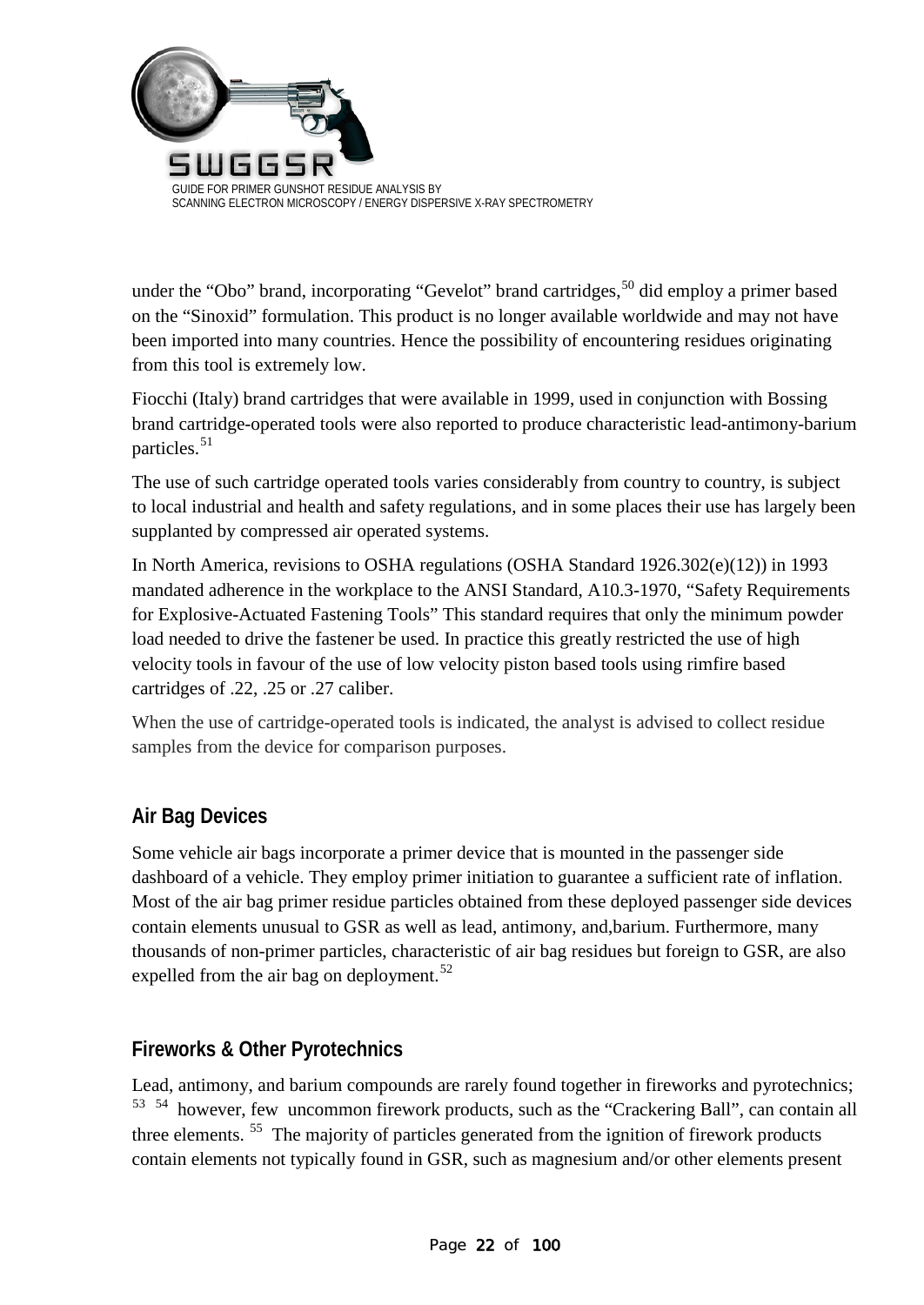under the "Obo" brand, incorporating "Gevelot" brand cartridges,[50] did employ a primer based on the "Sinoxid" formulation. This product is no longer available worldwide and may not have been imported into many countries. Hence the possibility of encountering residues originating from this tool is extremely low.

Fiocchi (Italy) brand cartridges that were available in 1999, used in conjunction with Bossing brand cartridge-operated tools were also reported to produce characteristic lead-antimony-barium particles.[51]

The use of such cartridge operated tools varies considerably from country to country, is subject to local industrial and health and safety regulations, and in some places their use has largely been supplanted by compressed air operated systems.

In North America, revisions to OSHA regulations (OSHA Standard 1926.302(e)(12)) in 1993 mandated adherence in the workplace to the ANSI Standard, A10.3-1970, "Safety Requirements for Explosive-Actuated Fastening Tools" This standard requires that only the minimum powder load needed to drive the fastener be used. In practice this greatly restricted the use of high velocity tools in favour of the use of low velocity piston based tools using rimfire based cartridges of .22, .25 or .27 caliber.

When the use of cartridge-operated tools is indicated, the analyst is advised to collect residue samples from the device for comparison purposes.

## Air Bag Devices

Some vehicle air bags incorporate a primer device that is mounted in the passenger side dashboard of a vehicle. They employ primer initiation to guarantee a sufficient rate of inflation. Most of the air bag primer residue particles obtained from these deployed passenger side devices contain elements unusual to GSR as well as lead, antimony, and,barium. Furthermore, many thousands of non-primer particles, characteristic of air bag residues but foreign to GSR, are also expelled from the air bag on deployment.[52]

## Fireworks & Other Pyrotechnics

Lead, antimony, and barium compounds are rarely found together in fireworks and pyrotechnics;[53] [54] however, few uncommon firework products, such as the "Crackering Ball", can contain all three elements. [55] The majority of particles generated from the ignition of firework products contain elements not typically found in GSR, such as magnesium and/or other elements present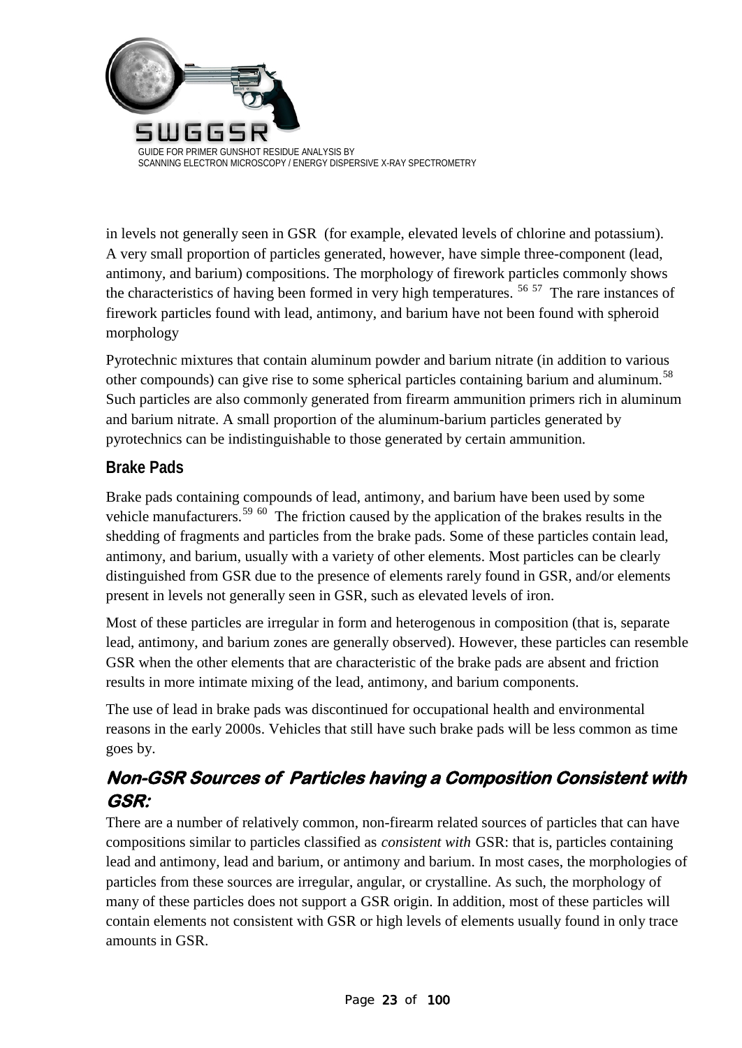in levels not generally seen in GSR (for example, elevated levels of chlorine and potassium). A very small proportion of particles generated, however, have simple three-component (lead, antimony, and barium) compositions. The morphology of firework particles commonly shows the characteristics of having been formed in very high temperatures. [56 57] The rare instances of firework particles found with lead, antimony, and barium have not been found with spheroid morphology

Pyrotechnic mixtures that contain aluminum powder and barium nitrate (in addition to various other compounds) can give rise to some spherical particles containing barium and aluminum.[58] Such particles are also commonly generated from firearm ammunition primers rich in aluminum and barium nitrate. A small proportion of the aluminum-barium particles generated by pyrotechnics can be indistinguishable to those generated by certain ammunition.

### Brake Pads

Brake pads containing compounds of lead, antimony, and barium have been used by some vehicle manufacturers.[59 60] The friction caused by the application of the brakes results in the shedding of fragments and particles from the brake pads. Some of these particles contain lead, antimony, and barium, usually with a variety of other elements. Most particles can be clearly distinguished from GSR due to the presence of elements rarely found in GSR, and/or elements present in levels not generally seen in GSR, such as elevated levels of iron.

Most of these particles are irregular in form and heterogenous in composition (that is, separate lead, antimony, and barium zones are generally observed). However, these particles can resemble GSR when the other elements that are characteristic of the brake pads are absent and friction results in more intimate mixing of the lead, antimony, and barium components.

The use of lead in brake pads was discontinued for occupational health and environmental reasons in the early 2000s. Vehicles that still have such brake pads will be less common as time goes by.

## Non-GSR Sources of Particles having a Composition Consistent with GSR:

There are a number of relatively common, non-firearm related sources of particles that can have compositions similar to particles classified as *consistent with* GSR: that is, particles containing lead and antimony, lead and barium, or antimony and barium. In most cases, the morphologies of particles from these sources are irregular, angular, or crystalline. As such, the morphology of many of these particles does not support a GSR origin. In addition, most of these particles will contain elements not consistent with GSR or high levels of elements usually found in only trace amounts in GSR.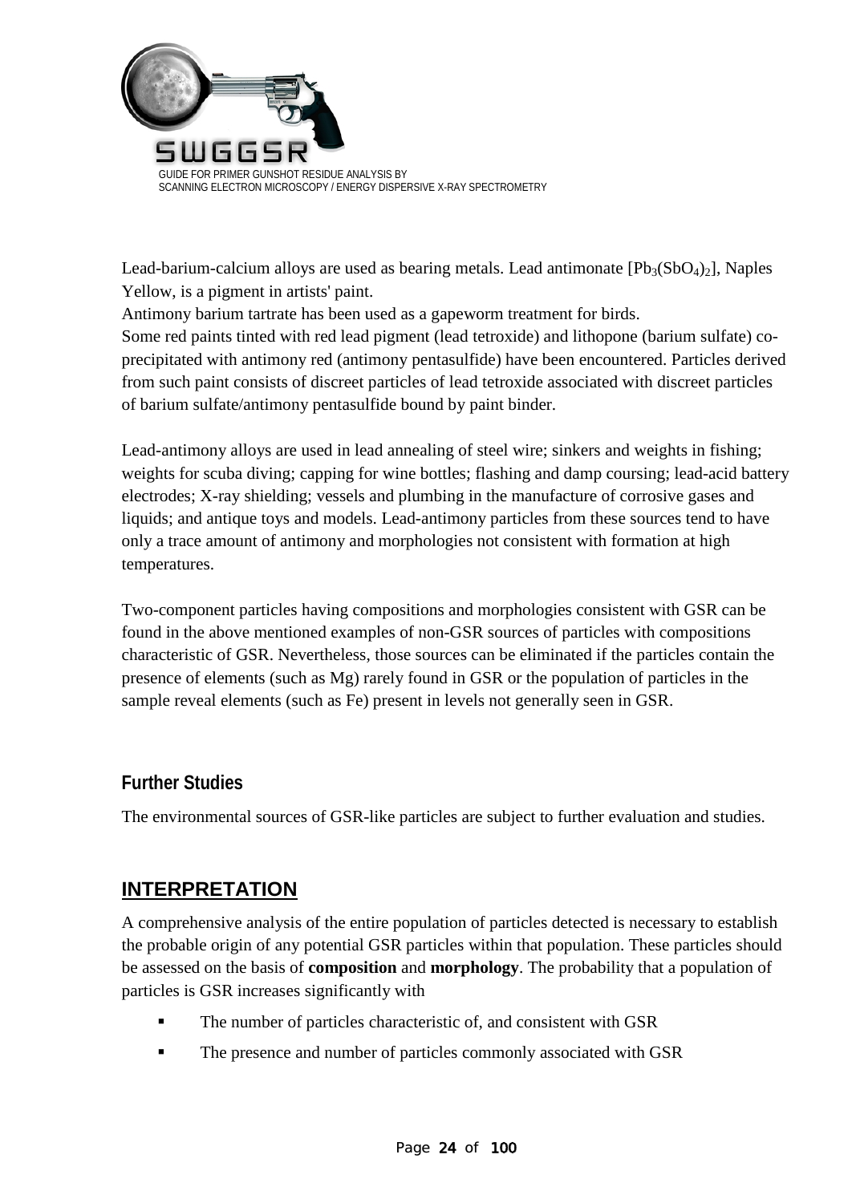Lead-barium-calcium alloys are used as bearing metals. Lead antimonate [$Pb_3(SbO_4)_2$], Naples Yellow, is a pigment in artists' paint.

Antimony barium tartrate has been used as a gapeworm treatment for birds.

Some red paints tinted with red lead pigment (lead tetroxide) and lithopone (barium sulfate) co-precipitated with antimony red (antimony pentasulfide) have been encountered. Particles derived from such paint consists of discreet particles of lead tetroxide associated with discreet particles of barium sulfate/antimony pentasulfide bound by paint binder.

Lead-antimony alloys are used in lead annealing of steel wire; sinkers and weights in fishing; weights for scuba diving; capping for wine bottles; flashing and damp coursing; lead-acid battery electrodes; X-ray shielding; vessels and plumbing in the manufacture of corrosive gases and liquids; and antique toys and models. Lead-antimony particles from these sources tend to have only a trace amount of antimony and morphologies not consistent with formation at high temperatures.

Two-component particles having compositions and morphologies consistent with GSR can be found in the above mentioned examples of non-GSR sources of particles with compositions characteristic of GSR. Nevertheless, those sources can be eliminated if the particles contain the presence of elements (such as Mg) rarely found in GSR or the population of particles in the sample reveal elements (such as Fe) present in levels not generally seen in GSR.

### Further Studies

The environmental sources of GSR-like particles are subject to further evaluation and studies.

## INTERPRETATION

A comprehensive analysis of the entire population of particles detected is necessary to establish the probable origin of any potential GSR particles within that population. These particles should be assessed on the basis of **composition** and **morphology**. The probability that a population of particles is GSR increases significantly with

- The number of particles characteristic of, and consistent with GSR
- The presence and number of particles commonly associated with GSR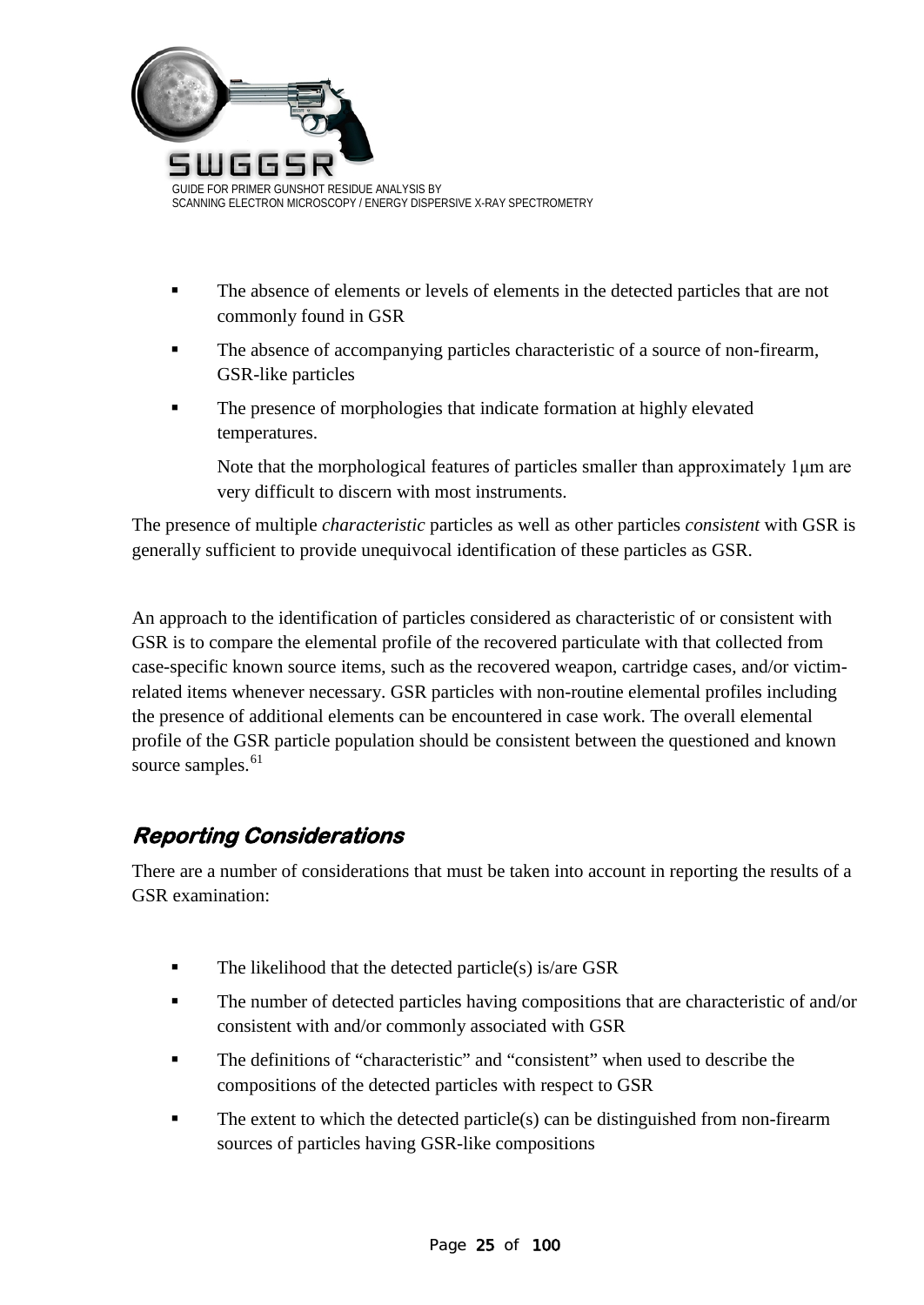- The absence of elements or levels of elements in the detected particles that are not commonly found in GSR
- The absence of accompanying particles characteristic of a source of non-firearm, GSR-like particles
- The presence of morphologies that indicate formation at highly elevated temperatures.

  Note that the morphological features of particles smaller than approximately 1μm are very difficult to discern with most instruments.

The presence of multiple *characteristic* particles as well as other particles *consistent* with GSR is generally sufficient to provide unequivocal identification of these particles as GSR.

An approach to the identification of particles considered as characteristic of or consistent with GSR is to compare the elemental profile of the recovered particulate with that collected from case-specific known source items, such as the recovered weapon, cartridge cases, and/or victim-related items whenever necessary. GSR particles with non-routine elemental profiles including the presence of additional elements can be encountered in case work. The overall elemental profile of the GSR particle population should be consistent between the questioned and known source samples.[61]

## Reporting Considerations

There are a number of considerations that must be taken into account in reporting the results of a GSR examination:

- The likelihood that the detected particle(s) is/are GSR
- The number of detected particles having compositions that are characteristic of and/or consistent with and/or commonly associated with GSR
- The definitions of "characteristic" and "consistent" when used to describe the compositions of the detected particles with respect to GSR
- The extent to which the detected particle(s) can be distinguished from non-firearm sources of particles having GSR-like compositions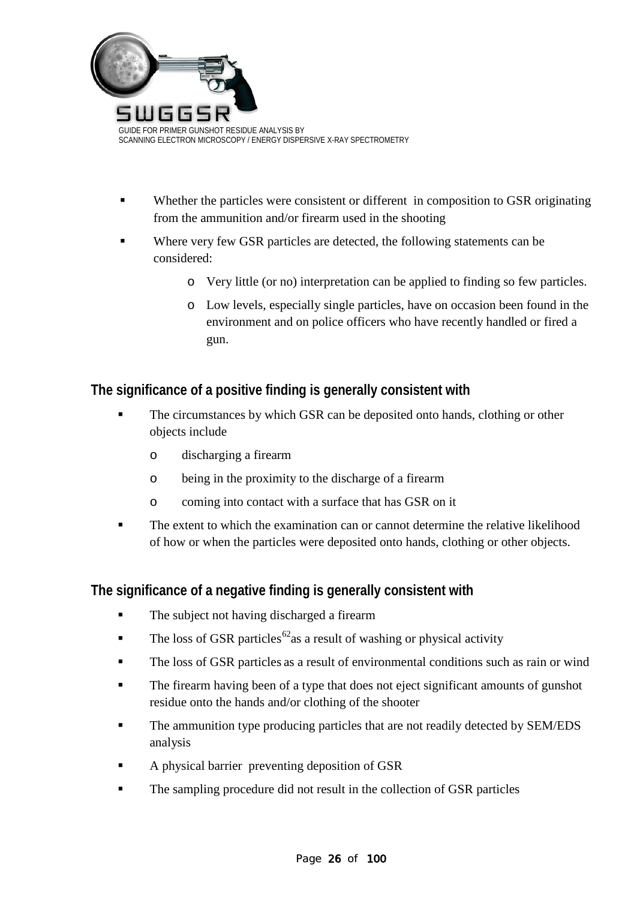- Whether the particles were consistent or different in composition to GSR originating from the ammunition and/or firearm used in the shooting
- Where very few GSR particles are detected, the following statements can be considered:
  - Very little (or no) interpretation can be applied to finding so few particles.
  - Low levels, especially single particles, have on occasion been found in the environment and on police officers who have recently handled or fired a gun.

### The significance of a positive finding is generally consistent with

- The circumstances by which GSR can be deposited onto hands, clothing or other objects include
  - discharging a firearm
  - being in the proximity to the discharge of a firearm
  - coming into contact with a surface that has GSR on it
- The extent to which the examination can or cannot determine the relative likelihood of how or when the particles were deposited onto hands, clothing or other objects.

### The significance of a negative finding is generally consistent with

- The subject not having discharged a firearm
- The loss of GSR particles[62] as a result of washing or physical activity
- The loss of GSR particles as a result of environmental conditions such as rain or wind
- The firearm having been of a type that does not eject significant amounts of gunshot residue onto the hands and/or clothing of the shooter
- The ammunition type producing particles that are not readily detected by SEM/EDS analysis
- A physical barrier preventing deposition of GSR
- The sampling procedure did not result in the collection of GSR particles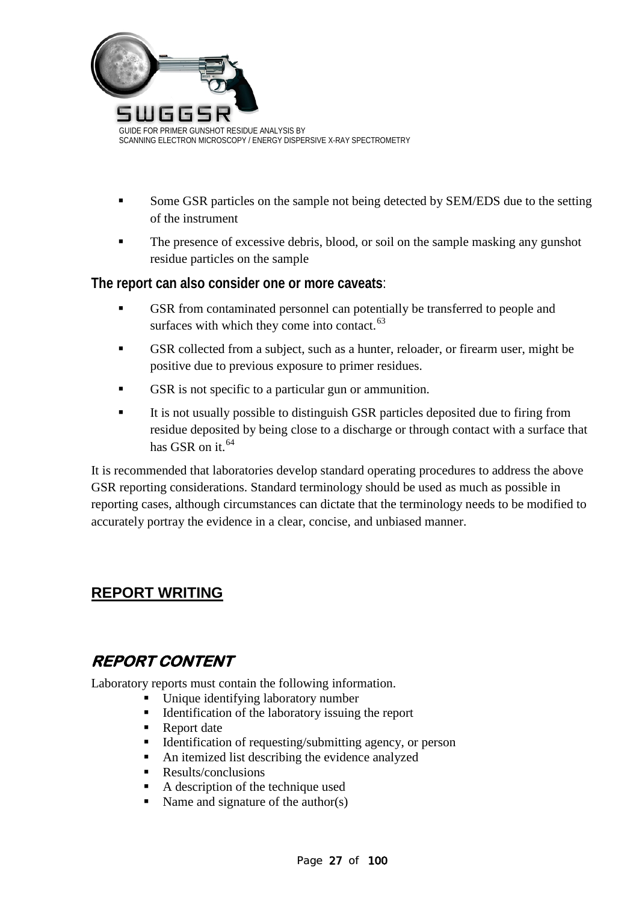- Some GSR particles on the sample not being detected by SEM/EDS due to the setting of the instrument
- The presence of excessive debris, blood, or soil on the sample masking any gunshot residue particles on the sample

**The report can also consider one or more caveats**:

- GSR from contaminated personnel can potentially be transferred to people and surfaces with which they come into contact.[63]
- GSR collected from a subject, such as a hunter, reloader, or firearm user, might be positive due to previous exposure to primer residues.
- GSR is not specific to a particular gun or ammunition.
- It is not usually possible to distinguish GSR particles deposited due to firing from residue deposited by being close to a discharge or through contact with a surface that has GSR on it.[64]

It is recommended that laboratories develop standard operating procedures to address the above GSR reporting considerations. Standard terminology should be used as much as possible in reporting cases, although circumstances can dictate that the terminology needs to be modified to accurately portray the evidence in a clear, concise, and unbiased manner.

## REPORT WRITING

### *REPORT CONTENT*

Laboratory reports must contain the following information.

- Unique identifying laboratory number
- Identification of the laboratory issuing the report
- Report date
- Identification of requesting/submitting agency, or person
- An itemized list describing the evidence analyzed
- Results/conclusions
- A description of the technique used
- Name and signature of the author(s)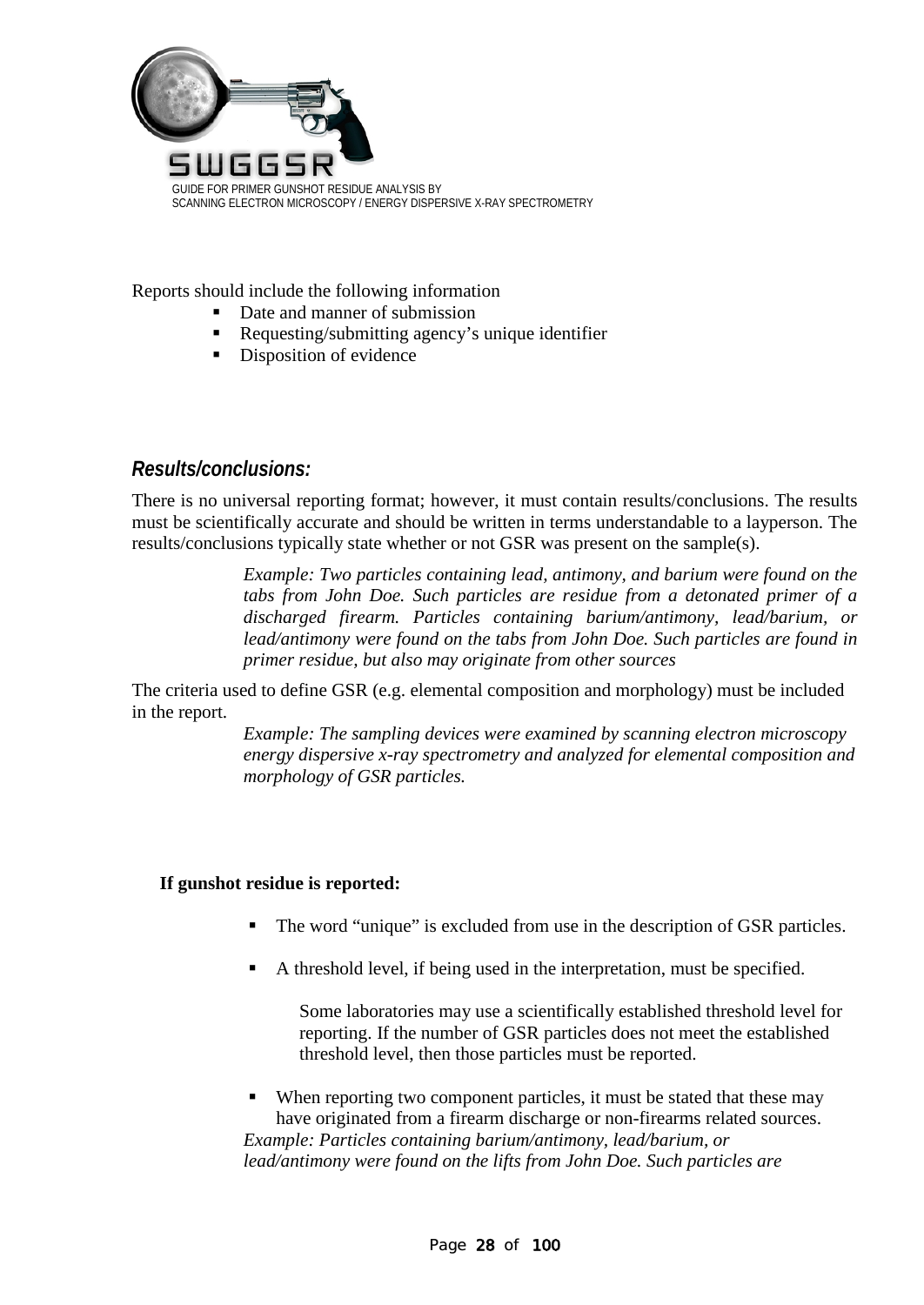Reports should include the following information

- Date and manner of submission
- Requesting/submitting agency's unique identifier
- Disposition of evidence

### *Results/conclusions:*

There is no universal reporting format; however, it must contain results/conclusions. The results must be scientifically accurate and should be written in terms understandable to a layperson. The results/conclusions typically state whether or not GSR was present on the sample(s).

> *Example: Two particles containing lead, antimony, and barium were found on the tabs from John Doe. Such particles are residue from a detonated primer of a discharged firearm. Particles containing barium/antimony, lead/barium, or lead/antimony were found on the tabs from John Doe. Such particles are found in primer residue, but also may originate from other sources*

The criteria used to define GSR (e.g. elemental composition and morphology) must be included in the report.

> *Example: The sampling devices were examined by scanning electron microscopy energy dispersive x-ray spectrometry and analyzed for elemental composition and morphology of GSR particles.*

**If gunshot residue is reported:**

- The word "unique" is excluded from use in the description of GSR particles.
- A threshold level, if being used in the interpretation, must be specified.

  Some laboratories may use a scientifically established threshold level for reporting. If the number of GSR particles does not meet the established threshold level, then those particles must be reported.

- When reporting two component particles, it must be stated that these may have originated from a firearm discharge or non-firearms related sources.

*Example: Particles containing barium/antimony, lead/barium, or lead/antimony were found on the lifts from John Doe. Such particles are*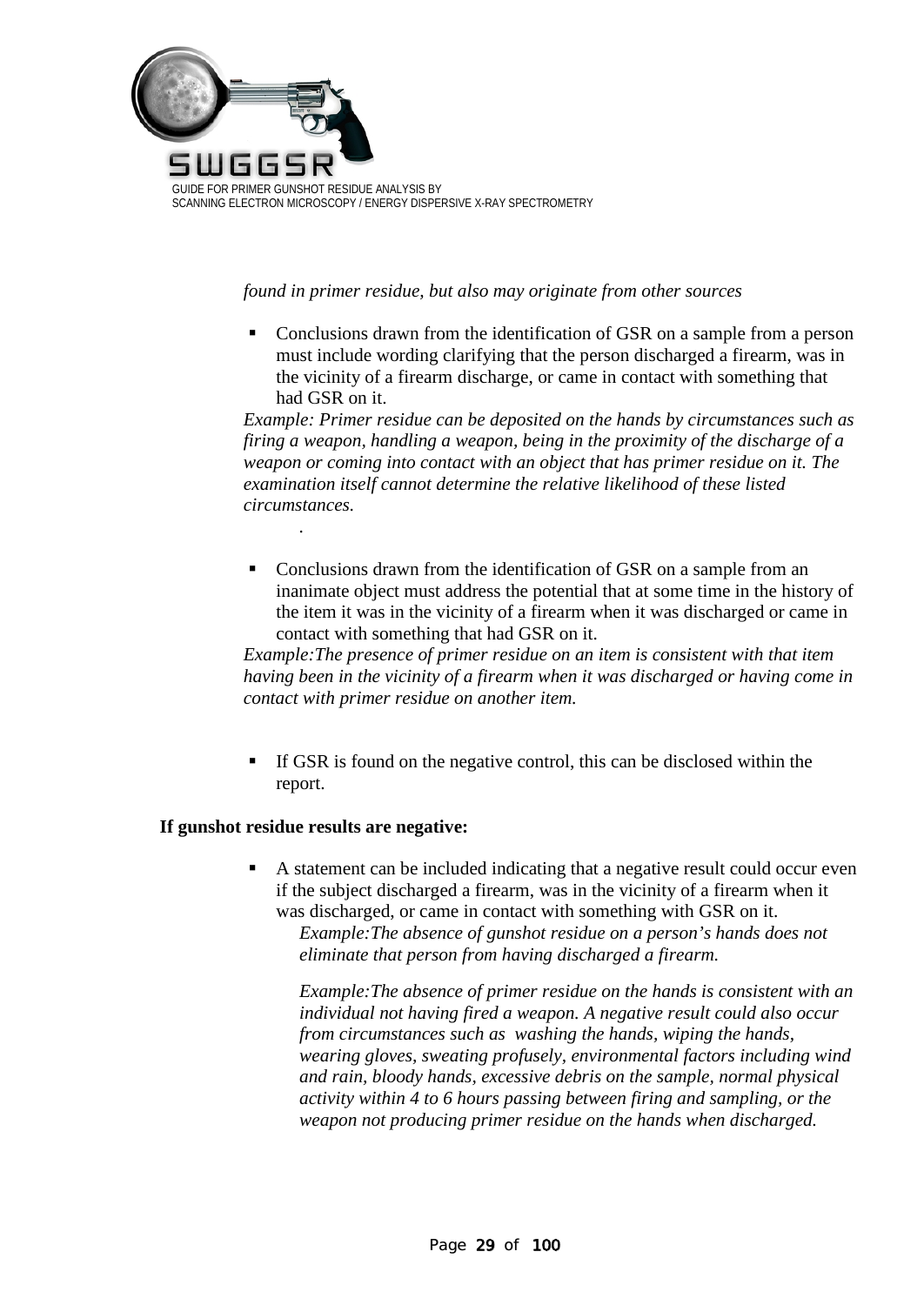*found in primer residue, but also may originate from other sources*

- Conclusions drawn from the identification of GSR on a sample from a person must include wording clarifying that the person discharged a firearm, was in the vicinity of a firearm discharge, or came in contact with something that had GSR on it.

*Example: Primer residue can be deposited on the hands by circumstances such as firing a weapon, handling a weapon, being in the proximity of the discharge of a weapon or coming into contact with an object that has primer residue on it. The examination itself cannot determine the relative likelihood of these listed circumstances.*

.

- Conclusions drawn from the identification of GSR on a sample from an inanimate object must address the potential that at some time in the history of the item it was in the vicinity of a firearm when it was discharged or came in contact with something that had GSR on it.

*Example:The presence of primer residue on an item is consistent with that item having been in the vicinity of a firearm when it was discharged or having come in contact with primer residue on another item.*

- If GSR is found on the negative control, this can be disclosed within the report.

**If gunshot residue results are negative:**

- A statement can be included indicating that a negative result could occur even if the subject discharged a firearm, was in the vicinity of a firearm when it was discharged, or came in contact with something with GSR on it.

  *Example:The absence of gunshot residue on a person's hands does not eliminate that person from having discharged a firearm.*

  *Example:The absence of primer residue on the hands is consistent with an individual not having fired a weapon. A negative result could also occur from circumstances such as washing the hands, wiping the hands, wearing gloves, sweating profusely, environmental factors including wind and rain, bloody hands, excessive debris on the sample, normal physical activity within 4 to 6 hours passing between firing and sampling, or the weapon not producing primer residue on the hands when discharged.*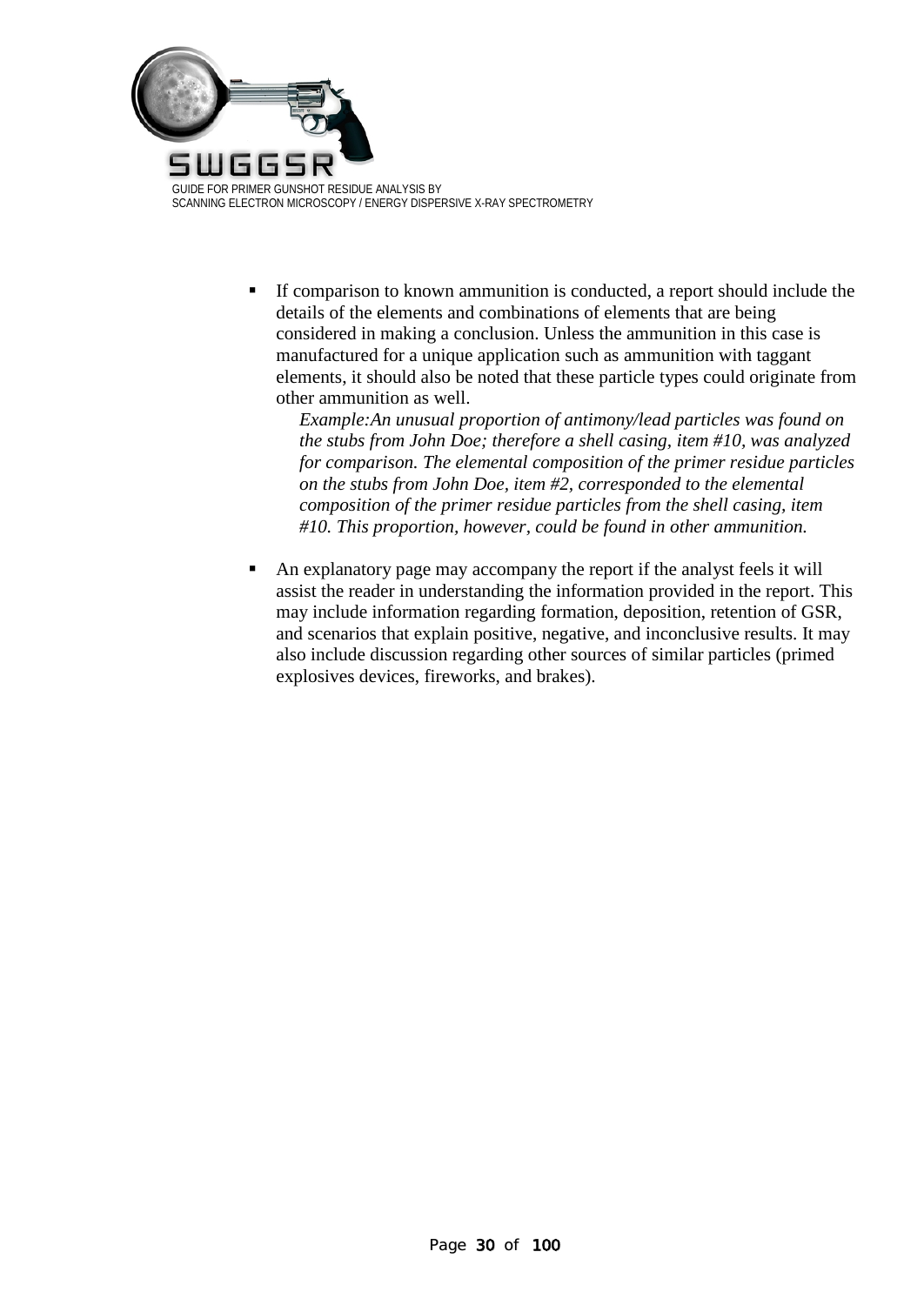- If comparison to known ammunition is conducted, a report should include the details of the elements and combinations of elements that are being considered in making a conclusion. Unless the ammunition in this case is manufactured for a unique application such as ammunition with taggant elements, it should also be noted that these particle types could originate from other ammunition as well.

  *Example:An unusual proportion of antimony/lead particles was found on the stubs from John Doe; therefore a shell casing, item #10, was analyzed for comparison. The elemental composition of the primer residue particles on the stubs from John Doe, item #2, corresponded to the elemental composition of the primer residue particles from the shell casing, item #10. This proportion, however, could be found in other ammunition.*

- An explanatory page may accompany the report if the analyst feels it will assist the reader in understanding the information provided in the report. This may include information regarding formation, deposition, retention of GSR, and scenarios that explain positive, negative, and inconclusive results. It may also include discussion regarding other sources of similar particles (primed explosives devices, fireworks, and brakes).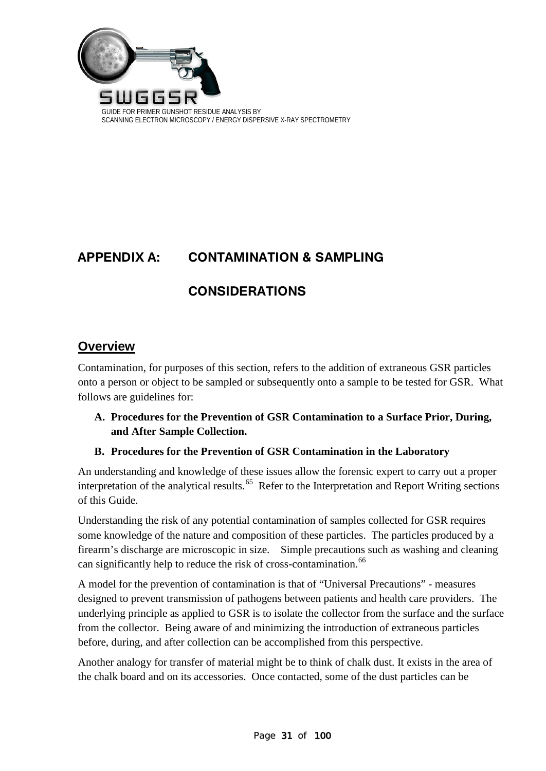# APPENDIX A: CONTAMINATION & SAMPLING CONSIDERATIONS

## Overview

Contamination, for purposes of this section, refers to the addition of extraneous GSR particles onto a person or object to be sampled or subsequently onto a sample to be tested for GSR. What follows are guidelines for:

**A. Procedures for the Prevention of GSR Contamination to a Surface Prior, During, and After Sample Collection.**

**B. Procedures for the Prevention of GSR Contamination in the Laboratory**

An understanding and knowledge of these issues allow the forensic expert to carry out a proper interpretation of the analytical results.[65] Refer to the Interpretation and Report Writing sections of this Guide.

Understanding the risk of any potential contamination of samples collected for GSR requires some knowledge of the nature and composition of these particles. The particles produced by a firearm's discharge are microscopic in size. Simple precautions such as washing and cleaning can significantly help to reduce the risk of cross-contamination.[66]

A model for the prevention of contamination is that of "Universal Precautions" - measures designed to prevent transmission of pathogens between patients and health care providers. The underlying principle as applied to GSR is to isolate the collector from the surface and the surface from the collector. Being aware of and minimizing the introduction of extraneous particles before, during, and after collection can be accomplished from this perspective.

Another analogy for transfer of material might be to think of chalk dust. It exists in the area of the chalk board and on its accessories. Once contacted, some of the dust particles can be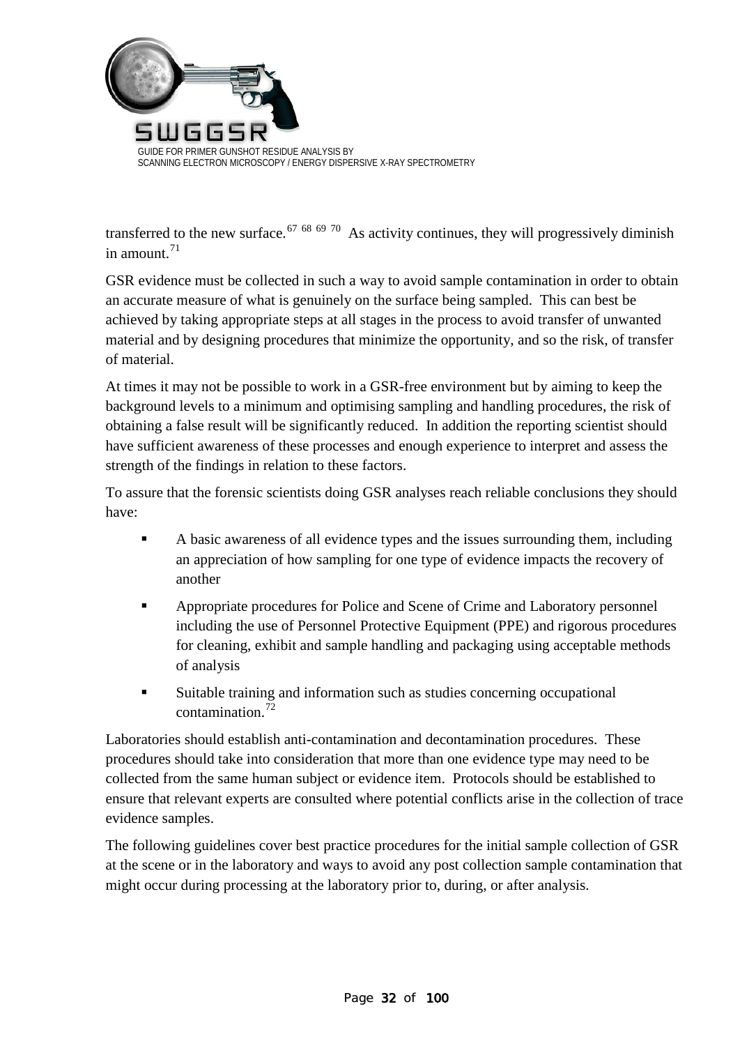transferred to the new surface.[67 68 69 70] As activity continues, they will progressively diminish in amount.[71]

GSR evidence must be collected in such a way to avoid sample contamination in order to obtain an accurate measure of what is genuinely on the surface being sampled. This can best be achieved by taking appropriate steps at all stages in the process to avoid transfer of unwanted material and by designing procedures that minimize the opportunity, and so the risk, of transfer of material.

At times it may not be possible to work in a GSR-free environment but by aiming to keep the background levels to a minimum and optimising sampling and handling procedures, the risk of obtaining a false result will be significantly reduced. In addition the reporting scientist should have sufficient awareness of these processes and enough experience to interpret and assess the strength of the findings in relation to these factors.

To assure that the forensic scientists doing GSR analyses reach reliable conclusions they should have:

- A basic awareness of all evidence types and the issues surrounding them, including an appreciation of how sampling for one type of evidence impacts the recovery of another
- Appropriate procedures for Police and Scene of Crime and Laboratory personnel including the use of Personnel Protective Equipment (PPE) and rigorous procedures for cleaning, exhibit and sample handling and packaging using acceptable methods of analysis
- Suitable training and information such as studies concerning occupational contamination.[72]

Laboratories should establish anti-contamination and decontamination procedures. These procedures should take into consideration that more than one evidence type may need to be collected from the same human subject or evidence item. Protocols should be established to ensure that relevant experts are consulted where potential conflicts arise in the collection of trace evidence samples.

The following guidelines cover best practice procedures for the initial sample collection of GSR at the scene or in the laboratory and ways to avoid any post collection sample contamination that might occur during processing at the laboratory prior to, during, or after analysis.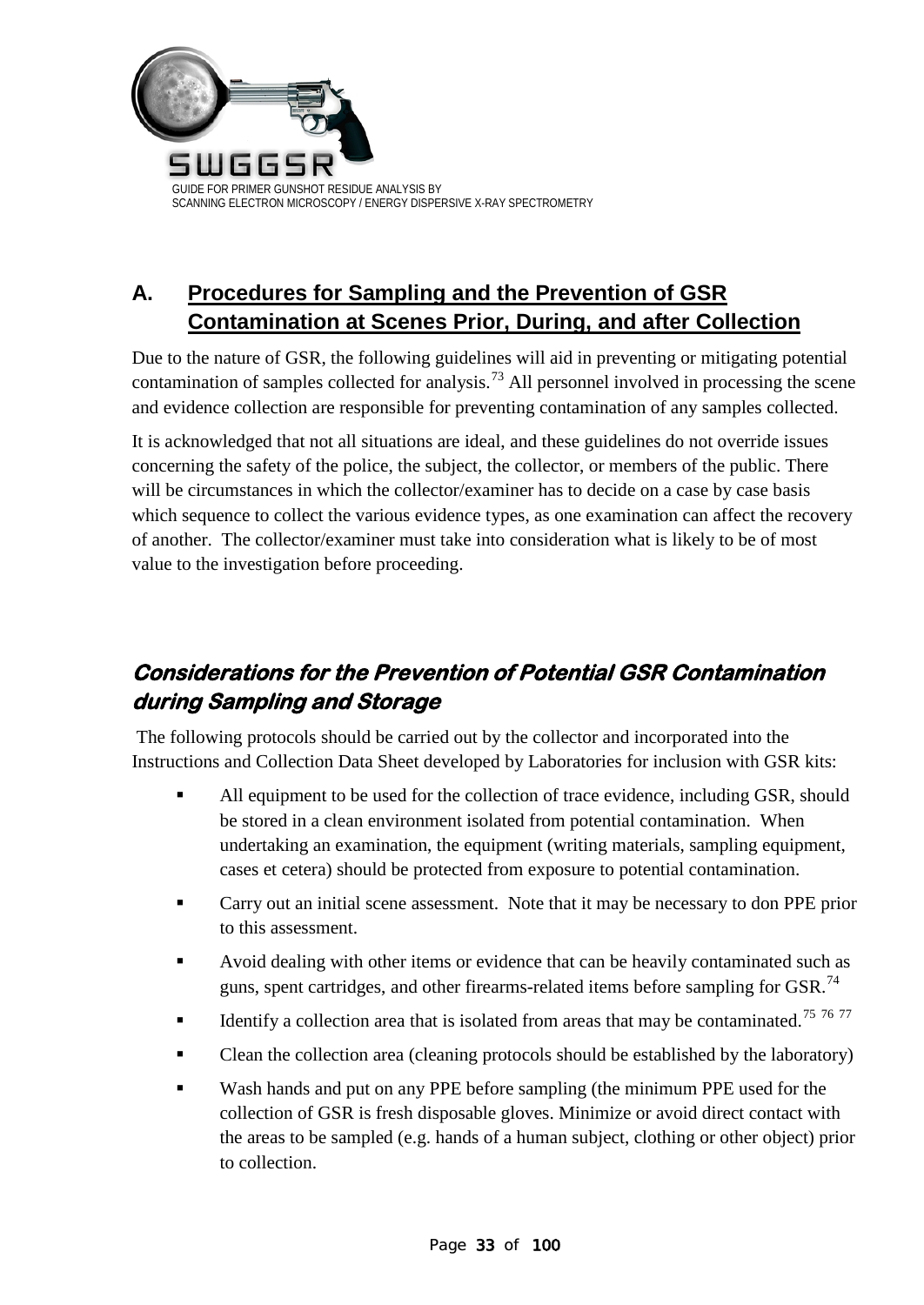## A. Procedures for Sampling and the Prevention of GSR Contamination at Scenes Prior, During, and after Collection

Due to the nature of GSR, the following guidelines will aid in preventing or mitigating potential contamination of samples collected for analysis.[73] All personnel involved in processing the scene and evidence collection are responsible for preventing contamination of any samples collected.

It is acknowledged that not all situations are ideal, and these guidelines do not override issues concerning the safety of the police, the subject, the collector, or members of the public. There will be circumstances in which the collector/examiner has to decide on a case by case basis which sequence to collect the various evidence types, as one examination can affect the recovery of another. The collector/examiner must take into consideration what is likely to be of most value to the investigation before proceeding.

### *Considerations for the Prevention of Potential GSR Contamination during Sampling and Storage*

The following protocols should be carried out by the collector and incorporated into the Instructions and Collection Data Sheet developed by Laboratories for inclusion with GSR kits:

- All equipment to be used for the collection of trace evidence, including GSR, should be stored in a clean environment isolated from potential contamination. When undertaking an examination, the equipment (writing materials, sampling equipment, cases et cetera) should be protected from exposure to potential contamination.
- Carry out an initial scene assessment. Note that it may be necessary to don PPE prior to this assessment.
- Avoid dealing with other items or evidence that can be heavily contaminated such as guns, spent cartridges, and other firearms-related items before sampling for GSR.[74]
- Identify a collection area that is isolated from areas that may be contaminated.[75] [76] [77]
- Clean the collection area (cleaning protocols should be established by the laboratory)
- Wash hands and put on any PPE before sampling (the minimum PPE used for the collection of GSR is fresh disposable gloves. Minimize or avoid direct contact with the areas to be sampled (e.g. hands of a human subject, clothing or other object) prior to collection.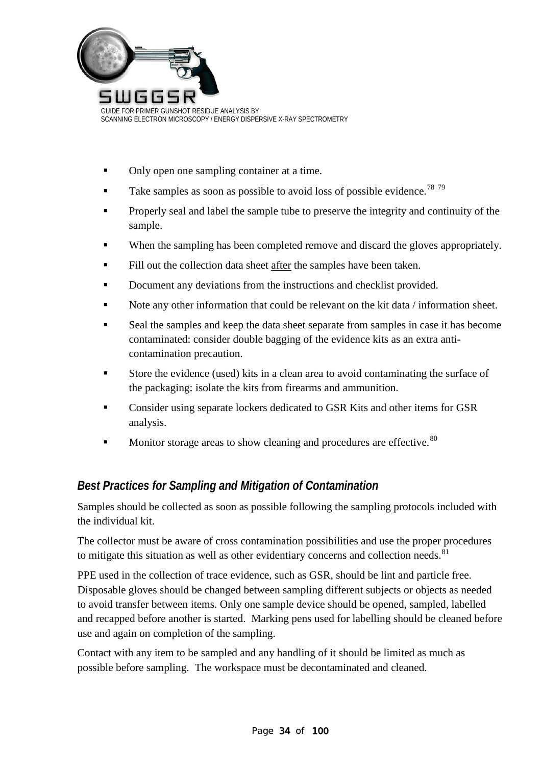- Only open one sampling container at a time.
- Take samples as soon as possible to avoid loss of possible evidence.[78] [79]
- Properly seal and label the sample tube to preserve the integrity and continuity of the sample.
- When the sampling has been completed remove and discard the gloves appropriately.
- Fill out the collection data sheet <u>after</u> the samples have been taken.
- Document any deviations from the instructions and checklist provided.
- Note any other information that could be relevant on the kit data / information sheet.
- Seal the samples and keep the data sheet separate from samples in case it has become contaminated: consider double bagging of the evidence kits as an extra anti-contamination precaution.
- Store the evidence (used) kits in a clean area to avoid contaminating the surface of the packaging: isolate the kits from firearms and ammunition.
- Consider using separate lockers dedicated to GSR Kits and other items for GSR analysis.
- Monitor storage areas to show cleaning and procedures are effective.[80]

### *Best Practices for Sampling and Mitigation of Contamination*

Samples should be collected as soon as possible following the sampling protocols included with the individual kit.

The collector must be aware of cross contamination possibilities and use the proper procedures to mitigate this situation as well as other evidentiary concerns and collection needs.[81]

PPE used in the collection of trace evidence, such as GSR, should be lint and particle free. Disposable gloves should be changed between sampling different subjects or objects as needed to avoid transfer between items. Only one sample device should be opened, sampled, labelled and recapped before another is started. Marking pens used for labelling should be cleaned before use and again on completion of the sampling.

Contact with any item to be sampled and any handling of it should be limited as much as possible before sampling. The workspace must be decontaminated and cleaned.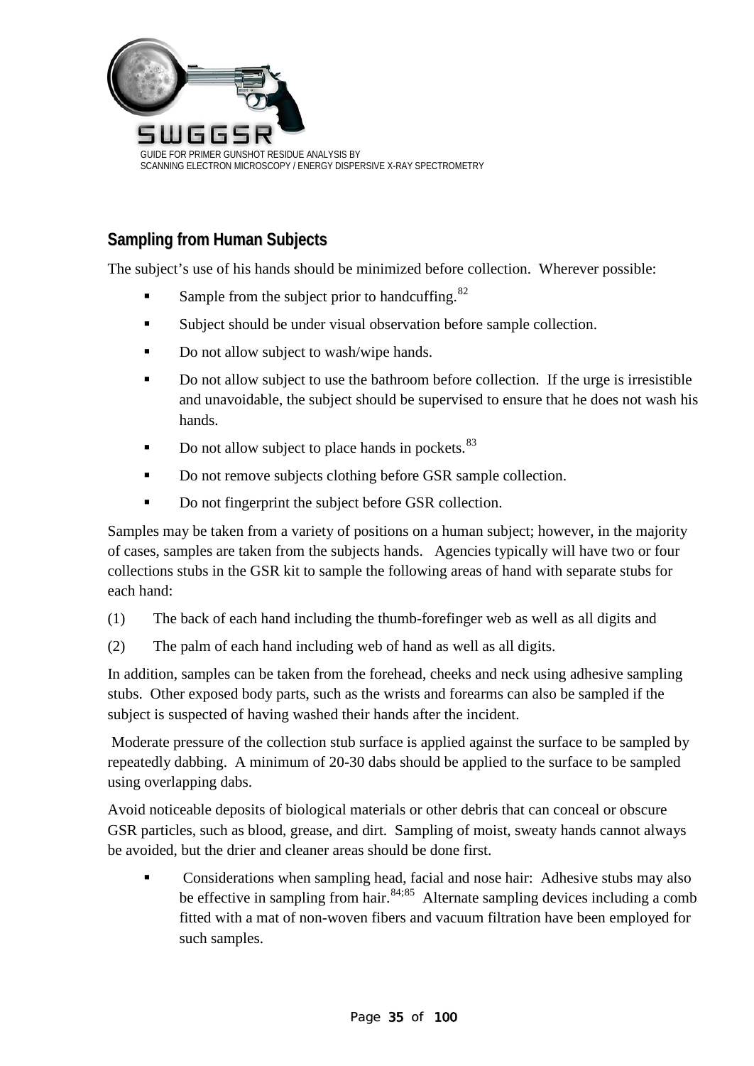## Sampling from Human Subjects

The subject's use of his hands should be minimized before collection. Wherever possible:

- Sample from the subject prior to handcuffing.[82]
- Subject should be under visual observation before sample collection.
- Do not allow subject to wash/wipe hands.
- Do not allow subject to use the bathroom before collection. If the urge is irresistible and unavoidable, the subject should be supervised to ensure that he does not wash his hands.
- Do not allow subject to place hands in pockets.[83]
- Do not remove subjects clothing before GSR sample collection.
- Do not fingerprint the subject before GSR collection.

Samples may be taken from a variety of positions on a human subject; however, in the majority of cases, samples are taken from the subjects hands. Agencies typically will have two or four collections stubs in the GSR kit to sample the following areas of hand with separate stubs for each hand:

(1) The back of each hand including the thumb-forefinger web as well as all digits and

(2) The palm of each hand including web of hand as well as all digits.

In addition, samples can be taken from the forehead, cheeks and neck using adhesive sampling stubs. Other exposed body parts, such as the wrists and forearms can also be sampled if the subject is suspected of having washed their hands after the incident.

Moderate pressure of the collection stub surface is applied against the surface to be sampled by repeatedly dabbing. A minimum of 20-30 dabs should be applied to the surface to be sampled using overlapping dabs.

Avoid noticeable deposits of biological materials or other debris that can conceal or obscure GSR particles, such as blood, grease, and dirt. Sampling of moist, sweaty hands cannot always be avoided, but the drier and cleaner areas should be done first.

- Considerations when sampling head, facial and nose hair: Adhesive stubs may also be effective in sampling from hair.[84;85] Alternate sampling devices including a comb fitted with a mat of non-woven fibers and vacuum filtration have been employed for such samples.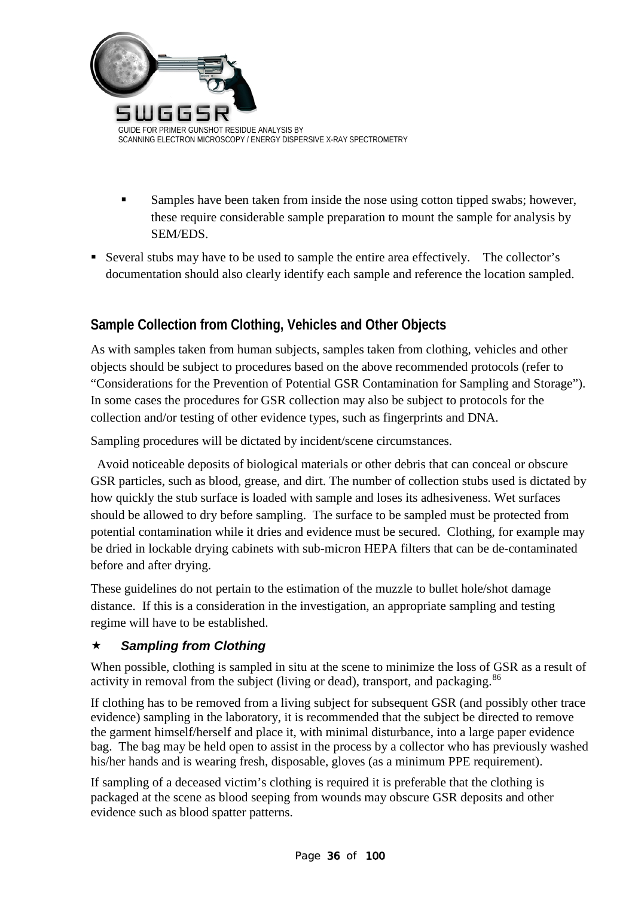- Samples have been taken from inside the nose using cotton tipped swabs; however, these require considerable sample preparation to mount the sample for analysis by SEM/EDS.
- Several stubs may have to be used to sample the entire area effectively. The collector's documentation should also clearly identify each sample and reference the location sampled.

## Sample Collection from Clothing, Vehicles and Other Objects

As with samples taken from human subjects, samples taken from clothing, vehicles and other objects should be subject to procedures based on the above recommended protocols (refer to "Considerations for the Prevention of Potential GSR Contamination for Sampling and Storage"). In some cases the procedures for GSR collection may also be subject to protocols for the collection and/or testing of other evidence types, such as fingerprints and DNA.

Sampling procedures will be dictated by incident/scene circumstances.

Avoid noticeable deposits of biological materials or other debris that can conceal or obscure GSR particles, such as blood, grease, and dirt. The number of collection stubs used is dictated by how quickly the stub surface is loaded with sample and loses its adhesiveness. Wet surfaces should be allowed to dry before sampling. The surface to be sampled must be protected from potential contamination while it dries and evidence must be secured. Clothing, for example may be dried in lockable drying cabinets with sub-micron HEPA filters that can be de-contaminated before and after drying.

These guidelines do not pertain to the estimation of the muzzle to bullet hole/shot damage distance. If this is a consideration in the investigation, an appropriate sampling and testing regime will have to be established.

### ⋆ *Sampling from Clothing*

When possible, clothing is sampled in situ at the scene to minimize the loss of GSR as a result of activity in removal from the subject (living or dead), transport, and packaging.[86]

If clothing has to be removed from a living subject for subsequent GSR (and possibly other trace evidence) sampling in the laboratory, it is recommended that the subject be directed to remove the garment himself/herself and place it, with minimal disturbance, into a large paper evidence bag. The bag may be held open to assist in the process by a collector who has previously washed his/her hands and is wearing fresh, disposable, gloves (as a minimum PPE requirement).

If sampling of a deceased victim's clothing is required it is preferable that the clothing is packaged at the scene as blood seeping from wounds may obscure GSR deposits and other evidence such as blood spatter patterns.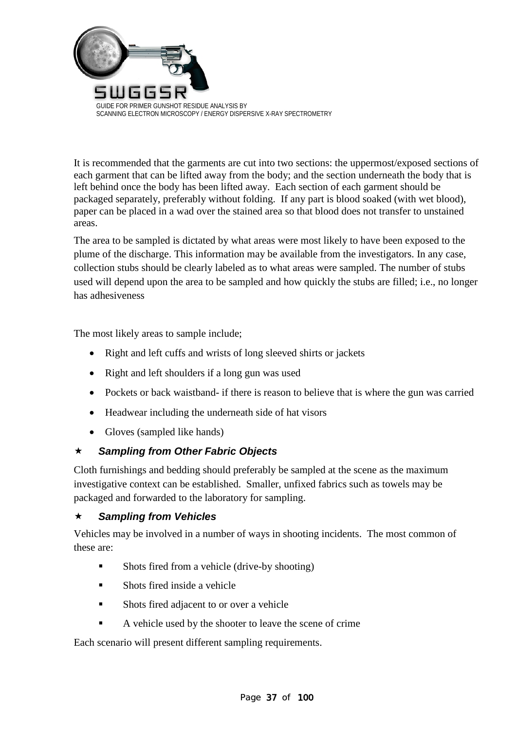It is recommended that the garments are cut into two sections: the uppermost/exposed sections of each garment that can be lifted away from the body; and the section underneath the body that is left behind once the body has been lifted away. Each section of each garment should be packaged separately, preferably without folding. If any part is blood soaked (with wet blood), paper can be placed in a wad over the stained area so that blood does not transfer to unstained areas.

The area to be sampled is dictated by what areas were most likely to have been exposed to the plume of the discharge. This information may be available from the investigators. In any case, collection stubs should be clearly labeled as to what areas were sampled. The number of stubs used will depend upon the area to be sampled and how quickly the stubs are filled; i.e., no longer has adhesiveness

The most likely areas to sample include;

- Right and left cuffs and wrists of long sleeved shirts or jackets
- Right and left shoulders if a long gun was used
- Pockets or back waistband- if there is reason to believe that is where the gun was carried
- Headwear including the underneath side of hat visors
- Gloves (sampled like hands)

### ⋆ *Sampling from Other Fabric Objects*

Cloth furnishings and bedding should preferably be sampled at the scene as the maximum investigative context can be established. Smaller, unfixed fabrics such as towels may be packaged and forwarded to the laboratory for sampling.

### ⋆ *Sampling from Vehicles*

Vehicles may be involved in a number of ways in shooting incidents. The most common of these are:

- Shots fired from a vehicle (drive-by shooting)
- Shots fired inside a vehicle
- Shots fired adjacent to or over a vehicle
- A vehicle used by the shooter to leave the scene of crime

Each scenario will present different sampling requirements.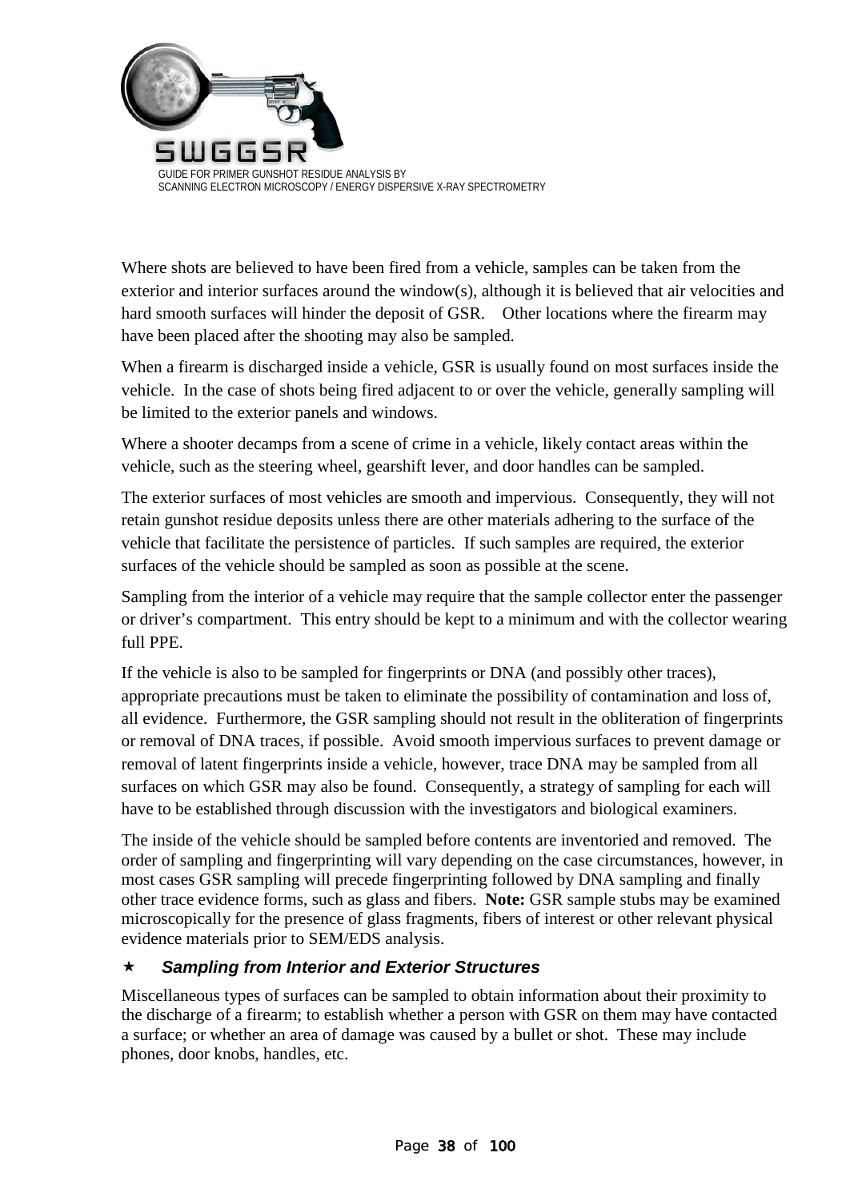Where shots are believed to have been fired from a vehicle, samples can be taken from the exterior and interior surfaces around the window(s), although it is believed that air velocities and hard smooth surfaces will hinder the deposit of GSR. Other locations where the firearm may have been placed after the shooting may also be sampled.

When a firearm is discharged inside a vehicle, GSR is usually found on most surfaces inside the vehicle. In the case of shots being fired adjacent to or over the vehicle, generally sampling will be limited to the exterior panels and windows.

Where a shooter decamps from a scene of crime in a vehicle, likely contact areas within the vehicle, such as the steering wheel, gearshift lever, and door handles can be sampled.

The exterior surfaces of most vehicles are smooth and impervious. Consequently, they will not retain gunshot residue deposits unless there are other materials adhering to the surface of the vehicle that facilitate the persistence of particles. If such samples are required, the exterior surfaces of the vehicle should be sampled as soon as possible at the scene.

Sampling from the interior of a vehicle may require that the sample collector enter the passenger or driver's compartment. This entry should be kept to a minimum and with the collector wearing full PPE.

If the vehicle is also to be sampled for fingerprints or DNA (and possibly other traces), appropriate precautions must be taken to eliminate the possibility of contamination and loss of, all evidence. Furthermore, the GSR sampling should not result in the obliteration of fingerprints or removal of DNA traces, if possible. Avoid smooth impervious surfaces to prevent damage or removal of latent fingerprints inside a vehicle, however, trace DNA may be sampled from all surfaces on which GSR may also be found. Consequently, a strategy of sampling for each will have to be established through discussion with the investigators and biological examiners.

The inside of the vehicle should be sampled before contents are inventoried and removed. The order of sampling and fingerprinting will vary depending on the case circumstances, however, in most cases GSR sampling will precede fingerprinting followed by DNA sampling and finally other trace evidence forms, such as glass and fibers. **Note:** GSR sample stubs may be examined microscopically for the presence of glass fragments, fibers of interest or other relevant physical evidence materials prior to SEM/EDS analysis.

### ★ *Sampling from Interior and Exterior Structures*

Miscellaneous types of surfaces can be sampled to obtain information about their proximity to the discharge of a firearm; to establish whether a person with GSR on them may have contacted a surface; or whether an area of damage was caused by a bullet or shot. These may include phones, door knobs, handles, etc.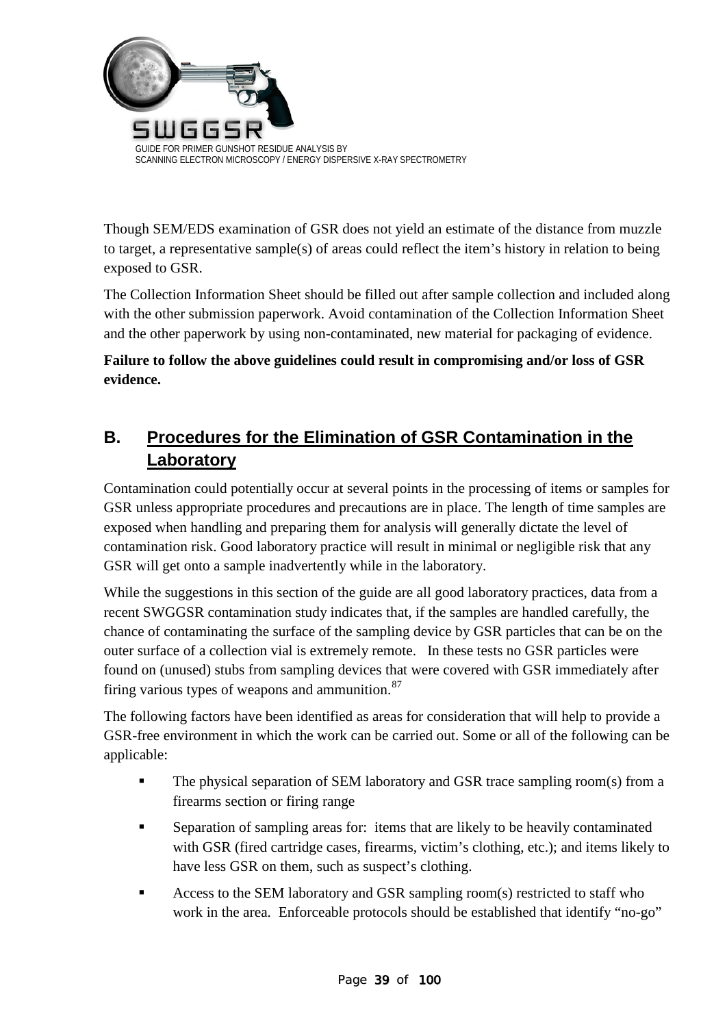Though SEM/EDS examination of GSR does not yield an estimate of the distance from muzzle to target, a representative sample(s) of areas could reflect the item's history in relation to being exposed to GSR.

The Collection Information Sheet should be filled out after sample collection and included along with the other submission paperwork. Avoid contamination of the Collection Information Sheet and the other paperwork by using non-contaminated, new material for packaging of evidence.

**Failure to follow the above guidelines could result in compromising and/or loss of GSR evidence.**

## B. Procedures for the Elimination of GSR Contamination in the Laboratory

Contamination could potentially occur at several points in the processing of items or samples for GSR unless appropriate procedures and precautions are in place. The length of time samples are exposed when handling and preparing them for analysis will generally dictate the level of contamination risk. Good laboratory practice will result in minimal or negligible risk that any GSR will get onto a sample inadvertently while in the laboratory.

While the suggestions in this section of the guide are all good laboratory practices, data from a recent SWGGSR contamination study indicates that, if the samples are handled carefully, the chance of contaminating the surface of the sampling device by GSR particles that can be on the outer surface of a collection vial is extremely remote. In these tests no GSR particles were found on (unused) stubs from sampling devices that were covered with GSR immediately after firing various types of weapons and ammunition.[87]

The following factors have been identified as areas for consideration that will help to provide a GSR-free environment in which the work can be carried out. Some or all of the following can be applicable:

- The physical separation of SEM laboratory and GSR trace sampling room(s) from a firearms section or firing range
- Separation of sampling areas for: items that are likely to be heavily contaminated with GSR (fired cartridge cases, firearms, victim's clothing, etc.); and items likely to have less GSR on them, such as suspect's clothing.
- Access to the SEM laboratory and GSR sampling room(s) restricted to staff who work in the area. Enforceable protocols should be established that identify "no-go"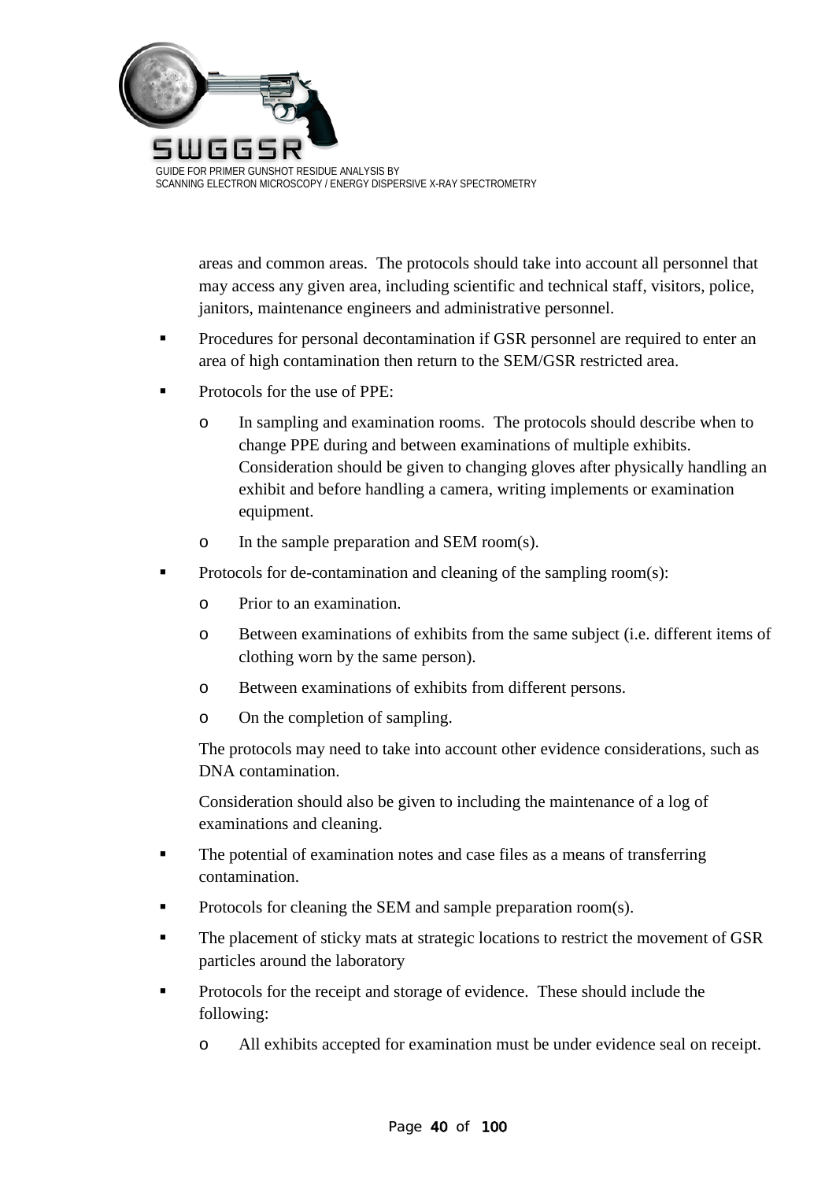areas and common areas. The protocols should take into account all personnel that may access any given area, including scientific and technical staff, visitors, police, janitors, maintenance engineers and administrative personnel.

- Procedures for personal decontamination if GSR personnel are required to enter an area of high contamination then return to the SEM/GSR restricted area.
- Protocols for the use of PPE:
  - In sampling and examination rooms. The protocols should describe when to change PPE during and between examinations of multiple exhibits. Consideration should be given to changing gloves after physically handling an exhibit and before handling a camera, writing implements or examination equipment.
  - In the sample preparation and SEM room(s).
- Protocols for de-contamination and cleaning of the sampling room(s):
  - Prior to an examination.
  - Between examinations of exhibits from the same subject (i.e. different items of clothing worn by the same person).
  - Between examinations of exhibits from different persons.
  - On the completion of sampling.

  The protocols may need to take into account other evidence considerations, such as DNA contamination.

  Consideration should also be given to including the maintenance of a log of examinations and cleaning.
- The potential of examination notes and case files as a means of transferring contamination.
- Protocols for cleaning the SEM and sample preparation room(s).
- The placement of sticky mats at strategic locations to restrict the movement of GSR particles around the laboratory
- Protocols for the receipt and storage of evidence. These should include the following:
  - All exhibits accepted for examination must be under evidence seal on receipt.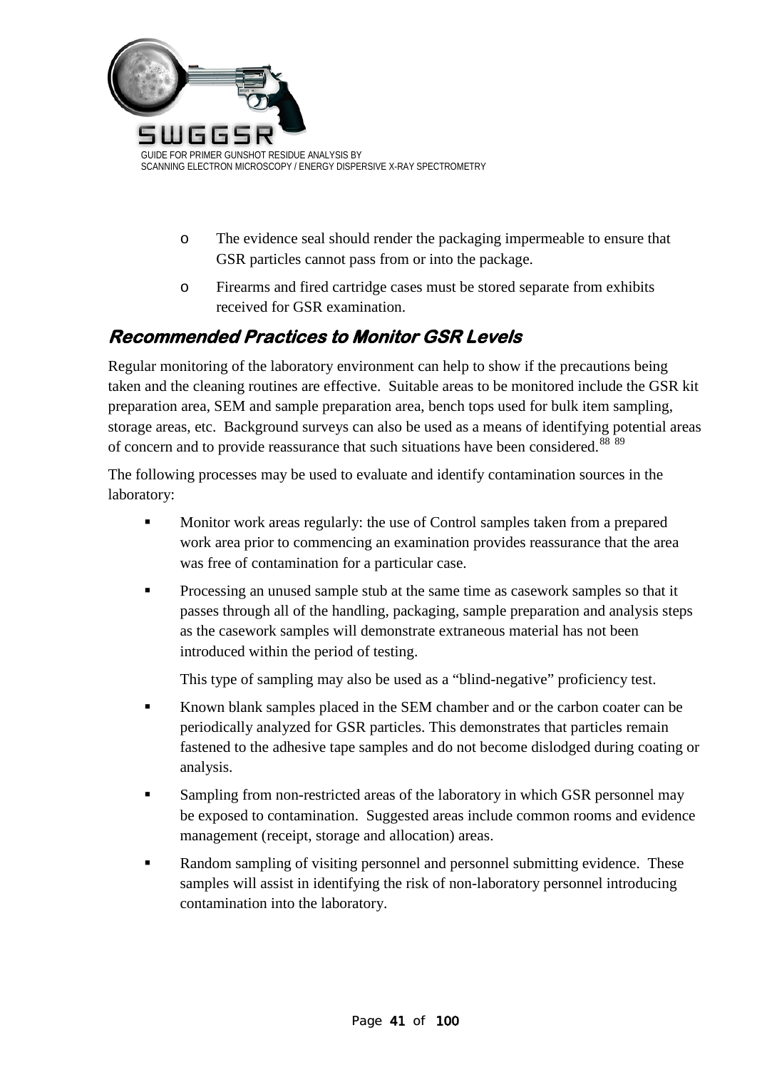- The evidence seal should render the packaging impermeable to ensure that GSR particles cannot pass from or into the package.
- Firearms and fired cartridge cases must be stored separate from exhibits received for GSR examination.

## *Recommended Practices to Monitor GSR Levels*

Regular monitoring of the laboratory environment can help to show if the precautions being taken and the cleaning routines are effective. Suitable areas to be monitored include the GSR kit preparation area, SEM and sample preparation area, bench tops used for bulk item sampling, storage areas, etc. Background surveys can also be used as a means of identifying potential areas of concern and to provide reassurance that such situations have been considered.[88, 89]

The following processes may be used to evaluate and identify contamination sources in the laboratory:

- Monitor work areas regularly: the use of Control samples taken from a prepared work area prior to commencing an examination provides reassurance that the area was free of contamination for a particular case.
- Processing an unused sample stub at the same time as casework samples so that it passes through all of the handling, packaging, sample preparation and analysis steps as the casework samples will demonstrate extraneous material has not been introduced within the period of testing.

  This type of sampling may also be used as a "blind-negative" proficiency test.
- Known blank samples placed in the SEM chamber and or the carbon coater can be periodically analyzed for GSR particles. This demonstrates that particles remain fastened to the adhesive tape samples and do not become dislodged during coating or analysis.
- Sampling from non-restricted areas of the laboratory in which GSR personnel may be exposed to contamination. Suggested areas include common rooms and evidence management (receipt, storage and allocation) areas.
- Random sampling of visiting personnel and personnel submitting evidence. These samples will assist in identifying the risk of non-laboratory personnel introducing contamination into the laboratory.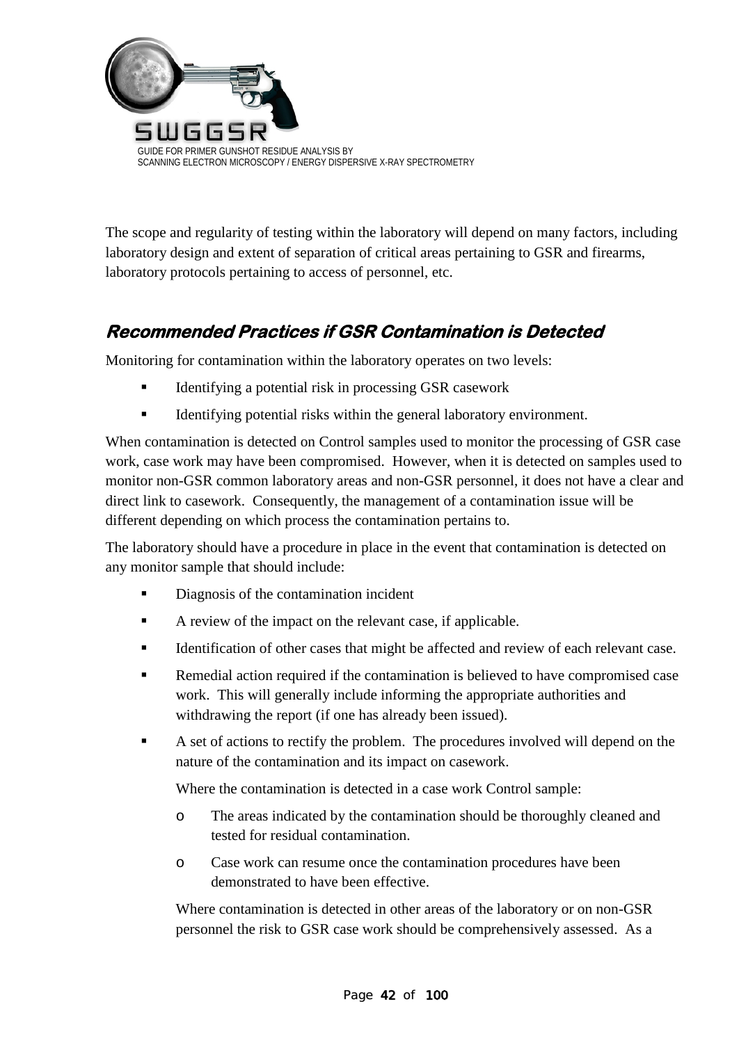The scope and regularity of testing within the laboratory will depend on many factors, including laboratory design and extent of separation of critical areas pertaining to GSR and firearms, laboratory protocols pertaining to access of personnel, etc.

## *Recommended Practices if GSR Contamination is Detected*

Monitoring for contamination within the laboratory operates on two levels:

- Identifying a potential risk in processing GSR casework
- Identifying potential risks within the general laboratory environment.

When contamination is detected on Control samples used to monitor the processing of GSR case work, case work may have been compromised. However, when it is detected on samples used to monitor non-GSR common laboratory areas and non-GSR personnel, it does not have a clear and direct link to casework. Consequently, the management of a contamination issue will be different depending on which process the contamination pertains to.

The laboratory should have a procedure in place in the event that contamination is detected on any monitor sample that should include:

- Diagnosis of the contamination incident
- A review of the impact on the relevant case, if applicable.
- Identification of other cases that might be affected and review of each relevant case.
- Remedial action required if the contamination is believed to have compromised case work. This will generally include informing the appropriate authorities and withdrawing the report (if one has already been issued).
- A set of actions to rectify the problem. The procedures involved will depend on the nature of the contamination and its impact on casework.

  Where the contamination is detected in a case work Control sample:

  - The areas indicated by the contamination should be thoroughly cleaned and tested for residual contamination.
  - Case work can resume once the contamination procedures have been demonstrated to have been effective.

  Where contamination is detected in other areas of the laboratory or on non-GSR personnel the risk to GSR case work should be comprehensively assessed. As a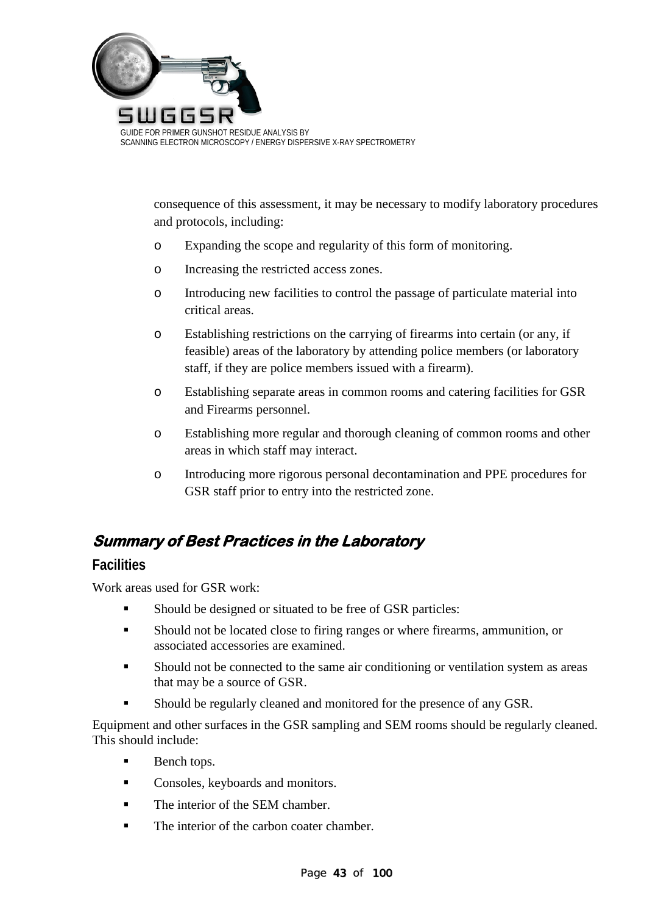consequence of this assessment, it may be necessary to modify laboratory procedures and protocols, including:

- Expanding the scope and regularity of this form of monitoring.
- Increasing the restricted access zones.
- Introducing new facilities to control the passage of particulate material into critical areas.
- Establishing restrictions on the carrying of firearms into certain (or any, if feasible) areas of the laboratory by attending police members (or laboratory staff, if they are police members issued with a firearm).
- Establishing separate areas in common rooms and catering facilities for GSR and Firearms personnel.
- Establishing more regular and thorough cleaning of common rooms and other areas in which staff may interact.
- Introducing more rigorous personal decontamination and PPE procedures for GSR staff prior to entry into the restricted zone.

## *Summary of Best Practices in the Laboratory*

### Facilities

Work areas used for GSR work:

- Should be designed or situated to be free of GSR particles:
- Should not be located close to firing ranges or where firearms, ammunition, or associated accessories are examined.
- Should not be connected to the same air conditioning or ventilation system as areas that may be a source of GSR.
- Should be regularly cleaned and monitored for the presence of any GSR.

Equipment and other surfaces in the GSR sampling and SEM rooms should be regularly cleaned. This should include:

- Bench tops.
- Consoles, keyboards and monitors.
- The interior of the SEM chamber.
- The interior of the carbon coater chamber.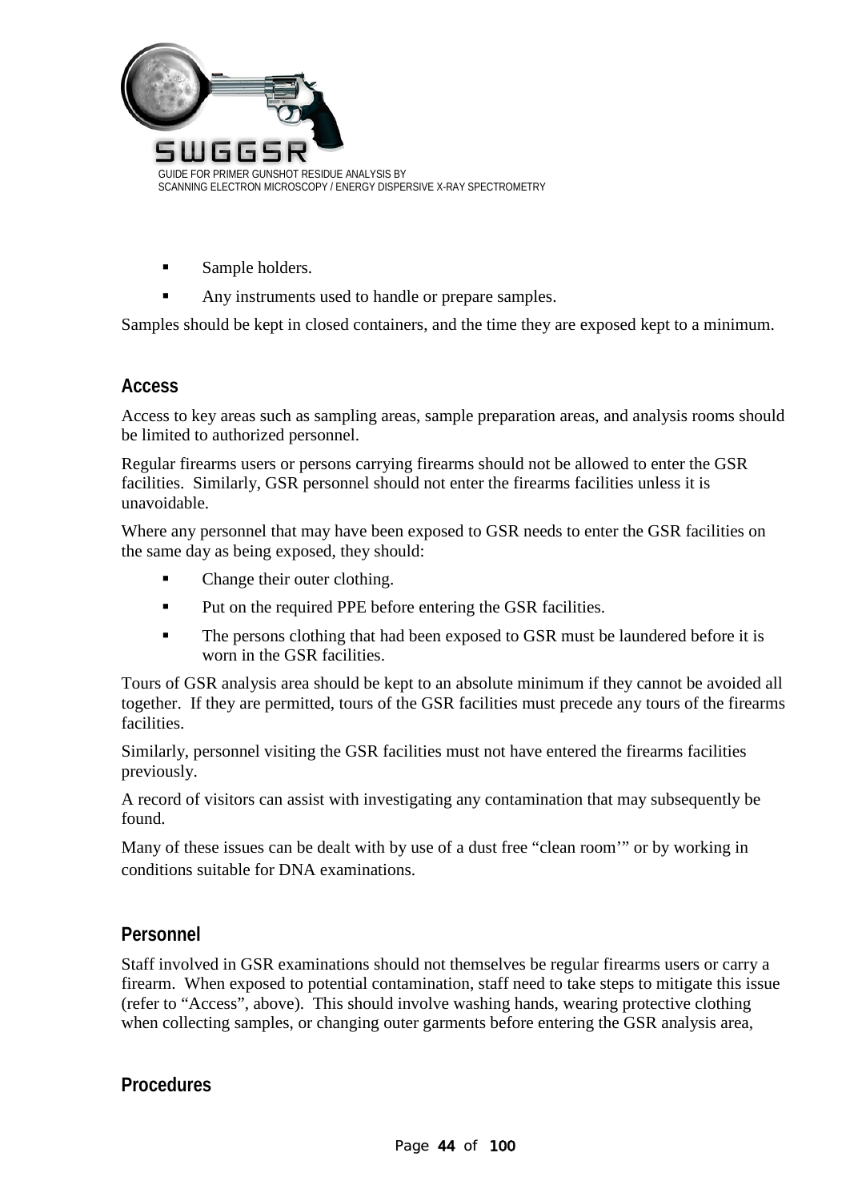- Sample holders.
- Any instruments used to handle or prepare samples.

Samples should be kept in closed containers, and the time they are exposed kept to a minimum.

## Access

Access to key areas such as sampling areas, sample preparation areas, and analysis rooms should be limited to authorized personnel.

Regular firearms users or persons carrying firearms should not be allowed to enter the GSR facilities. Similarly, GSR personnel should not enter the firearms facilities unless it is unavoidable.

Where any personnel that may have been exposed to GSR needs to enter the GSR facilities on the same day as being exposed, they should:

- Change their outer clothing.
- Put on the required PPE before entering the GSR facilities.
- The persons clothing that had been exposed to GSR must be laundered before it is worn in the GSR facilities.

Tours of GSR analysis area should be kept to an absolute minimum if they cannot be avoided all together. If they are permitted, tours of the GSR facilities must precede any tours of the firearms facilities.

Similarly, personnel visiting the GSR facilities must not have entered the firearms facilities previously.

A record of visitors can assist with investigating any contamination that may subsequently be found.

Many of these issues can be dealt with by use of a dust free "clean room'" or by working in conditions suitable for DNA examinations.

## Personnel

Staff involved in GSR examinations should not themselves be regular firearms users or carry a firearm. When exposed to potential contamination, staff need to take steps to mitigate this issue (refer to "Access", above). This should involve washing hands, wearing protective clothing when collecting samples, or changing outer garments before entering the GSR analysis area,

## Procedures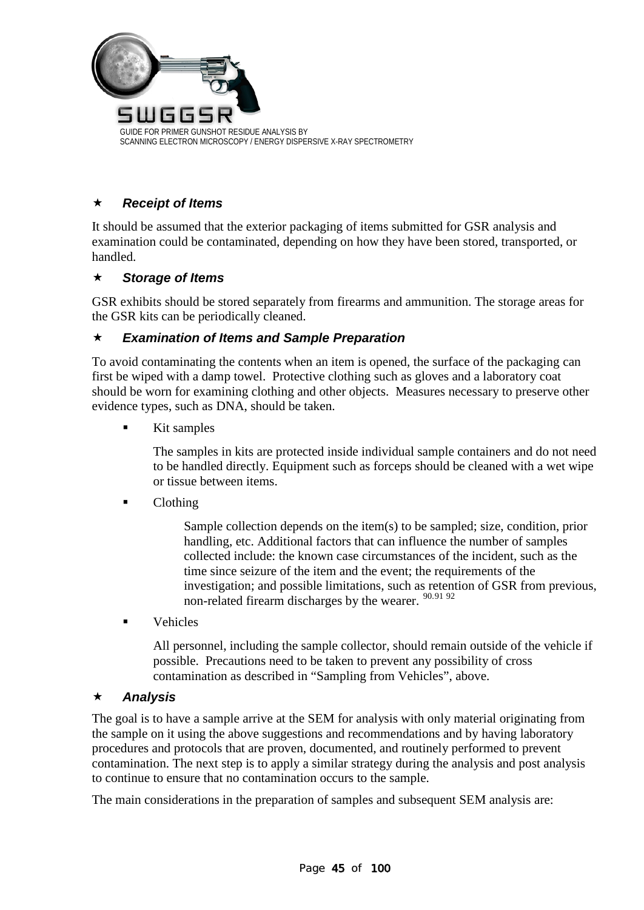### ★ *Receipt of Items*

It should be assumed that the exterior packaging of items submitted for GSR analysis and examination could be contaminated, depending on how they have been stored, transported, or handled.

### ★ *Storage of Items*

GSR exhibits should be stored separately from firearms and ammunition. The storage areas for the GSR kits can be periodically cleaned.

### ★ *Examination of Items and Sample Preparation*

To avoid contaminating the contents when an item is opened, the surface of the packaging can first be wiped with a damp towel. Protective clothing such as gloves and a laboratory coat should be worn for examining clothing and other objects. Measures necessary to preserve other evidence types, such as DNA, should be taken.

- Kit samples

  The samples in kits are protected inside individual sample containers and do not need to be handled directly. Equipment such as forceps should be cleaned with a wet wipe or tissue between items.

- Clothing

  Sample collection depends on the item(s) to be sampled; size, condition, prior handling, etc. Additional factors that can influence the number of samples collected include: the known case circumstances of the incident, such as the time since seizure of the item and the event; the requirements of the investigation; and possible limitations, such as retention of GSR from previous, non-related firearm discharges by the wearer. [90.91 92]

- Vehicles

  All personnel, including the sample collector, should remain outside of the vehicle if possible. Precautions need to be taken to prevent any possibility of cross contamination as described in "Sampling from Vehicles", above.

### ★ *Analysis*

The goal is to have a sample arrive at the SEM for analysis with only material originating from the sample on it using the above suggestions and recommendations and by having laboratory procedures and protocols that are proven, documented, and routinely performed to prevent contamination. The next step is to apply a similar strategy during the analysis and post analysis to continue to ensure that no contamination occurs to the sample.

The main considerations in the preparation of samples and subsequent SEM analysis are: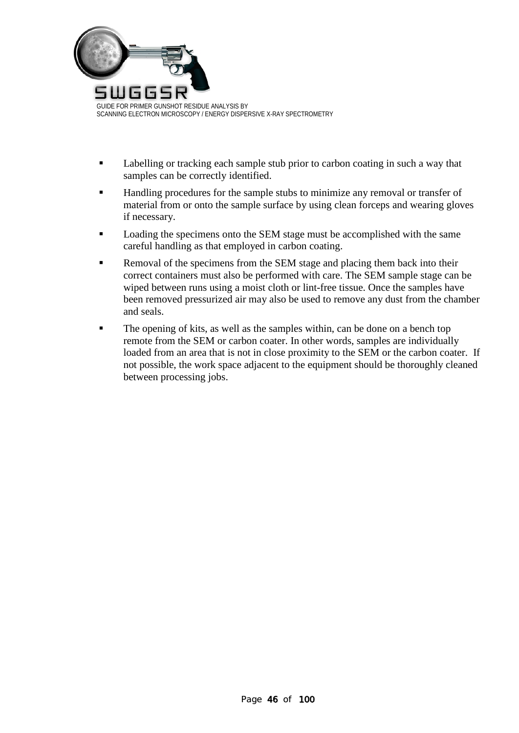- Labelling or tracking each sample stub prior to carbon coating in such a way that samples can be correctly identified.
- Handling procedures for the sample stubs to minimize any removal or transfer of material from or onto the sample surface by using clean forceps and wearing gloves if necessary.
- Loading the specimens onto the SEM stage must be accomplished with the same careful handling as that employed in carbon coating.
- Removal of the specimens from the SEM stage and placing them back into their correct containers must also be performed with care. The SEM sample stage can be wiped between runs using a moist cloth or lint-free tissue. Once the samples have been removed pressurized air may also be used to remove any dust from the chamber and seals.
- The opening of kits, as well as the samples within, can be done on a bench top remote from the SEM or carbon coater. In other words, samples are individually loaded from an area that is not in close proximity to the SEM or the carbon coater. If not possible, the work space adjacent to the equipment should be thoroughly cleaned between processing jobs.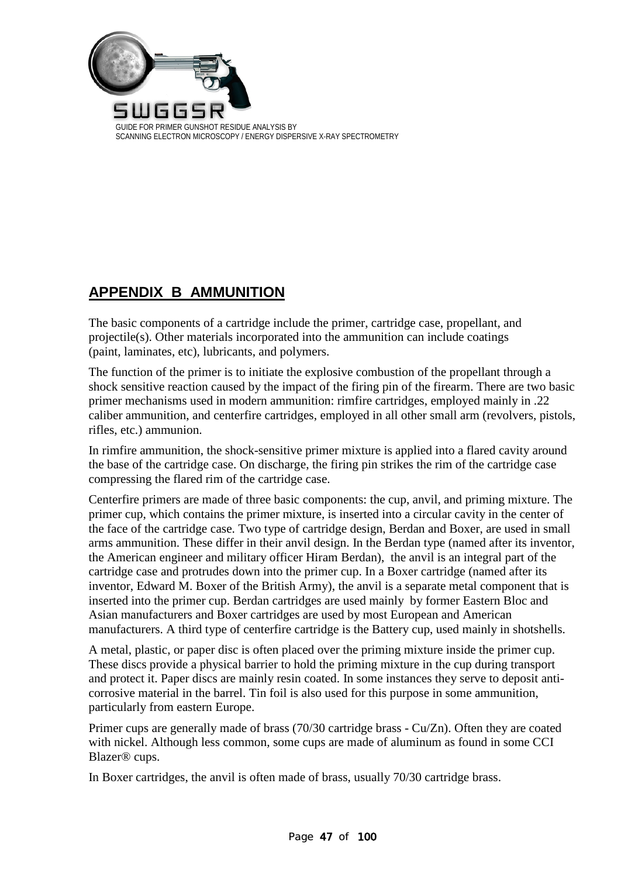## APPENDIX B AMMUNITION

The basic components of a cartridge include the primer, cartridge case, propellant, and projectile(s). Other materials incorporated into the ammunition can include coatings (paint, laminates, etc), lubricants, and polymers.

The function of the primer is to initiate the explosive combustion of the propellant through a shock sensitive reaction caused by the impact of the firing pin of the firearm. There are two basic primer mechanisms used in modern ammunition: rimfire cartridges, employed mainly in .22 caliber ammunition, and centerfire cartridges, employed in all other small arm (revolvers, pistols, rifles, etc.) ammunion.

In rimfire ammunition, the shock-sensitive primer mixture is applied into a flared cavity around the base of the cartridge case. On discharge, the firing pin strikes the rim of the cartridge case compressing the flared rim of the cartridge case.

Centerfire primers are made of three basic components: the cup, anvil, and priming mixture. The primer cup, which contains the primer mixture, is inserted into a circular cavity in the center of the face of the cartridge case. Two type of cartridge design, Berdan and Boxer, are used in small arms ammunition. These differ in their anvil design. In the Berdan type (named after its inventor, the American engineer and military officer Hiram Berdan), the anvil is an integral part of the cartridge case and protrudes down into the primer cup. In a Boxer cartridge (named after its inventor, Edward M. Boxer of the British Army), the anvil is a separate metal component that is inserted into the primer cup. Berdan cartridges are used mainly by former Eastern Bloc and Asian manufacturers and Boxer cartridges are used by most European and American manufacturers. A third type of centerfire cartridge is the Battery cup, used mainly in shotshells.

A metal, plastic, or paper disc is often placed over the priming mixture inside the primer cup. These discs provide a physical barrier to hold the priming mixture in the cup during transport and protect it. Paper discs are mainly resin coated. In some instances they serve to deposit anti-corrosive material in the barrel. Tin foil is also used for this purpose in some ammunition, particularly from eastern Europe.

Primer cups are generally made of brass (70/30 cartridge brass - Cu/Zn). Often they are coated with nickel. Although less common, some cups are made of aluminum as found in some CCI Blazer® cups.

In Boxer cartridges, the anvil is often made of brass, usually 70/30 cartridge brass.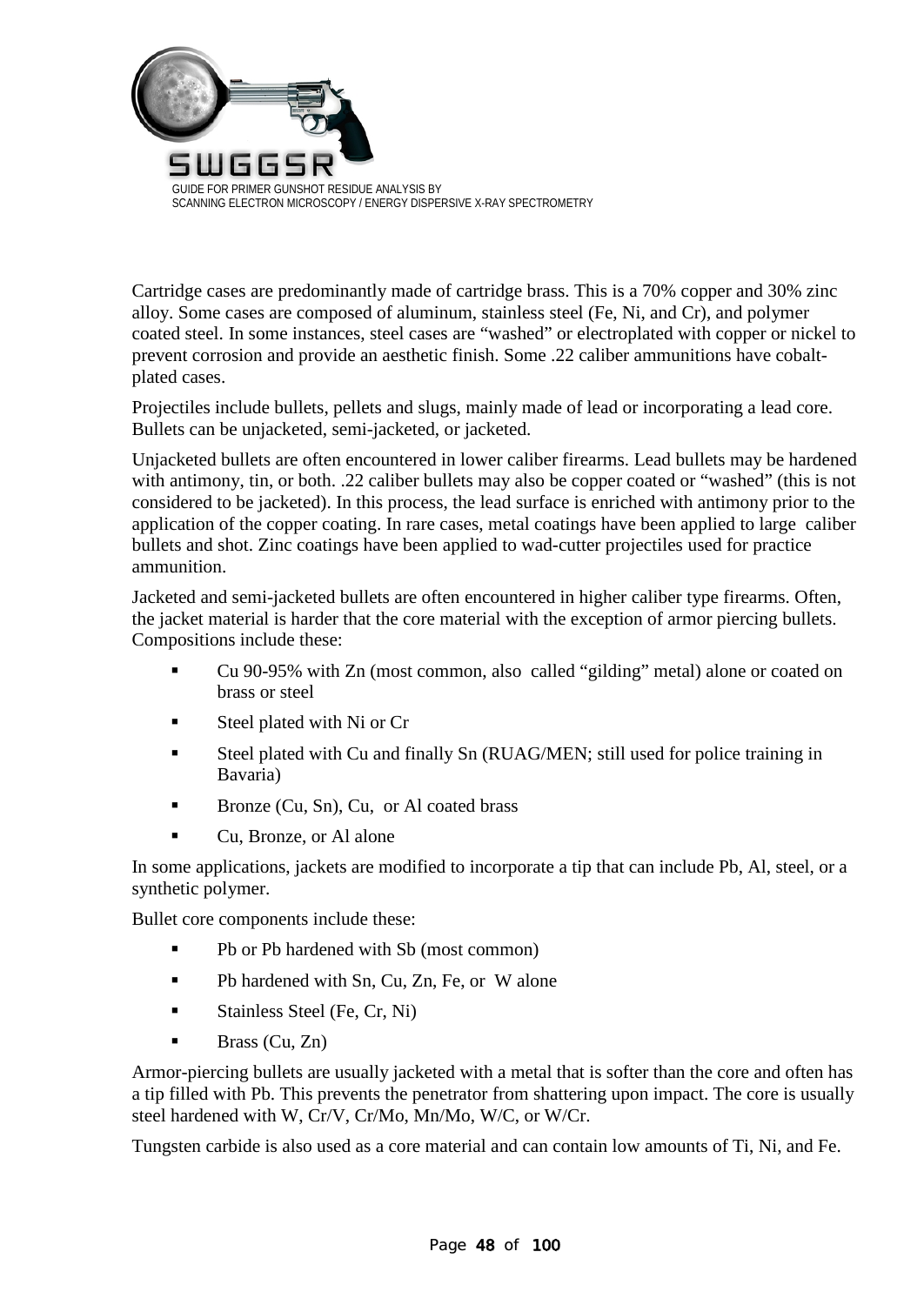Cartridge cases are predominantly made of cartridge brass. This is a 70% copper and 30% zinc alloy. Some cases are composed of aluminum, stainless steel (Fe, Ni, and Cr), and polymer coated steel. In some instances, steel cases are "washed" or electroplated with copper or nickel to prevent corrosion and provide an aesthetic finish. Some .22 caliber ammunitions have cobalt-plated cases.

Projectiles include bullets, pellets and slugs, mainly made of lead or incorporating a lead core. Bullets can be unjacketed, semi-jacketed, or jacketed.

Unjacketed bullets are often encountered in lower caliber firearms. Lead bullets may be hardened with antimony, tin, or both. .22 caliber bullets may also be copper coated or "washed" (this is not considered to be jacketed). In this process, the lead surface is enriched with antimony prior to the application of the copper coating. In rare cases, metal coatings have been applied to large caliber bullets and shot. Zinc coatings have been applied to wad-cutter projectiles used for practice ammunition.

Jacketed and semi-jacketed bullets are often encountered in higher caliber type firearms. Often, the jacket material is harder that the core material with the exception of armor piercing bullets. Compositions include these:

- Cu 90-95% with Zn (most common, also called "gilding" metal) alone or coated on brass or steel
- Steel plated with Ni or Cr
- Steel plated with Cu and finally Sn (RUAG/MEN; still used for police training in Bavaria)
- Bronze (Cu, Sn), Cu, or Al coated brass
- Cu, Bronze, or Al alone

In some applications, jackets are modified to incorporate a tip that can include Pb, Al, steel, or a synthetic polymer.

Bullet core components include these:

- Pb or Pb hardened with Sb (most common)
- Pb hardened with Sn, Cu, Zn, Fe, or W alone
- Stainless Steel (Fe, Cr, Ni)
- Brass (Cu, Zn)

Armor-piercing bullets are usually jacketed with a metal that is softer than the core and often has a tip filled with Pb. This prevents the penetrator from shattering upon impact. The core is usually steel hardened with W, Cr/V, Cr/Mo, Mn/Mo, W/C, or W/Cr.

Tungsten carbide is also used as a core material and can contain low amounts of Ti, Ni, and Fe.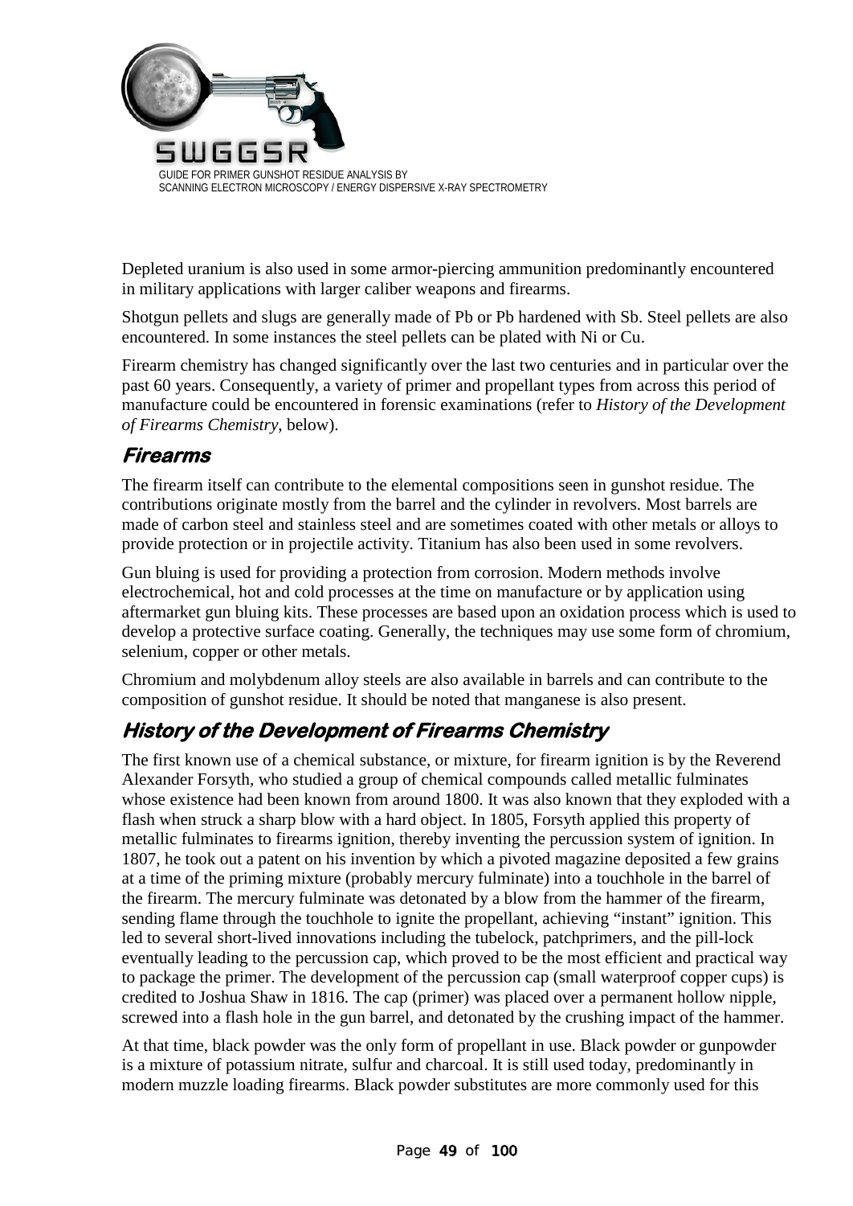Depleted uranium is also used in some armor-piercing ammunition predominantly encountered in military applications with larger caliber weapons and firearms.

Shotgun pellets and slugs are generally made of Pb or Pb hardened with Sb. Steel pellets are also encountered. In some instances the steel pellets can be plated with Ni or Cu.

Firearm chemistry has changed significantly over the last two centuries and in particular over the past 60 years. Consequently, a variety of primer and propellant types from across this period of manufacture could be encountered in forensic examinations (refer to *History of the Development of Firearms Chemistry*, below).

## Firearms

The firearm itself can contribute to the elemental compositions seen in gunshot residue. The contributions originate mostly from the barrel and the cylinder in revolvers. Most barrels are made of carbon steel and stainless steel and are sometimes coated with other metals or alloys to provide protection or in projectile activity. Titanium has also been used in some revolvers.

Gun bluing is used for providing a protection from corrosion. Modern methods involve electrochemical, hot and cold processes at the time on manufacture or by application using aftermarket gun bluing kits. These processes are based upon an oxidation process which is used to develop a protective surface coating. Generally, the techniques may use some form of chromium, selenium, copper or other metals.

Chromium and molybdenum alloy steels are also available in barrels and can contribute to the composition of gunshot residue. It should be noted that manganese is also present.

## History of the Development of Firearms Chemistry

The first known use of a chemical substance, or mixture, for firearm ignition is by the Reverend Alexander Forsyth, who studied a group of chemical compounds called metallic fulminates whose existence had been known from around 1800. It was also known that they exploded with a flash when struck a sharp blow with a hard object. In 1805, Forsyth applied this property of metallic fulminates to firearms ignition, thereby inventing the percussion system of ignition. In 1807, he took out a patent on his invention by which a pivoted magazine deposited a few grains at a time of the priming mixture (probably mercury fulminate) into a touchhole in the barrel of the firearm. The mercury fulminate was detonated by a blow from the hammer of the firearm, sending flame through the touchhole to ignite the propellant, achieving "instant" ignition. This led to several short-lived innovations including the tubelock, patchprimers, and the pill-lock eventually leading to the percussion cap, which proved to be the most efficient and practical way to package the primer. The development of the percussion cap (small waterproof copper cups) is credited to Joshua Shaw in 1816. The cap (primer) was placed over a permanent hollow nipple, screwed into a flash hole in the gun barrel, and detonated by the crushing impact of the hammer.

At that time, black powder was the only form of propellant in use. Black powder or gunpowder is a mixture of potassium nitrate, sulfur and charcoal. It is still used today, predominantly in modern muzzle loading firearms. Black powder substitutes are more commonly used for this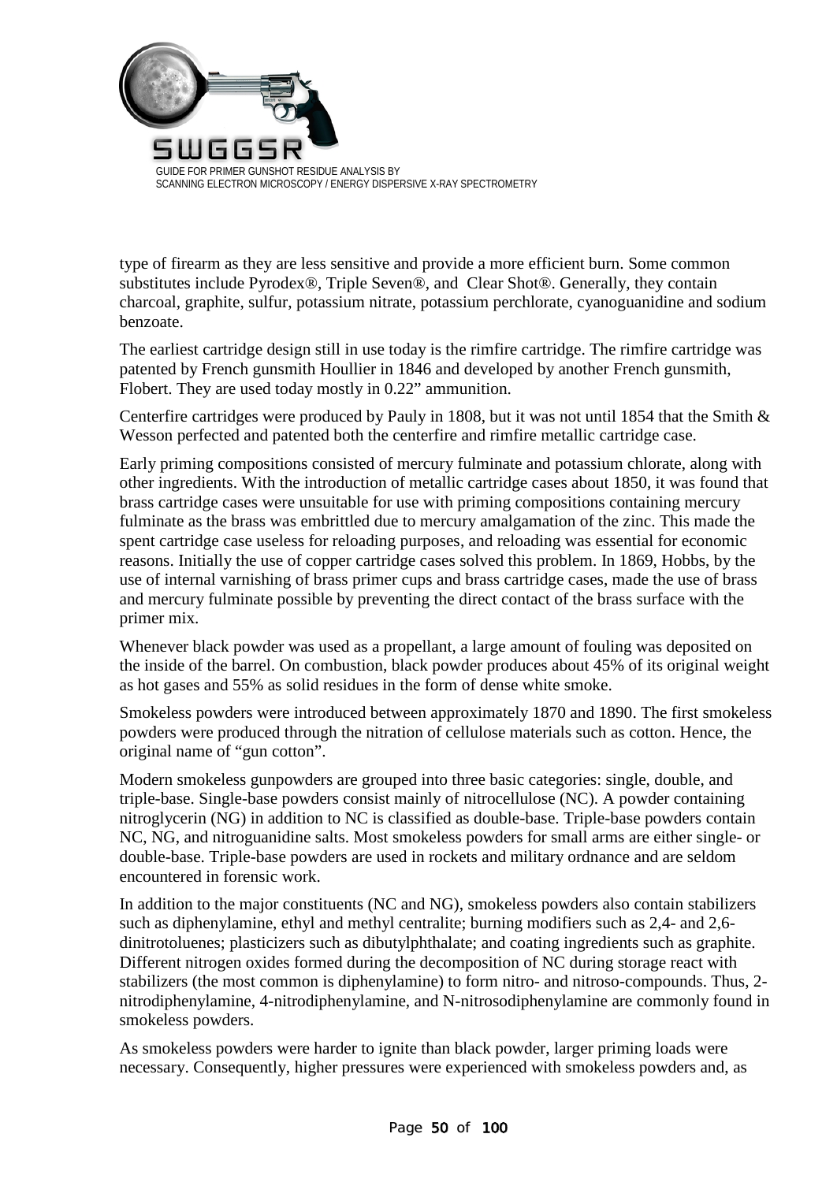type of firearm as they are less sensitive and provide a more efficient burn. Some common substitutes include Pyrodex®, Triple Seven®, and Clear Shot®. Generally, they contain charcoal, graphite, sulfur, potassium nitrate, potassium perchlorate, cyanoguanidine and sodium benzoate.

The earliest cartridge design still in use today is the rimfire cartridge. The rimfire cartridge was patented by French gunsmith Houllier in 1846 and developed by another French gunsmith, Flobert. They are used today mostly in 0.22" ammunition.

Centerfire cartridges were produced by Pauly in 1808, but it was not until 1854 that the Smith & Wesson perfected and patented both the centerfire and rimfire metallic cartridge case.

Early priming compositions consisted of mercury fulminate and potassium chlorate, along with other ingredients. With the introduction of metallic cartridge cases about 1850, it was found that brass cartridge cases were unsuitable for use with priming compositions containing mercury fulminate as the brass was embrittled due to mercury amalgamation of the zinc. This made the spent cartridge case useless for reloading purposes, and reloading was essential for economic reasons. Initially the use of copper cartridge cases solved this problem. In 1869, Hobbs, by the use of internal varnishing of brass primer cups and brass cartridge cases, made the use of brass and mercury fulminate possible by preventing the direct contact of the brass surface with the primer mix.

Whenever black powder was used as a propellant, a large amount of fouling was deposited on the inside of the barrel. On combustion, black powder produces about 45% of its original weight as hot gases and 55% as solid residues in the form of dense white smoke.

Smokeless powders were introduced between approximately 1870 and 1890. The first smokeless powders were produced through the nitration of cellulose materials such as cotton. Hence, the original name of "gun cotton".

Modern smokeless gunpowders are grouped into three basic categories: single, double, and triple-base. Single-base powders consist mainly of nitrocellulose (NC). A powder containing nitroglycerin (NG) in addition to NC is classified as double-base. Triple-base powders contain NC, NG, and nitroguanidine salts. Most smokeless powders for small arms are either single- or double-base. Triple-base powders are used in rockets and military ordnance and are seldom encountered in forensic work.

In addition to the major constituents (NC and NG), smokeless powders also contain stabilizers such as diphenylamine, ethyl and methyl centralite; burning modifiers such as 2,4- and 2,6-dinitrotoluenes; plasticizers such as dibutylphthalate; and coating ingredients such as graphite. Different nitrogen oxides formed during the decomposition of NC during storage react with stabilizers (the most common is diphenylamine) to form nitro- and nitroso-compounds. Thus, 2-nitrodiphenylamine, 4-nitrodiphenylamine, and N-nitrosodiphenylamine are commonly found in smokeless powders.

As smokeless powders were harder to ignite than black powder, larger priming loads were necessary. Consequently, higher pressures were experienced with smokeless powders and, as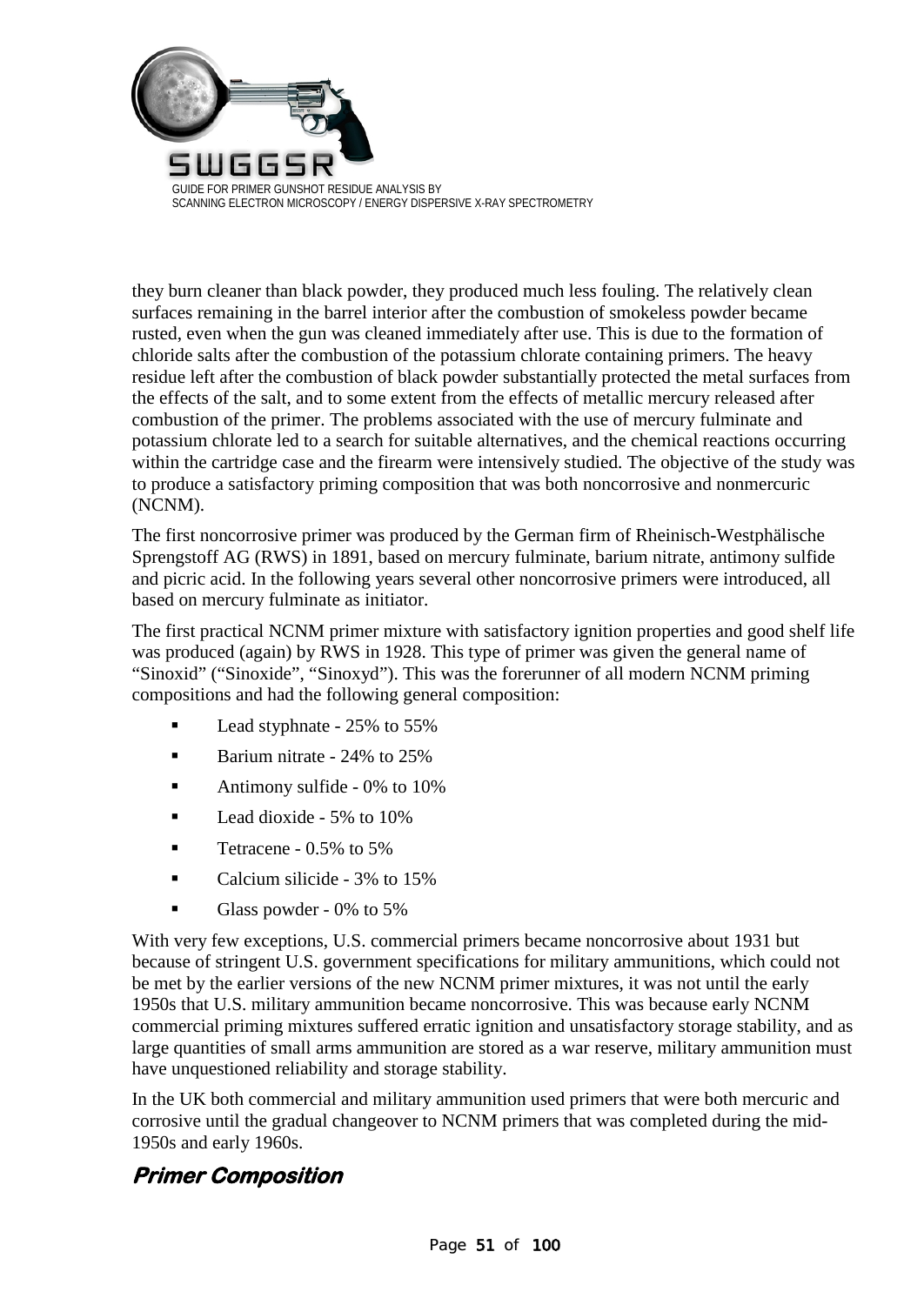they burn cleaner than black powder, they produced much less fouling. The relatively clean surfaces remaining in the barrel interior after the combustion of smokeless powder became rusted, even when the gun was cleaned immediately after use. This is due to the formation of chloride salts after the combustion of the potassium chlorate containing primers. The heavy residue left after the combustion of black powder substantially protected the metal surfaces from the effects of the salt, and to some extent from the effects of metallic mercury released after combustion of the primer. The problems associated with the use of mercury fulminate and potassium chlorate led to a search for suitable alternatives, and the chemical reactions occurring within the cartridge case and the firearm were intensively studied. The objective of the study was to produce a satisfactory priming composition that was both noncorrosive and nonmercuric (NCNM).

The first noncorrosive primer was produced by the German firm of Rheinisch-Westphälische Sprengstoff AG (RWS) in 1891, based on mercury fulminate, barium nitrate, antimony sulfide and picric acid. In the following years several other noncorrosive primers were introduced, all based on mercury fulminate as initiator.

The first practical NCNM primer mixture with satisfactory ignition properties and good shelf life was produced (again) by RWS in 1928. This type of primer was given the general name of "Sinoxid" ("Sinoxide", "Sinoxyd"). This was the forerunner of all modern NCNM priming compositions and had the following general composition:

- Lead styphnate - 25% to 55%
- Barium nitrate - 24% to 25%
- Antimony sulfide - 0% to 10%
- Lead dioxide - 5% to 10%
- Tetracene - 0.5% to 5%
- Calcium silicide - 3% to 15%
- Glass powder - 0% to 5%

With very few exceptions, U.S. commercial primers became noncorrosive about 1931 but because of stringent U.S. government specifications for military ammunitions, which could not be met by the earlier versions of the new NCNM primer mixtures, it was not until the early 1950s that U.S. military ammunition became noncorrosive. This was because early NCNM commercial priming mixtures suffered erratic ignition and unsatisfactory storage stability, and as large quantities of small arms ammunition are stored as a war reserve, military ammunition must have unquestioned reliability and storage stability.

In the UK both commercial and military ammunition used primers that were both mercuric and corrosive until the gradual changeover to NCNM primers that was completed during the mid-1950s and early 1960s.

## *Primer Composition*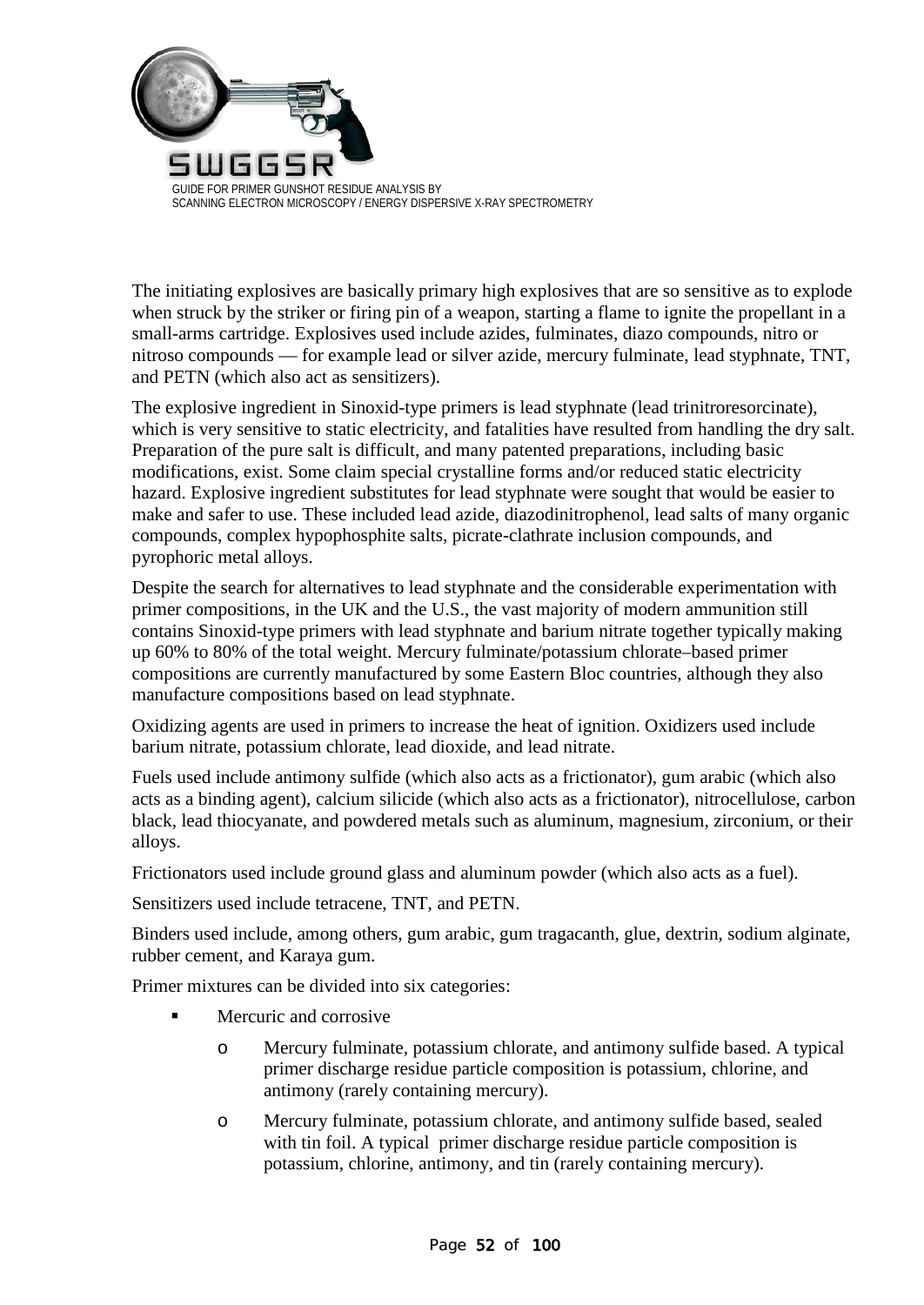The initiating explosives are basically primary high explosives that are so sensitive as to explode when struck by the striker or firing pin of a weapon, starting a flame to ignite the propellant in a small-arms cartridge. Explosives used include azides, fulminates, diazo compounds, nitro or nitroso compounds — for example lead or silver azide, mercury fulminate, lead styphnate, TNT, and PETN (which also act as sensitizers).

The explosive ingredient in Sinoxid-type primers is lead styphnate (lead trinitroresorcinate), which is very sensitive to static electricity, and fatalities have resulted from handling the dry salt. Preparation of the pure salt is difficult, and many patented preparations, including basic modifications, exist. Some claim special crystalline forms and/or reduced static electricity hazard. Explosive ingredient substitutes for lead styphnate were sought that would be easier to make and safer to use. These included lead azide, diazodinitrophenol, lead salts of many organic compounds, complex hypophosphite salts, picrate-clathrate inclusion compounds, and pyrophoric metal alloys.

Despite the search for alternatives to lead styphnate and the considerable experimentation with primer compositions, in the UK and the U.S., the vast majority of modern ammunition still contains Sinoxid-type primers with lead styphnate and barium nitrate together typically making up 60% to 80% of the total weight. Mercury fulminate/potassium chlorate–based primer compositions are currently manufactured by some Eastern Bloc countries, although they also manufacture compositions based on lead styphnate.

Oxidizing agents are used in primers to increase the heat of ignition. Oxidizers used include barium nitrate, potassium chlorate, lead dioxide, and lead nitrate.

Fuels used include antimony sulfide (which also acts as a frictionator), gum arabic (which also acts as a binding agent), calcium silicide (which also acts as a frictionator), nitrocellulose, carbon black, lead thiocyanate, and powdered metals such as aluminum, magnesium, zirconium, or their alloys.

Frictionators used include ground glass and aluminum powder (which also acts as a fuel).

Sensitizers used include tetracene, TNT, and PETN.

Binders used include, among others, gum arabic, gum tragacanth, glue, dextrin, sodium alginate, rubber cement, and Karaya gum.

Primer mixtures can be divided into six categories:

- Mercuric and corrosive
  - Mercury fulminate, potassium chlorate, and antimony sulfide based. A typical primer discharge residue particle composition is potassium, chlorine, and antimony (rarely containing mercury).
  - Mercury fulminate, potassium chlorate, and antimony sulfide based, sealed with tin foil. A typical primer discharge residue particle composition is potassium, chlorine, antimony, and tin (rarely containing mercury).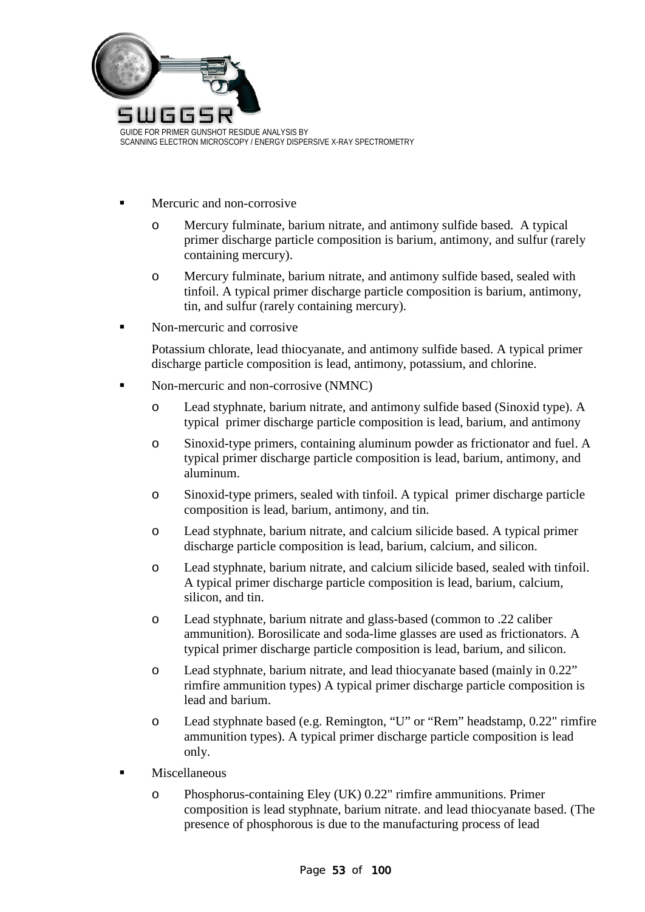- Mercuric and non-corrosive
  - Mercury fulminate, barium nitrate, and antimony sulfide based. A typical primer discharge particle composition is barium, antimony, and sulfur (rarely containing mercury).
  - Mercury fulminate, barium nitrate, and antimony sulfide based, sealed with tinfoil. A typical primer discharge particle composition is barium, antimony, tin, and sulfur (rarely containing mercury).
- Non-mercuric and corrosive

  Potassium chlorate, lead thiocyanate, and antimony sulfide based. A typical primer discharge particle composition is lead, antimony, potassium, and chlorine.
- Non-mercuric and non-corrosive (NMNC)
  - Lead styphnate, barium nitrate, and antimony sulfide based (Sinoxid type). A typical primer discharge particle composition is lead, barium, and antimony
  - Sinoxid-type primers, containing aluminum powder as frictionator and fuel. A typical primer discharge particle composition is lead, barium, antimony, and aluminum.
  - Sinoxid-type primers, sealed with tinfoil. A typical primer discharge particle composition is lead, barium, antimony, and tin.
  - Lead styphnate, barium nitrate, and calcium silicide based. A typical primer discharge particle composition is lead, barium, calcium, and silicon.
  - Lead styphnate, barium nitrate, and calcium silicide based, sealed with tinfoil. A typical primer discharge particle composition is lead, barium, calcium, silicon, and tin.
  - Lead styphnate, barium nitrate and glass-based (common to .22 caliber ammunition). Borosilicate and soda-lime glasses are used as frictionators. A typical primer discharge particle composition is lead, barium, and silicon.
  - Lead styphnate, barium nitrate, and lead thiocyanate based (mainly in 0.22" rimfire ammunition types) A typical primer discharge particle composition is lead and barium.
  - Lead styphnate based (e.g. Remington, "U" or "Rem" headstamp, 0.22" rimfire ammunition types). A typical primer discharge particle composition is lead only.
- Miscellaneous
  - Phosphorus-containing Eley (UK) 0.22" rimfire ammunitions. Primer composition is lead styphnate, barium nitrate. and lead thiocyanate based. (The presence of phosphorous is due to the manufacturing process of lead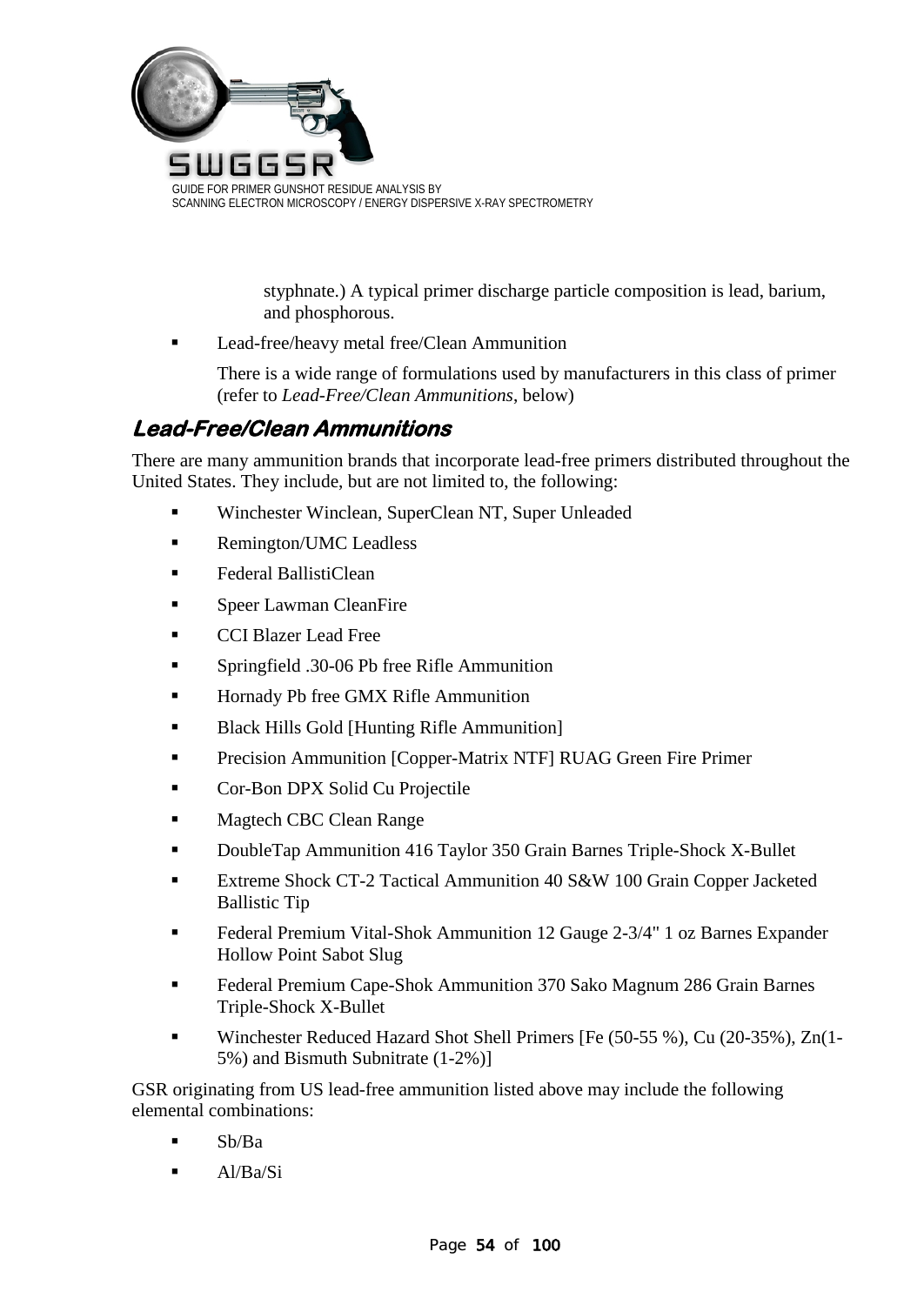styphnate.) A typical primer discharge particle composition is lead, barium, and phosphorous.

- Lead-free/heavy metal free/Clean Ammunition

  There is a wide range of formulations used by manufacturers in this class of primer (refer to *Lead-Free/Clean Ammunitions*, below)

### *Lead-Free/Clean Ammunitions*

There are many ammunition brands that incorporate lead-free primers distributed throughout the United States. They include, but are not limited to, the following:

- Winchester Winclean, SuperClean NT, Super Unleaded
- Remington/UMC Leadless
- Federal BallistiClean
- Speer Lawman CleanFire
- CCI Blazer Lead Free
- Springfield .30-06 Pb free Rifle Ammunition
- Hornady Pb free GMX Rifle Ammunition
- Black Hills Gold [Hunting Rifle Ammunition]
- Precision Ammunition [Copper-Matrix NTF] RUAG Green Fire Primer
- Cor-Bon DPX Solid Cu Projectile
- Magtech CBC Clean Range
- DoubleTap Ammunition 416 Taylor 350 Grain Barnes Triple-Shock X-Bullet
- Extreme Shock CT-2 Tactical Ammunition 40 S&W 100 Grain Copper Jacketed Ballistic Tip
- Federal Premium Vital-Shok Ammunition 12 Gauge 2-3/4" 1 oz Barnes Expander Hollow Point Sabot Slug
- Federal Premium Cape-Shok Ammunition 370 Sako Magnum 286 Grain Barnes Triple-Shock X-Bullet
- Winchester Reduced Hazard Shot Shell Primers [Fe (50-55 %), Cu (20-35%), Zn(1-5%) and Bismuth Subnitrate (1-2%)]

GSR originating from US lead-free ammunition listed above may include the following elemental combinations:

- Sb/Ba
- Al/Ba/Si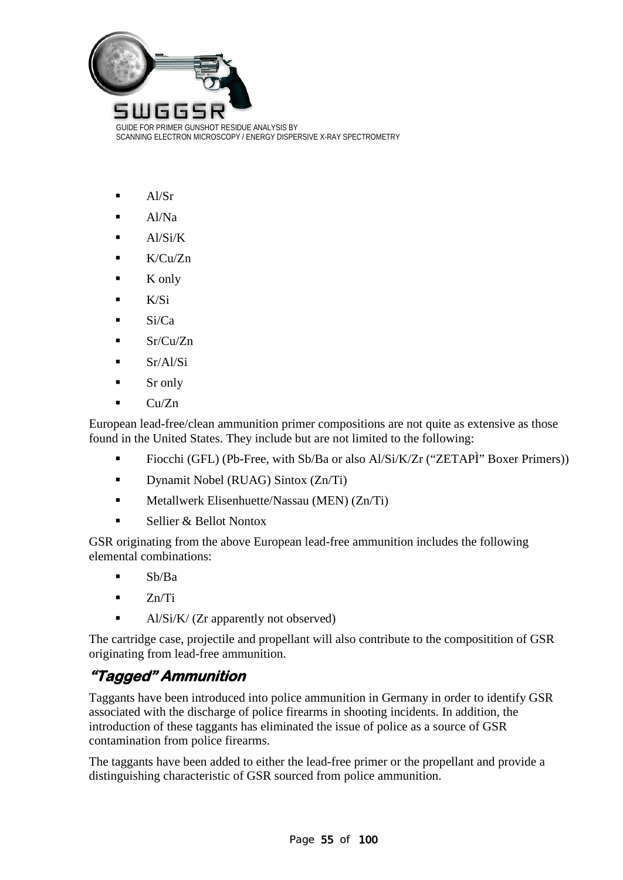- Al/Sr
- Al/Na
- Al/Si/K
- K/Cu/Zn
- K only
- K/Si
- Si/Ca
- Sr/Cu/Zn
- Sr/Al/Si
- Sr only
- Cu/Zn

European lead-free/clean ammunition primer compositions are not quite as extensive as those found in the United States. They include but are not limited to the following:

- Fiocchi (GFL) (Pb-Free, with Sb/Ba or also Al/Si/K/Zr (“ZETAPÌ” Boxer Primers))
- Dynamit Nobel (RUAG) Sintox (Zn/Ti)
- Metallwerk Elisenhuette/Nassau (MEN) (Zn/Ti)
- Sellier & Bellot Nontox

GSR originating from the above European lead-free ammunition includes the following elemental combinations:

- Sb/Ba
- Zn/Ti
- Al/Si/K/ (Zr apparently not observed)

The cartridge case, projectile and propellant will also contribute to the compositition of GSR originating from lead-free ammunition.

## *“Tagged” Ammunition*

Taggants have been introduced into police ammunition in Germany in order to identify GSR associated with the discharge of police firearms in shooting incidents. In addition, the introduction of these taggants has eliminated the issue of police as a source of GSR contamination from police firearms.

The taggants have been added to either the lead-free primer or the propellant and provide a distinguishing characteristic of GSR sourced from police ammunition.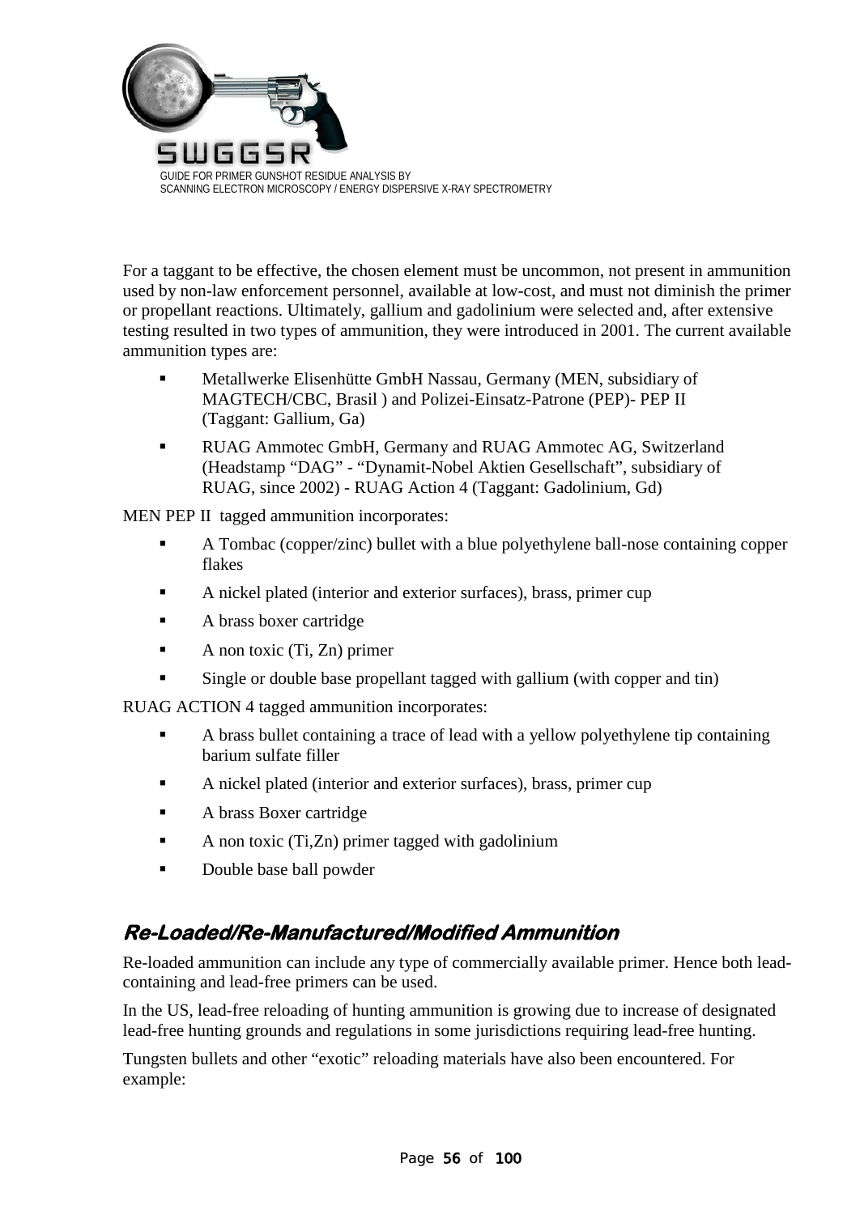For a taggant to be effective, the chosen element must be uncommon, not present in ammunition used by non-law enforcement personnel, available at low-cost, and must not diminish the primer or propellant reactions. Ultimately, gallium and gadolinium were selected and, after extensive testing resulted in two types of ammunition, they were introduced in 2001. The current available ammunition types are:

- Metallwerke Elisenhütte GmbH Nassau, Germany (MEN, subsidiary of MAGTECH/CBC, Brasil ) and Polizei-Einsatz-Patrone (PEP)- PEP II (Taggant: Gallium, Ga)
- RUAG Ammotec GmbH, Germany and RUAG Ammotec AG, Switzerland (Headstamp "DAG" - "Dynamit-Nobel Aktien Gesellschaft", subsidiary of RUAG, since 2002) - RUAG Action 4 (Taggant: Gadolinium, Gd)

MEN PEP II tagged ammunition incorporates:

- A Tombac (copper/zinc) bullet with a blue polyethylene ball-nose containing copper flakes
- A nickel plated (interior and exterior surfaces), brass, primer cup
- A brass boxer cartridge
- A non toxic (Ti, Zn) primer
- Single or double base propellant tagged with gallium (with copper and tin)

RUAG ACTION 4 tagged ammunition incorporates:

- A brass bullet containing a trace of lead with a yellow polyethylene tip containing barium sulfate filler
- A nickel plated (interior and exterior surfaces), brass, primer cup
- A brass Boxer cartridge
- A non toxic (Ti,Zn) primer tagged with gadolinium
- Double base ball powder

## *Re-Loaded/Re-Manufactured/Modified Ammunition*

Re-loaded ammunition can include any type of commercially available primer. Hence both lead-containing and lead-free primers can be used.

In the US, lead-free reloading of hunting ammunition is growing due to increase of designated lead-free hunting grounds and regulations in some jurisdictions requiring lead-free hunting.

Tungsten bullets and other "exotic" reloading materials have also been encountered. For example: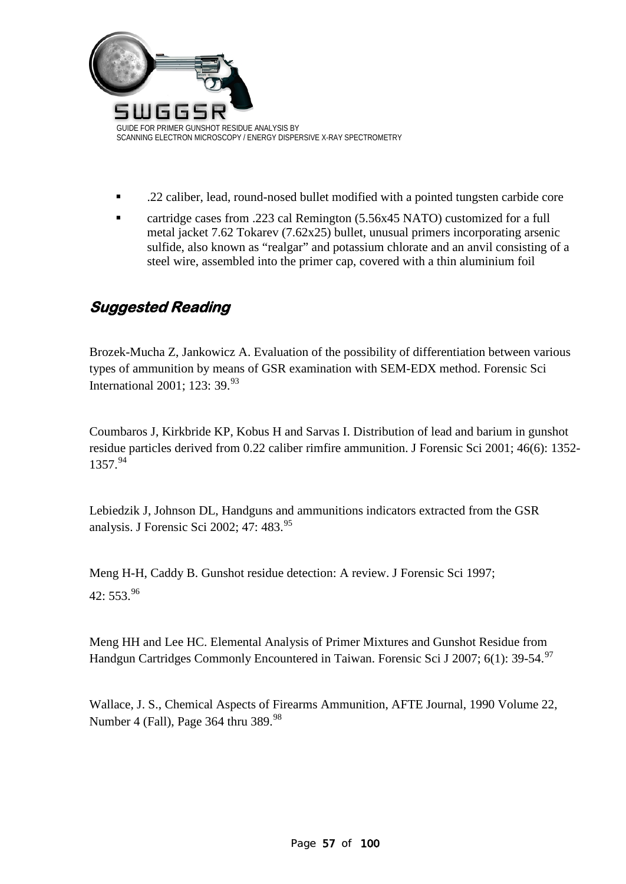- .22 caliber, lead, round-nosed bullet modified with a pointed tungsten carbide core
- cartridge cases from .223 cal Remington (5.56x45 NATO) customized for a full metal jacket 7.62 Tokarev (7.62x25) bullet, unusual primers incorporating arsenic sulfide, also known as "realgar" and potassium chlorate and an anvil consisting of a steel wire, assembled into the primer cap, covered with a thin aluminium foil

## *Suggested Reading*

Brozek-Mucha Z, Jankowicz A. Evaluation of the possibility of differentiation between various types of ammunition by means of GSR examination with SEM-EDX method. Forensic Sci International 2001; 123: 39.[93]

Coumbaros J, Kirkbride KP, Kobus H and Sarvas I. Distribution of lead and barium in gunshot residue particles derived from 0.22 caliber rimfire ammunition. J Forensic Sci 2001; 46(6): 1352-1357.[94]

Lebiedzik J, Johnson DL, Handguns and ammunitions indicators extracted from the GSR analysis. J Forensic Sci 2002; 47: 483.[95]

Meng H-H, Caddy B. Gunshot residue detection: A review. J Forensic Sci 1997; 42: 553.[96]

Meng HH and Lee HC. Elemental Analysis of Primer Mixtures and Gunshot Residue from Handgun Cartridges Commonly Encountered in Taiwan. Forensic Sci J 2007; 6(1): 39-54.[97]

Wallace, J. S., Chemical Aspects of Firearms Ammunition, AFTE Journal, 1990 Volume 22, Number 4 (Fall), Page 364 thru 389.[98]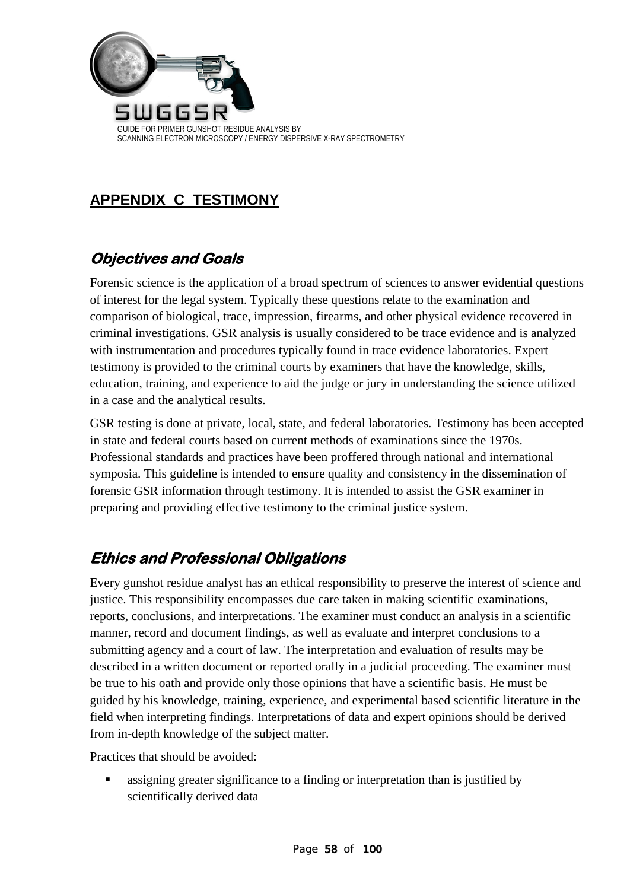# APPENDIX C TESTIMONY

## *Objectives and Goals*

Forensic science is the application of a broad spectrum of sciences to answer evidential questions of interest for the legal system. Typically these questions relate to the examination and comparison of biological, trace, impression, firearms, and other physical evidence recovered in criminal investigations. GSR analysis is usually considered to be trace evidence and is analyzed with instrumentation and procedures typically found in trace evidence laboratories. Expert testimony is provided to the criminal courts by examiners that have the knowledge, skills, education, training, and experience to aid the judge or jury in understanding the science utilized in a case and the analytical results.

GSR testing is done at private, local, state, and federal laboratories. Testimony has been accepted in state and federal courts based on current methods of examinations since the 1970s. Professional standards and practices have been proffered through national and international symposia. This guideline is intended to ensure quality and consistency in the dissemination of forensic GSR information through testimony. It is intended to assist the GSR examiner in preparing and providing effective testimony to the criminal justice system.

## *Ethics and Professional Obligations*

Every gunshot residue analyst has an ethical responsibility to preserve the interest of science and justice. This responsibility encompasses due care taken in making scientific examinations, reports, conclusions, and interpretations. The examiner must conduct an analysis in a scientific manner, record and document findings, as well as evaluate and interpret conclusions to a submitting agency and a court of law. The interpretation and evaluation of results may be described in a written document or reported orally in a judicial proceeding. The examiner must be true to his oath and provide only those opinions that have a scientific basis. He must be guided by his knowledge, training, experience, and experimental based scientific literature in the field when interpreting findings. Interpretations of data and expert opinions should be derived from in-depth knowledge of the subject matter.

Practices that should be avoided:

- assigning greater significance to a finding or interpretation than is justified by scientifically derived data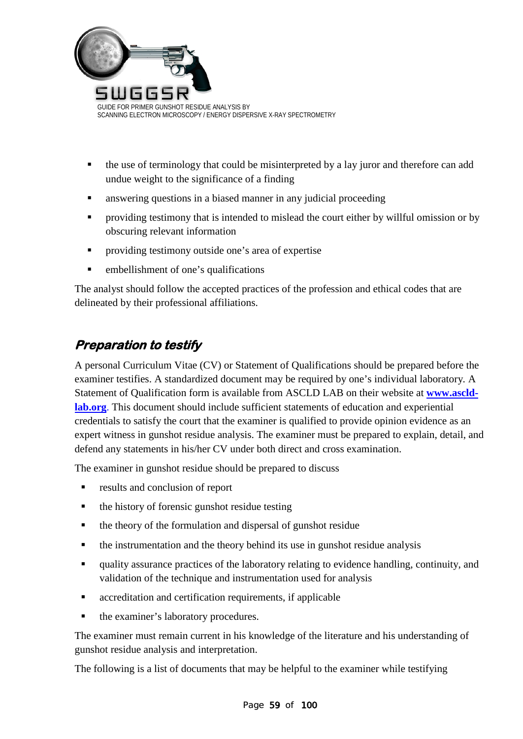- the use of terminology that could be misinterpreted by a lay juror and therefore can add undue weight to the significance of a finding
- answering questions in a biased manner in any judicial proceeding
- providing testimony that is intended to mislead the court either by willful omission or by obscuring relevant information
- providing testimony outside one's area of expertise
- embellishment of one's qualifications

The analyst should follow the accepted practices of the profession and ethical codes that are delineated by their professional affiliations.

## *Preparation to testify*

A personal Curriculum Vitae (CV) or Statement of Qualifications should be prepared before the examiner testifies. A standardized document may be required by one's individual laboratory. A Statement of Qualification form is available from ASCLD LAB on their website at **www.ascld-lab.org**. This document should include sufficient statements of education and experiential credentials to satisfy the court that the examiner is qualified to provide opinion evidence as an expert witness in gunshot residue analysis. The examiner must be prepared to explain, detail, and defend any statements in his/her CV under both direct and cross examination.

The examiner in gunshot residue should be prepared to discuss

- results and conclusion of report
- the history of forensic gunshot residue testing
- the theory of the formulation and dispersal of gunshot residue
- the instrumentation and the theory behind its use in gunshot residue analysis
- quality assurance practices of the laboratory relating to evidence handling, continuity, and validation of the technique and instrumentation used for analysis
- accreditation and certification requirements, if applicable
- the examiner's laboratory procedures.

The examiner must remain current in his knowledge of the literature and his understanding of gunshot residue analysis and interpretation.

The following is a list of documents that may be helpful to the examiner while testifying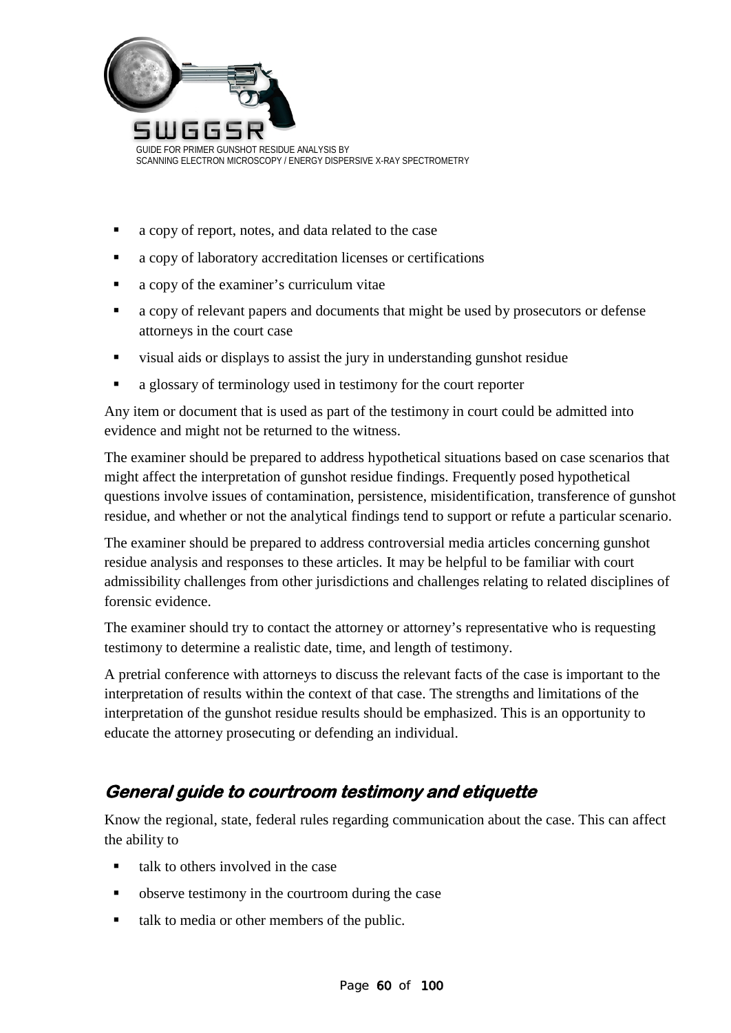- a copy of report, notes, and data related to the case
- a copy of laboratory accreditation licenses or certifications
- a copy of the examiner's curriculum vitae
- a copy of relevant papers and documents that might be used by prosecutors or defense attorneys in the court case
- visual aids or displays to assist the jury in understanding gunshot residue
- a glossary of terminology used in testimony for the court reporter

Any item or document that is used as part of the testimony in court could be admitted into evidence and might not be returned to the witness.

The examiner should be prepared to address hypothetical situations based on case scenarios that might affect the interpretation of gunshot residue findings. Frequently posed hypothetical questions involve issues of contamination, persistence, misidentification, transference of gunshot residue, and whether or not the analytical findings tend to support or refute a particular scenario.

The examiner should be prepared to address controversial media articles concerning gunshot residue analysis and responses to these articles. It may be helpful to be familiar with court admissibility challenges from other jurisdictions and challenges relating to related disciplines of forensic evidence.

The examiner should try to contact the attorney or attorney's representative who is requesting testimony to determine a realistic date, time, and length of testimony.

A pretrial conference with attorneys to discuss the relevant facts of the case is important to the interpretation of results within the context of that case. The strengths and limitations of the interpretation of the gunshot residue results should be emphasized. This is an opportunity to educate the attorney prosecuting or defending an individual.

## *General guide to courtroom testimony and etiquette*

Know the regional, state, federal rules regarding communication about the case. This can affect the ability to

- talk to others involved in the case
- observe testimony in the courtroom during the case
- talk to media or other members of the public.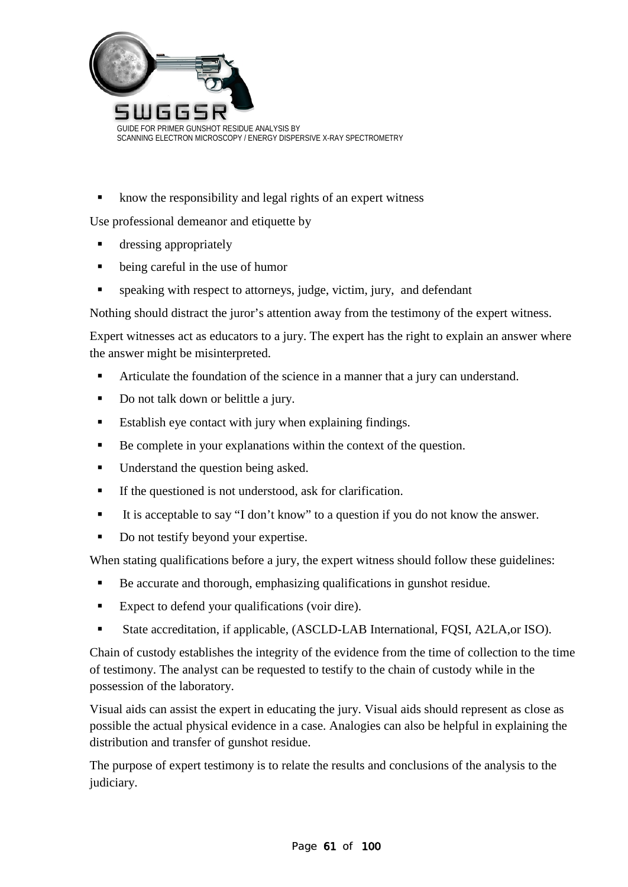- know the responsibility and legal rights of an expert witness

Use professional demeanor and etiquette by

- dressing appropriately
- being careful in the use of humor
- speaking with respect to attorneys, judge, victim, jury,  and defendant

Nothing should distract the juror's attention away from the testimony of the expert witness.

Expert witnesses act as educators to a jury. The expert has the right to explain an answer where the answer might be misinterpreted.

- Articulate the foundation of the science in a manner that a jury can understand.
- Do not talk down or belittle a jury.
- Establish eye contact with jury when explaining findings.
- Be complete in your explanations within the context of the question.
- Understand the question being asked.
- If the questioned is not understood, ask for clarification.
- It is acceptable to say "I don't know" to a question if you do not know the answer.
- Do not testify beyond your expertise.

When stating qualifications before a jury, the expert witness should follow these guidelines:

- Be accurate and thorough, emphasizing qualifications in gunshot residue.
- Expect to defend your qualifications (voir dire).
- State accreditation, if applicable, (ASCLD-LAB International, FQSI, A2LA,or ISO).

Chain of custody establishes the integrity of the evidence from the time of collection to the time of testimony. The analyst can be requested to testify to the chain of custody while in the possession of the laboratory.

Visual aids can assist the expert in educating the jury. Visual aids should represent as close as possible the actual physical evidence in a case. Analogies can also be helpful in explaining the distribution and transfer of gunshot residue.

The purpose of expert testimony is to relate the results and conclusions of the analysis to the judiciary.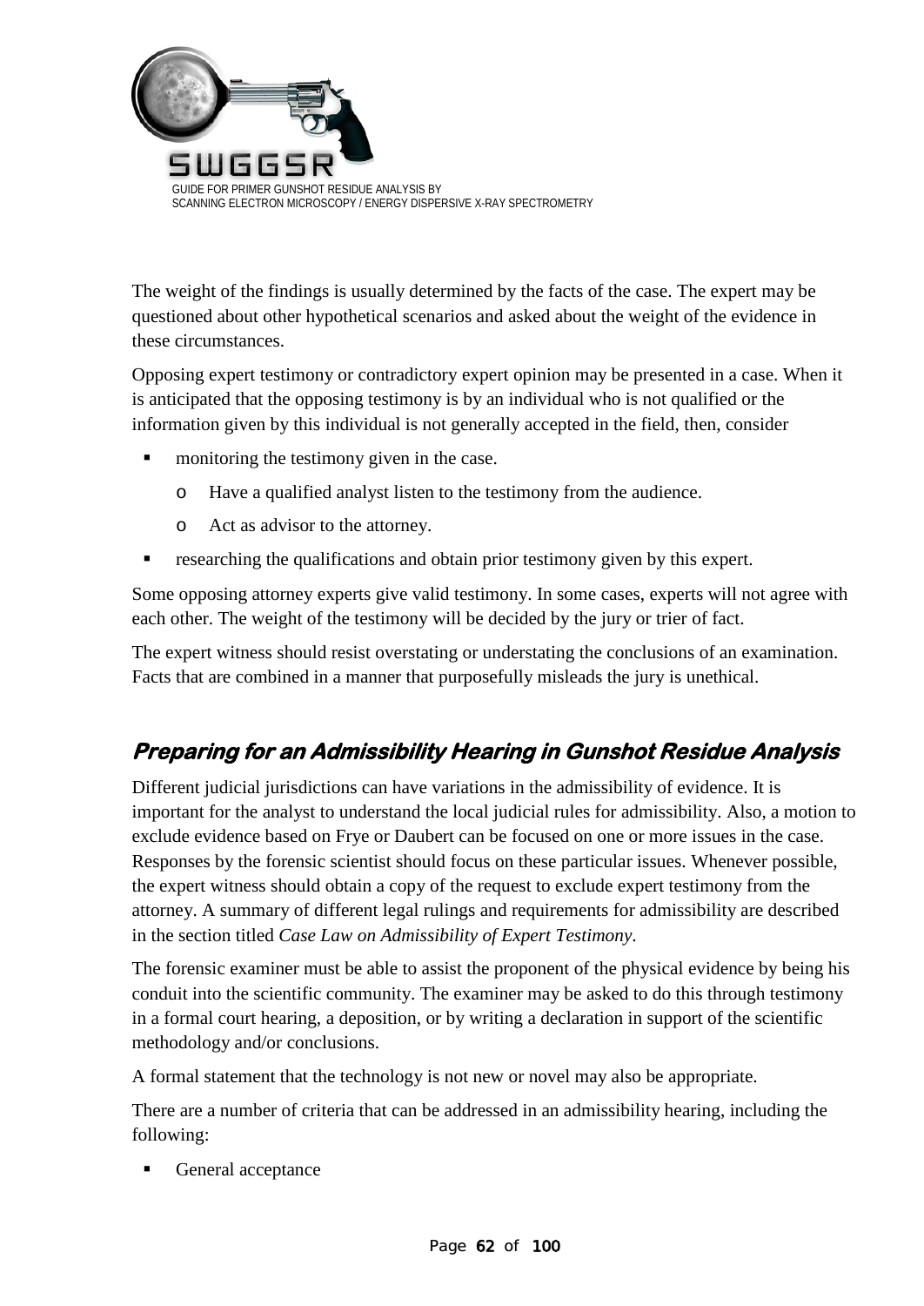The weight of the findings is usually determined by the facts of the case. The expert may be questioned about other hypothetical scenarios and asked about the weight of the evidence in these circumstances.

Opposing expert testimony or contradictory expert opinion may be presented in a case. When it is anticipated that the opposing testimony is by an individual who is not qualified or the information given by this individual is not generally accepted in the field, then, consider

- monitoring the testimony given in the case.
  - Have a qualified analyst listen to the testimony from the audience.
  - Act as advisor to the attorney.
- researching the qualifications and obtain prior testimony given by this expert.

Some opposing attorney experts give valid testimony. In some cases, experts will not agree with each other. The weight of the testimony will be decided by the jury or trier of fact.

The expert witness should resist overstating or understating the conclusions of an examination. Facts that are combined in a manner that purposefully misleads the jury is unethical.

## *Preparing for an Admissibility Hearing in Gunshot Residue Analysis*

Different judicial jurisdictions can have variations in the admissibility of evidence. It is important for the analyst to understand the local judicial rules for admissibility. Also, a motion to exclude evidence based on Frye or Daubert can be focused on one or more issues in the case. Responses by the forensic scientist should focus on these particular issues. Whenever possible, the expert witness should obtain a copy of the request to exclude expert testimony from the attorney. A summary of different legal rulings and requirements for admissibility are described in the section titled *Case Law on Admissibility of Expert Testimony*.

The forensic examiner must be able to assist the proponent of the physical evidence by being his conduit into the scientific community. The examiner may be asked to do this through testimony in a formal court hearing, a deposition, or by writing a declaration in support of the scientific methodology and/or conclusions.

A formal statement that the technology is not new or novel may also be appropriate.

There are a number of criteria that can be addressed in an admissibility hearing, including the following:

- General acceptance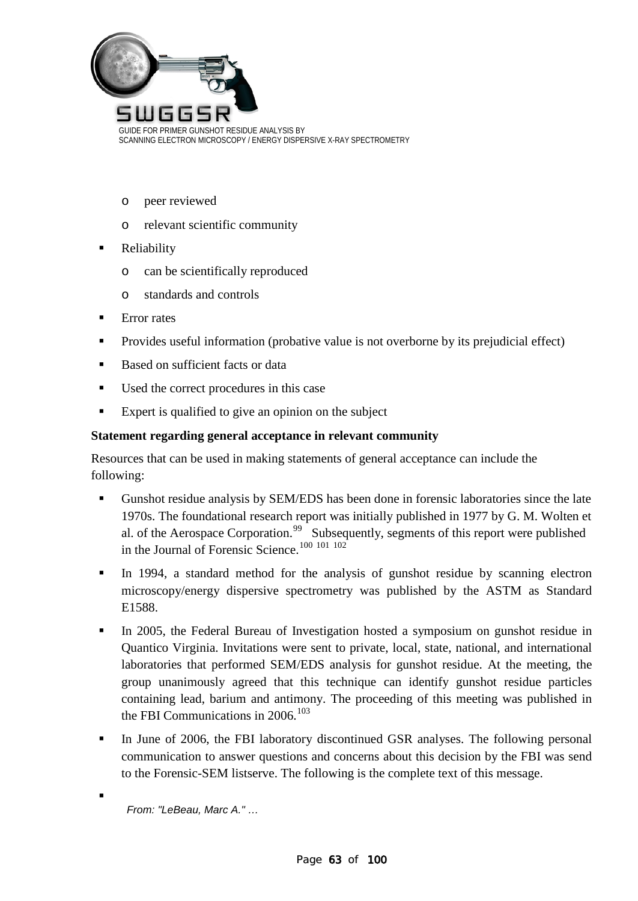- peer reviewed
  - relevant scientific community
- Reliability
  - can be scientifically reproduced
  - standards and controls
- Error rates
- Provides useful information (probative value is not overborne by its prejudicial effect)
- Based on sufficient facts or data
- Used the correct procedures in this case
- Expert is qualified to give an opinion on the subject

**Statement regarding general acceptance in relevant community**

Resources that can be used in making statements of general acceptance can include the following:

- Gunshot residue analysis by SEM/EDS has been done in forensic laboratories since the late 1970s. The foundational research report was initially published in 1977 by G. M. Wolten et al. of the Aerospace Corporation.[99] Subsequently, segments of this report were published in the Journal of Forensic Science.[100] [101] [102]
- In 1994, a standard method for the analysis of gunshot residue by scanning electron microscopy/energy dispersive spectrometry was published by the ASTM as Standard E1588.
- In 2005, the Federal Bureau of Investigation hosted a symposium on gunshot residue in Quantico Virginia. Invitations were sent to private, local, state, national, and international laboratories that performed SEM/EDS analysis for gunshot residue. At the meeting, the group unanimously agreed that this technique can identify gunshot residue particles containing lead, barium and antimony. The proceeding of this meeting was published in the FBI Communications in 2006.[103]
- In June of 2006, the FBI laboratory discontinued GSR analyses. The following personal communication to answer questions and concerns about this decision by the FBI was send to the Forensic-SEM listserve. The following is the complete text of this message.
- *From: "LeBeau, Marc A." …*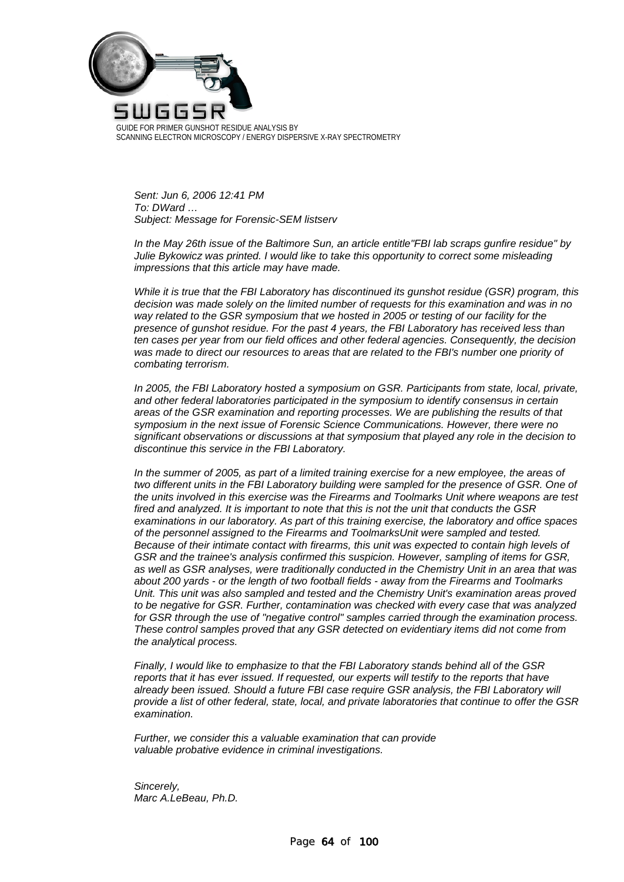*Sent: Jun 6, 2006 12:41 PM*
*To: DWard …*
*Subject: Message for Forensic-SEM listserv*

*In the May 26th issue of the Baltimore Sun, an article entitle"FBI lab scraps gunfire residue" by Julie Bykowicz was printed. I would like to take this opportunity to correct some misleading impressions that this article may have made.*

*While it is true that the FBI Laboratory has discontinued its gunshot residue (GSR) program, this decision was made solely on the limited number of requests for this examination and was in no way related to the GSR symposium that we hosted in 2005 or testing of our facility for the presence of gunshot residue. For the past 4 years, the FBI Laboratory has received less than ten cases per year from our field offices and other federal agencies. Consequently, the decision was made to direct our resources to areas that are related to the FBI's number one priority of combating terrorism.*

*In 2005, the FBI Laboratory hosted a symposium on GSR. Participants from state, local, private, and other federal laboratories participated in the symposium to identify consensus in certain areas of the GSR examination and reporting processes. We are publishing the results of that symposium in the next issue of Forensic Science Communications. However, there were no significant observations or discussions at that symposium that played any role in the decision to discontinue this service in the FBI Laboratory.*

*In the summer of 2005, as part of a limited training exercise for a new employee, the areas of two different units in the FBI Laboratory building were sampled for the presence of GSR. One of the units involved in this exercise was the Firearms and Toolmarks Unit where weapons are test fired and analyzed. It is important to note that this is not the unit that conducts the GSR examinations in our laboratory. As part of this training exercise, the laboratory and office spaces of the personnel assigned to the Firearms and ToolmarksUnit were sampled and tested. Because of their intimate contact with firearms, this unit was expected to contain high levels of GSR and the trainee's analysis confirmed this suspicion. However, sampling of items for GSR, as well as GSR analyses, were traditionally conducted in the Chemistry Unit in an area that was about 200 yards - or the length of two football fields - away from the Firearms and Toolmarks Unit. This unit was also sampled and tested and the Chemistry Unit's examination areas proved to be negative for GSR. Further, contamination was checked with every case that was analyzed for GSR through the use of "negative control" samples carried through the examination process. These control samples proved that any GSR detected on evidentiary items did not come from the analytical process.*

*Finally, I would like to emphasize to that the FBI Laboratory stands behind all of the GSR reports that it has ever issued. If requested, our experts will testify to the reports that have already been issued. Should a future FBI case require GSR analysis, the FBI Laboratory will provide a list of other federal, state, local, and private laboratories that continue to offer the GSR examination.*

*Further, we consider this a valuable examination that can provide valuable probative evidence in criminal investigations.*

*Sincerely,*
*Marc A.LeBeau, Ph.D.*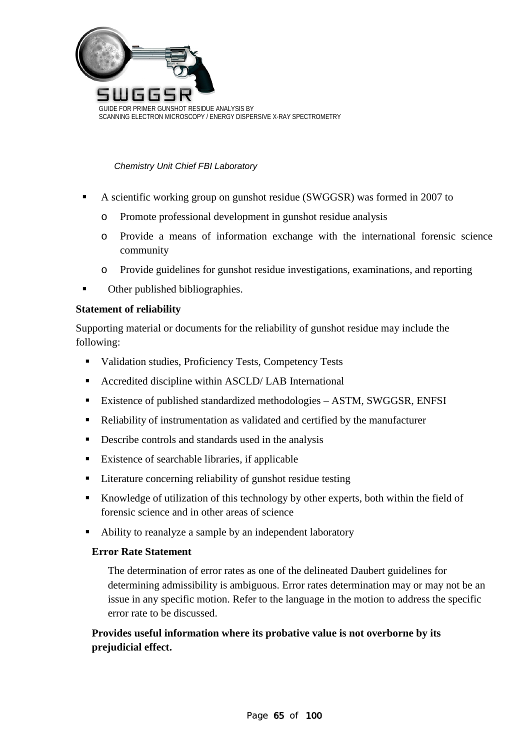*Chemistry Unit Chief FBI Laboratory*

- A scientific working group on gunshot residue (SWGGSR) was formed in 2007 to
  - Promote professional development in gunshot residue analysis
  - Provide a means of information exchange with the international forensic science community
  - Provide guidelines for gunshot residue investigations, examinations, and reporting
- Other published bibliographies.

**Statement of reliability**

Supporting material or documents for the reliability of gunshot residue may include the following:

- Validation studies, Proficiency Tests, Competency Tests
- Accredited discipline within ASCLD/ LAB International
- Existence of published standardized methodologies – ASTM, SWGGSR, ENFSI
- Reliability of instrumentation as validated and certified by the manufacturer
- Describe controls and standards used in the analysis
- Existence of searchable libraries, if applicable
- Literature concerning reliability of gunshot residue testing
- Knowledge of utilization of this technology by other experts, both within the field of forensic science and in other areas of science
- Ability to reanalyze a sample by an independent laboratory

**Error Rate Statement**

The determination of error rates as one of the delineated Daubert guidelines for determining admissibility is ambiguous. Error rates determination may or may not be an issue in any specific motion. Refer to the language in the motion to address the specific error rate to be discussed.

**Provides useful information where its probative value is not overborne by its prejudicial effect.**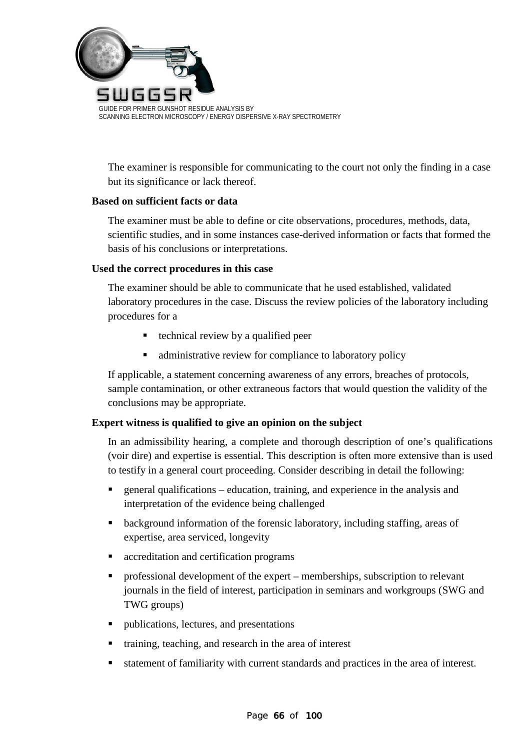The examiner is responsible for communicating to the court not only the finding in a case but its significance or lack thereof.

**Based on sufficient facts or data**

The examiner must be able to define or cite observations, procedures, methods, data, scientific studies, and in some instances case-derived information or facts that formed the basis of his conclusions or interpretations.

**Used the correct procedures in this case**

The examiner should be able to communicate that he used established, validated laboratory procedures in the case. Discuss the review policies of the laboratory including procedures for a

- technical review by a qualified peer
- administrative review for compliance to laboratory policy

If applicable, a statement concerning awareness of any errors, breaches of protocols, sample contamination, or other extraneous factors that would question the validity of the conclusions may be appropriate.

**Expert witness is qualified to give an opinion on the subject**

In an admissibility hearing, a complete and thorough description of one's qualifications (voir dire) and expertise is essential. This description is often more extensive than is used to testify in a general court proceeding. Consider describing in detail the following:

- general qualifications – education, training, and experience in the analysis and interpretation of the evidence being challenged
- background information of the forensic laboratory, including staffing, areas of expertise, area serviced, longevity
- accreditation and certification programs
- professional development of the expert – memberships, subscription to relevant journals in the field of interest, participation in seminars and workgroups (SWG and TWG groups)
- publications, lectures, and presentations
- training, teaching, and research in the area of interest
- statement of familiarity with current standards and practices in the area of interest.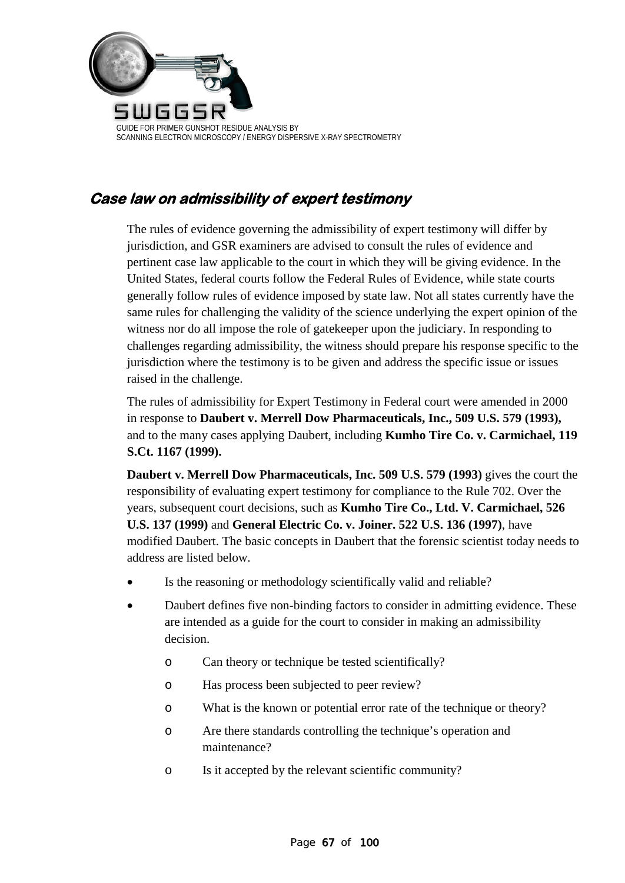## *Case law on admissibility of expert testimony*

The rules of evidence governing the admissibility of expert testimony will differ by jurisdiction, and GSR examiners are advised to consult the rules of evidence and pertinent case law applicable to the court in which they will be giving evidence. In the United States, federal courts follow the Federal Rules of Evidence, while state courts generally follow rules of evidence imposed by state law. Not all states currently have the same rules for challenging the validity of the science underlying the expert opinion of the witness nor do all impose the role of gatekeeper upon the judiciary. In responding to challenges regarding admissibility, the witness should prepare his response specific to the jurisdiction where the testimony is to be given and address the specific issue or issues raised in the challenge.

The rules of admissibility for Expert Testimony in Federal court were amended in 2000 in response to **Daubert v. Merrell Dow Pharmaceuticals, Inc., 509 U.S. 579 (1993),** and to the many cases applying Daubert, including **Kumho Tire Co. v. Carmichael, 119 S.Ct. 1167 (1999).**

**Daubert v. Merrell Dow Pharmaceuticals, Inc. 509 U.S. 579 (1993)** gives the court the responsibility of evaluating expert testimony for compliance to the Rule 702. Over the years, subsequent court decisions, such as **Kumho Tire Co., Ltd. V. Carmichael, 526 U.S. 137 (1999)** and **General Electric Co. v. Joiner. 522 U.S. 136 (1997)**, have modified Daubert. The basic concepts in Daubert that the forensic scientist today needs to address are listed below.

- Is the reasoning or methodology scientifically valid and reliable?
- Daubert defines five non-binding factors to consider in admitting evidence. These are intended as a guide for the court to consider in making an admissibility decision.
  - Can theory or technique be tested scientifically?
  - Has process been subjected to peer review?
  - What is the known or potential error rate of the technique or theory?
  - Are there standards controlling the technique's operation and maintenance?
  - Is it accepted by the relevant scientific community?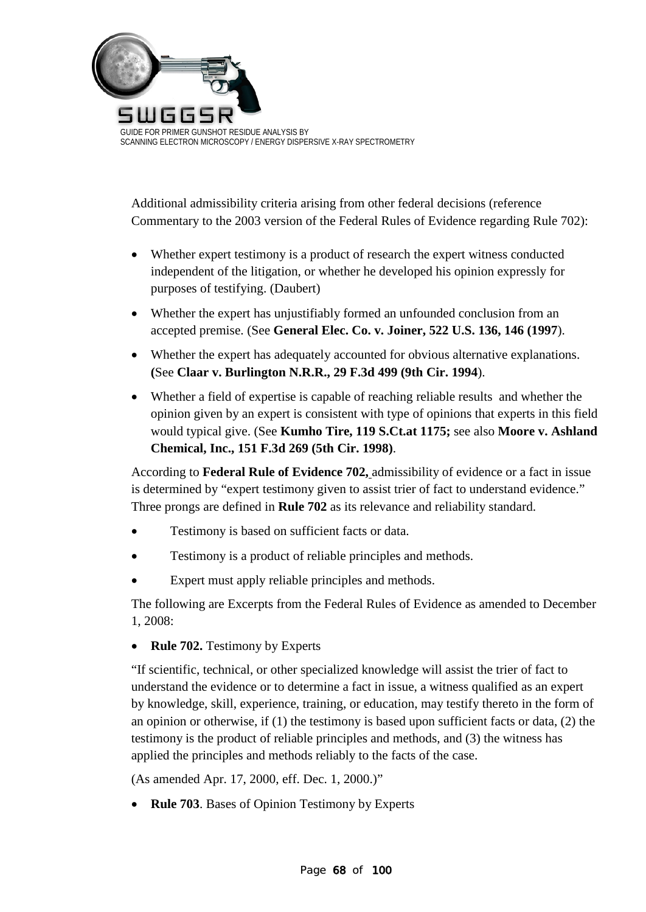Additional admissibility criteria arising from other federal decisions (reference Commentary to the 2003 version of the Federal Rules of Evidence regarding Rule 702):

- Whether expert testimony is a product of research the expert witness conducted independent of the litigation, or whether he developed his opinion expressly for purposes of testifying. (Daubert)
- Whether the expert has unjustifiably formed an unfounded conclusion from an accepted premise. (See **General Elec. Co. v. Joiner, 522 U.S. 136, 146 (1997**).
- Whether the expert has adequately accounted for obvious alternative explanations. **(**See **Claar v. Burlington N.R.R., 29 F.3d 499 (9th Cir. 1994**).
- Whether a field of expertise is capable of reaching reliable results and whether the opinion given by an expert is consistent with type of opinions that experts in this field would typical give. (See **Kumho Tire, 119 S.Ct.at 1175;** see also **Moore v. Ashland Chemical, Inc., 151 F.3d 269 (5th Cir. 1998)**.

According to **Federal Rule of Evidence 702,** admissibility of evidence or a fact in issue is determined by "expert testimony given to assist trier of fact to understand evidence." Three prongs are defined in **Rule 702** as its relevance and reliability standard.

- Testimony is based on sufficient facts or data.
- Testimony is a product of reliable principles and methods.
- Expert must apply reliable principles and methods.

The following are Excerpts from the Federal Rules of Evidence as amended to December 1, 2008:

- **Rule 702.** Testimony by Experts

"If scientific, technical, or other specialized knowledge will assist the trier of fact to understand the evidence or to determine a fact in issue, a witness qualified as an expert by knowledge, skill, experience, training, or education, may testify thereto in the form of an opinion or otherwise, if (1) the testimony is based upon sufficient facts or data, (2) the testimony is the product of reliable principles and methods, and (3) the witness has applied the principles and methods reliably to the facts of the case.

(As amended Apr. 17, 2000, eff. Dec. 1, 2000.)"

- **Rule 703**. Bases of Opinion Testimony by Experts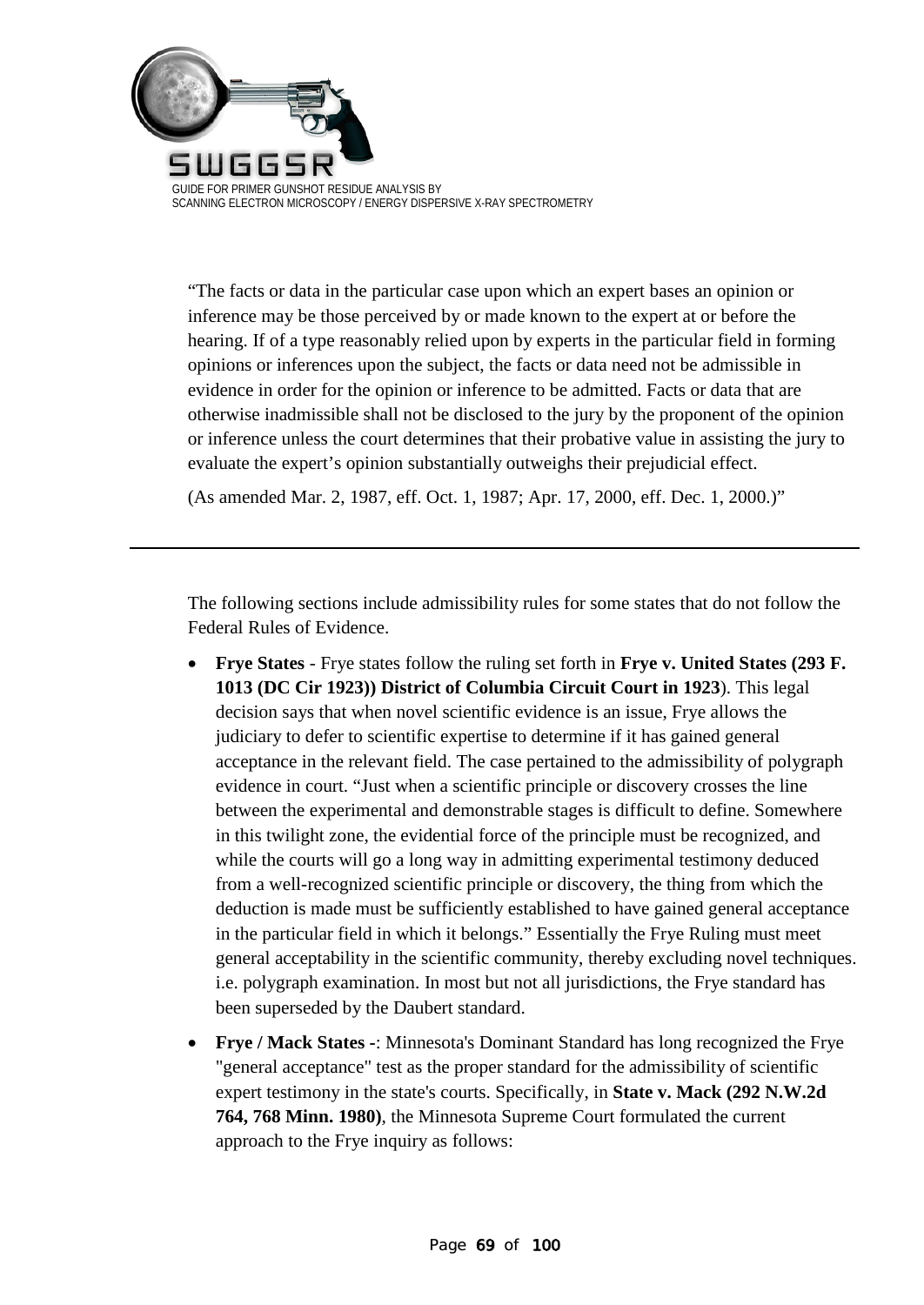"The facts or data in the particular case upon which an expert bases an opinion or inference may be those perceived by or made known to the expert at or before the hearing. If of a type reasonably relied upon by experts in the particular field in forming opinions or inferences upon the subject, the facts or data need not be admissible in evidence in order for the opinion or inference to be admitted. Facts or data that are otherwise inadmissible shall not be disclosed to the jury by the proponent of the opinion or inference unless the court determines that their probative value in assisting the jury to evaluate the expert's opinion substantially outweighs their prejudicial effect.

(As amended Mar. 2, 1987, eff. Oct. 1, 1987; Apr. 17, 2000, eff. Dec. 1, 2000.)"

---

The following sections include admissibility rules for some states that do not follow the Federal Rules of Evidence.

- **Frye States** - Frye states follow the ruling set forth in **Frye v. United States (293 F. 1013 (DC Cir 1923)) District of Columbia Circuit Court in 1923**). This legal decision says that when novel scientific evidence is an issue, Frye allows the judiciary to defer to scientific expertise to determine if it has gained general acceptance in the relevant field. The case pertained to the admissibility of polygraph evidence in court. "Just when a scientific principle or discovery crosses the line between the experimental and demonstrable stages is difficult to define. Somewhere in this twilight zone, the evidential force of the principle must be recognized, and while the courts will go a long way in admitting experimental testimony deduced from a well-recognized scientific principle or discovery, the thing from which the deduction is made must be sufficiently established to have gained general acceptance in the particular field in which it belongs." Essentially the Frye Ruling must meet general acceptability in the scientific community, thereby excluding novel techniques. i.e. polygraph examination. In most but not all jurisdictions, the Frye standard has been superseded by the Daubert standard.
- **Frye / Mack States** -: Minnesota's Dominant Standard has long recognized the Frye "general acceptance" test as the proper standard for the admissibility of scientific expert testimony in the state's courts. Specifically, in **State v. Mack (292 N.W.2d 764, 768 Minn. 1980)**, the Minnesota Supreme Court formulated the current approach to the Frye inquiry as follows: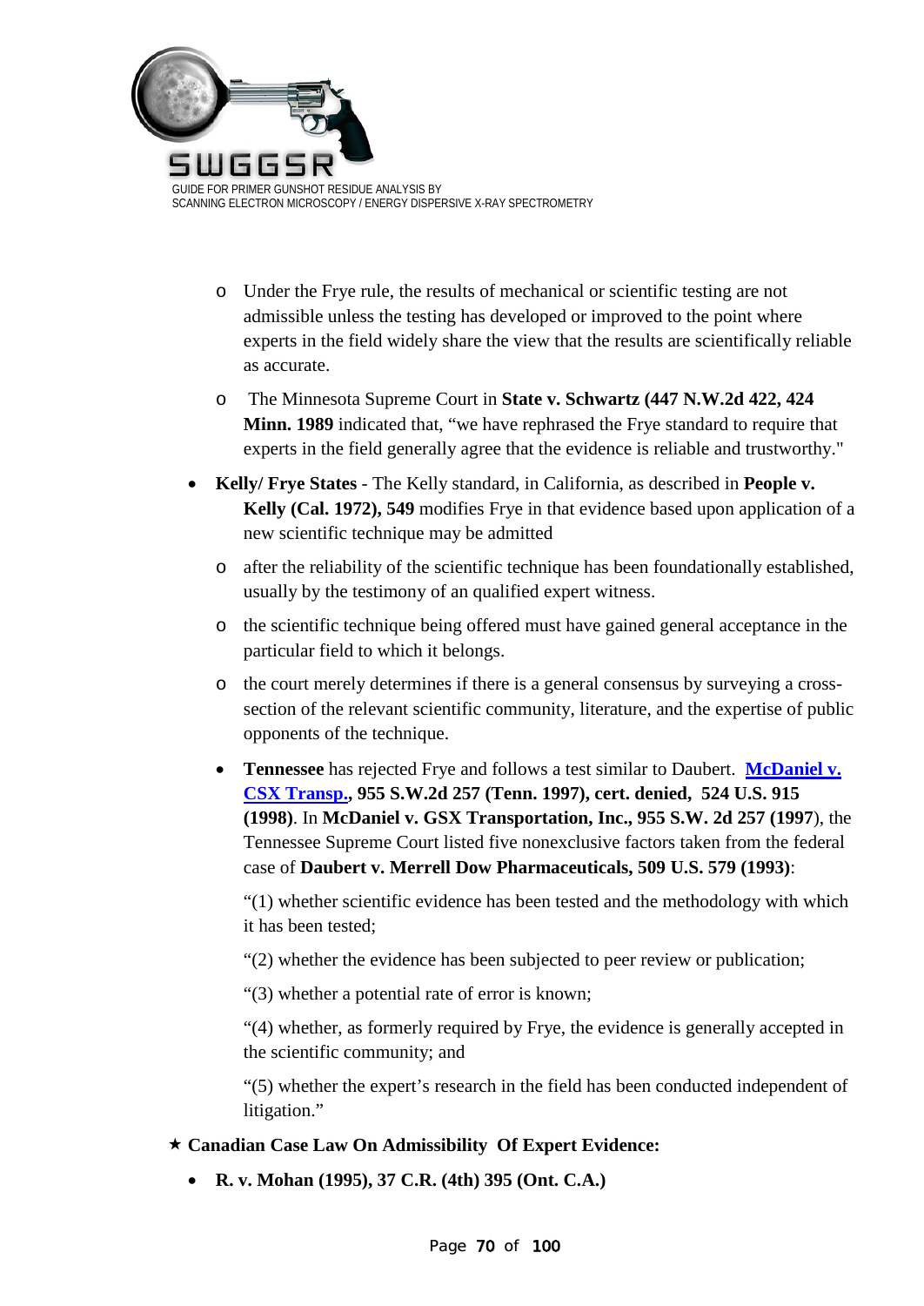- Under the Frye rule, the results of mechanical or scientific testing are not admissible unless the testing has developed or improved to the point where experts in the field widely share the view that the results are scientifically reliable as accurate.
- The Minnesota Supreme Court in **State v. Schwartz (447 N.W.2d 422, 424 Minn. 1989** indicated that, "we have rephrased the Frye standard to require that experts in the field generally agree that the evidence is reliable and trustworthy."

- **Kelly/ Frye States** - The Kelly standard, in California, as described in **People v. Kelly (Cal. 1972), 549** modifies Frye in that evidence based upon application of a new scientific technique may be admitted
  - after the reliability of the scientific technique has been foundationally established, usually by the testimony of an qualified expert witness.
  - the scientific technique being offered must have gained general acceptance in the particular field to which it belongs.
  - the court merely determines if there is a general consensus by surveying a cross-section of the relevant scientific community, literature, and the expertise of public opponents of the technique.
  - **Tennessee** has rejected Frye and follows a test similar to Daubert. **McDaniel v. CSX Transp., 955 S.W.2d 257 (Tenn. 1997), cert. denied, 524 U.S. 915 (1998)**. In **McDaniel v. GSX Transportation, Inc., 955 S.W. 2d 257 (1997**), the Tennessee Supreme Court listed five nonexclusive factors taken from the federal case of **Daubert v. Merrell Dow Pharmaceuticals, 509 U.S. 579 (1993)**:

    "(1) whether scientific evidence has been tested and the methodology with which it has been tested;

    "(2) whether the evidence has been subjected to peer review or publication;

    "(3) whether a potential rate of error is known;

    "(4) whether, as formerly required by Frye, the evidence is generally accepted in the scientific community; and

    "(5) whether the expert's research in the field has been conducted independent of litigation."

★ **Canadian Case Law On Admissibility Of Expert Evidence:**

- **R. v. Mohan (1995), 37 C.R. (4th) 395 (Ont. C.A.)**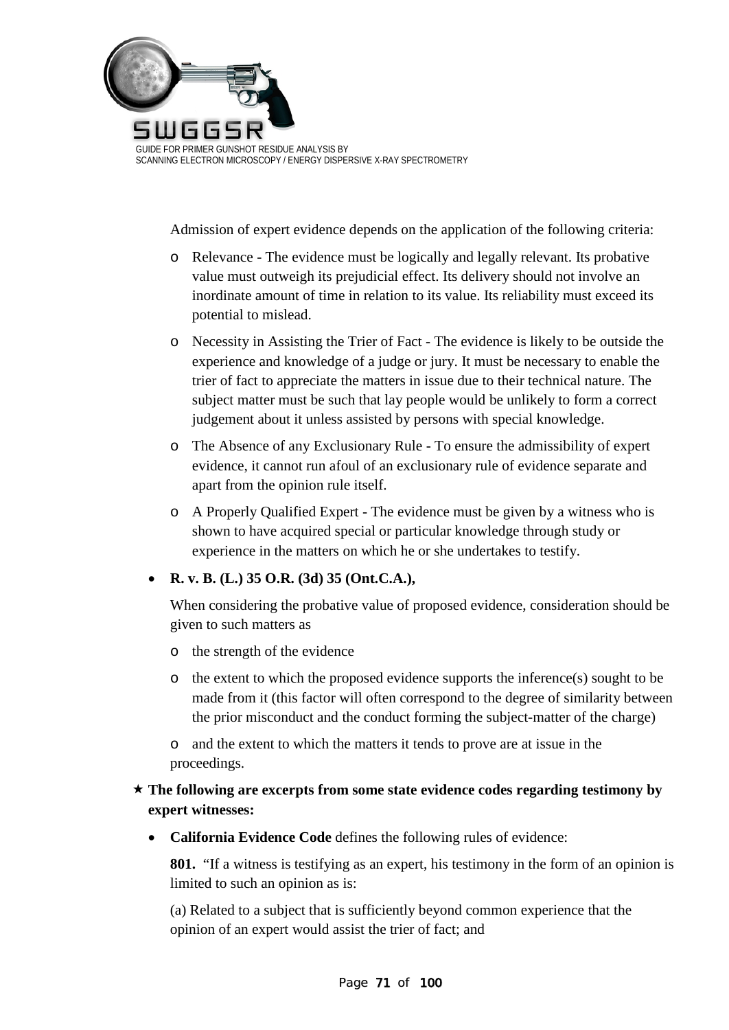Admission of expert evidence depends on the application of the following criteria:

- Relevance - The evidence must be logically and legally relevant. Its probative value must outweigh its prejudicial effect. Its delivery should not involve an inordinate amount of time in relation to its value. Its reliability must exceed its potential to mislead.
- Necessity in Assisting the Trier of Fact - The evidence is likely to be outside the experience and knowledge of a judge or jury. It must be necessary to enable the trier of fact to appreciate the matters in issue due to their technical nature. The subject matter must be such that lay people would be unlikely to form a correct judgement about it unless assisted by persons with special knowledge.
- The Absence of any Exclusionary Rule - To ensure the admissibility of expert evidence, it cannot run afoul of an exclusionary rule of evidence separate and apart from the opinion rule itself.
- A Properly Qualified Expert - The evidence must be given by a witness who is shown to have acquired special or particular knowledge through study or experience in the matters on which he or she undertakes to testify.

- **R. v. B. (L.) 35 O.R. (3d) 35 (Ont.C.A.),**

  When considering the probative value of proposed evidence, consideration should be given to such matters as

  - the strength of the evidence
  - the extent to which the proposed evidence supports the inference(s) sought to be made from it (this factor will often correspond to the degree of similarity between the prior misconduct and the conduct forming the subject-matter of the charge)
  - and the extent to which the matters it tends to prove are at issue in the proceedings.

★ **The following are excerpts from some state evidence codes regarding testimony by expert witnesses:**

- **California Evidence Code** defines the following rules of evidence:

  **801.** "If a witness is testifying as an expert, his testimony in the form of an opinion is limited to such an opinion as is:

  (a) Related to a subject that is sufficiently beyond common experience that the opinion of an expert would assist the trier of fact; and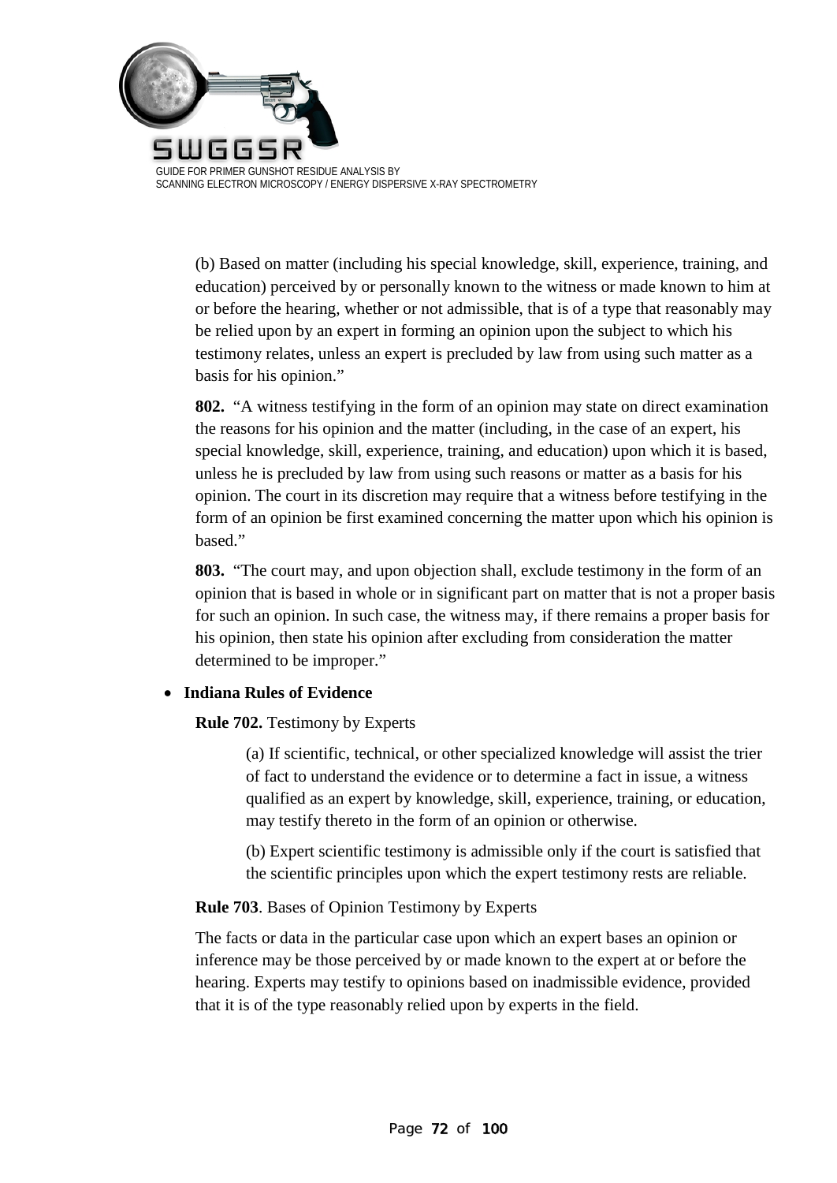(b) Based on matter (including his special knowledge, skill, experience, training, and education) perceived by or personally known to the witness or made known to him at or before the hearing, whether or not admissible, that is of a type that reasonably may be relied upon by an expert in forming an opinion upon the subject to which his testimony relates, unless an expert is precluded by law from using such matter as a basis for his opinion."

**802.** "A witness testifying in the form of an opinion may state on direct examination the reasons for his opinion and the matter (including, in the case of an expert, his special knowledge, skill, experience, training, and education) upon which it is based, unless he is precluded by law from using such reasons or matter as a basis for his opinion. The court in its discretion may require that a witness before testifying in the form of an opinion be first examined concerning the matter upon which his opinion is based."

**803.** "The court may, and upon objection shall, exclude testimony in the form of an opinion that is based in whole or in significant part on matter that is not a proper basis for such an opinion. In such case, the witness may, if there remains a proper basis for his opinion, then state his opinion after excluding from consideration the matter determined to be improper."

- **Indiana Rules of Evidence**

  **Rule 702.** Testimony by Experts

  > (a) If scientific, technical, or other specialized knowledge will assist the trier of fact to understand the evidence or to determine a fact in issue, a witness qualified as an expert by knowledge, skill, experience, training, or education, may testify thereto in the form of an opinion or otherwise.
  >
  > (b) Expert scientific testimony is admissible only if the court is satisfied that the scientific principles upon which the expert testimony rests are reliable.

  **Rule 703**. Bases of Opinion Testimony by Experts

  The facts or data in the particular case upon which an expert bases an opinion or inference may be those perceived by or made known to the expert at or before the hearing. Experts may testify to opinions based on inadmissible evidence, provided that it is of the type reasonably relied upon by experts in the field.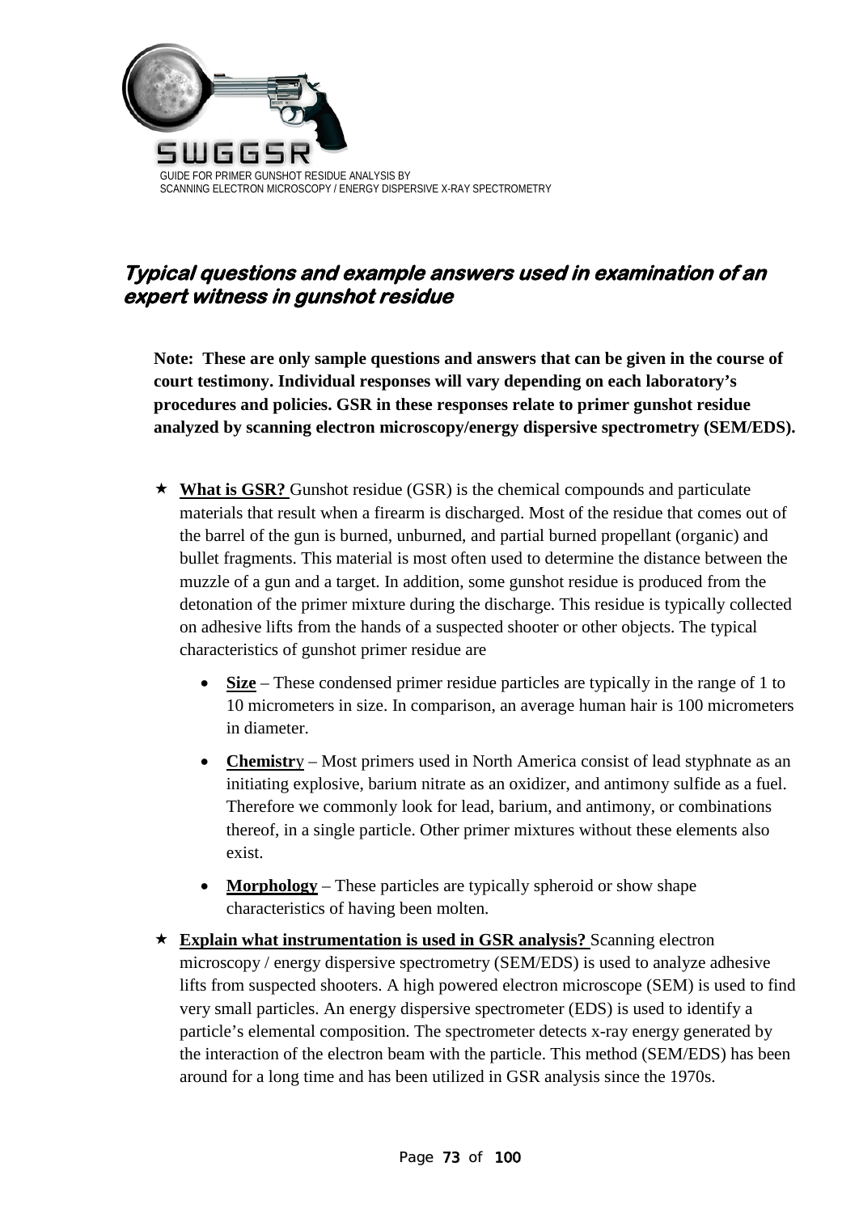## *Typical questions and example answers used in examination of an expert witness in gunshot residue*

**Note: These are only sample questions and answers that can be given in the course of court testimony. Individual responses will vary depending on each laboratory's procedures and policies. GSR in these responses relate to primer gunshot residue analyzed by scanning electron microscopy/energy dispersive spectrometry (SEM/EDS).**

- **What is GSR?** Gunshot residue (GSR) is the chemical compounds and particulate materials that result when a firearm is discharged. Most of the residue that comes out of the barrel of the gun is burned, unburned, and partial burned propellant (organic) and bullet fragments. This material is most often used to determine the distance between the muzzle of a gun and a target. In addition, some gunshot residue is produced from the detonation of the primer mixture during the discharge. This residue is typically collected on adhesive lifts from the hands of a suspected shooter or other objects. The typical characteristics of gunshot primer residue are
  - **Size** – These condensed primer residue particles are typically in the range of 1 to 10 micrometers in size. In comparison, an average human hair is 100 micrometers in diameter.
  - **Chemistry** – Most primers used in North America consist of lead styphnate as an initiating explosive, barium nitrate as an oxidizer, and antimony sulfide as a fuel. Therefore we commonly look for lead, barium, and antimony, or combinations thereof, in a single particle. Other primer mixtures without these elements also exist.
  - **Morphology** – These particles are typically spheroid or show shape characteristics of having been molten.
- **Explain what instrumentation is used in GSR analysis?** Scanning electron microscopy / energy dispersive spectrometry (SEM/EDS) is used to analyze adhesive lifts from suspected shooters. A high powered electron microscope (SEM) is used to find very small particles. An energy dispersive spectrometer (EDS) is used to identify a particle's elemental composition. The spectrometer detects x-ray energy generated by the interaction of the electron beam with the particle. This method (SEM/EDS) has been around for a long time and has been utilized in GSR analysis since the 1970s.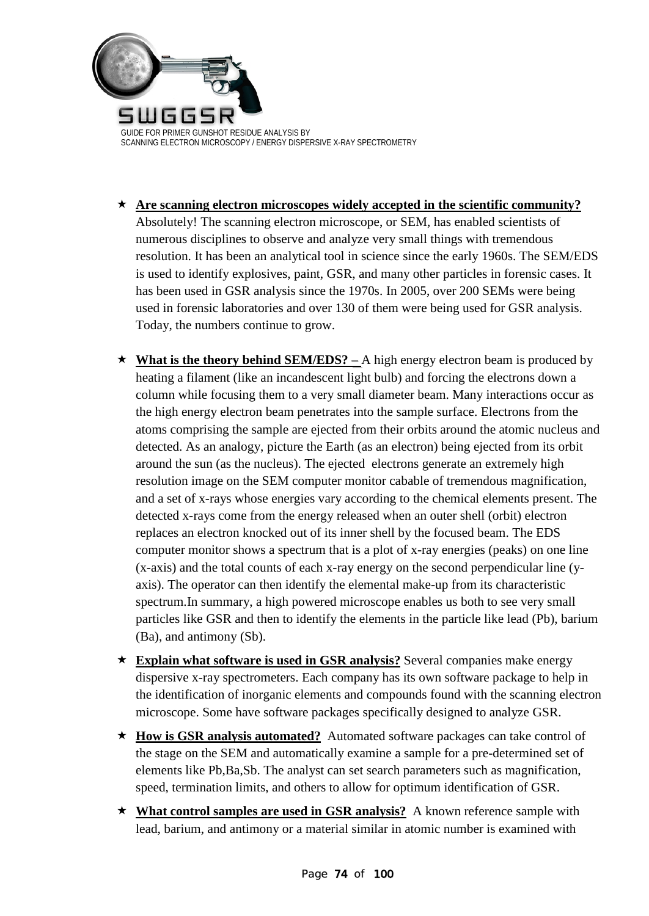- **Are scanning electron microscopes widely accepted in the scientific community?** Absolutely! The scanning electron microscope, or SEM, has enabled scientists of numerous disciplines to observe and analyze very small things with tremendous resolution. It has been an analytical tool in science since the early 1960s. The SEM/EDS is used to identify explosives, paint, GSR, and many other particles in forensic cases. It has been used in GSR analysis since the 1970s. In 2005, over 200 SEMs were being used in forensic laboratories and over 130 of them were being used for GSR analysis. Today, the numbers continue to grow.

- **What is the theory behind SEM/EDS? –** A high energy electron beam is produced by heating a filament (like an incandescent light bulb) and forcing the electrons down a column while focusing them to a very small diameter beam. Many interactions occur as the high energy electron beam penetrates into the sample surface. Electrons from the atoms comprising the sample are ejected from their orbits around the atomic nucleus and detected. As an analogy, picture the Earth (as an electron) being ejected from its orbit around the sun (as the nucleus). The ejected electrons generate an extremely high resolution image on the SEM computer monitor cabable of tremendous magnification, and a set of x-rays whose energies vary according to the chemical elements present. The detected x-rays come from the energy released when an outer shell (orbit) electron replaces an electron knocked out of its inner shell by the focused beam. The EDS computer monitor shows a spectrum that is a plot of x-ray energies (peaks) on one line (x-axis) and the total counts of each x-ray energy on the second perpendicular line (y-axis). The operator can then identify the elemental make-up from its characteristic spectrum.In summary, a high powered microscope enables us both to see very small particles like GSR and then to identify the elements in the particle like lead (Pb), barium (Ba), and antimony (Sb).

- **Explain what software is used in GSR analysis?** Several companies make energy dispersive x-ray spectrometers. Each company has its own software package to help in the identification of inorganic elements and compounds found with the scanning electron microscope. Some have software packages specifically designed to analyze GSR.

- **How is GSR analysis automated?** Automated software packages can take control of the stage on the SEM and automatically examine a sample for a pre-determined set of elements like Pb,Ba,Sb. The analyst can set search parameters such as magnification, speed, termination limits, and others to allow for optimum identification of GSR.

- **What control samples are used in GSR analysis?** A known reference sample with lead, barium, and antimony or a material similar in atomic number is examined with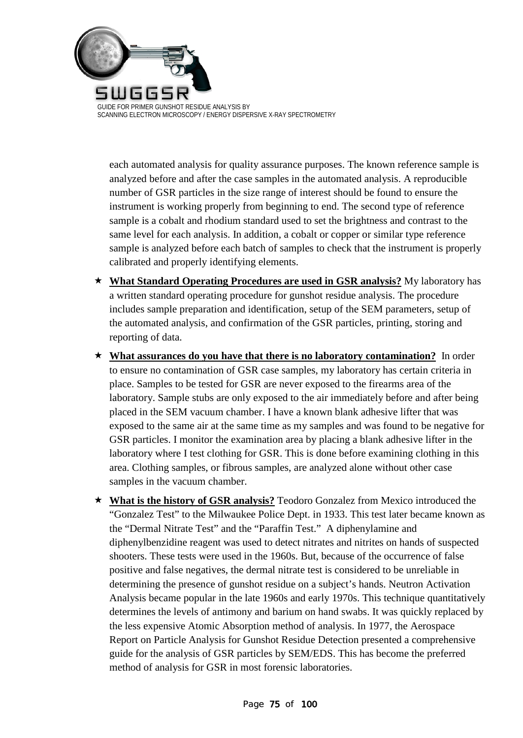each automated analysis for quality assurance purposes. The known reference sample is analyzed before and after the case samples in the automated analysis. A reproducible number of GSR particles in the size range of interest should be found to ensure the instrument is working properly from beginning to end. The second type of reference sample is a cobalt and rhodium standard used to set the brightness and contrast to the same level for each analysis. In addition, a cobalt or copper or similar type reference sample is analyzed before each batch of samples to check that the instrument is properly calibrated and properly identifying elements.

- **<u>What Standard Operating Procedures are used in GSR analysis?</u>** My laboratory has a written standard operating procedure for gunshot residue analysis. The procedure includes sample preparation and identification, setup of the SEM parameters, setup of the automated analysis, and confirmation of the GSR particles, printing, storing and reporting of data.
- **<u>What assurances do you have that there is no laboratory contamination?</u>** In order to ensure no contamination of GSR case samples, my laboratory has certain criteria in place. Samples to be tested for GSR are never exposed to the firearms area of the laboratory. Sample stubs are only exposed to the air immediately before and after being placed in the SEM vacuum chamber. I have a known blank adhesive lifter that was exposed to the same air at the same time as my samples and was found to be negative for GSR particles. I monitor the examination area by placing a blank adhesive lifter in the laboratory where I test clothing for GSR. This is done before examining clothing in this area. Clothing samples, or fibrous samples, are analyzed alone without other case samples in the vacuum chamber.
- **<u>What is the history of GSR analysis?</u>** Teodoro Gonzalez from Mexico introduced the "Gonzalez Test" to the Milwaukee Police Dept. in 1933. This test later became known as the "Dermal Nitrate Test" and the "Paraffin Test." A diphenylamine and diphenylbenzidine reagent was used to detect nitrates and nitrites on hands of suspected shooters. These tests were used in the 1960s. But, because of the occurrence of false positive and false negatives, the dermal nitrate test is considered to be unreliable in determining the presence of gunshot residue on a subject's hands. Neutron Activation Analysis became popular in the late 1960s and early 1970s. This technique quantitatively determines the levels of antimony and barium on hand swabs. It was quickly replaced by the less expensive Atomic Absorption method of analysis. In 1977, the Aerospace Report on Particle Analysis for Gunshot Residue Detection presented a comprehensive guide for the analysis of GSR particles by SEM/EDS. This has become the preferred method of analysis for GSR in most forensic laboratories.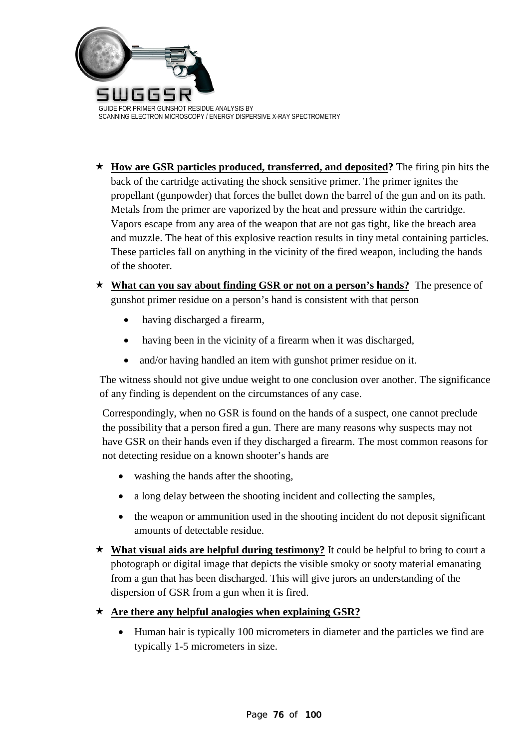- **How are GSR particles produced, transferred, and deposited?** The firing pin hits the back of the cartridge activating the shock sensitive primer. The primer ignites the propellant (gunpowder) that forces the bullet down the barrel of the gun and on its path. Metals from the primer are vaporized by the heat and pressure within the cartridge. Vapors escape from any area of the weapon that are not gas tight, like the breach area and muzzle. The heat of this explosive reaction results in tiny metal containing particles. These particles fall on anything in the vicinity of the fired weapon, including the hands of the shooter.

- **What can you say about finding GSR or not on a person's hands?** The presence of gunshot primer residue on a person's hand is consistent with that person
  - having discharged a firearm,
  - having been in the vicinity of a firearm when it was discharged,
  - and/or having handled an item with gunshot primer residue on it.

  The witness should not give undue weight to one conclusion over another. The significance of any finding is dependent on the circumstances of any case.

  Correspondingly, when no GSR is found on the hands of a suspect, one cannot preclude the possibility that a person fired a gun. There are many reasons why suspects may not have GSR on their hands even if they discharged a firearm. The most common reasons for not detecting residue on a known shooter's hands are
  - washing the hands after the shooting,
  - a long delay between the shooting incident and collecting the samples,
  - the weapon or ammunition used in the shooting incident do not deposit significant amounts of detectable residue.

- **What visual aids are helpful during testimony?** It could be helpful to bring to court a photograph or digital image that depicts the visible smoky or sooty material emanating from a gun that has been discharged. This will give jurors an understanding of the dispersion of GSR from a gun when it is fired.

- **Are there any helpful analogies when explaining GSR?**
  - Human hair is typically 100 micrometers in diameter and the particles we find are typically 1-5 micrometers in size.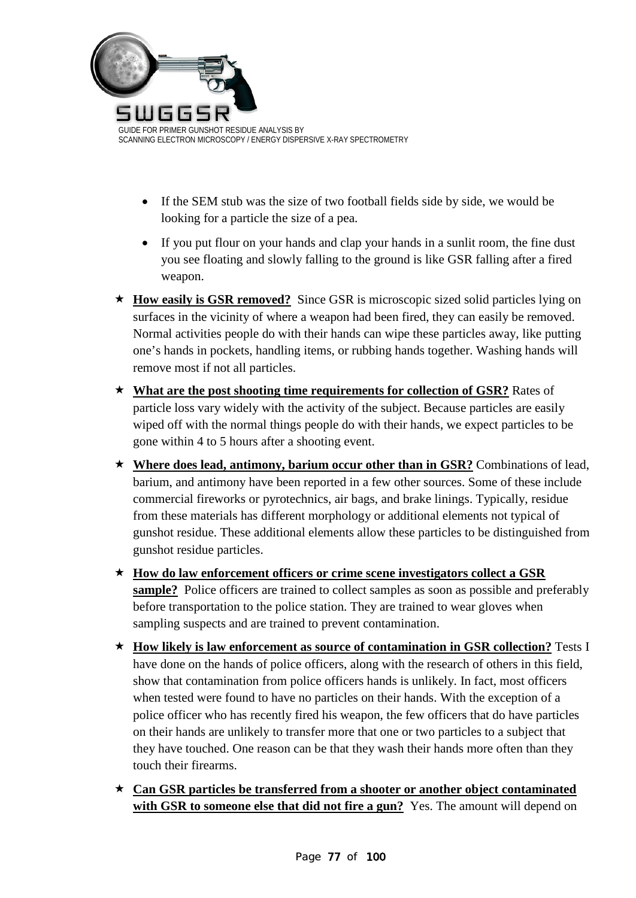- If the SEM stub was the size of two football fields side by side, we would be looking for a particle the size of a pea.
- If you put flour on your hands and clap your hands in a sunlit room, the fine dust you see floating and slowly falling to the ground is like GSR falling after a fired weapon.

★ **How easily is GSR removed?** Since GSR is microscopic sized solid particles lying on surfaces in the vicinity of where a weapon had been fired, they can easily be removed. Normal activities people do with their hands can wipe these particles away, like putting one's hands in pockets, handling items, or rubbing hands together. Washing hands will remove most if not all particles.

★ **What are the post shooting time requirements for collection of GSR?** Rates of particle loss vary widely with the activity of the subject. Because particles are easily wiped off with the normal things people do with their hands, we expect particles to be gone within 4 to 5 hours after a shooting event.

★ **Where does lead, antimony, barium occur other than in GSR?** Combinations of lead, barium, and antimony have been reported in a few other sources. Some of these include commercial fireworks or pyrotechnics, air bags, and brake linings. Typically, residue from these materials has different morphology or additional elements not typical of gunshot residue. These additional elements allow these particles to be distinguished from gunshot residue particles.

★ **How do law enforcement officers or crime scene investigators collect a GSR sample?** Police officers are trained to collect samples as soon as possible and preferably before transportation to the police station. They are trained to wear gloves when sampling suspects and are trained to prevent contamination.

★ **How likely is law enforcement as source of contamination in GSR collection?** Tests I have done on the hands of police officers, along with the research of others in this field, show that contamination from police officers hands is unlikely. In fact, most officers when tested were found to have no particles on their hands. With the exception of a police officer who has recently fired his weapon, the few officers that do have particles on their hands are unlikely to transfer more that one or two particles to a subject that they have touched. One reason can be that they wash their hands more often than they touch their firearms.

★ **Can GSR particles be transferred from a shooter or another object contaminated with GSR to someone else that did not fire a gun?** Yes. The amount will depend on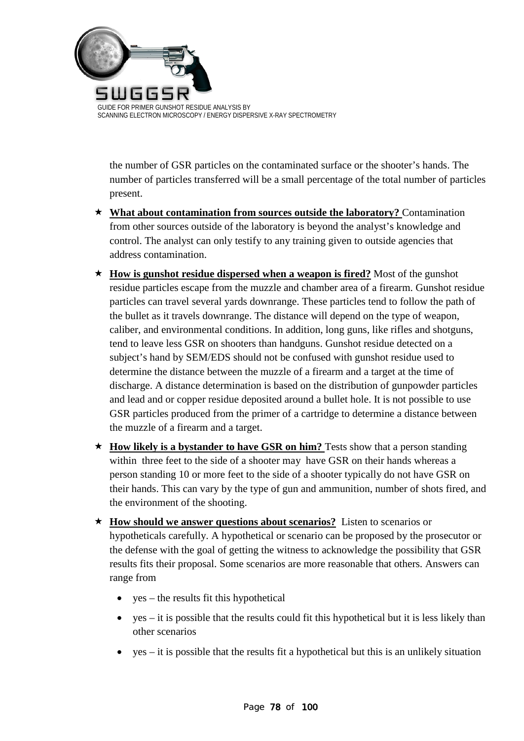the number of GSR particles on the contaminated surface or the shooter's hands. The number of particles transferred will be a small percentage of the total number of particles present.

- ★ **What about contamination from sources outside the laboratory?** Contamination from other sources outside of the laboratory is beyond the analyst's knowledge and control. The analyst can only testify to any training given to outside agencies that address contamination.
- ★ **How is gunshot residue dispersed when a weapon is fired?** Most of the gunshot residue particles escape from the muzzle and chamber area of a firearm. Gunshot residue particles can travel several yards downrange. These particles tend to follow the path of the bullet as it travels downrange. The distance will depend on the type of weapon, caliber, and environmental conditions. In addition, long guns, like rifles and shotguns, tend to leave less GSR on shooters than handguns. Gunshot residue detected on a subject's hand by SEM/EDS should not be confused with gunshot residue used to determine the distance between the muzzle of a firearm and a target at the time of discharge. A distance determination is based on the distribution of gunpowder particles and lead and or copper residue deposited around a bullet hole. It is not possible to use GSR particles produced from the primer of a cartridge to determine a distance between the muzzle of a firearm and a target.
- ★ **How likely is a bystander to have GSR on him?** Tests show that a person standing within three feet to the side of a shooter may have GSR on their hands whereas a person standing 10 or more feet to the side of a shooter typically do not have GSR on their hands. This can vary by the type of gun and ammunition, number of shots fired, and the environment of the shooting.
- ★ **How should we answer questions about scenarios?** Listen to scenarios or hypotheticals carefully. A hypothetical or scenario can be proposed by the prosecutor or the defense with the goal of getting the witness to acknowledge the possibility that GSR results fits their proposal. Some scenarios are more reasonable that others. Answers can range from
  - yes – the results fit this hypothetical
  - yes – it is possible that the results could fit this hypothetical but it is less likely than other scenarios
  - yes – it is possible that the results fit a hypothetical but this is an unlikely situation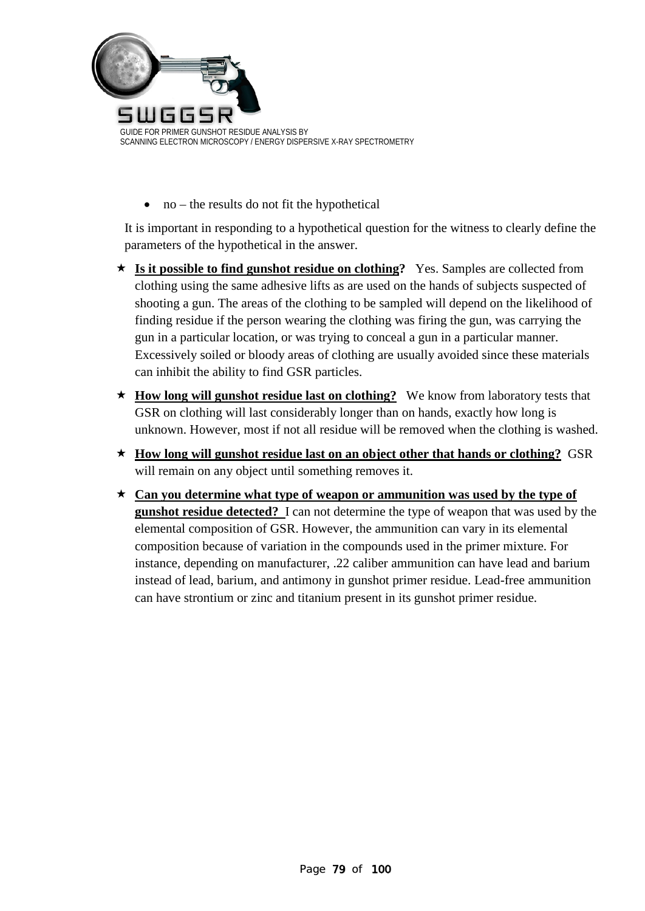- no – the results do not fit the hypothetical

It is important in responding to a hypothetical question for the witness to clearly define the parameters of the hypothetical in the answer.

- ★ **Is it possible to find gunshot residue on clothing?** Yes. Samples are collected from clothing using the same adhesive lifts as are used on the hands of subjects suspected of shooting a gun. The areas of the clothing to be sampled will depend on the likelihood of finding residue if the person wearing the clothing was firing the gun, was carrying the gun in a particular location, or was trying to conceal a gun in a particular manner. Excessively soiled or bloody areas of clothing are usually avoided since these materials can inhibit the ability to find GSR particles.

- ★ **How long will gunshot residue last on clothing?** We know from laboratory tests that GSR on clothing will last considerably longer than on hands, exactly how long is unknown. However, most if not all residue will be removed when the clothing is washed.

- ★ **How long will gunshot residue last on an object other that hands or clothing?** GSR will remain on any object until something removes it.

- ★ **Can you determine what type of weapon or ammunition was used by the type of gunshot residue detected?** I can not determine the type of weapon that was used by the elemental composition of GSR. However, the ammunition can vary in its elemental composition because of variation in the compounds used in the primer mixture. For instance, depending on manufacturer, .22 caliber ammunition can have lead and barium instead of lead, barium, and antimony in gunshot primer residue. Lead-free ammunition can have strontium or zinc and titanium present in its gunshot primer residue.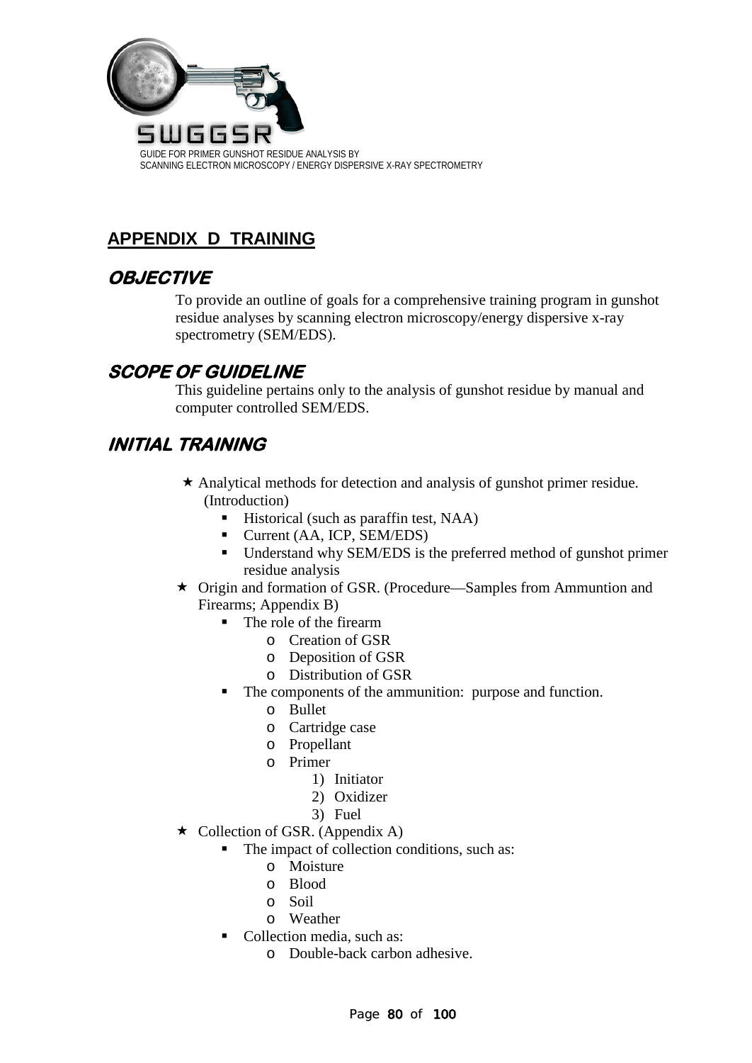## APPENDIX D TRAINING

### OBJECTIVE

To provide an outline of goals for a comprehensive training program in gunshot residue analyses by scanning electron microscopy/energy dispersive x-ray spectrometry (SEM/EDS).

### SCOPE OF GUIDELINE

This guideline pertains only to the analysis of gunshot residue by manual and computer controlled SEM/EDS.

### INITIAL TRAINING

- Analytical methods for detection and analysis of gunshot primer residue. (Introduction)
  - Historical (such as paraffin test, NAA)
  - Current (AA, ICP, SEM/EDS)
  - Understand why SEM/EDS is the preferred method of gunshot primer residue analysis
- Origin and formation of GSR. (Procedure—Samples from Ammuntion and Firearms; Appendix B)
  - The role of the firearm
    - Creation of GSR
    - Deposition of GSR
    - Distribution of GSR
  - The components of the ammunition: purpose and function.
    - Bullet
    - Cartridge case
    - Propellant
    - Primer
      1) Initiator
      2) Oxidizer
      3) Fuel
- Collection of GSR. (Appendix A)
  - The impact of collection conditions, such as:
    - Moisture
    - Blood
    - Soil
    - Weather
  - Collection media, such as:
    - Double-back carbon adhesive.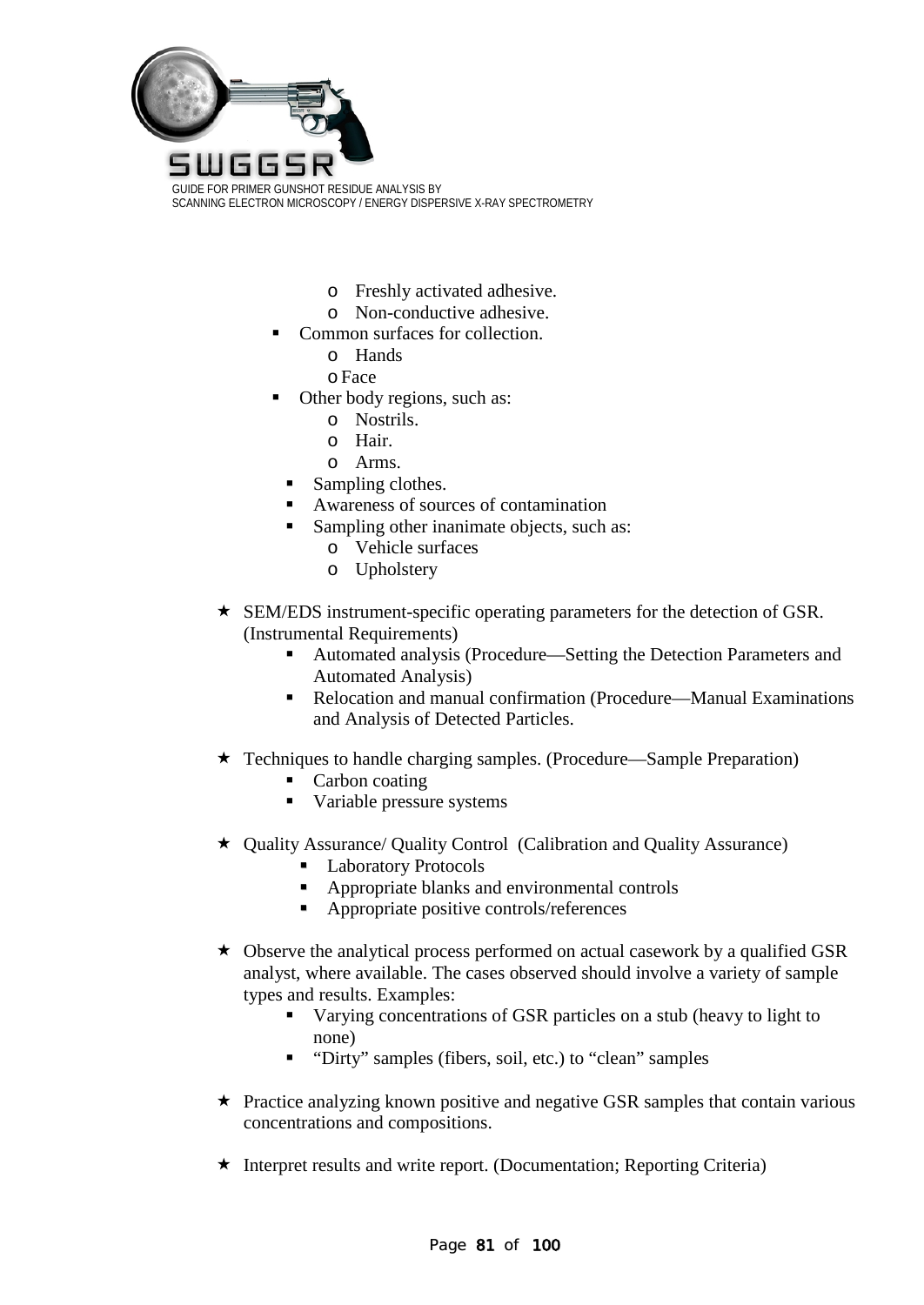- Freshly activated adhesive.
    - Non-conductive adhesive.
  - Common surfaces for collection.
    - Hands
    - Face
  - Other body regions, such as:
    - Nostrils.
    - Hair.
    - Arms.
  - Sampling clothes.
  - Awareness of sources of contamination
  - Sampling other inanimate objects, such as:
    - Vehicle surfaces
    - Upholstery

- ★ SEM/EDS instrument-specific operating parameters for the detection of GSR. (Instrumental Requirements)
  - Automated analysis (Procedure—Setting the Detection Parameters and Automated Analysis)
  - Relocation and manual confirmation (Procedure—Manual Examinations and Analysis of Detected Particles.

- ★ Techniques to handle charging samples. (Procedure—Sample Preparation)
  - Carbon coating
  - Variable pressure systems

- ★ Quality Assurance/ Quality Control (Calibration and Quality Assurance)
  - Laboratory Protocols
  - Appropriate blanks and environmental controls
  - Appropriate positive controls/references

- ★ Observe the analytical process performed on actual casework by a qualified GSR analyst, where available. The cases observed should involve a variety of sample types and results. Examples:
  - Varying concentrations of GSR particles on a stub (heavy to light to none)
  - "Dirty" samples (fibers, soil, etc.) to "clean" samples

- ★ Practice analyzing known positive and negative GSR samples that contain various concentrations and compositions.

- ★ Interpret results and write report. (Documentation; Reporting Criteria)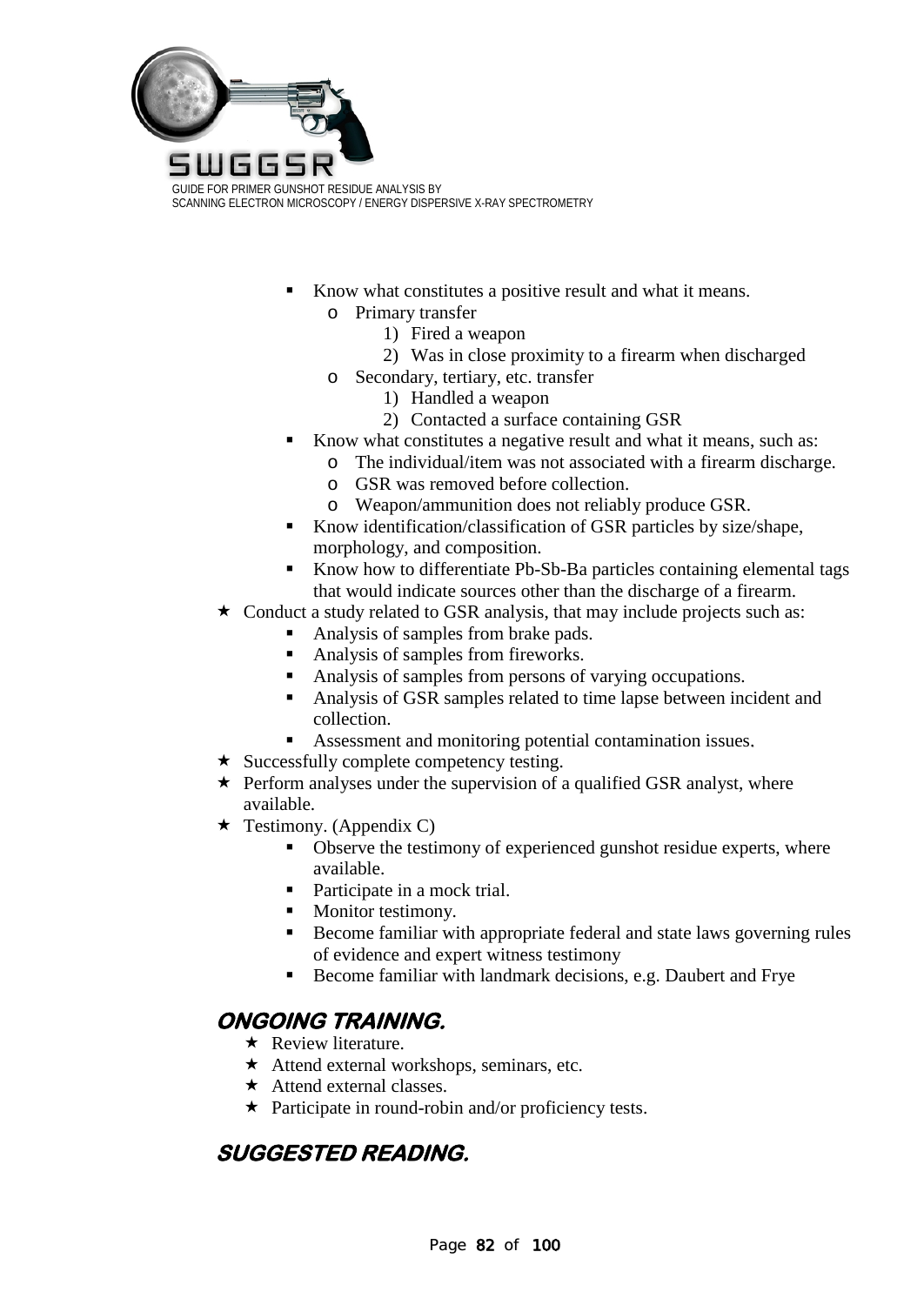- Know what constitutes a positive result and what it means.
  - Primary transfer
    1) Fired a weapon
    2) Was in close proximity to a firearm when discharged
  - Secondary, tertiary, etc. transfer
    1) Handled a weapon
    2) Contacted a surface containing GSR
- Know what constitutes a negative result and what it means, such as:
  - The individual/item was not associated with a firearm discharge.
  - GSR was removed before collection.
  - Weapon/ammunition does not reliably produce GSR.
- Know identification/classification of GSR particles by size/shape, morphology, and composition.
- Know how to differentiate Pb-Sb-Ba particles containing elemental tags that would indicate sources other than the discharge of a firearm.

★ Conduct a study related to GSR analysis, that may include projects such as:
  - Analysis of samples from brake pads.
  - Analysis of samples from fireworks.
  - Analysis of samples from persons of varying occupations.
  - Analysis of GSR samples related to time lapse between incident and collection.
  - Assessment and monitoring potential contamination issues.

★ Successfully complete competency testing.

★ Perform analyses under the supervision of a qualified GSR analyst, where available.

★ Testimony. (Appendix C)
  - Observe the testimony of experienced gunshot residue experts, where available.
  - Participate in a mock trial.
  - Monitor testimony.
  - Become familiar with appropriate federal and state laws governing rules of evidence and expert witness testimony
  - Become familiar with landmark decisions, e.g. Daubert and Frye

## ONGOING TRAINING.

★ Review literature.

★ Attend external workshops, seminars, etc.

★ Attend external classes.

★ Participate in round-robin and/or proficiency tests.

## SUGGESTED READING.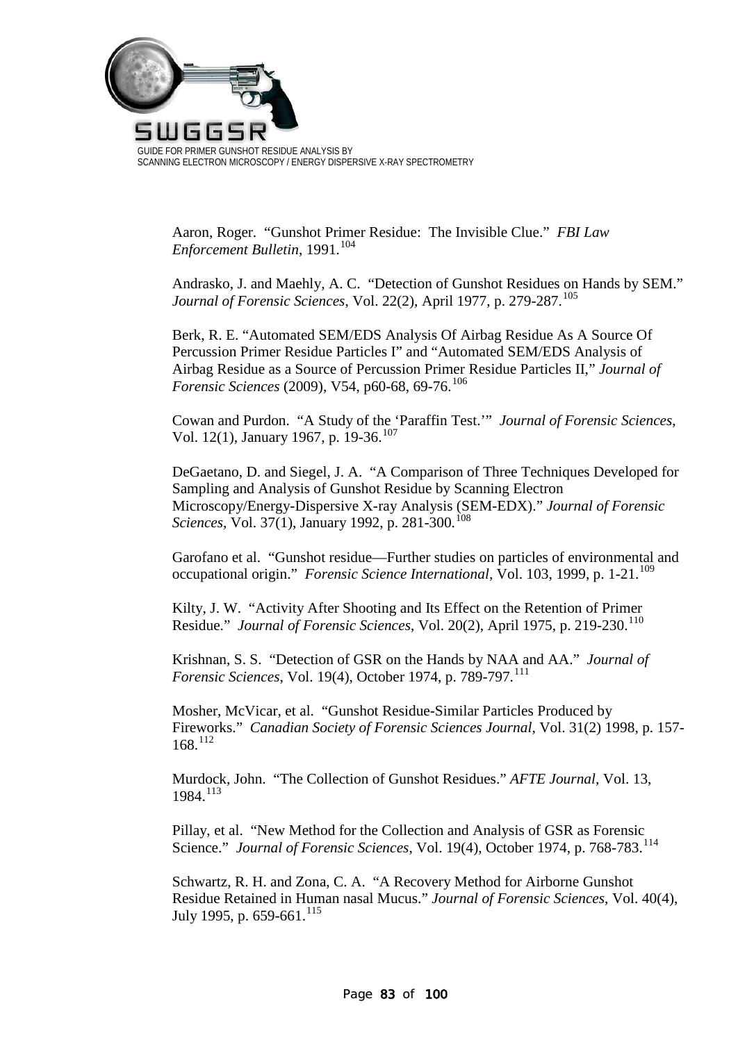Aaron, Roger. "Gunshot Primer Residue: The Invisible Clue." *FBI Law Enforcement Bulletin*, 1991.[104]

Andrasko, J. and Maehly, A. C. "Detection of Gunshot Residues on Hands by SEM." *Journal of Forensic Sciences*, Vol. 22(2), April 1977, p. 279-287.[105]

Berk, R. E. "Automated SEM/EDS Analysis Of Airbag Residue As A Source Of Percussion Primer Residue Particles I" and "Automated SEM/EDS Analysis of Airbag Residue as a Source of Percussion Primer Residue Particles II," *Journal of Forensic Sciences* (2009), V54, p60-68, 69-76.[106]

Cowan and Purdon. "A Study of the 'Paraffin Test.'" *Journal of Forensic Sciences*, Vol. 12(1), January 1967, p. 19-36.[107]

DeGaetano, D. and Siegel, J. A. "A Comparison of Three Techniques Developed for Sampling and Analysis of Gunshot Residue by Scanning Electron Microscopy/Energy-Dispersive X-ray Analysis (SEM-EDX)." *Journal of Forensic Sciences*, Vol. 37(1), January 1992, p. 281-300.[108]

Garofano et al. "Gunshot residue—Further studies on particles of environmental and occupational origin." *Forensic Science International,* Vol. 103, 1999, p. 1-21.[109]

Kilty, J. W. "Activity After Shooting and Its Effect on the Retention of Primer Residue." *Journal of Forensic Sciences*, Vol. 20(2), April 1975, p. 219-230.[110]

Krishnan, S. S. "Detection of GSR on the Hands by NAA and AA." *Journal of Forensic Sciences*, Vol. 19(4), October 1974, p. 789-797.[111]

Mosher, McVicar, et al. "Gunshot Residue-Similar Particles Produced by Fireworks." *Canadian Society of Forensic Sciences Journal*, Vol. 31(2) 1998, p. 157-168.[112]

Murdock, John. "The Collection of Gunshot Residues." *AFTE Journal*, Vol. 13, 1984.[113]

Pillay, et al. "New Method for the Collection and Analysis of GSR as Forensic Science." *Journal of Forensic Sciences*, Vol. 19(4), October 1974, p. 768-783.[114]

Schwartz, R. H. and Zona, C. A. "A Recovery Method for Airborne Gunshot Residue Retained in Human nasal Mucus." *Journal of Forensic Sciences*, Vol. 40(4), July 1995, p. 659-661.[115]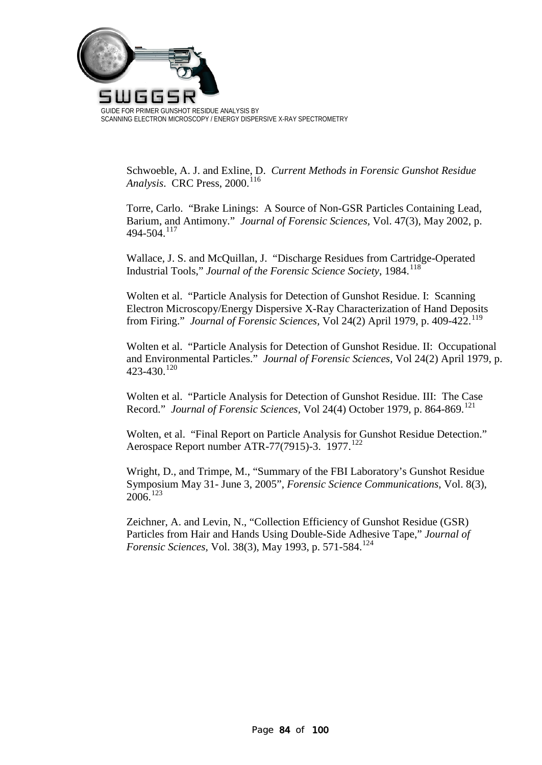Schwoeble, A. J. and Exline, D. *Current Methods in Forensic Gunshot Residue Analysis*. CRC Press, 2000.[116]

Torre, Carlo. "Brake Linings: A Source of Non-GSR Particles Containing Lead, Barium, and Antimony." *Journal of Forensic Sciences,* Vol. 47(3), May 2002, p. 494-504.[117]

Wallace, J. S. and McQuillan, J. "Discharge Residues from Cartridge-Operated Industrial Tools," *Journal of the Forensic Science Society*, 1984.[118]

Wolten et al. "Particle Analysis for Detection of Gunshot Residue. I: Scanning Electron Microscopy/Energy Dispersive X-Ray Characterization of Hand Deposits from Firing." *Journal of Forensic Sciences,* Vol 24(2) April 1979, p. 409-422.[119]

Wolten et al. "Particle Analysis for Detection of Gunshot Residue. II: Occupational and Environmental Particles." *Journal of Forensic Sciences*, Vol 24(2) April 1979, p. 423-430.[120]

Wolten et al. "Particle Analysis for Detection of Gunshot Residue. III: The Case Record." *Journal of Forensic Sciences,* Vol 24(4) October 1979, p. 864-869.[121]

Wolten, et al. "Final Report on Particle Analysis for Gunshot Residue Detection." Aerospace Report number ATR-77(7915)-3. 1977.[122]

Wright, D., and Trimpe, M., "Summary of the FBI Laboratory's Gunshot Residue Symposium May 31- June 3, 2005", *Forensic Science Communications*, Vol. 8(3), 2006.[123]

Zeichner, A. and Levin, N., "Collection Efficiency of Gunshot Residue (GSR) Particles from Hair and Hands Using Double-Side Adhesive Tape," *Journal of Forensic Sciences,* Vol. 38(3), May 1993, p. 571-584.[124]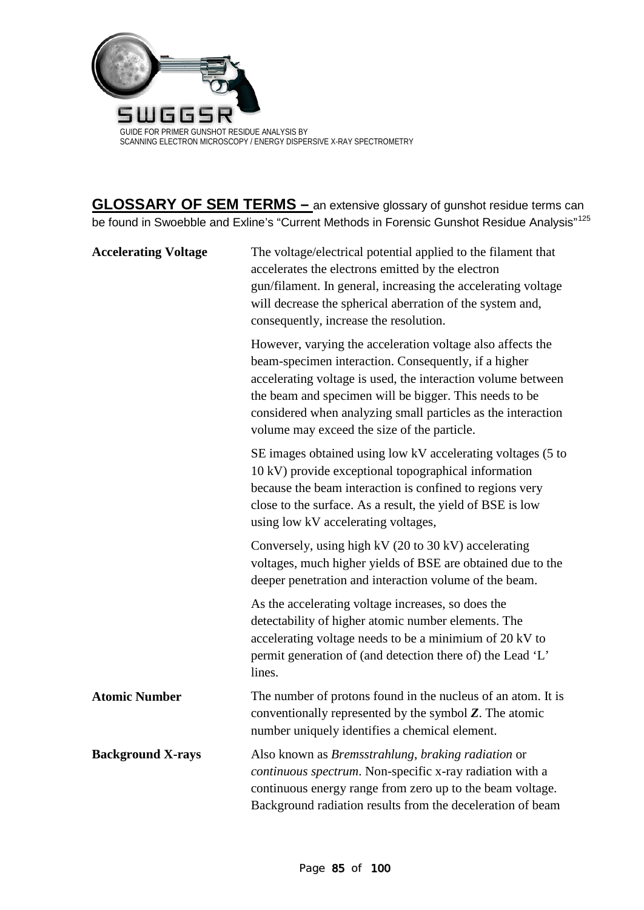**GLOSSARY OF SEM TERMS –** an extensive glossary of gunshot residue terms can be found in Swoebble and Exline's "Current Methods in Forensic Gunshot Residue Analysis"[125]

**Accelerating Voltage**

The voltage/electrical potential applied to the filament that accelerates the electrons emitted by the electron gun/filament. In general, increasing the accelerating voltage will decrease the spherical aberration of the system and, consequently, increase the resolution.

However, varying the acceleration voltage also affects the beam-specimen interaction. Consequently, if a higher accelerating voltage is used, the interaction volume between the beam and specimen will be bigger. This needs to be considered when analyzing small particles as the interaction volume may exceed the size of the particle.

SE images obtained using low kV accelerating voltages (5 to 10 kV) provide exceptional topographical information because the beam interaction is confined to regions very close to the surface. As a result, the yield of BSE is low using low kV accelerating voltages,

Conversely, using high kV (20 to 30 kV) accelerating voltages, much higher yields of BSE are obtained due to the deeper penetration and interaction volume of the beam.

As the accelerating voltage increases, so does the detectability of higher atomic number elements. The accelerating voltage needs to be a minimium of 20 kV to permit generation of (and detection there of) the Lead 'L' lines.

**Atomic Number**

The number of protons found in the nucleus of an atom. It is conventionally represented by the symbol ***Z***. The atomic number uniquely identifies a chemical element.

**Background X-rays**

Also known as *Bremsstrahlung*, *braking radiation* or *continuous spectrum*. Non-specific x-ray radiation with a continuous energy range from zero up to the beam voltage. Background radiation results from the deceleration of beam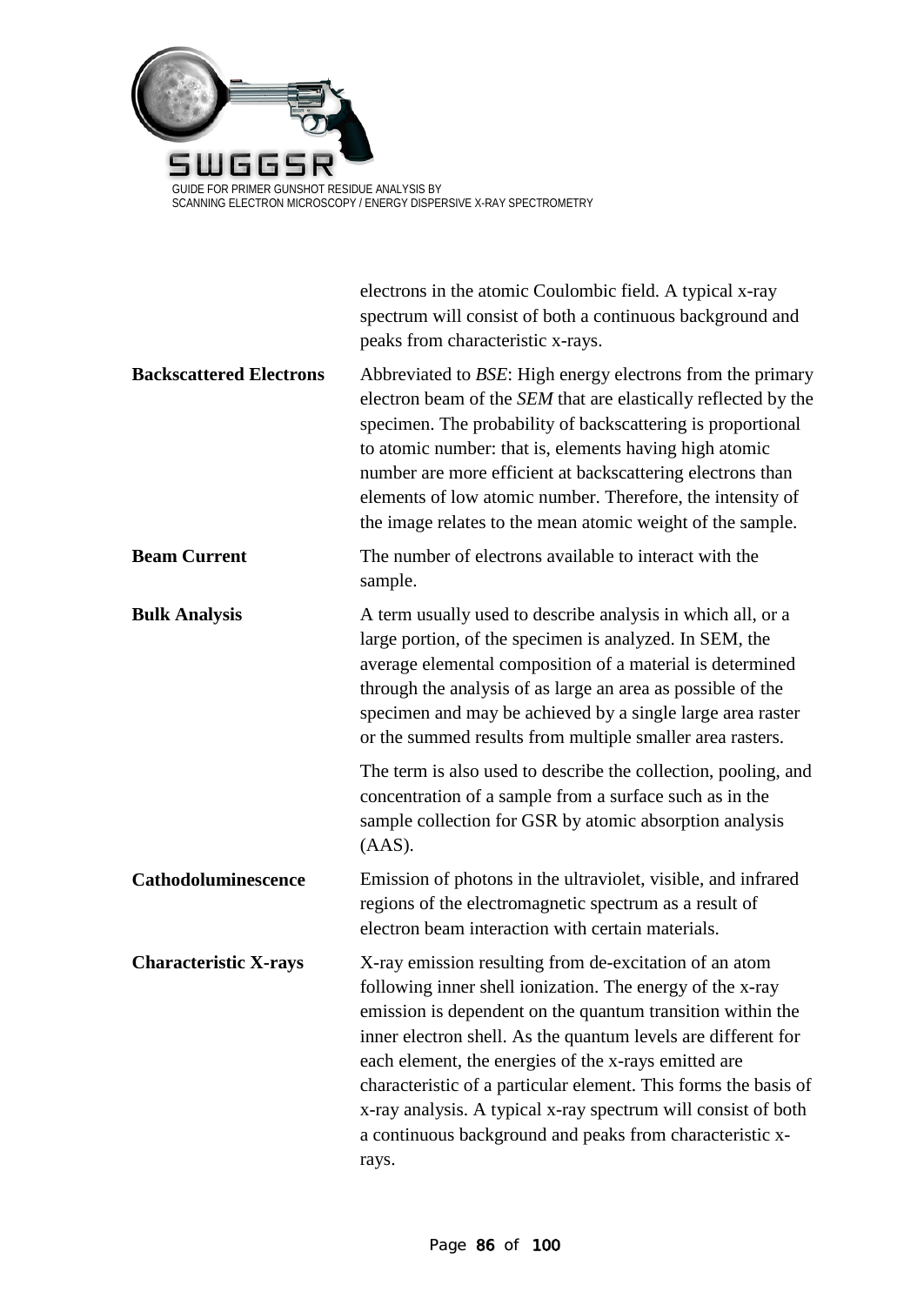electrons in the atomic Coulombic field. A typical x-ray spectrum will consist of both a continuous background and peaks from characteristic x-rays.

**Backscattered Electrons** — Abbreviated to *BSE*: High energy electrons from the primary electron beam of the *SEM* that are elastically reflected by the specimen. The probability of backscattering is proportional to atomic number: that is, elements having high atomic number are more efficient at backscattering electrons than elements of low atomic number. Therefore, the intensity of the image relates to the mean atomic weight of the sample.

**Beam Current** — The number of electrons available to interact with the sample.

**Bulk Analysis** — A term usually used to describe analysis in which all, or a large portion, of the specimen is analyzed. In SEM, the average elemental composition of a material is determined through the analysis of as large an area as possible of the specimen and may be achieved by a single large area raster or the summed results from multiple smaller area rasters.

The term is also used to describe the collection, pooling, and concentration of a sample from a surface such as in the sample collection for GSR by atomic absorption analysis (AAS).

**Cathodoluminescence** — Emission of photons in the ultraviolet, visible, and infrared regions of the electromagnetic spectrum as a result of electron beam interaction with certain materials.

**Characteristic X-rays** — X-ray emission resulting from de-excitation of an atom following inner shell ionization. The energy of the x-ray emission is dependent on the quantum transition within the inner electron shell. As the quantum levels are different for each element, the energies of the x-rays emitted are characteristic of a particular element. This forms the basis of x-ray analysis. A typical x-ray spectrum will consist of both a continuous background and peaks from characteristic x-rays.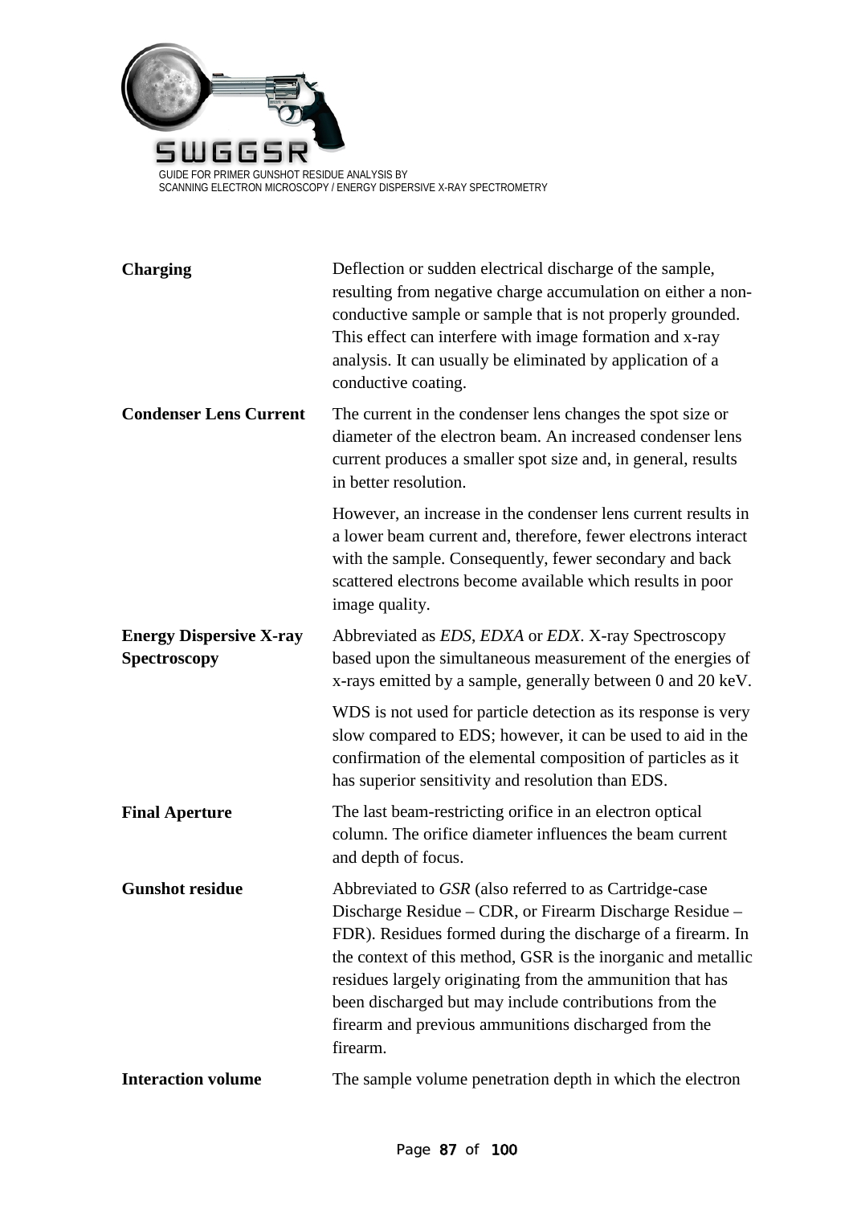**Charging**

Deflection or sudden electrical discharge of the sample, resulting from negative charge accumulation on either a non-conductive sample or sample that is not properly grounded. This effect can interfere with image formation and x-ray analysis. It can usually be eliminated by application of a conductive coating.

**Condenser Lens Current**

The current in the condenser lens changes the spot size or diameter of the electron beam. An increased condenser lens current produces a smaller spot size and, in general, results in better resolution.

However, an increase in the condenser lens current results in a lower beam current and, therefore, fewer electrons interact with the sample. Consequently, fewer secondary and back scattered electrons become available which results in poor image quality.

**Energy Dispersive X-ray Spectroscopy**

Abbreviated as *EDS*, *EDXA* or *EDX*. X-ray Spectroscopy based upon the simultaneous measurement of the energies of x-rays emitted by a sample, generally between 0 and 20 keV.

WDS is not used for particle detection as its response is very slow compared to EDS; however, it can be used to aid in the confirmation of the elemental composition of particles as it has superior sensitivity and resolution than EDS.

**Final Aperture**

The last beam-restricting orifice in an electron optical column. The orifice diameter influences the beam current and depth of focus.

**Gunshot residue**

Abbreviated to *GSR* (also referred to as Cartridge-case Discharge Residue – CDR, or Firearm Discharge Residue – FDR). Residues formed during the discharge of a firearm. In the context of this method, GSR is the inorganic and metallic residues largely originating from the ammunition that has been discharged but may include contributions from the firearm and previous ammunitions discharged from the firearm.

**Interaction volume**

The sample volume penetration depth in which the electron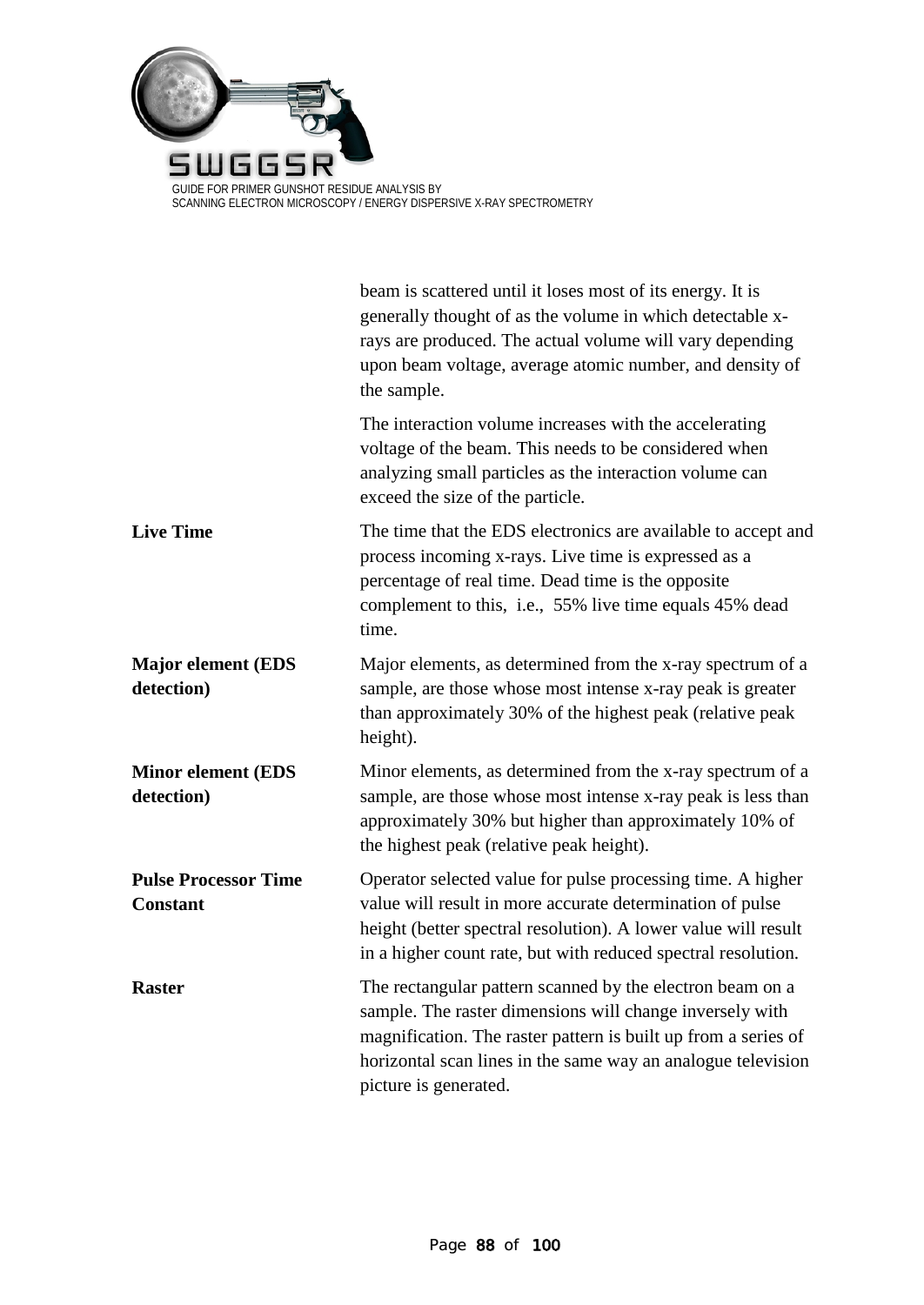| | |
|---|---|
| | beam is scattered until it loses most of its energy. It is generally thought of as the volume in which detectable x-rays are produced. The actual volume will vary depending upon beam voltage, average atomic number, and density of the sample.<br><br>The interaction volume increases with the accelerating voltage of the beam. This needs to be considered when analyzing small particles as the interaction volume can exceed the size of the particle. |
| **Live Time** | The time that the EDS electronics are available to accept and process incoming x-rays. Live time is expressed as a percentage of real time. Dead time is the opposite complement to this, i.e., 55% live time equals 45% dead time. |
| **Major element (EDS detection)** | Major elements, as determined from the x-ray spectrum of a sample, are those whose most intense x-ray peak is greater than approximately 30% of the highest peak (relative peak height). |
| **Minor element (EDS detection)** | Minor elements, as determined from the x-ray spectrum of a sample, are those whose most intense x-ray peak is less than approximately 30% but higher than approximately 10% of the highest peak (relative peak height). |
| **Pulse Processor Time Constant** | Operator selected value for pulse processing time. A higher value will result in more accurate determination of pulse height (better spectral resolution). A lower value will result in a higher count rate, but with reduced spectral resolution. |
| **Raster** | The rectangular pattern scanned by the electron beam on a sample. The raster dimensions will change inversely with magnification. The raster pattern is built up from a series of horizontal scan lines in the same way an analogue television picture is generated. |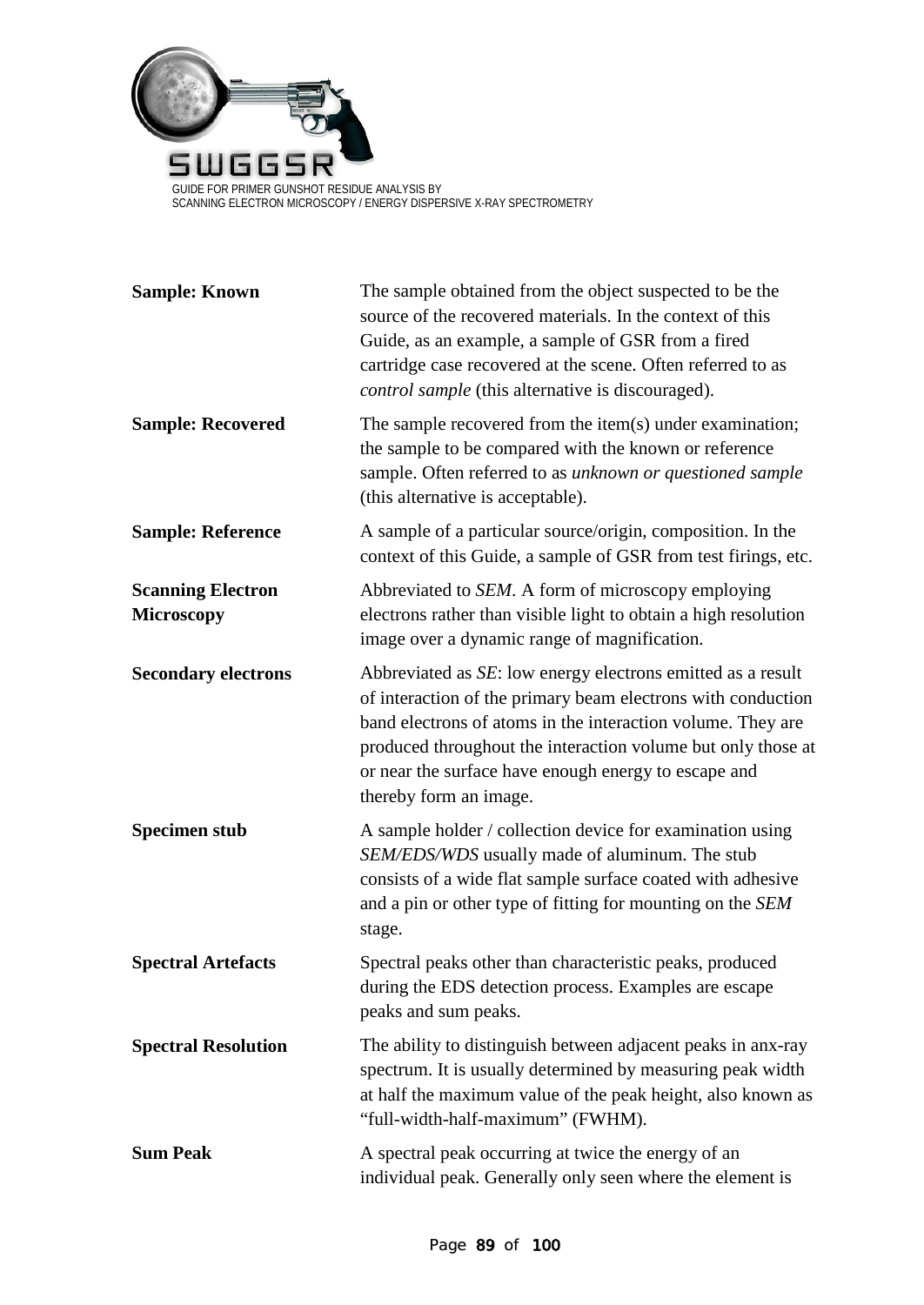**Sample: Known** — The sample obtained from the object suspected to be the source of the recovered materials. In the context of this Guide, as an example, a sample of GSR from a fired cartridge case recovered at the scene. Often referred to as *control sample* (this alternative is discouraged).

**Sample: Recovered** — The sample recovered from the item(s) under examination; the sample to be compared with the known or reference sample. Often referred to as *unknown or questioned sample* (this alternative is acceptable).

**Sample: Reference** — A sample of a particular source/origin, composition. In the context of this Guide, a sample of GSR from test firings, etc.

**Scanning Electron Microscopy** — Abbreviated to *SEM*. A form of microscopy employing electrons rather than visible light to obtain a high resolution image over a dynamic range of magnification.

**Secondary electrons** — Abbreviated as *SE*: low energy electrons emitted as a result of interaction of the primary beam electrons with conduction band electrons of atoms in the interaction volume. They are produced throughout the interaction volume but only those at or near the surface have enough energy to escape and thereby form an image.

**Specimen stub** — A sample holder / collection device for examination using *SEM/EDS/WDS* usually made of aluminum. The stub consists of a wide flat sample surface coated with adhesive and a pin or other type of fitting for mounting on the *SEM* stage.

**Spectral Artefacts** — Spectral peaks other than characteristic peaks, produced during the EDS detection process. Examples are escape peaks and sum peaks.

**Spectral Resolution** — The ability to distinguish between adjacent peaks in anx-ray spectrum. It is usually determined by measuring peak width at half the maximum value of the peak height, also known as "full-width-half-maximum" (FWHM).

**Sum Peak** — A spectral peak occurring at twice the energy of an individual peak. Generally only seen where the element is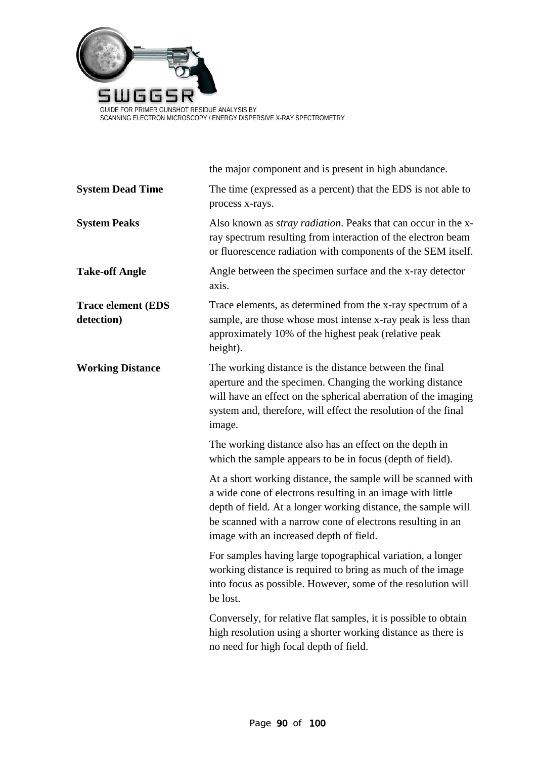|  |  |
|---|---|
|  | the major component and is present in high abundance. |
| **System Dead Time** | The time (expressed as a percent) that the EDS is not able to process x-rays. |
| **System Peaks** | Also known as *stray radiation*. Peaks that can occur in the x-ray spectrum resulting from interaction of the electron beam or fluorescence radiation with components of the SEM itself. |
| **Take-off Angle** | Angle between the specimen surface and the x-ray detector axis. |
| **Trace element (EDS detection)** | Trace elements, as determined from the x-ray spectrum of a sample, are those whose most intense x-ray peak is less than approximately 10% of the highest peak (relative peak height). |
| **Working Distance** | The working distance is the distance between the final aperture and the specimen. Changing the working distance will have an effect on the spherical aberration of the imaging system and, therefore, will effect the resolution of the final image. |

The working distance also has an effect on the depth in which the sample appears to be in focus (depth of field).

At a short working distance, the sample will be scanned with a wide cone of electrons resulting in an image with little depth of field. At a longer working distance, the sample will be scanned with a narrow cone of electrons resulting in an image with an increased depth of field.

For samples having large topographical variation, a longer working distance is required to bring as much of the image into focus as possible. However, some of the resolution will be lost.

Conversely, for relative flat samples, it is possible to obtain high resolution using a shorter working distance as there is no need for high focal depth of field.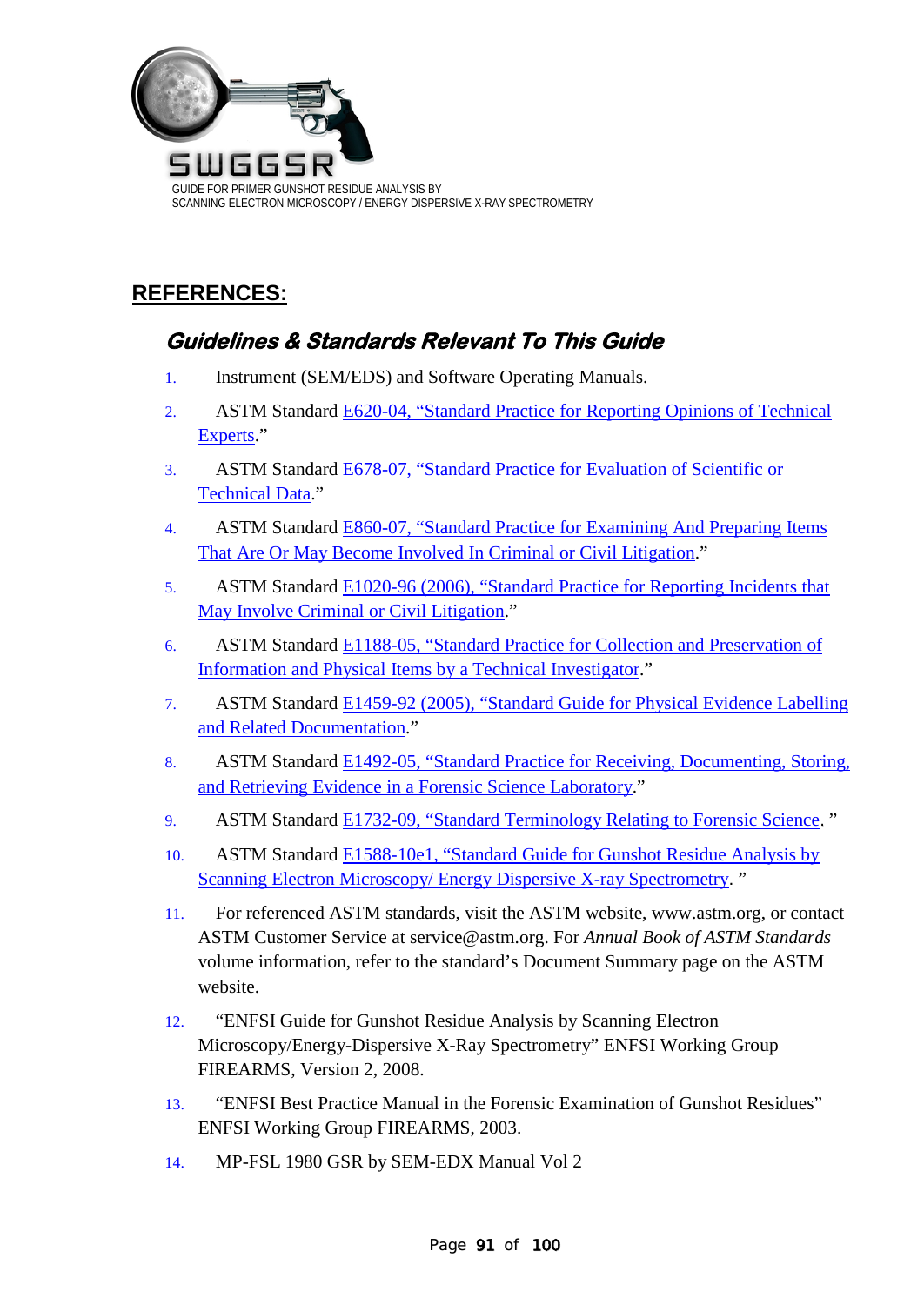## REFERENCES:

### *Guidelines & Standards Relevant To This Guide*

1. Instrument (SEM/EDS) and Software Operating Manuals.
2. ASTM Standard E620-04, "Standard Practice for Reporting Opinions of Technical Experts."
3. ASTM Standard E678-07, "Standard Practice for Evaluation of Scientific or Technical Data."
4. ASTM Standard E860-07, "Standard Practice for Examining And Preparing Items That Are Or May Become Involved In Criminal or Civil Litigation."
5. ASTM Standard E1020-96 (2006), "Standard Practice for Reporting Incidents that May Involve Criminal or Civil Litigation."
6. ASTM Standard E1188-05, "Standard Practice for Collection and Preservation of Information and Physical Items by a Technical Investigator."
7. ASTM Standard E1459-92 (2005), "Standard Guide for Physical Evidence Labelling and Related Documentation."
8. ASTM Standard E1492-05, "Standard Practice for Receiving, Documenting, Storing, and Retrieving Evidence in a Forensic Science Laboratory."
9. ASTM Standard E1732-09, "Standard Terminology Relating to Forensic Science. "
10. ASTM Standard E1588-10e1, "Standard Guide for Gunshot Residue Analysis by Scanning Electron Microscopy/ Energy Dispersive X-ray Spectrometry. "
11. For referenced ASTM standards, visit the ASTM website, www.astm.org, or contact ASTM Customer Service at service@astm.org. For *Annual Book of ASTM Standards* volume information, refer to the standard's Document Summary page on the ASTM website.
12. "ENFSI Guide for Gunshot Residue Analysis by Scanning Electron Microscopy/Energy-Dispersive X-Ray Spectrometry" ENFSI Working Group FIREARMS, Version 2, 2008.
13. "ENFSI Best Practice Manual in the Forensic Examination of Gunshot Residues" ENFSI Working Group FIREARMS, 2003.
14. MP-FSL 1980 GSR by SEM-EDX Manual Vol 2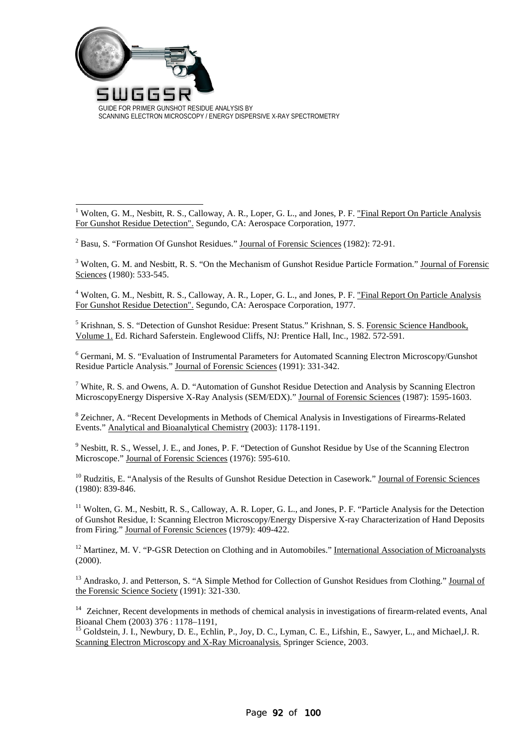[1] Wolten, G. M., Nesbitt, R. S., Calloway, A. R., Loper, G. L., and Jones, P. F. "Final Report On Particle Analysis For Gunshot Residue Detection". Segundo, CA: Aerospace Corporation, 1977.

[2] Basu, S. "Formation Of Gunshot Residues." Journal of Forensic Sciences (1982): 72-91.

[3] Wolten, G. M. and Nesbitt, R. S. "On the Mechanism of Gunshot Residue Particle Formation." Journal of Forensic Sciences (1980): 533-545.

[4] Wolten, G. M., Nesbitt, R. S., Calloway, A. R., Loper, G. L., and Jones, P. F. "Final Report On Particle Analysis For Gunshot Residue Detection". Segundo, CA: Aerospace Corporation, 1977.

[5] Krishnan, S. S. "Detection of Gunshot Residue: Present Status." Krishnan, S. S. Forensic Science Handbook, Volume 1. Ed. Richard Saferstein. Englewood Cliffs, NJ: Prentice Hall, Inc., 1982. 572-591.

[6] Germani, M. S. "Evaluation of Instrumental Parameters for Automated Scanning Electron Microscopy/Gunshot Residue Particle Analysis." Journal of Forensic Sciences (1991): 331-342.

[7] White, R. S. and Owens, A. D. "Automation of Gunshot Residue Detection and Analysis by Scanning Electron MicroscopyEnergy Dispersive X-Ray Analysis (SEM/EDX)." Journal of Forensic Sciences (1987): 1595-1603.

[8] Zeichner, A. "Recent Developments in Methods of Chemical Analysis in Investigations of Firearms-Related Events." Analytical and Bioanalytical Chemistry (2003): 1178-1191.

[9] Nesbitt, R. S., Wessel, J. E., and Jones, P. F. "Detection of Gunshot Residue by Use of the Scanning Electron Microscope." Journal of Forensic Sciences (1976): 595-610.

[10] Rudzitis, E. "Analysis of the Results of Gunshot Residue Detection in Casework." Journal of Forensic Sciences (1980): 839-846.

[11] Wolten, G. M., Nesbitt, R. S., Calloway, A. R. Loper, G. L., and Jones, P. F. "Particle Analysis for the Detection of Gunshot Residue, I: Scanning Electron Microscopy/Energy Dispersive X-ray Characterization of Hand Deposits from Firing." Journal of Forensic Sciences (1979): 409-422.

[12] Martinez, M. V. "P-GSR Detection on Clothing and in Automobiles." International Association of Microanalysts (2000).

[13] Andrasko, J. and Petterson, S. "A Simple Method for Collection of Gunshot Residues from Clothing." Journal of the Forensic Science Society (1991): 321-330.

[14] Zeichner, Recent developments in methods of chemical analysis in investigations of firearm-related events, Anal Bioanal Chem (2003) 376 : 1178–1191,

[15] Goldstein, J. I., Newbury, D. E., Echlin, P., Joy, D. C., Lyman, C. E., Lifshin, E., Sawyer, L., and Michael,J. R. Scanning Electron Microscopy and X-Ray Microanalysis. Springer Science, 2003.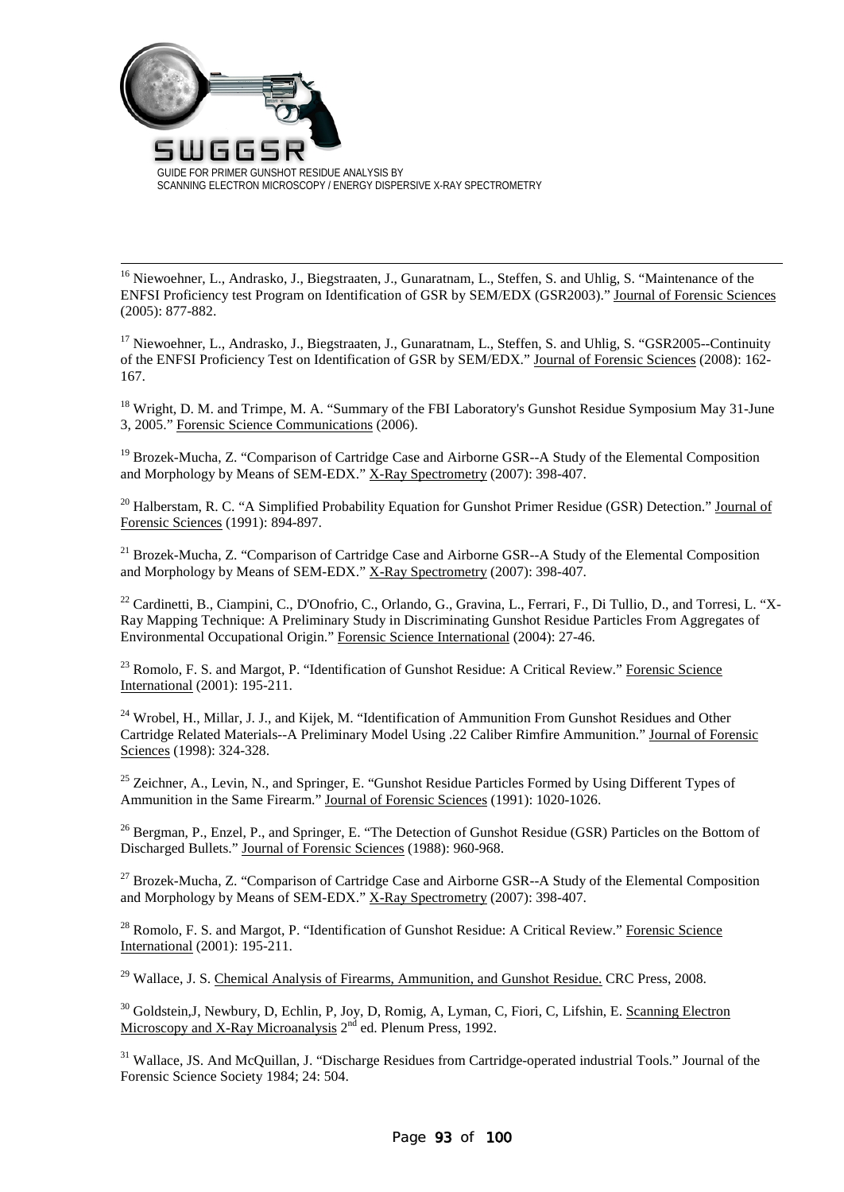[16] Niewoehner, L., Andrasko, J., Biegstraaten, J., Gunaratnam, L., Steffen, S. and Uhlig, S. "Maintenance of the ENFSI Proficiency test Program on Identification of GSR by SEM/EDX (GSR2003)." Journal of Forensic Sciences (2005): 877-882.

[17] Niewoehner, L., Andrasko, J., Biegstraaten, J., Gunaratnam, L., Steffen, S. and Uhlig, S. "GSR2005--Continuity of the ENFSI Proficiency Test on Identification of GSR by SEM/EDX." Journal of Forensic Sciences (2008): 162-167.

[18] Wright, D. M. and Trimpe, M. A. "Summary of the FBI Laboratory's Gunshot Residue Symposium May 31-June 3, 2005." Forensic Science Communications (2006).

[19] Brozek-Mucha, Z. "Comparison of Cartridge Case and Airborne GSR--A Study of the Elemental Composition and Morphology by Means of SEM-EDX." X-Ray Spectrometry (2007): 398-407.

[20] Halberstam, R. C. "A Simplified Probability Equation for Gunshot Primer Residue (GSR) Detection." Journal of Forensic Sciences (1991): 894-897.

[21] Brozek-Mucha, Z. "Comparison of Cartridge Case and Airborne GSR--A Study of the Elemental Composition and Morphology by Means of SEM-EDX." X-Ray Spectrometry (2007): 398-407.

[22] Cardinetti, B., Ciampini, C., D'Onofrio, C., Orlando, G., Gravina, L., Ferrari, F., Di Tullio, D., and Torresi, L. "X-Ray Mapping Technique: A Preliminary Study in Discriminating Gunshot Residue Particles From Aggregates of Environmental Occupational Origin." Forensic Science International (2004): 27-46.

[23] Romolo, F. S. and Margot, P. "Identification of Gunshot Residue: A Critical Review." Forensic Science International (2001): 195-211.

[24] Wrobel, H., Millar, J. J., and Kijek, M. "Identification of Ammunition From Gunshot Residues and Other Cartridge Related Materials--A Preliminary Model Using .22 Caliber Rimfire Ammunition." Journal of Forensic Sciences (1998): 324-328.

[25] Zeichner, A., Levin, N., and Springer, E. "Gunshot Residue Particles Formed by Using Different Types of Ammunition in the Same Firearm." Journal of Forensic Sciences (1991): 1020-1026.

[26] Bergman, P., Enzel, P., and Springer, E. "The Detection of Gunshot Residue (GSR) Particles on the Bottom of Discharged Bullets." Journal of Forensic Sciences (1988): 960-968.

[27] Brozek-Mucha, Z. "Comparison of Cartridge Case and Airborne GSR--A Study of the Elemental Composition and Morphology by Means of SEM-EDX." X-Ray Spectrometry (2007): 398-407.

[28] Romolo, F. S. and Margot, P. "Identification of Gunshot Residue: A Critical Review." Forensic Science International (2001): 195-211.

[29] Wallace, J. S. Chemical Analysis of Firearms, Ammunition, and Gunshot Residue. CRC Press, 2008.

[30] Goldstein,J, Newbury, D, Echlin, P, Joy, D, Romig, A, Lyman, C, Fiori, C, Lifshin, E. Scanning Electron Microscopy and X-Ray Microanalysis 2nd ed. Plenum Press, 1992.

[31] Wallace, JS. And McQuillan, J. "Discharge Residues from Cartridge-operated industrial Tools." Journal of the Forensic Science Society 1984; 24: 504.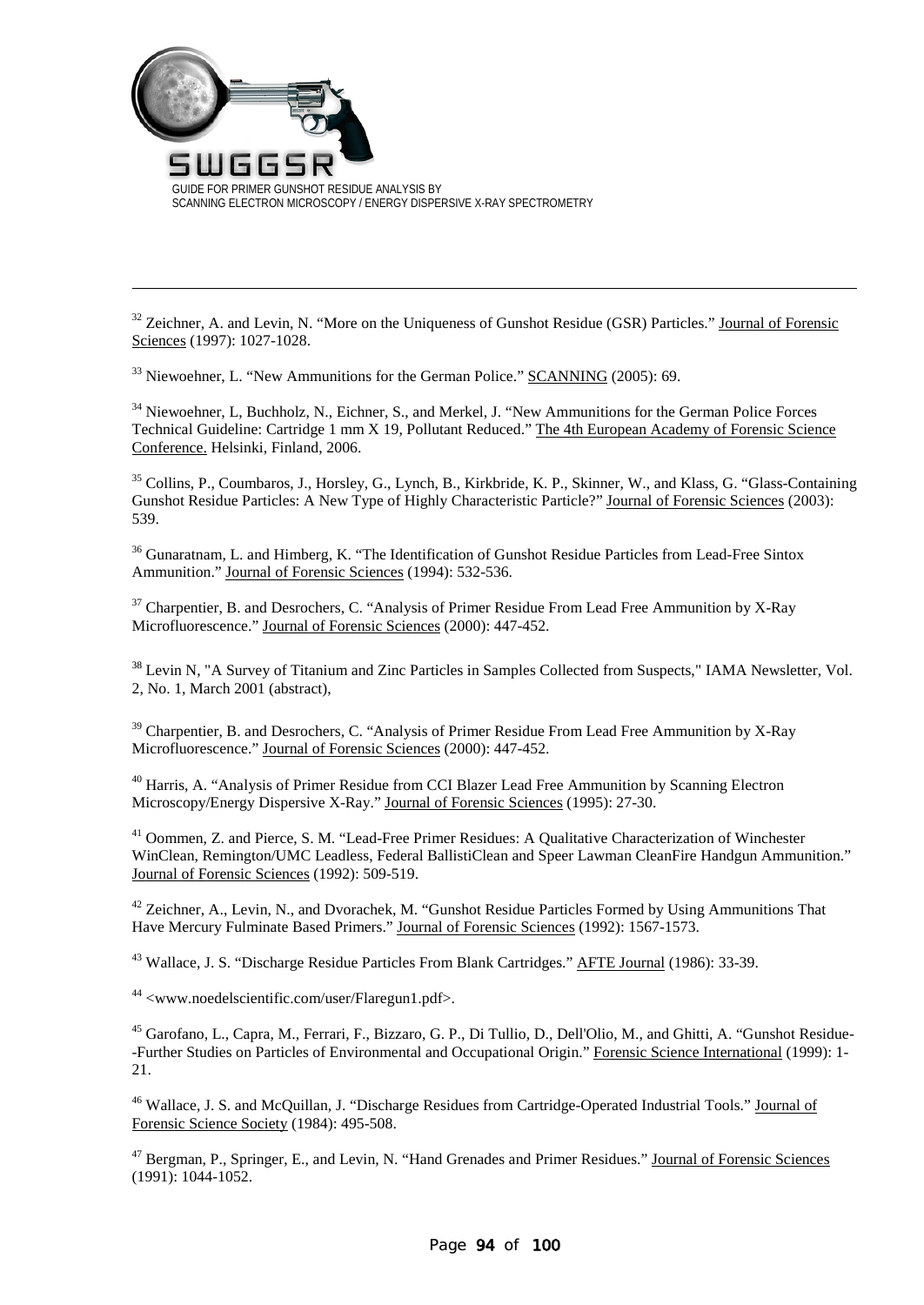[32] Zeichner, A. and Levin, N. "More on the Uniqueness of Gunshot Residue (GSR) Particles." Journal of Forensic Sciences (1997): 1027-1028.

[33] Niewoehner, L. "New Ammunitions for the German Police." SCANNING (2005): 69.

[34] Niewoehner, L, Buchholz, N., Eichner, S., and Merkel, J. "New Ammunitions for the German Police Forces Technical Guideline: Cartridge 1 mm X 19, Pollutant Reduced." The 4th European Academy of Forensic Science Conference. Helsinki, Finland, 2006.

[35] Collins, P., Coumbaros, J., Horsley, G., Lynch, B., Kirkbride, K. P., Skinner, W., and Klass, G. "Glass-Containing Gunshot Residue Particles: A New Type of Highly Characteristic Particle?" Journal of Forensic Sciences (2003): 539.

[36] Gunaratnam, L. and Himberg, K. "The Identification of Gunshot Residue Particles from Lead-Free Sintox Ammunition." Journal of Forensic Sciences (1994): 532-536.

[37] Charpentier, B. and Desrochers, C. "Analysis of Primer Residue From Lead Free Ammunition by X-Ray Microfluorescence." Journal of Forensic Sciences (2000): 447-452.

[38] Levin N, "A Survey of Titanium and Zinc Particles in Samples Collected from Suspects," IAMA Newsletter, Vol. 2, No. 1, March 2001 (abstract),

[39] Charpentier, B. and Desrochers, C. "Analysis of Primer Residue From Lead Free Ammunition by X-Ray Microfluorescence." Journal of Forensic Sciences (2000): 447-452.

[40] Harris, A. "Analysis of Primer Residue from CCI Blazer Lead Free Ammunition by Scanning Electron Microscopy/Energy Dispersive X-Ray." Journal of Forensic Sciences (1995): 27-30.

[41] Oommen, Z. and Pierce, S. M. "Lead-Free Primer Residues: A Qualitative Characterization of Winchester WinClean, Remington/UMC Leadless, Federal BallistiClean and Speer Lawman CleanFire Handgun Ammunition." Journal of Forensic Sciences (1992): 509-519.

[42] Zeichner, A., Levin, N., and Dvorachek, M. "Gunshot Residue Particles Formed by Using Ammunitions That Have Mercury Fulminate Based Primers." Journal of Forensic Sciences (1992): 1567-1573.

[43] Wallace, J. S. "Discharge Residue Particles From Blank Cartridges." AFTE Journal (1986): 33-39.

[44] <www.noedelscientific.com/user/Flaregun1.pdf>.

[45] Garofano, L., Capra, M., Ferrari, F., Bizzaro, G. P., Di Tullio, D., Dell'Olio, M., and Ghitti, A. "Gunshot Residue--Further Studies on Particles of Environmental and Occupational Origin." Forensic Science International (1999): 1-21.

[46] Wallace, J. S. and McQuillan, J. "Discharge Residues from Cartridge-Operated Industrial Tools." Journal of Forensic Science Society (1984): 495-508.

[47] Bergman, P., Springer, E., and Levin, N. "Hand Grenades and Primer Residues." Journal of Forensic Sciences (1991): 1044-1052.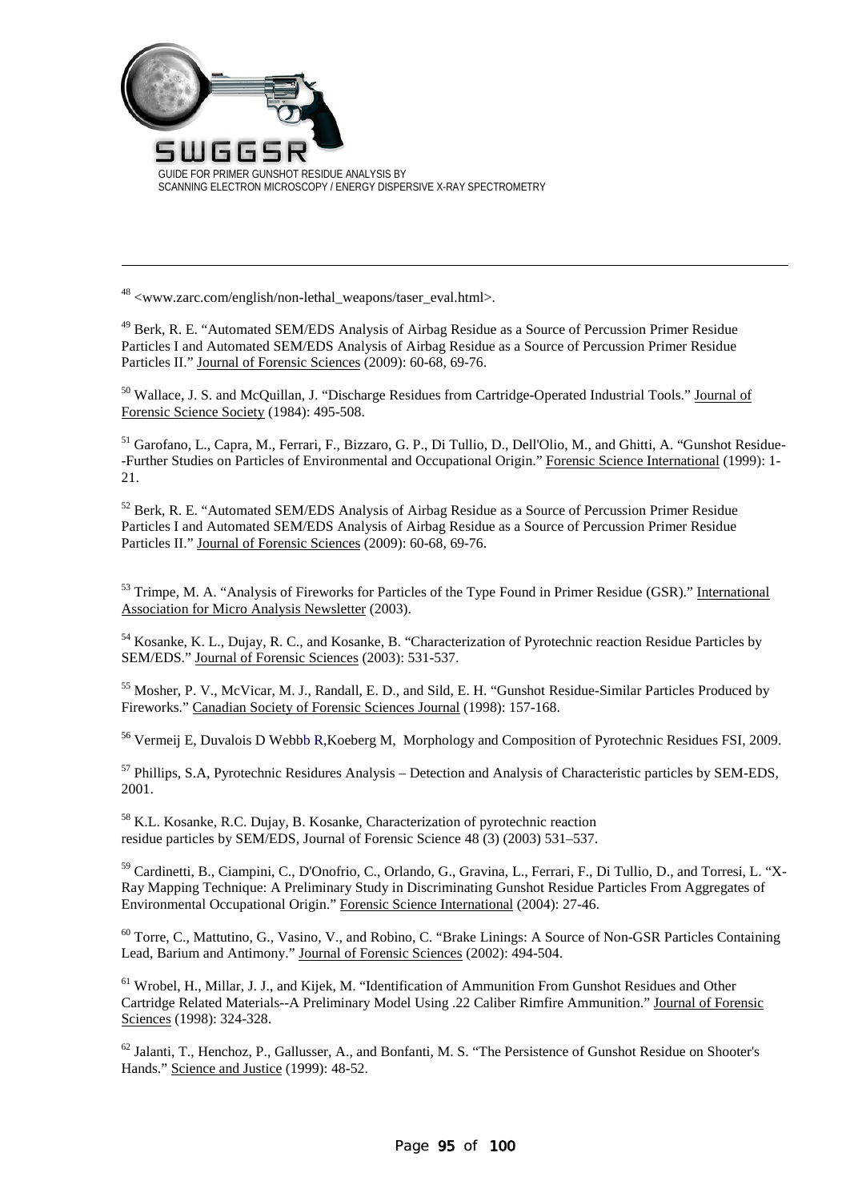[48] <www.zarc.com/english/non-lethal_weapons/taser_eval.html>.

[49] Berk, R. E. "Automated SEM/EDS Analysis of Airbag Residue as a Source of Percussion Primer Residue Particles I and Automated SEM/EDS Analysis of Airbag Residue as a Source of Percussion Primer Residue Particles II." Journal of Forensic Sciences (2009): 60-68, 69-76.

[50] Wallace, J. S. and McQuillan, J. "Discharge Residues from Cartridge-Operated Industrial Tools." Journal of Forensic Science Society (1984): 495-508.

[51] Garofano, L., Capra, M., Ferrari, F., Bizzaro, G. P., Di Tullio, D., Dell'Olio, M., and Ghitti, A. "Gunshot Residue--Further Studies on Particles of Environmental and Occupational Origin." Forensic Science International (1999): 1-21.

[52] Berk, R. E. "Automated SEM/EDS Analysis of Airbag Residue as a Source of Percussion Primer Residue Particles I and Automated SEM/EDS Analysis of Airbag Residue as a Source of Percussion Primer Residue Particles II." Journal of Forensic Sciences (2009): 60-68, 69-76.

[53] Trimpe, M. A. "Analysis of Fireworks for Particles of the Type Found in Primer Residue (GSR)." International Association for Micro Analysis Newsletter (2003).

[54] Kosanke, K. L., Dujay, R. C., and Kosanke, B. "Characterization of Pyrotechnic reaction Residue Particles by SEM/EDS." Journal of Forensic Sciences (2003): 531-537.

[55] Mosher, P. V., McVicar, M. J., Randall, E. D., and Sild, E. H. "Gunshot Residue-Similar Particles Produced by Fireworks." Canadian Society of Forensic Sciences Journal (1998): 157-168.

[56] Vermeij E, Duvalois D Webbb R,Koeberg M, Morphology and Composition of Pyrotechnic Residues FSI, 2009.

[57] Phillips, S.A, Pyrotechnic Residures Analysis – Detection and Analysis of Characteristic particles by SEM-EDS, 2001.

[58] K.L. Kosanke, R.C. Dujay, B. Kosanke, Characterization of pyrotechnic reaction residue particles by SEM/EDS, Journal of Forensic Science 48 (3) (2003) 531–537.

[59] Cardinetti, B., Ciampini, C., D'Onofrio, C., Orlando, G., Gravina, L., Ferrari, F., Di Tullio, D., and Torresi, L. "X-Ray Mapping Technique: A Preliminary Study in Discriminating Gunshot Residue Particles From Aggregates of Environmental Occupational Origin." Forensic Science International (2004): 27-46.

[60] Torre, C., Mattutino, G., Vasino, V., and Robino, C. "Brake Linings: A Source of Non-GSR Particles Containing Lead, Barium and Antimony." Journal of Forensic Sciences (2002): 494-504.

[61] Wrobel, H., Millar, J. J., and Kijek, M. "Identification of Ammunition From Gunshot Residues and Other Cartridge Related Materials--A Preliminary Model Using .22 Caliber Rimfire Ammunition." Journal of Forensic Sciences (1998): 324-328.

[62] Jalanti, T., Henchoz, P., Gallusser, A., and Bonfanti, M. S. "The Persistence of Gunshot Residue on Shooter's Hands." Science and Justice (1999): 48-52.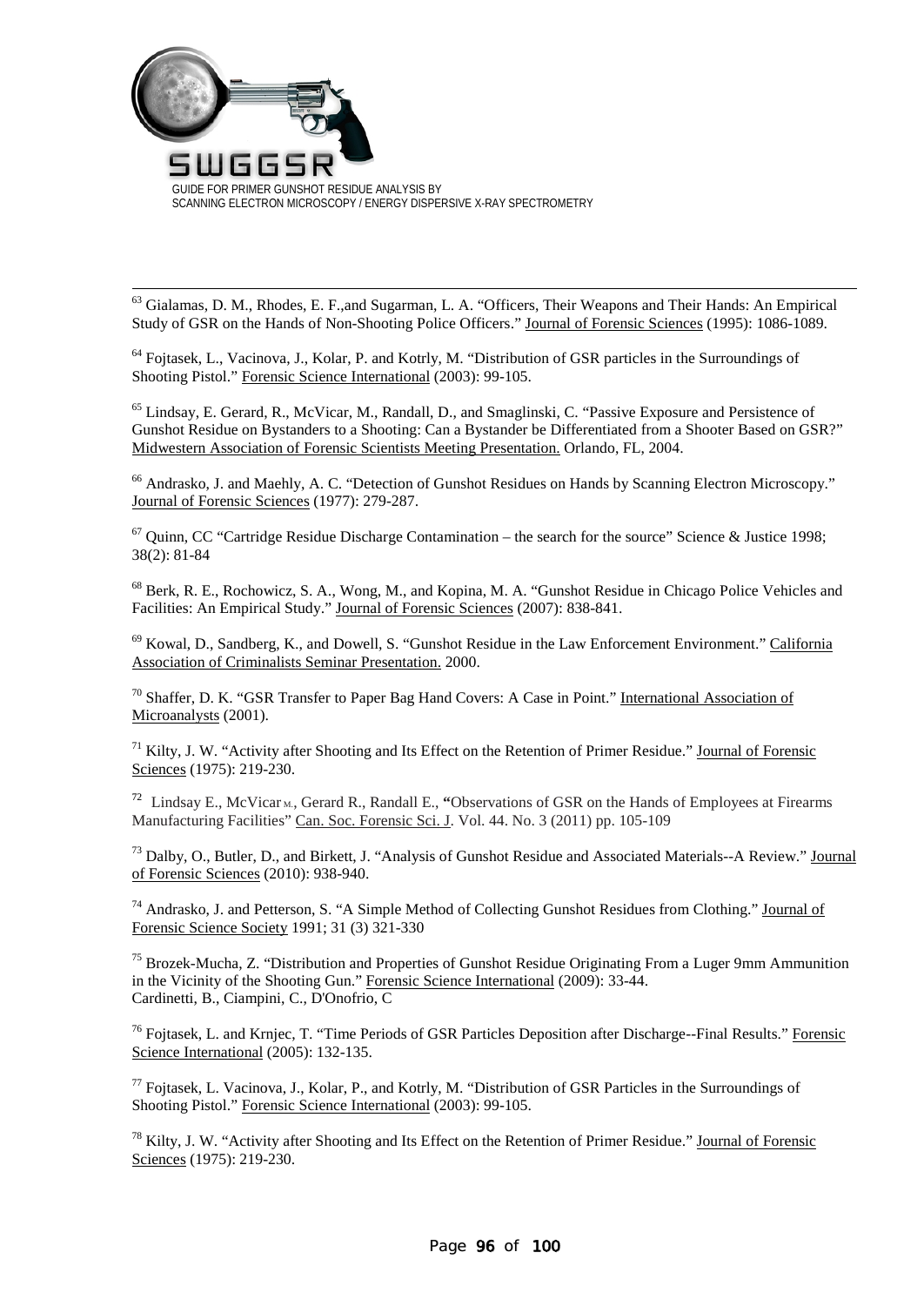[63] Gialamas, D. M., Rhodes, E. F.,and Sugarman, L. A. "Officers, Their Weapons and Their Hands: An Empirical Study of GSR on the Hands of Non-Shooting Police Officers." Journal of Forensic Sciences (1995): 1086-1089.

[64] Fojtasek, L., Vacinova, J., Kolar, P. and Kotrly, M. "Distribution of GSR particles in the Surroundings of Shooting Pistol." Forensic Science International (2003): 99-105.

[65] Lindsay, E. Gerard, R., McVicar, M., Randall, D., and Smaglinski, C. "Passive Exposure and Persistence of Gunshot Residue on Bystanders to a Shooting: Can a Bystander be Differentiated from a Shooter Based on GSR?" Midwestern Association of Forensic Scientists Meeting Presentation. Orlando, FL, 2004.

[66] Andrasko, J. and Maehly, A. C. "Detection of Gunshot Residues on Hands by Scanning Electron Microscopy." Journal of Forensic Sciences (1977): 279-287.

[67] Quinn, CC "Cartridge Residue Discharge Contamination – the search for the source" Science & Justice 1998; 38(2): 81-84

[68] Berk, R. E., Rochowicz, S. A., Wong, M., and Kopina, M. A. "Gunshot Residue in Chicago Police Vehicles and Facilities: An Empirical Study." Journal of Forensic Sciences (2007): 838-841.

[69] Kowal, D., Sandberg, K., and Dowell, S. "Gunshot Residue in the Law Enforcement Environment." California Association of Criminalists Seminar Presentation. 2000.

[70] Shaffer, D. K. "GSR Transfer to Paper Bag Hand Covers: A Case in Point." International Association of Microanalysts (2001).

[71] Kilty, J. W. "Activity after Shooting and Its Effect on the Retention of Primer Residue." Journal of Forensic Sciences (1975): 219-230.

[72] Lindsay E., McVicar M., Gerard R., Randall E., **"**Observations of GSR on the Hands of Employees at Firearms Manufacturing Facilities" Can. Soc. Forensic Sci. J. Vol. 44. No. 3 (2011) pp. 105-109

[73] Dalby, O., Butler, D., and Birkett, J. "Analysis of Gunshot Residue and Associated Materials--A Review." Journal of Forensic Sciences (2010): 938-940.

[74] Andrasko, J. and Petterson, S. "A Simple Method of Collecting Gunshot Residues from Clothing." Journal of Forensic Science Society 1991; 31 (3) 321-330

[75] Brozek-Mucha, Z. "Distribution and Properties of Gunshot Residue Originating From a Luger 9mm Ammunition in the Vicinity of the Shooting Gun." Forensic Science International (2009): 33-44.
Cardinetti, B., Ciampini, C., D'Onofrio, C

[76] Fojtasek, L. and Krnjec, T. "Time Periods of GSR Particles Deposition after Discharge--Final Results." Forensic Science International (2005): 132-135.

[77] Fojtasek, L. Vacinova, J., Kolar, P., and Kotrly, M. "Distribution of GSR Particles in the Surroundings of Shooting Pistol." Forensic Science International (2003): 99-105.

[78] Kilty, J. W. "Activity after Shooting and Its Effect on the Retention of Primer Residue." Journal of Forensic Sciences (1975): 219-230.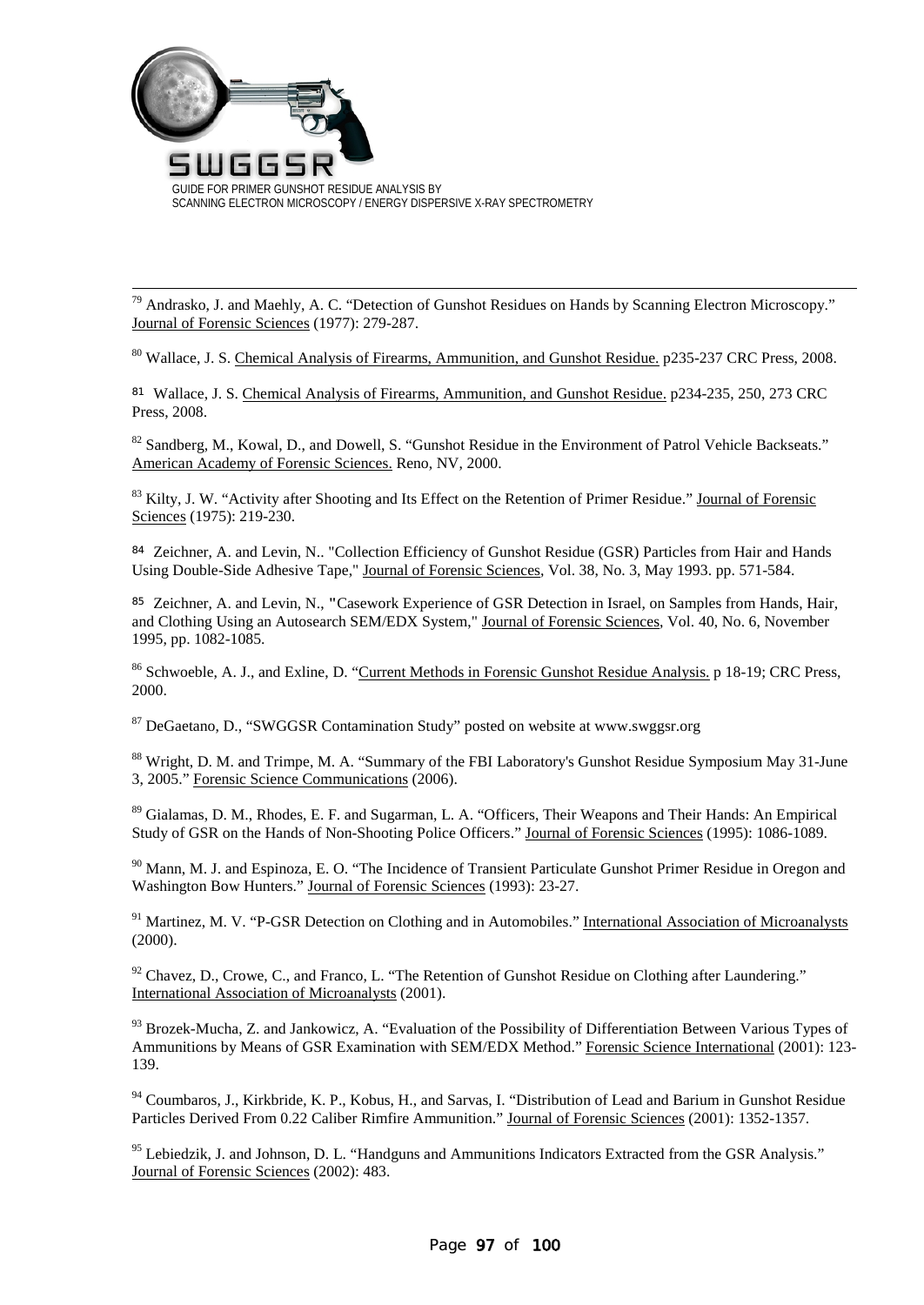[79] Andrasko, J. and Maehly, A. C. "Detection of Gunshot Residues on Hands by Scanning Electron Microscopy." Journal of Forensic Sciences (1977): 279-287.

[80] Wallace, J. S. Chemical Analysis of Firearms, Ammunition, and Gunshot Residue. p235-237 CRC Press, 2008.

[81] Wallace, J. S. Chemical Analysis of Firearms, Ammunition, and Gunshot Residue. p234-235, 250, 273 CRC Press, 2008.

[82] Sandberg, M., Kowal, D., and Dowell, S. "Gunshot Residue in the Environment of Patrol Vehicle Backseats." American Academy of Forensic Sciences. Reno, NV, 2000.

[83] Kilty, J. W. "Activity after Shooting and Its Effect on the Retention of Primer Residue." Journal of Forensic Sciences (1975): 219-230.

[84] Zeichner, A. and Levin, N.. "Collection Efficiency of Gunshot Residue (GSR) Particles from Hair and Hands Using Double-Side Adhesive Tape," Journal of Forensic Sciences, Vol. 38, No. 3, May 1993. pp. 571-584.

[85] Zeichner, A. and Levin, N., "Casework Experience of GSR Detection in Israel, on Samples from Hands, Hair, and Clothing Using an Autosearch SEM/EDX System," Journal of Forensic Sciences, Vol. 40, No. 6, November 1995, pp. 1082-1085.

[86] Schwoeble, A. J., and Exline, D. "Current Methods in Forensic Gunshot Residue Analysis. p 18-19; CRC Press, 2000.

[87] DeGaetano, D., "SWGGSR Contamination Study" posted on website at www.swggsr.org

[88] Wright, D. M. and Trimpe, M. A. "Summary of the FBI Laboratory's Gunshot Residue Symposium May 31-June 3, 2005." Forensic Science Communications (2006).

[89] Gialamas, D. M., Rhodes, E. F. and Sugarman, L. A. "Officers, Their Weapons and Their Hands: An Empirical Study of GSR on the Hands of Non-Shooting Police Officers." Journal of Forensic Sciences (1995): 1086-1089.

[90] Mann, M. J. and Espinoza, E. O. "The Incidence of Transient Particulate Gunshot Primer Residue in Oregon and Washington Bow Hunters." Journal of Forensic Sciences (1993): 23-27.

[91] Martinez, M. V. "P-GSR Detection on Clothing and in Automobiles." International Association of Microanalysts (2000).

[92] Chavez, D., Crowe, C., and Franco, L. "The Retention of Gunshot Residue on Clothing after Laundering." International Association of Microanalysts (2001).

[93] Brozek-Mucha, Z. and Jankowicz, A. "Evaluation of the Possibility of Differentiation Between Various Types of Ammunitions by Means of GSR Examination with SEM/EDX Method." Forensic Science International (2001): 123-139.

[94] Coumbaros, J., Kirkbride, K. P., Kobus, H., and Sarvas, I. "Distribution of Lead and Barium in Gunshot Residue Particles Derived From 0.22 Caliber Rimfire Ammunition." Journal of Forensic Sciences (2001): 1352-1357.

[95] Lebiedzik, J. and Johnson, D. L. "Handguns and Ammunitions Indicators Extracted from the GSR Analysis." Journal of Forensic Sciences (2002): 483.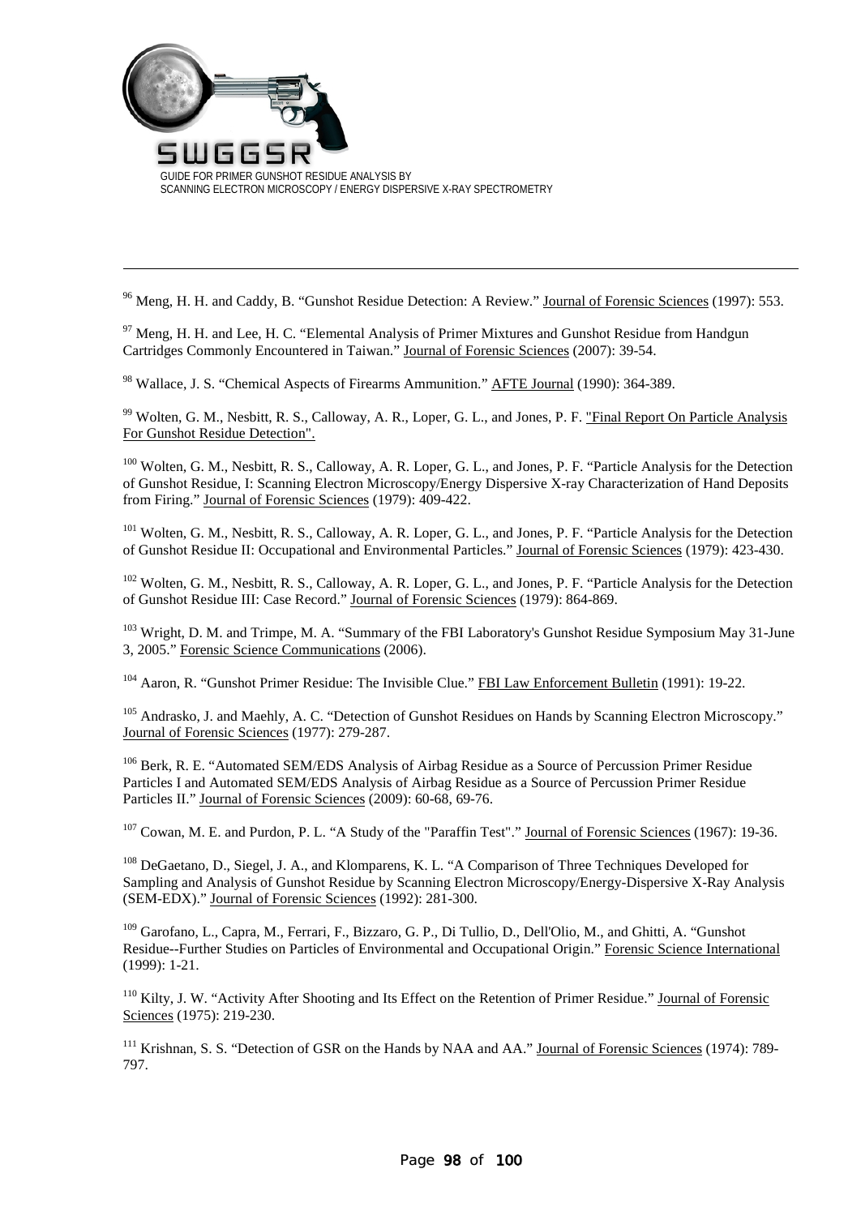[96] Meng, H. H. and Caddy, B. "Gunshot Residue Detection: A Review." Journal of Forensic Sciences (1997): 553.

[97] Meng, H. H. and Lee, H. C. "Elemental Analysis of Primer Mixtures and Gunshot Residue from Handgun Cartridges Commonly Encountered in Taiwan." Journal of Forensic Sciences (2007): 39-54.

[98] Wallace, J. S. "Chemical Aspects of Firearms Ammunition." AFTE Journal (1990): 364-389.

[99] Wolten, G. M., Nesbitt, R. S., Calloway, A. R., Loper, G. L., and Jones, P. F. "Final Report On Particle Analysis For Gunshot Residue Detection".

[100] Wolten, G. M., Nesbitt, R. S., Calloway, A. R. Loper, G. L., and Jones, P. F. "Particle Analysis for the Detection of Gunshot Residue, I: Scanning Electron Microscopy/Energy Dispersive X-ray Characterization of Hand Deposits from Firing." Journal of Forensic Sciences (1979): 409-422.

[101] Wolten, G. M., Nesbitt, R. S., Calloway, A. R. Loper, G. L., and Jones, P. F. "Particle Analysis for the Detection of Gunshot Residue II: Occupational and Environmental Particles." Journal of Forensic Sciences (1979): 423-430.

[102] Wolten, G. M., Nesbitt, R. S., Calloway, A. R. Loper, G. L., and Jones, P. F. "Particle Analysis for the Detection of Gunshot Residue III: Case Record." Journal of Forensic Sciences (1979): 864-869.

[103] Wright, D. M. and Trimpe, M. A. "Summary of the FBI Laboratory's Gunshot Residue Symposium May 31-June 3, 2005." Forensic Science Communications (2006).

[104] Aaron, R. "Gunshot Primer Residue: The Invisible Clue." FBI Law Enforcement Bulletin (1991): 19-22.

[105] Andrasko, J. and Maehly, A. C. "Detection of Gunshot Residues on Hands by Scanning Electron Microscopy." Journal of Forensic Sciences (1977): 279-287.

[106] Berk, R. E. "Automated SEM/EDS Analysis of Airbag Residue as a Source of Percussion Primer Residue Particles I and Automated SEM/EDS Analysis of Airbag Residue as a Source of Percussion Primer Residue Particles II." Journal of Forensic Sciences (2009): 60-68, 69-76.

[107] Cowan, M. E. and Purdon, P. L. "A Study of the "Paraffin Test"." Journal of Forensic Sciences (1967): 19-36.

[108] DeGaetano, D., Siegel, J. A., and Klomparens, K. L. "A Comparison of Three Techniques Developed for Sampling and Analysis of Gunshot Residue by Scanning Electron Microscopy/Energy-Dispersive X-Ray Analysis (SEM-EDX)." Journal of Forensic Sciences (1992): 281-300.

[109] Garofano, L., Capra, M., Ferrari, F., Bizzaro, G. P., Di Tullio, D., Dell'Olio, M., and Ghitti, A. "Gunshot Residue--Further Studies on Particles of Environmental and Occupational Origin." Forensic Science International (1999): 1-21.

[110] Kilty, J. W. "Activity After Shooting and Its Effect on the Retention of Primer Residue." Journal of Forensic Sciences (1975): 219-230.

[111] Krishnan, S. S. "Detection of GSR on the Hands by NAA and AA." Journal of Forensic Sciences (1974): 789-797.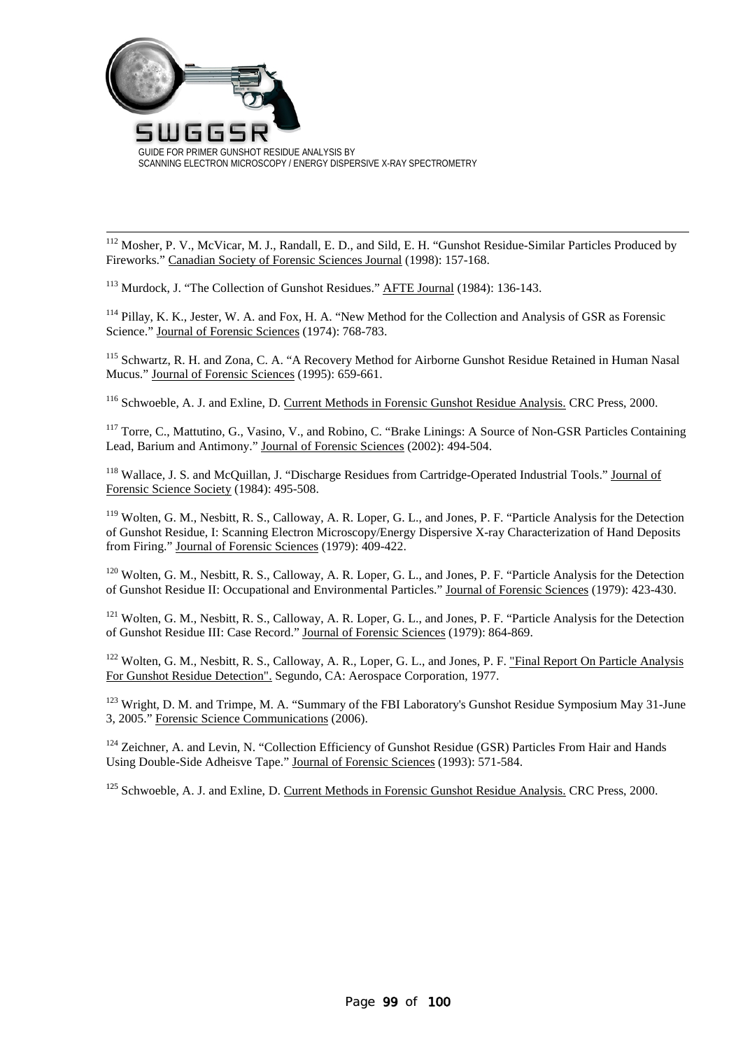[112] Mosher, P. V., McVicar, M. J., Randall, E. D., and Sild, E. H. "Gunshot Residue-Similar Particles Produced by Fireworks." Canadian Society of Forensic Sciences Journal (1998): 157-168.

[113] Murdock, J. "The Collection of Gunshot Residues." AFTE Journal (1984): 136-143.

[114] Pillay, K. K., Jester, W. A. and Fox, H. A. "New Method for the Collection and Analysis of GSR as Forensic Science." Journal of Forensic Sciences (1974): 768-783.

[115] Schwartz, R. H. and Zona, C. A. "A Recovery Method for Airborne Gunshot Residue Retained in Human Nasal Mucus." Journal of Forensic Sciences (1995): 659-661.

[116] Schwoeble, A. J. and Exline, D. Current Methods in Forensic Gunshot Residue Analysis. CRC Press, 2000.

[117] Torre, C., Mattutino, G., Vasino, V., and Robino, C. "Brake Linings: A Source of Non-GSR Particles Containing Lead, Barium and Antimony." Journal of Forensic Sciences (2002): 494-504.

[118] Wallace, J. S. and McQuillan, J. "Discharge Residues from Cartridge-Operated Industrial Tools." Journal of Forensic Science Society (1984): 495-508.

[119] Wolten, G. M., Nesbitt, R. S., Calloway, A. R. Loper, G. L., and Jones, P. F. "Particle Analysis for the Detection of Gunshot Residue, I: Scanning Electron Microscopy/Energy Dispersive X-ray Characterization of Hand Deposits from Firing." Journal of Forensic Sciences (1979): 409-422.

[120] Wolten, G. M., Nesbitt, R. S., Calloway, A. R. Loper, G. L., and Jones, P. F. "Particle Analysis for the Detection of Gunshot Residue II: Occupational and Environmental Particles." Journal of Forensic Sciences (1979): 423-430.

[121] Wolten, G. M., Nesbitt, R. S., Calloway, A. R. Loper, G. L., and Jones, P. F. "Particle Analysis for the Detection of Gunshot Residue III: Case Record." Journal of Forensic Sciences (1979): 864-869.

[122] Wolten, G. M., Nesbitt, R. S., Calloway, A. R., Loper, G. L., and Jones, P. F. "Final Report On Particle Analysis For Gunshot Residue Detection". Segundo, CA: Aerospace Corporation, 1977.

[123] Wright, D. M. and Trimpe, M. A. "Summary of the FBI Laboratory's Gunshot Residue Symposium May 31-June 3, 2005." Forensic Science Communications (2006).

[124] Zeichner, A. and Levin, N. "Collection Efficiency of Gunshot Residue (GSR) Particles From Hair and Hands Using Double-Side Adheisve Tape." Journal of Forensic Sciences (1993): 571-584.

[125] Schwoeble, A. J. and Exline, D. Current Methods in Forensic Gunshot Residue Analysis. CRC Press, 2000.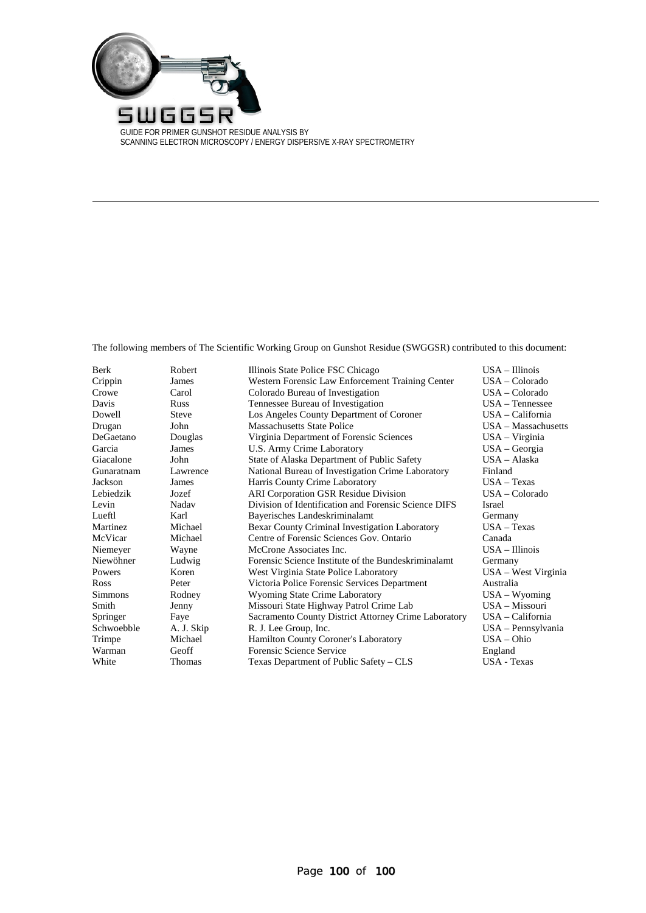The following members of The Scientific Working Group on Gunshot Residue (SWGGSR) contributed to this document:

| | | | |
|---|---|---|---|
| Berk | Robert | Illinois State Police FSC Chicago | USA – Illinois |
| Crippin | James | Western Forensic Law Enforcement Training Center | USA – Colorado |
| Crowe | Carol | Colorado Bureau of Investigation | USA – Colorado |
| Davis | Russ | Tennessee Bureau of Investigation | USA – Tennessee |
| Dowell | Steve | Los Angeles County Department of Coroner | USA – California |
| Drugan | John | Massachusetts State Police | USA – Massachusetts |
| DeGaetano | Douglas | Virginia Department of Forensic Sciences | USA – Virginia |
| Garcia | James | U.S. Army Crime Laboratory | USA – Georgia |
| Giacalone | John | State of Alaska Department of Public Safety | USA – Alaska |
| Gunaratnam | Lawrence | National Bureau of Investigation Crime Laboratory | Finland |
| Jackson | James | Harris County Crime Laboratory | USA – Texas |
| Lebiedzik | Jozef | ARI Corporation GSR Residue Division | USA – Colorado |
| Levin | Nadav | Division of Identification and Forensic Science DIFS | Israel |
| Lueftl | Karl | Bayerisches Landeskriminalamt | Germany |
| Martinez | Michael | Bexar County Criminal Investigation Laboratory | USA – Texas |
| McVicar | Michael | Centre of Forensic Sciences Gov. Ontario | Canada |
| Niemeyer | Wayne | McCrone Associates Inc. | USA – Illinois |
| Niewöhner | Ludwig | Forensic Science Institute of the Bundeskriminalamt | Germany |
| Powers | Koren | West Virginia State Police Laboratory | USA – West Virginia |
| Ross | Peter | Victoria Police Forensic Services Department | Australia |
| Simmons | Rodney | Wyoming State Crime Laboratory | USA – Wyoming |
| Smith | Jenny | Missouri State Highway Patrol Crime Lab | USA – Missouri |
| Springer | Faye | Sacramento County District Attorney Crime Laboratory | USA – California |
| Schwoebble | A. J. Skip | R. J. Lee Group, Inc. | USA – Pennsylvania |
| Trimpe | Michael | Hamilton County Coroner's Laboratory | USA – Ohio |
| Warman | Geoff | Forensic Science Service | England |
| White | Thomas | Texas Department of Public Safety – CLS | USA - Texas |